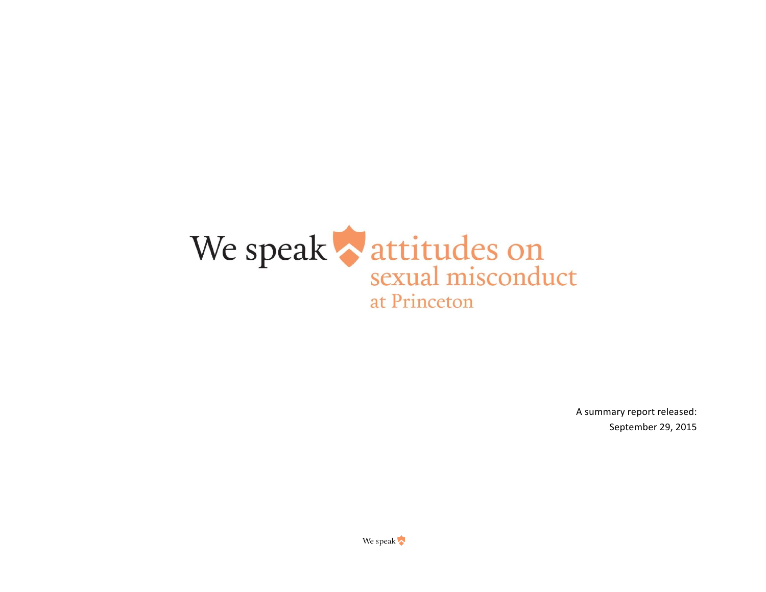# We speak attitudes on sexual misconduct at Princeton

A summary report released:
September 29, 2015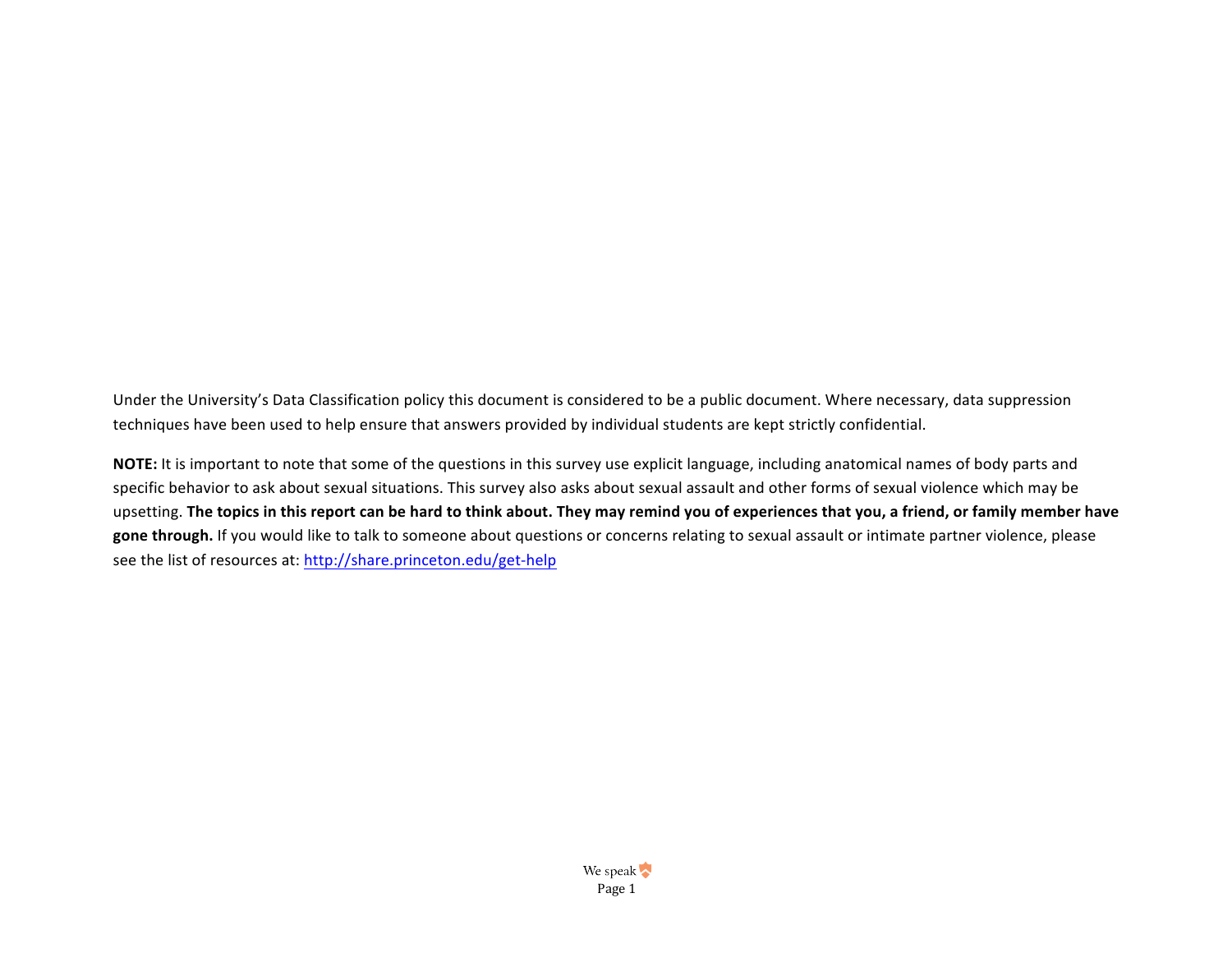Under the University's Data Classification policy this document is considered to be a public document. Where necessary, data suppression techniques have been used to help ensure that answers provided by individual students are kept strictly confidential.

**NOTE:** It is important to note that some of the questions in this survey use explicit language, including anatomical names of body parts and specific behavior to ask about sexual situations. This survey also asks about sexual assault and other forms of sexual violence which may be upsetting. **The topics in this report can be hard to think about. They may remind you of experiences that you, a friend, or family member have gone through.** If you would like to talk to someone about questions or concerns relating to sexual assault or intimate partner violence, please see the list of resources at: http://share.princeton.edu/get-help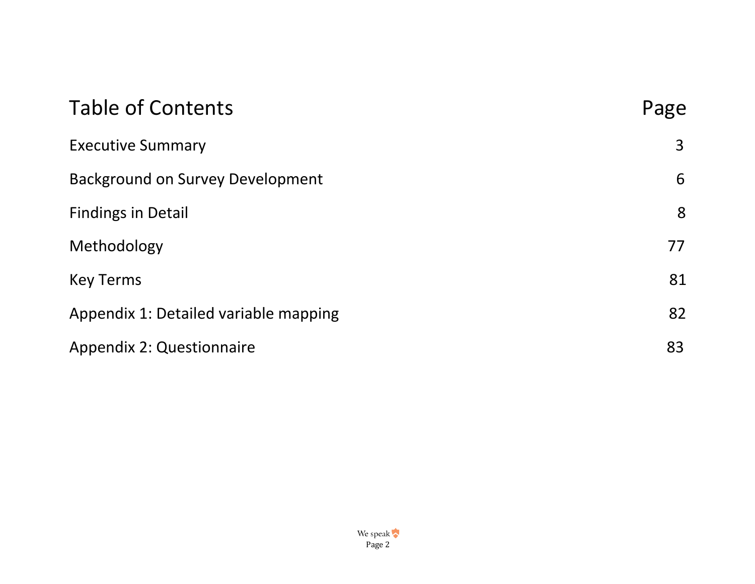# Table of Contents

| Table of Contents | Page |
|---|---|
| Executive Summary | 3 |
| Background on Survey Development | 6 |
| Findings in Detail | 8 |
| Methodology | 77 |
| Key Terms | 81 |
| Appendix 1: Detailed variable mapping | 82 |
| Appendix 2: Questionnaire | 83 |

We speak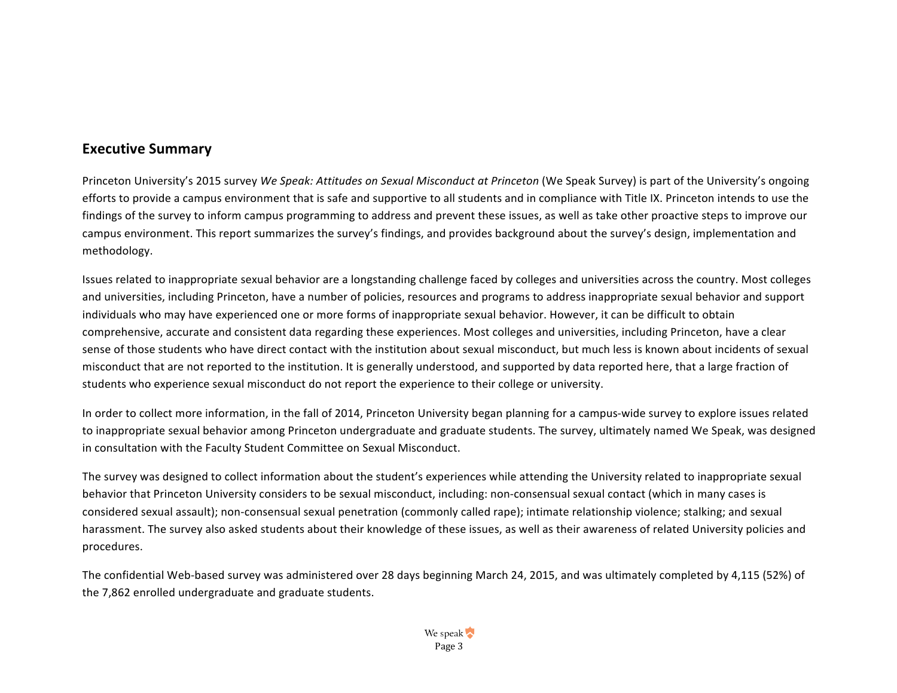## Executive Summary

Princeton University's 2015 survey *We Speak: Attitudes on Sexual Misconduct at Princeton* (We Speak Survey) is part of the University's ongoing efforts to provide a campus environment that is safe and supportive to all students and in compliance with Title IX. Princeton intends to use the findings of the survey to inform campus programming to address and prevent these issues, as well as take other proactive steps to improve our campus environment. This report summarizes the survey's findings, and provides background about the survey's design, implementation and methodology.

Issues related to inappropriate sexual behavior are a longstanding challenge faced by colleges and universities across the country. Most colleges and universities, including Princeton, have a number of policies, resources and programs to address inappropriate sexual behavior and support individuals who may have experienced one or more forms of inappropriate sexual behavior. However, it can be difficult to obtain comprehensive, accurate and consistent data regarding these experiences. Most colleges and universities, including Princeton, have a clear sense of those students who have direct contact with the institution about sexual misconduct, but much less is known about incidents of sexual misconduct that are not reported to the institution. It is generally understood, and supported by data reported here, that a large fraction of students who experience sexual misconduct do not report the experience to their college or university.

In order to collect more information, in the fall of 2014, Princeton University began planning for a campus-wide survey to explore issues related to inappropriate sexual behavior among Princeton undergraduate and graduate students. The survey, ultimately named We Speak, was designed in consultation with the Faculty Student Committee on Sexual Misconduct.

The survey was designed to collect information about the student's experiences while attending the University related to inappropriate sexual behavior that Princeton University considers to be sexual misconduct, including: non-consensual sexual contact (which in many cases is considered sexual assault); non-consensual sexual penetration (commonly called rape); intimate relationship violence; stalking; and sexual harassment. The survey also asked students about their knowledge of these issues, as well as their awareness of related University policies and procedures.

The confidential Web-based survey was administered over 28 days beginning March 24, 2015, and was ultimately completed by 4,115 (52%) of the 7,862 enrolled undergraduate and graduate students.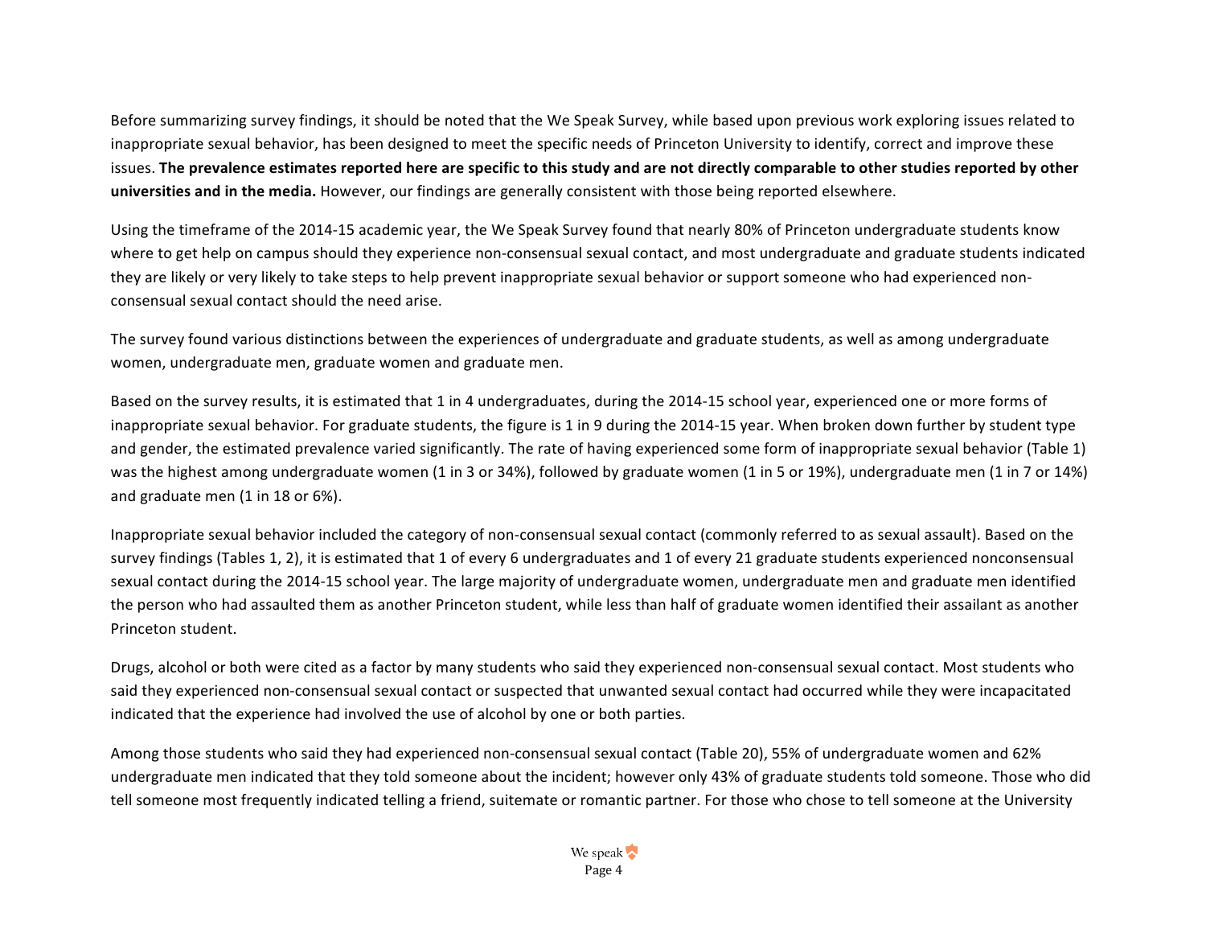Before summarizing survey findings, it should be noted that the We Speak Survey, while based upon previous work exploring issues related to inappropriate sexual behavior, has been designed to meet the specific needs of Princeton University to identify, correct and improve these issues. **The prevalence estimates reported here are specific to this study and are not directly comparable to other studies reported by other universities and in the media.** However, our findings are generally consistent with those being reported elsewhere.

Using the timeframe of the 2014-15 academic year, the We Speak Survey found that nearly 80% of Princeton undergraduate students know where to get help on campus should they experience non-consensual sexual contact, and most undergraduate and graduate students indicated they are likely or very likely to take steps to help prevent inappropriate sexual behavior or support someone who had experienced non-consensual sexual contact should the need arise.

The survey found various distinctions between the experiences of undergraduate and graduate students, as well as among undergraduate women, undergraduate men, graduate women and graduate men.

Based on the survey results, it is estimated that 1 in 4 undergraduates, during the 2014-15 school year, experienced one or more forms of inappropriate sexual behavior. For graduate students, the figure is 1 in 9 during the 2014-15 year. When broken down further by student type and gender, the estimated prevalence varied significantly. The rate of having experienced some form of inappropriate sexual behavior (Table 1) was the highest among undergraduate women (1 in 3 or 34%), followed by graduate women (1 in 5 or 19%), undergraduate men (1 in 7 or 14%) and graduate men (1 in 18 or 6%).

Inappropriate sexual behavior included the category of non-consensual sexual contact (commonly referred to as sexual assault). Based on the survey findings (Tables 1, 2), it is estimated that 1 of every 6 undergraduates and 1 of every 21 graduate students experienced nonconsensual sexual contact during the 2014-15 school year. The large majority of undergraduate women, undergraduate men and graduate men identified the person who had assaulted them as another Princeton student, while less than half of graduate women identified their assailant as another Princeton student.

Drugs, alcohol or both were cited as a factor by many students who said they experienced non-consensual sexual contact. Most students who said they experienced non-consensual sexual contact or suspected that unwanted sexual contact had occurred while they were incapacitated indicated that the experience had involved the use of alcohol by one or both parties.

Among those students who said they had experienced non-consensual sexual contact (Table 20), 55% of undergraduate women and 62% undergraduate men indicated that they told someone about the incident; however only 43% of graduate students told someone. Those who did tell someone most frequently indicated telling a friend, suitemate or romantic partner. For those who chose to tell someone at the University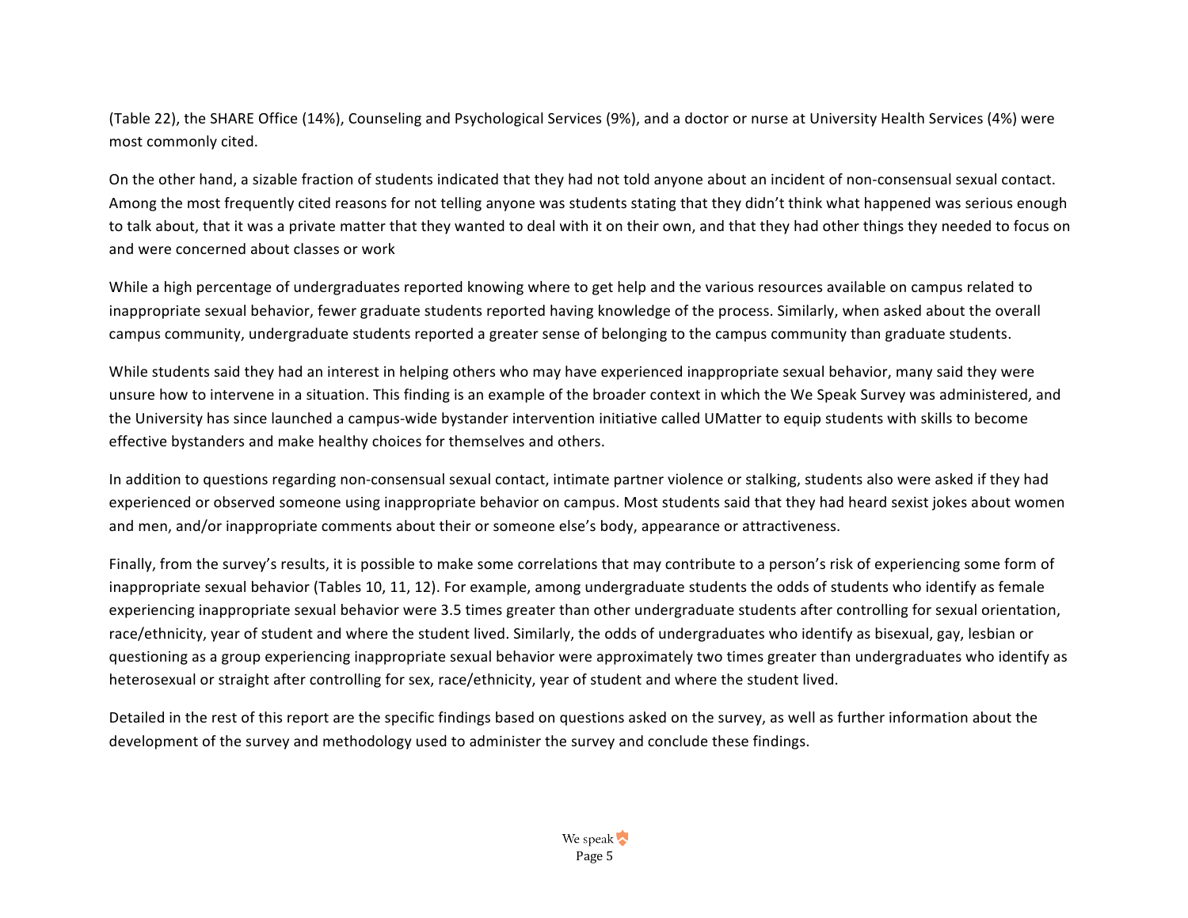(Table 22), the SHARE Office (14%), Counseling and Psychological Services (9%), and a doctor or nurse at University Health Services (4%) were most commonly cited.

On the other hand, a sizable fraction of students indicated that they had not told anyone about an incident of non-consensual sexual contact. Among the most frequently cited reasons for not telling anyone was students stating that they didn't think what happened was serious enough to talk about, that it was a private matter that they wanted to deal with it on their own, and that they had other things they needed to focus on and were concerned about classes or work

While a high percentage of undergraduates reported knowing where to get help and the various resources available on campus related to inappropriate sexual behavior, fewer graduate students reported having knowledge of the process. Similarly, when asked about the overall campus community, undergraduate students reported a greater sense of belonging to the campus community than graduate students.

While students said they had an interest in helping others who may have experienced inappropriate sexual behavior, many said they were unsure how to intervene in a situation. This finding is an example of the broader context in which the We Speak Survey was administered, and the University has since launched a campus-wide bystander intervention initiative called UMatter to equip students with skills to become effective bystanders and make healthy choices for themselves and others.

In addition to questions regarding non-consensual sexual contact, intimate partner violence or stalking, students also were asked if they had experienced or observed someone using inappropriate behavior on campus. Most students said that they had heard sexist jokes about women and men, and/or inappropriate comments about their or someone else's body, appearance or attractiveness.

Finally, from the survey's results, it is possible to make some correlations that may contribute to a person's risk of experiencing some form of inappropriate sexual behavior (Tables 10, 11, 12). For example, among undergraduate students the odds of students who identify as female experiencing inappropriate sexual behavior were 3.5 times greater than other undergraduate students after controlling for sexual orientation, race/ethnicity, year of student and where the student lived. Similarly, the odds of undergraduates who identify as bisexual, gay, lesbian or questioning as a group experiencing inappropriate sexual behavior were approximately two times greater than undergraduates who identify as heterosexual or straight after controlling for sex, race/ethnicity, year of student and where the student lived.

Detailed in the rest of this report are the specific findings based on questions asked on the survey, as well as further information about the development of the survey and methodology used to administer the survey and conclude these findings.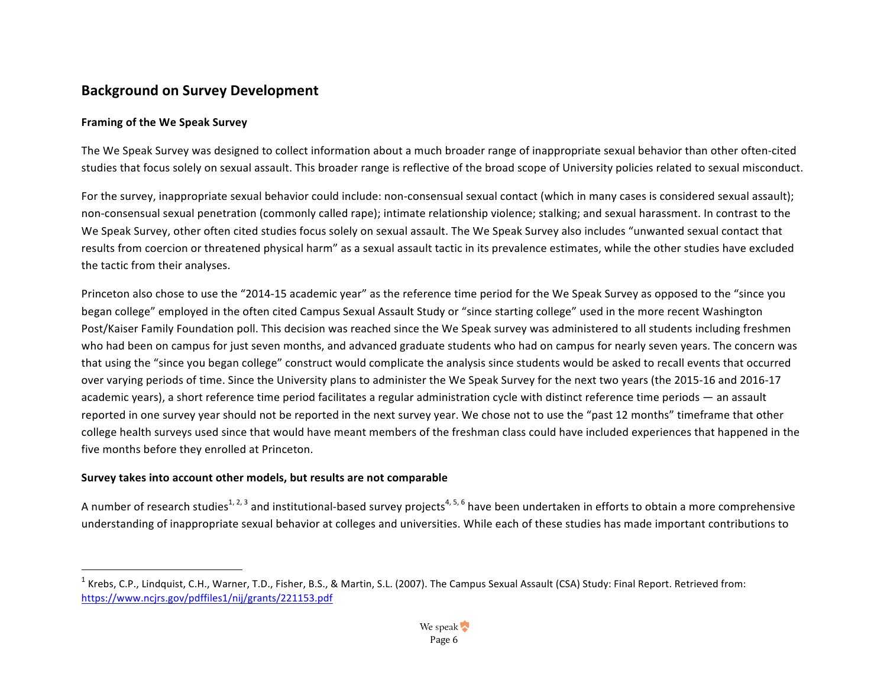## Background on Survey Development

### Framing of the We Speak Survey

The We Speak Survey was designed to collect information about a much broader range of inappropriate sexual behavior than other often-cited studies that focus solely on sexual assault. This broader range is reflective of the broad scope of University policies related to sexual misconduct.

For the survey, inappropriate sexual behavior could include: non-consensual sexual contact (which in many cases is considered sexual assault); non-consensual sexual penetration (commonly called rape); intimate relationship violence; stalking; and sexual harassment. In contrast to the We Speak Survey, other often cited studies focus solely on sexual assault. The We Speak Survey also includes "unwanted sexual contact that results from coercion or threatened physical harm" as a sexual assault tactic in its prevalence estimates, while the other studies have excluded the tactic from their analyses.

Princeton also chose to use the "2014-15 academic year" as the reference time period for the We Speak Survey as opposed to the "since you began college" employed in the often cited Campus Sexual Assault Study or "since starting college" used in the more recent Washington Post/Kaiser Family Foundation poll. This decision was reached since the We Speak survey was administered to all students including freshmen who had been on campus for just seven months, and advanced graduate students who had on campus for nearly seven years. The concern was that using the "since you began college" construct would complicate the analysis since students would be asked to recall events that occurred over varying periods of time. Since the University plans to administer the We Speak Survey for the next two years (the 2015-16 and 2016-17 academic years), a short reference time period facilitates a regular administration cycle with distinct reference time periods — an assault reported in one survey year should not be reported in the next survey year. We chose not to use the "past 12 months" timeframe that other college health surveys used since that would have meant members of the freshman class could have included experiences that happened in the five months before they enrolled at Princeton.

### Survey takes into account other models, but results are not comparable

A number of research studies[1, 2, 3] and institutional-based survey projects[4, 5, 6] have been undertaken in efforts to obtain a more comprehensive understanding of inappropriate sexual behavior at colleges and universities. While each of these studies has made important contributions to

---

[1] Krebs, C.P., Lindquist, C.H., Warner, T.D., Fisher, B.S., & Martin, S.L. (2007). The Campus Sexual Assault (CSA) Study: Final Report. Retrieved from: https://www.ncjrs.gov/pdffiles1/nij/grants/221153.pdf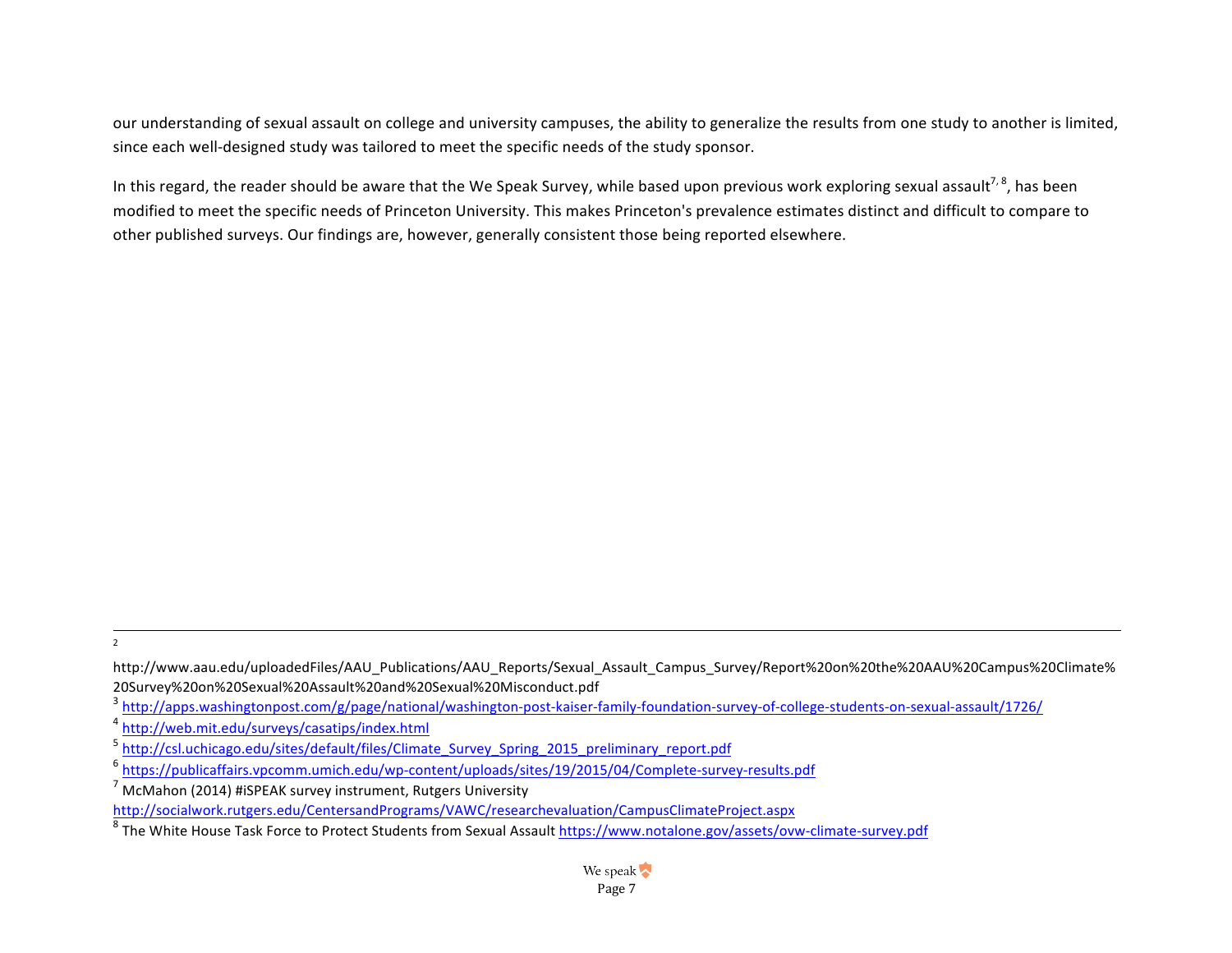our understanding of sexual assault on college and university campuses, the ability to generalize the results from one study to another is limited, since each well-designed study was tailored to meet the specific needs of the study sponsor.

In this regard, the reader should be aware that the We Speak Survey, while based upon previous work exploring sexual assault[7, 8], has been modified to meet the specific needs of Princeton University. This makes Princeton's prevalence estimates distinct and difficult to compare to other published surveys. Our findings are, however, generally consistent those being reported elsewhere.

---

[2] http://www.aau.edu/uploadedFiles/AAU_Publications/AAU_Reports/Sexual_Assault_Campus_Survey/Report%20on%20the%20AAU%20Campus%20Climate%20Survey%20on%20Sexual%20Assault%20and%20Sexual%20Misconduct.pdf

[3] http://apps.washingtonpost.com/g/page/national/washington-post-kaiser-family-foundation-survey-of-college-students-on-sexual-assault/1726/

[4] http://web.mit.edu/surveys/casatips/index.html

[5] http://csl.uchicago.edu/sites/default/files/Climate_Survey_Spring_2015_preliminary_report.pdf

[6] https://publicaffairs.vpcomm.umich.edu/wp-content/uploads/sites/19/2015/04/Complete-survey-results.pdf

[7] McMahon (2014) #iSPEAK survey instrument, Rutgers University http://socialwork.rutgers.edu/CentersandPrograms/VAWC/researchevaluation/CampusClimateProject.aspx

[8] The White House Task Force to Protect Students from Sexual Assault https://www.notalone.gov/assets/ovw-climate-survey.pdf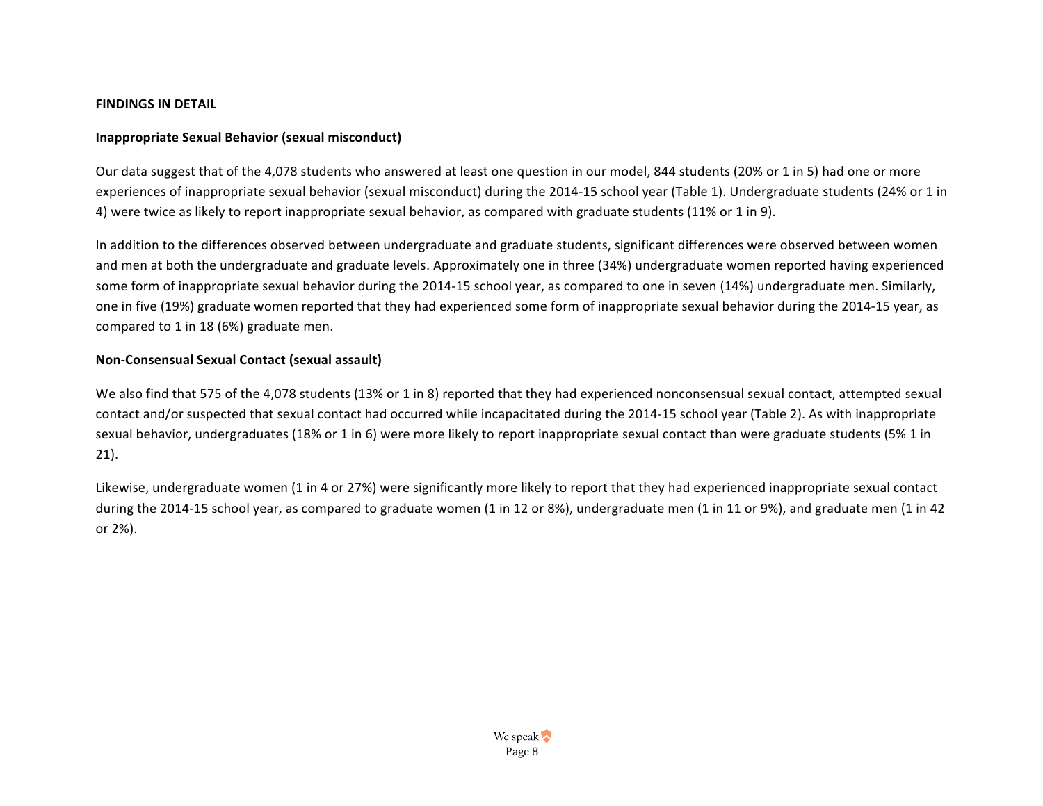**FINDINGS IN DETAIL**

**Inappropriate Sexual Behavior (sexual misconduct)**

Our data suggest that of the 4,078 students who answered at least one question in our model, 844 students (20% or 1 in 5) had one or more experiences of inappropriate sexual behavior (sexual misconduct) during the 2014-15 school year (Table 1). Undergraduate students (24% or 1 in 4) were twice as likely to report inappropriate sexual behavior, as compared with graduate students (11% or 1 in 9).

In addition to the differences observed between undergraduate and graduate students, significant differences were observed between women and men at both the undergraduate and graduate levels. Approximately one in three (34%) undergraduate women reported having experienced some form of inappropriate sexual behavior during the 2014-15 school year, as compared to one in seven (14%) undergraduate men. Similarly, one in five (19%) graduate women reported that they had experienced some form of inappropriate sexual behavior during the 2014-15 year, as compared to 1 in 18 (6%) graduate men.

**Non-Consensual Sexual Contact (sexual assault)**

We also find that 575 of the 4,078 students (13% or 1 in 8) reported that they had experienced nonconsensual sexual contact, attempted sexual contact and/or suspected that sexual contact had occurred while incapacitated during the 2014-15 school year (Table 2). As with inappropriate sexual behavior, undergraduates (18% or 1 in 6) were more likely to report inappropriate sexual contact than were graduate students (5% 1 in 21).

Likewise, undergraduate women (1 in 4 or 27%) were significantly more likely to report that they had experienced inappropriate sexual contact during the 2014-15 school year, as compared to graduate women (1 in 12 or 8%), undergraduate men (1 in 11 or 9%), and graduate men (1 in 42 or 2%).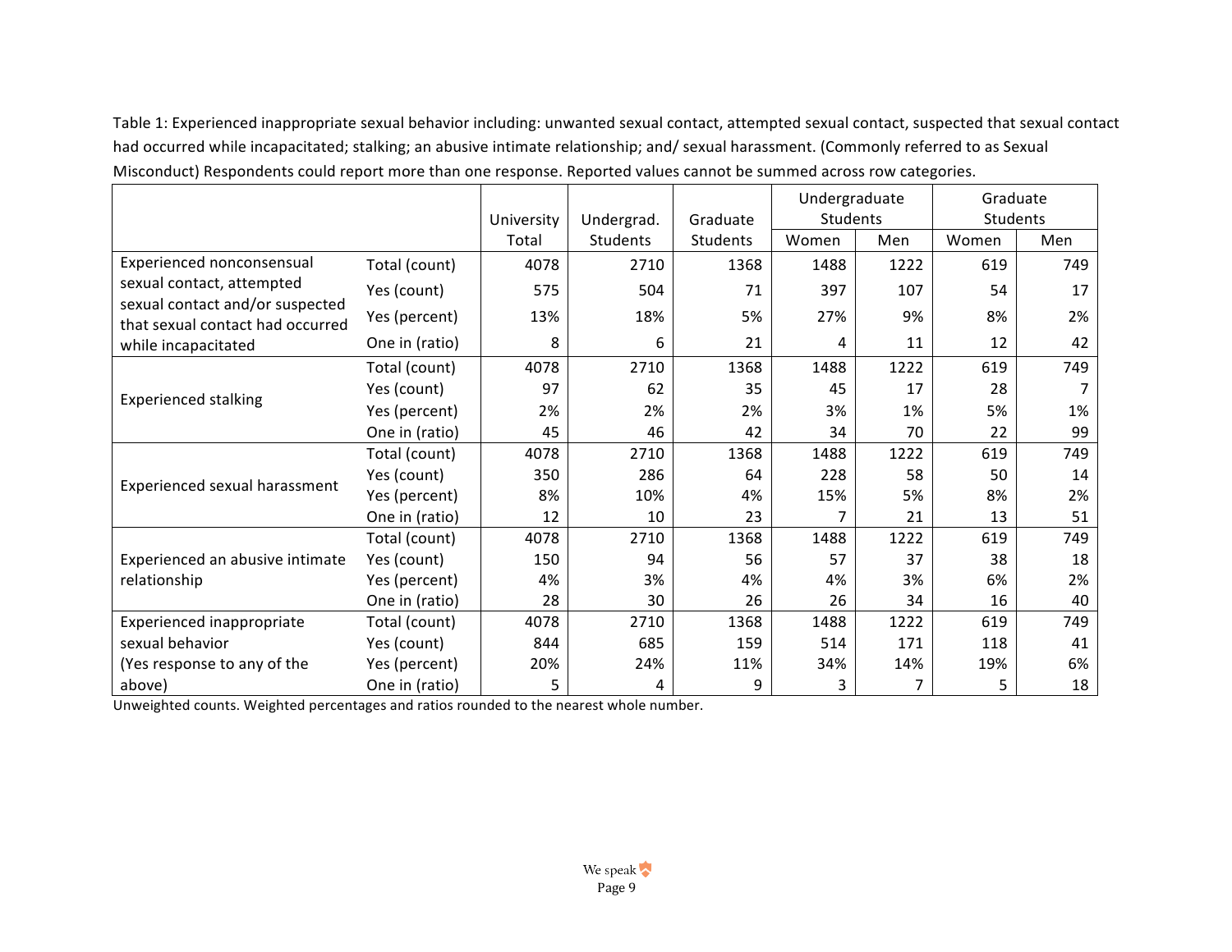Table 1: Experienced inappropriate sexual behavior including: unwanted sexual contact, attempted sexual contact, suspected that sexual contact had occurred while incapacitated; stalking; an abusive intimate relationship; and/ sexual harassment. (Commonly referred to as Sexual Misconduct) Respondents could report more than one response. Reported values cannot be summed across row categories.

| | | University Total | Undergrad. Students | Graduate Students | Undergraduate Students | | Graduate Students | |
|---|---|---|---|---|---|---|---|---|
| | | | | | Women | Men | Women | Men |
| Experienced nonconsensual sexual contact, attempted sexual contact and/or suspected that sexual contact had occurred while incapacitated | Total (count) | 4078 | 2710 | 1368 | 1488 | 1222 | 619 | 749 |
| | Yes (count) | 575 | 504 | 71 | 397 | 107 | 54 | 17 |
| | Yes (percent) | 13% | 18% | 5% | 27% | 9% | 8% | 2% |
| | One in (ratio) | 8 | 6 | 21 | 4 | 11 | 12 | 42 |
| Experienced stalking | Total (count) | 4078 | 2710 | 1368 | 1488 | 1222 | 619 | 749 |
| | Yes (count) | 97 | 62 | 35 | 45 | 17 | 28 | 7 |
| | Yes (percent) | 2% | 2% | 2% | 3% | 1% | 5% | 1% |
| | One in (ratio) | 45 | 46 | 42 | 34 | 70 | 22 | 99 |
| Experienced sexual harassment | Total (count) | 4078 | 2710 | 1368 | 1488 | 1222 | 619 | 749 |
| | Yes (count) | 350 | 286 | 64 | 228 | 58 | 50 | 14 |
| | Yes (percent) | 8% | 10% | 4% | 15% | 5% | 8% | 2% |
| | One in (ratio) | 12 | 10 | 23 | 7 | 21 | 13 | 51 |
| Experienced an abusive intimate relationship | Total (count) | 4078 | 2710 | 1368 | 1488 | 1222 | 619 | 749 |
| | Yes (count) | 150 | 94 | 56 | 57 | 37 | 38 | 18 |
| | Yes (percent) | 4% | 3% | 4% | 4% | 3% | 6% | 2% |
| | One in (ratio) | 28 | 30 | 26 | 26 | 34 | 16 | 40 |
| Experienced inappropriate sexual behavior (Yes response to any of the above) | Total (count) | 4078 | 2710 | 1368 | 1488 | 1222 | 619 | 749 |
| | Yes (count) | 844 | 685 | 159 | 514 | 171 | 118 | 41 |
| | Yes (percent) | 20% | 24% | 11% | 34% | 14% | 19% | 6% |
| | One in (ratio) | 5 | 4 | 9 | 3 | 7 | 5 | 18 |

Unweighted counts. Weighted percentages and ratios rounded to the nearest whole number.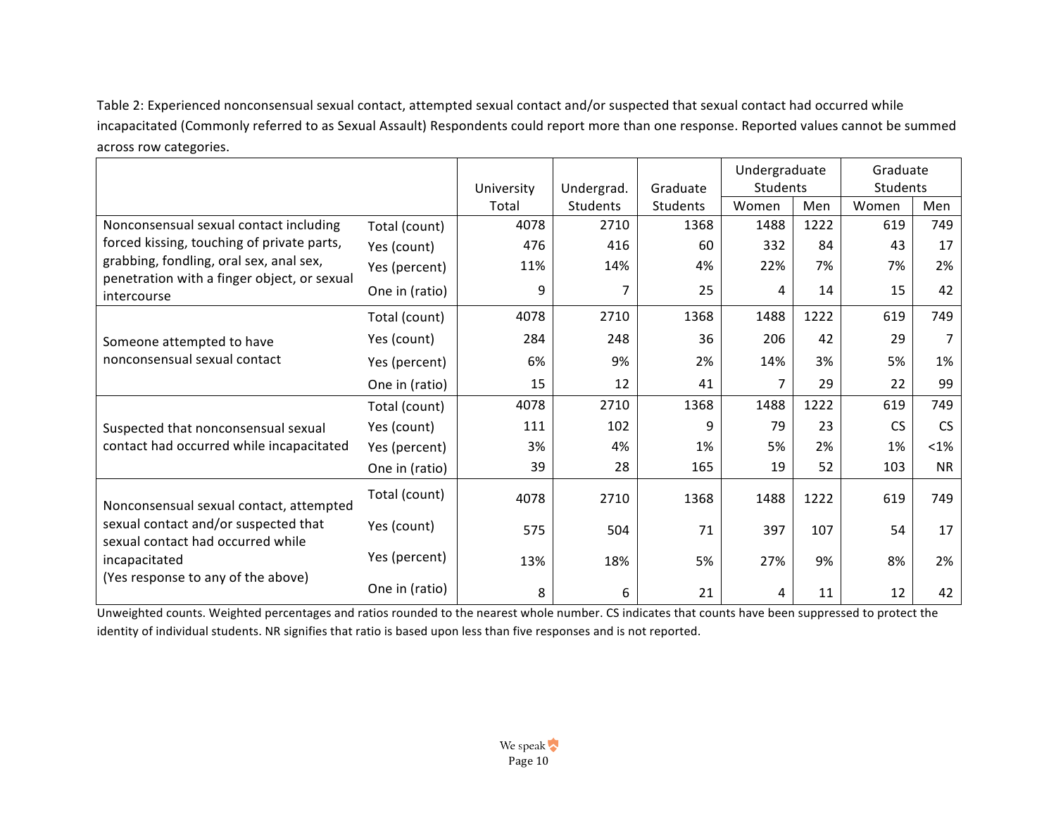Table 2: Experienced nonconsensual sexual contact, attempted sexual contact and/or suspected that sexual contact had occurred while incapacitated (Commonly referred to as Sexual Assault) Respondents could report more than one response. Reported values cannot be summed across row categories.

| | | University Total | Undergrad. Students | Graduate Students | Undergraduate Students | | Graduate Students | |
|---|---|---|---|---|---|---|---|---|
| | | | | | Women | Men | Women | Men |
| Nonconsensual sexual contact including forced kissing, touching of private parts, grabbing, fondling, oral sex, anal sex, penetration with a finger object, or sexual intercourse | Total (count) | 4078 | 2710 | 1368 | 1488 | 1222 | 619 | 749 |
| | Yes (count) | 476 | 416 | 60 | 332 | 84 | 43 | 17 |
| | Yes (percent) | 11% | 14% | 4% | 22% | 7% | 7% | 2% |
| | One in (ratio) | 9 | 7 | 25 | 4 | 14 | 15 | 42 |
| Someone attempted to have nonconsensual sexual contact | Total (count) | 4078 | 2710 | 1368 | 1488 | 1222 | 619 | 749 |
| | Yes (count) | 284 | 248 | 36 | 206 | 42 | 29 | 7 |
| | Yes (percent) | 6% | 9% | 2% | 14% | 3% | 5% | 1% |
| | One in (ratio) | 15 | 12 | 41 | 7 | 29 | 22 | 99 |
| Suspected that nonconsensual sexual contact had occurred while incapacitated | Total (count) | 4078 | 2710 | 1368 | 1488 | 1222 | 619 | 749 |
| | Yes (count) | 111 | 102 | 9 | 79 | 23 | CS | CS |
| | Yes (percent) | 3% | 4% | 1% | 5% | 2% | 1% | <1% |
| | One in (ratio) | 39 | 28 | 165 | 19 | 52 | 103 | NR |
| Nonconsensual sexual contact, attempted sexual contact and/or suspected that sexual contact had occurred while incapacitated (Yes response to any of the above) | Total (count) | 4078 | 2710 | 1368 | 1488 | 1222 | 619 | 749 |
| | Yes (count) | 575 | 504 | 71 | 397 | 107 | 54 | 17 |
| | Yes (percent) | 13% | 18% | 5% | 27% | 9% | 8% | 2% |
| | One in (ratio) | 8 | 6 | 21 | 4 | 11 | 12 | 42 |

Unweighted counts. Weighted percentages and ratios rounded to the nearest whole number. CS indicates that counts have been suppressed to protect the identity of individual students. NR signifies that ratio is based upon less than five responses and is not reported.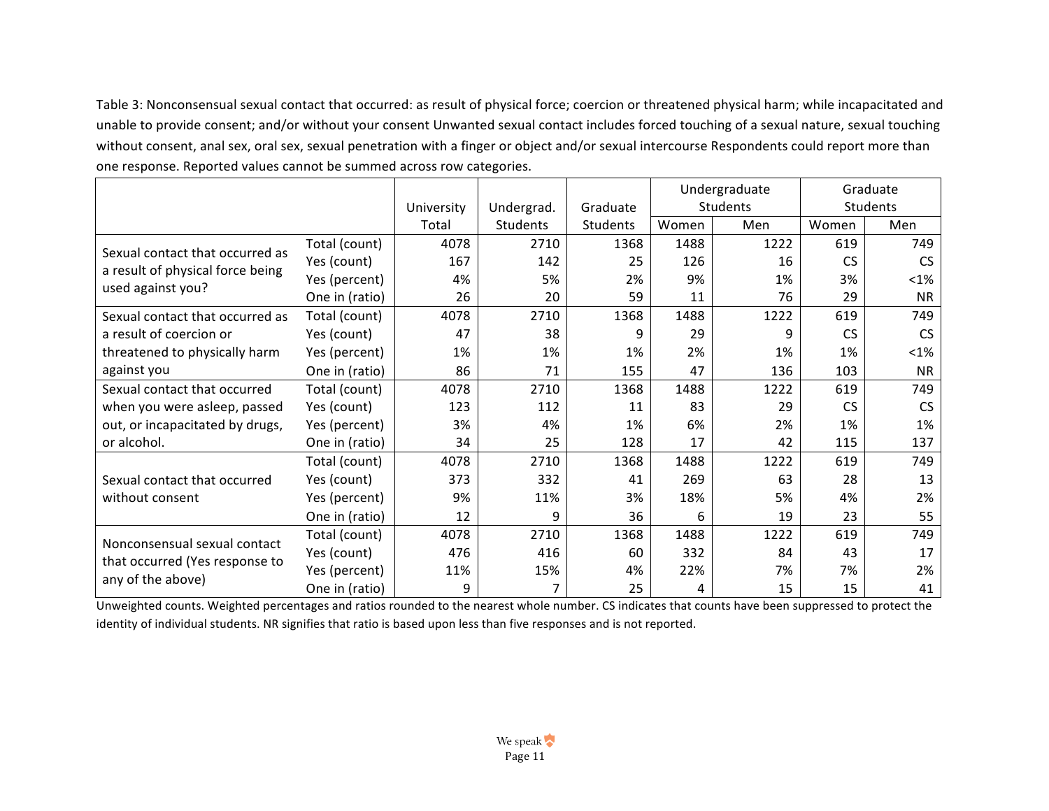Table 3: Nonconsensual sexual contact that occurred: as result of physical force; coercion or threatened physical harm; while incapacitated and unable to provide consent; and/or without your consent Unwanted sexual contact includes forced touching of a sexual nature, sexual touching without consent, anal sex, oral sex, sexual penetration with a finger or object and/or sexual intercourse Respondents could report more than one response. Reported values cannot be summed across row categories.

| | | University Total | Undergrad. Students | Graduate Students | Undergraduate Students | | Graduate Students | |
|---|---|---|---|---|---|---|---|---|
| | | | | | Women | Men | Women | Men |
| Sexual contact that occurred as a result of physical force being used against you? | Total (count) | 4078 | 2710 | 1368 | 1488 | 1222 | 619 | 749 |
| | Yes (count) | 167 | 142 | 25 | 126 | 16 | CS | CS |
| | Yes (percent) | 4% | 5% | 2% | 9% | 1% | 3% | <1% |
| | One in (ratio) | 26 | 20 | 59 | 11 | 76 | 29 | NR |
| Sexual contact that occurred as a result of coercion or threatened to physically harm against you | Total (count) | 4078 | 2710 | 1368 | 1488 | 1222 | 619 | 749 |
| | Yes (count) | 47 | 38 | 9 | 29 | 9 | CS | CS |
| | Yes (percent) | 1% | 1% | 1% | 2% | 1% | 1% | <1% |
| | One in (ratio) | 86 | 71 | 155 | 47 | 136 | 103 | NR |
| Sexual contact that occurred when you were asleep, passed out, or incapacitated by drugs, or alcohol. | Total (count) | 4078 | 2710 | 1368 | 1488 | 1222 | 619 | 749 |
| | Yes (count) | 123 | 112 | 11 | 83 | 29 | CS | CS |
| | Yes (percent) | 3% | 4% | 1% | 6% | 2% | 1% | 1% |
| | One in (ratio) | 34 | 25 | 128 | 17 | 42 | 115 | 137 |
| Sexual contact that occurred without consent | Total (count) | 4078 | 2710 | 1368 | 1488 | 1222 | 619 | 749 |
| | Yes (count) | 373 | 332 | 41 | 269 | 63 | 28 | 13 |
| | Yes (percent) | 9% | 11% | 3% | 18% | 5% | 4% | 2% |
| | One in (ratio) | 12 | 9 | 36 | 6 | 19 | 23 | 55 |
| Nonconsensual sexual contact that occurred (Yes response to any of the above) | Total (count) | 4078 | 2710 | 1368 | 1488 | 1222 | 619 | 749 |
| | Yes (count) | 476 | 416 | 60 | 332 | 84 | 43 | 17 |
| | Yes (percent) | 11% | 15% | 4% | 22% | 7% | 7% | 2% |
| | One in (ratio) | 9 | 7 | 25 | 4 | 15 | 15 | 41 |

Unweighted counts. Weighted percentages and ratios rounded to the nearest whole number. CS indicates that counts have been suppressed to protect the identity of individual students. NR signifies that ratio is based upon less than five responses and is not reported.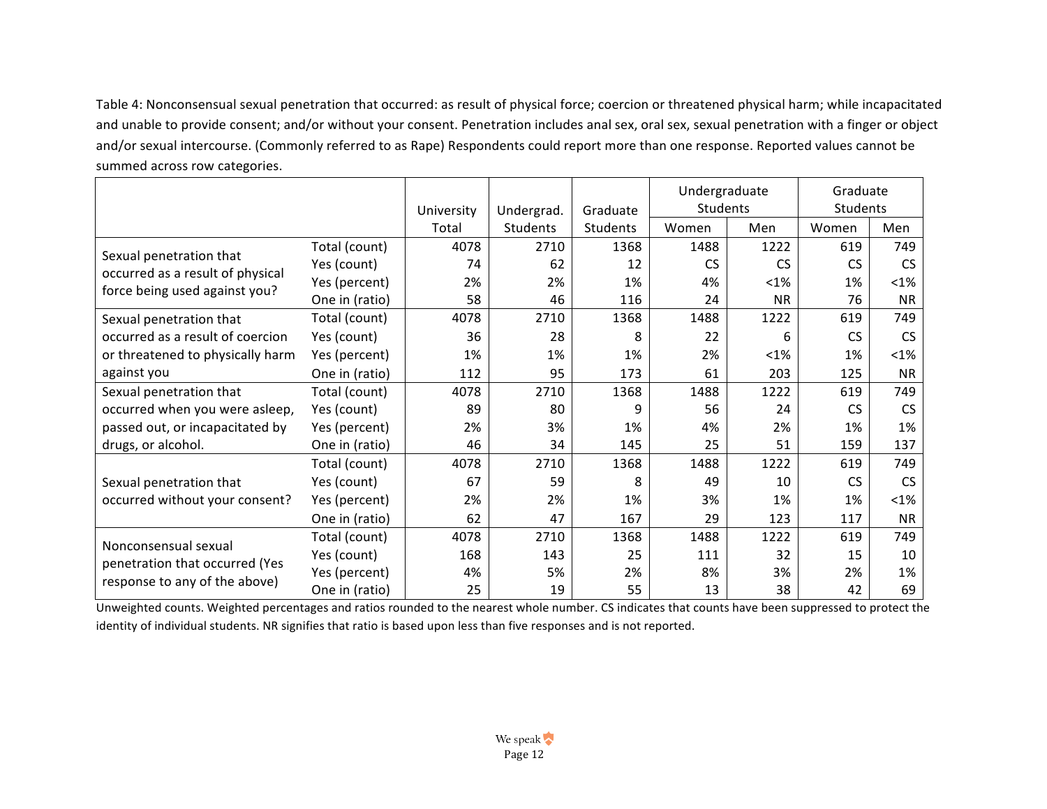Table 4: Nonconsensual sexual penetration that occurred: as result of physical force; coercion or threatened physical harm; while incapacitated and unable to provide consent; and/or without your consent. Penetration includes anal sex, oral sex, sexual penetration with a finger or object and/or sexual intercourse. (Commonly referred to as Rape) Respondents could report more than one response. Reported values cannot be summed across row categories.

| | | University Total | Undergrad. Students | Graduate Students | Undergraduate Students | | Graduate Students | |
|---|---|---|---|---|---|---|---|---|
| | | | | | Women | Men | Women | Men |
| Sexual penetration that occurred as a result of physical force being used against you? | Total (count) | 4078 | 2710 | 1368 | 1488 | 1222 | 619 | 749 |
| | Yes (count) | 74 | 62 | 12 | CS | CS | CS | CS |
| | Yes (percent) | 2% | 2% | 1% | 4% | <1% | 1% | <1% |
| | One in (ratio) | 58 | 46 | 116 | 24 | NR | 76 | NR |
| Sexual penetration that occurred as a result of coercion or threatened to physically harm against you | Total (count) | 4078 | 2710 | 1368 | 1488 | 1222 | 619 | 749 |
| | Yes (count) | 36 | 28 | 8 | 22 | 6 | CS | CS |
| | Yes (percent) | 1% | 1% | 1% | 2% | <1% | 1% | <1% |
| | One in (ratio) | 112 | 95 | 173 | 61 | 203 | 125 | NR |
| Sexual penetration that occurred when you were asleep, passed out, or incapacitated by drugs, or alcohol. | Total (count) | 4078 | 2710 | 1368 | 1488 | 1222 | 619 | 749 |
| | Yes (count) | 89 | 80 | 9 | 56 | 24 | CS | CS |
| | Yes (percent) | 2% | 3% | 1% | 4% | 2% | 1% | 1% |
| | One in (ratio) | 46 | 34 | 145 | 25 | 51 | 159 | 137 |
| Sexual penetration that occurred without your consent? | Total (count) | 4078 | 2710 | 1368 | 1488 | 1222 | 619 | 749 |
| | Yes (count) | 67 | 59 | 8 | 49 | 10 | CS | CS |
| | Yes (percent) | 2% | 2% | 1% | 3% | 1% | 1% | <1% |
| | One in (ratio) | 62 | 47 | 167 | 29 | 123 | 117 | NR |
| Nonconsensual sexual penetration that occurred (Yes response to any of the above) | Total (count) | 4078 | 2710 | 1368 | 1488 | 1222 | 619 | 749 |
| | Yes (count) | 168 | 143 | 25 | 111 | 32 | 15 | 10 |
| | Yes (percent) | 4% | 5% | 2% | 8% | 3% | 2% | 1% |
| | One in (ratio) | 25 | 19 | 55 | 13 | 38 | 42 | 69 |

Unweighted counts. Weighted percentages and ratios rounded to the nearest whole number. CS indicates that counts have been suppressed to protect the identity of individual students. NR signifies that ratio is based upon less than five responses and is not reported.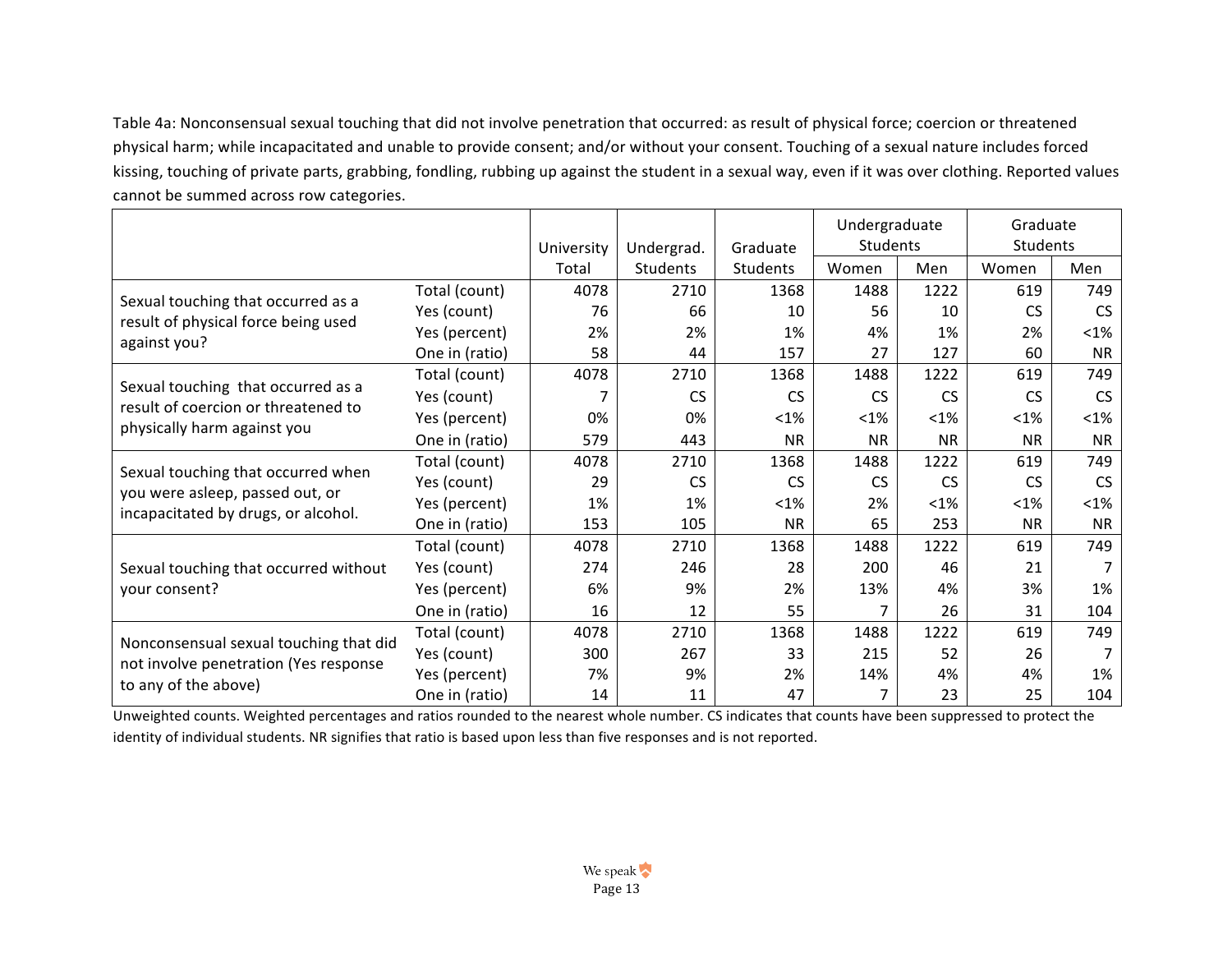Table 4a: Nonconsensual sexual touching that did not involve penetration that occurred: as result of physical force; coercion or threatened physical harm; while incapacitated and unable to provide consent; and/or without your consent. Touching of a sexual nature includes forced kissing, touching of private parts, grabbing, fondling, rubbing up against the student in a sexual way, even if it was over clothing. Reported values cannot be summed across row categories.

| | | University Total | Undergrad. Students | Graduate Students | Undergraduate Students | | Graduate Students | |
|---|---|---|---|---|---|---|---|---|
| | | | | | Women | Men | Women | Men |
| Sexual touching that occurred as a result of physical force being used against you? | Total (count) | 4078 | 2710 | 1368 | 1488 | 1222 | 619 | 749 |
| | Yes (count) | 76 | 66 | 10 | 56 | 10 | CS | CS |
| | Yes (percent) | 2% | 2% | 1% | 4% | 1% | 2% | <1% |
| | One in (ratio) | 58 | 44 | 157 | 27 | 127 | 60 | NR |
| Sexual touching that occurred as a result of coercion or threatened to physically harm against you | Total (count) | 4078 | 2710 | 1368 | 1488 | 1222 | 619 | 749 |
| | Yes (count) | 7 | CS | CS | CS | CS | CS | CS |
| | Yes (percent) | 0% | 0% | <1% | <1% | <1% | <1% | <1% |
| | One in (ratio) | 579 | 443 | NR | NR | NR | NR | NR |
| Sexual touching that occurred when you were asleep, passed out, or incapacitated by drugs, or alcohol. | Total (count) | 4078 | 2710 | 1368 | 1488 | 1222 | 619 | 749 |
| | Yes (count) | 29 | CS | CS | CS | CS | CS | CS |
| | Yes (percent) | 1% | 1% | <1% | 2% | <1% | <1% | <1% |
| | One in (ratio) | 153 | 105 | NR | 65 | 253 | NR | NR |
| Sexual touching that occurred without your consent? | Total (count) | 4078 | 2710 | 1368 | 1488 | 1222 | 619 | 749 |
| | Yes (count) | 274 | 246 | 28 | 200 | 46 | 21 | 7 |
| | Yes (percent) | 6% | 9% | 2% | 13% | 4% | 3% | 1% |
| | One in (ratio) | 16 | 12 | 55 | 7 | 26 | 31 | 104 |
| Nonconsensual sexual touching that did not involve penetration (Yes response to any of the above) | Total (count) | 4078 | 2710 | 1368 | 1488 | 1222 | 619 | 749 |
| | Yes (count) | 300 | 267 | 33 | 215 | 52 | 26 | 7 |
| | Yes (percent) | 7% | 9% | 2% | 14% | 4% | 4% | 1% |
| | One in (ratio) | 14 | 11 | 47 | 7 | 23 | 25 | 104 |

Unweighted counts. Weighted percentages and ratios rounded to the nearest whole number. CS indicates that counts have been suppressed to protect the identity of individual students. NR signifies that ratio is based upon less than five responses and is not reported.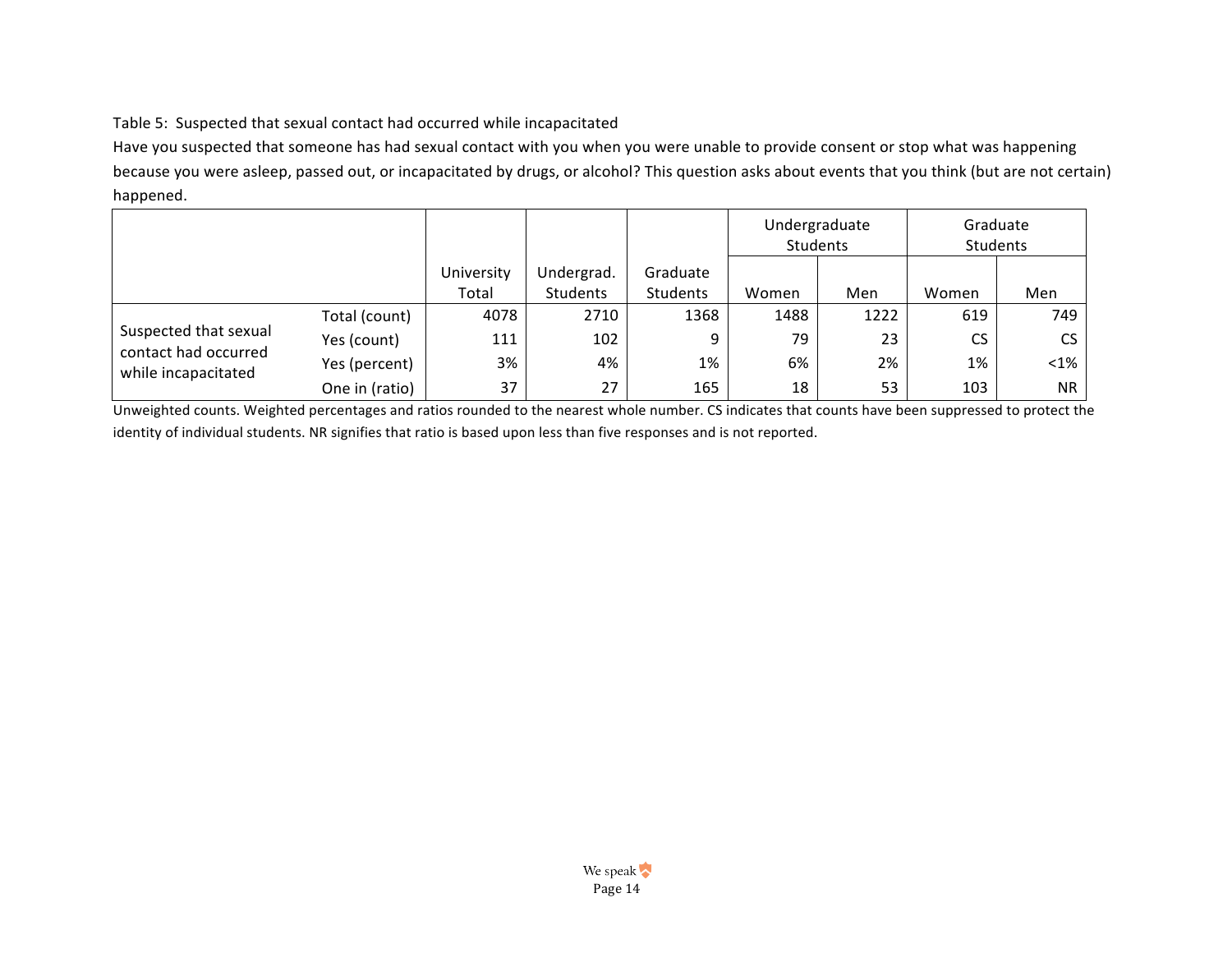Table 5: Suspected that sexual contact had occurred while incapacitated

Have you suspected that someone has had sexual contact with you when you were unable to provide consent or stop what was happening because you were asleep, passed out, or incapacitated by drugs, or alcohol? This question asks about events that you think (but are not certain) happened.

| | | University Total | Undergrad. Students | Graduate Students | Undergraduate Students | | Graduate Students | |
|---|---|---|---|---|---|---|---|---|
| | | | | | Women | Men | Women | Men |
| Suspected that sexual contact had occurred while incapacitated | Total (count) | 4078 | 2710 | 1368 | 1488 | 1222 | 619 | 749 |
| | Yes (count) | 111 | 102 | 9 | 79 | 23 | CS | CS |
| | Yes (percent) | 3% | 4% | 1% | 6% | 2% | 1% | <1% |
| | One in (ratio) | 37 | 27 | 165 | 18 | 53 | 103 | NR |

Unweighted counts. Weighted percentages and ratios rounded to the nearest whole number. CS indicates that counts have been suppressed to protect the identity of individual students. NR signifies that ratio is based upon less than five responses and is not reported.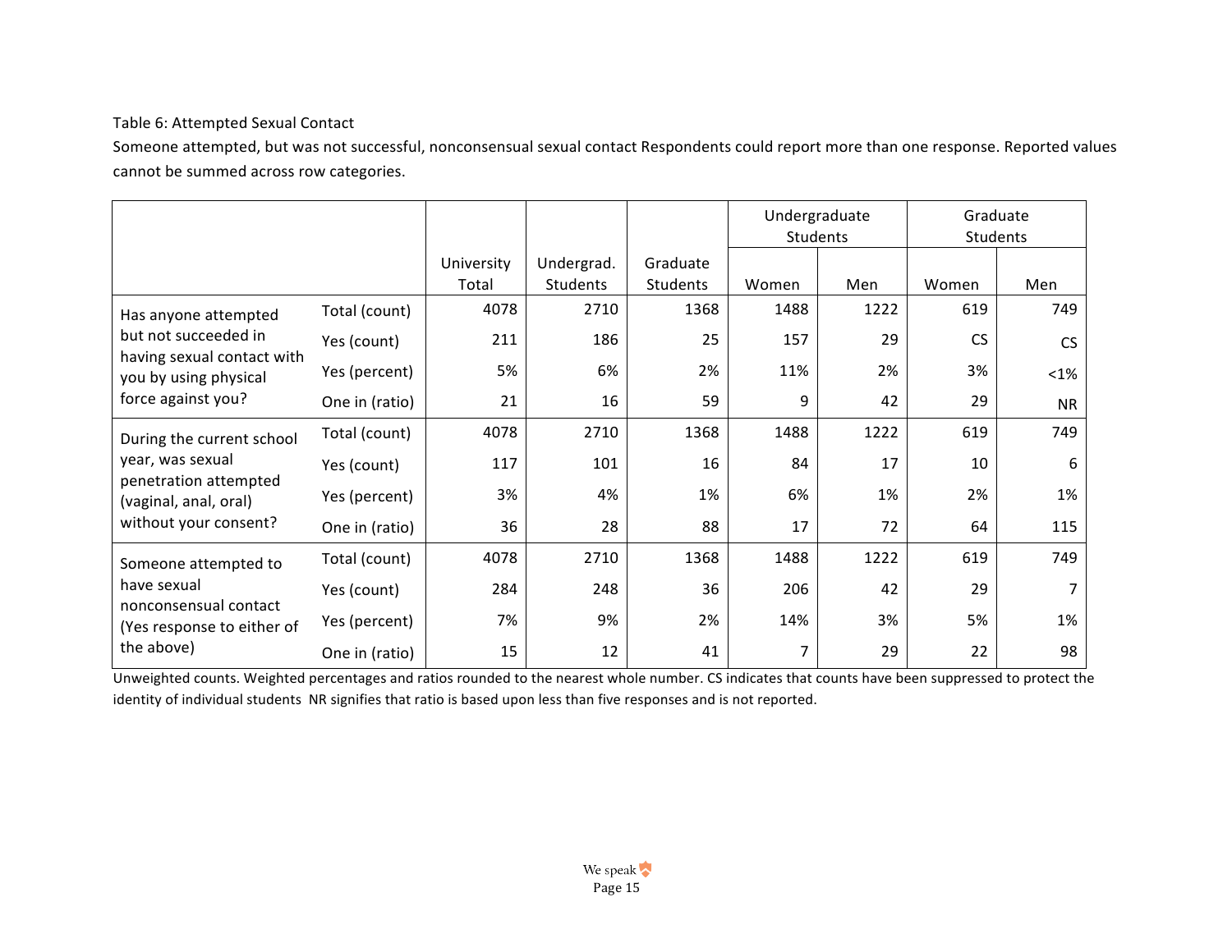Table 6: Attempted Sexual Contact

Someone attempted, but was not successful, nonconsensual sexual contact Respondents could report more than one response. Reported values cannot be summed across row categories.

| | | University Total | Undergrad. Students | Graduate Students | Undergraduate Students | | Graduate Students | |
|---|---|---|---|---|---|---|---|---|
| | | | | | Women | Men | Women | Men |
| Has anyone attempted but not succeeded in having sexual contact with you by using physical force against you? | Total (count) | 4078 | 2710 | 1368 | 1488 | 1222 | 619 | 749 |
| | Yes (count) | 211 | 186 | 25 | 157 | 29 | CS | CS |
| | Yes (percent) | 5% | 6% | 2% | 11% | 2% | 3% | <1% |
| | One in (ratio) | 21 | 16 | 59 | 9 | 42 | 29 | NR |
| During the current school year, was sexual penetration attempted (vaginal, anal, oral) without your consent? | Total (count) | 4078 | 2710 | 1368 | 1488 | 1222 | 619 | 749 |
| | Yes (count) | 117 | 101 | 16 | 84 | 17 | 10 | 6 |
| | Yes (percent) | 3% | 4% | 1% | 6% | 1% | 2% | 1% |
| | One in (ratio) | 36 | 28 | 88 | 17 | 72 | 64 | 115 |
| Someone attempted to have sexual nonconsensual contact (Yes response to either of the above) | Total (count) | 4078 | 2710 | 1368 | 1488 | 1222 | 619 | 749 |
| | Yes (count) | 284 | 248 | 36 | 206 | 42 | 29 | 7 |
| | Yes (percent) | 7% | 9% | 2% | 14% | 3% | 5% | 1% |
| | One in (ratio) | 15 | 12 | 41 | 7 | 29 | 22 | 98 |

Unweighted counts. Weighted percentages and ratios rounded to the nearest whole number. CS indicates that counts have been suppressed to protect the identity of individual students NR signifies that ratio is based upon less than five responses and is not reported.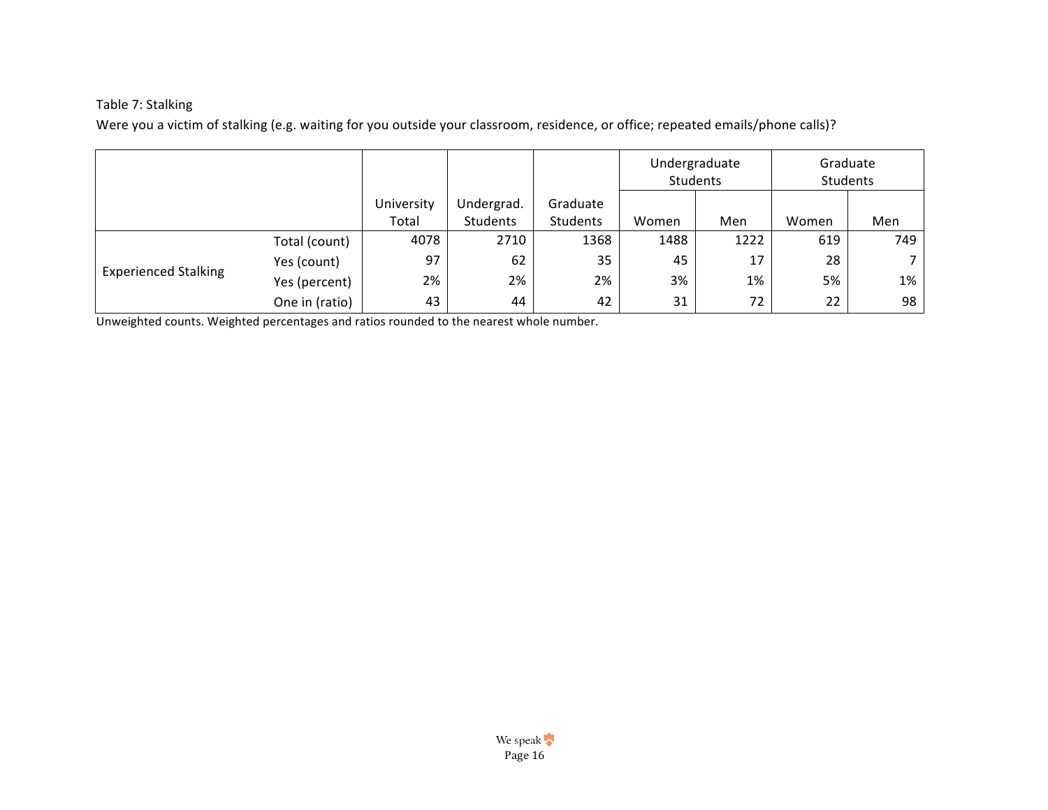Table 7: Stalking

Were you a victim of stalking (e.g. waiting for you outside your classroom, residence, or office; repeated emails/phone calls)?

| | | University Total | Undergrad. Students | Graduate Students | Undergraduate Students | | Graduate Students | |
|---|---|---|---|---|---|---|---|---|
| | | | | | Women | Men | Women | Men |
| Experienced Stalking | Total (count) | 4078 | 2710 | 1368 | 1488 | 1222 | 619 | 749 |
| | Yes (count) | 97 | 62 | 35 | 45 | 17 | 28 | 7 |
| | Yes (percent) | 2% | 2% | 2% | 3% | 1% | 5% | 1% |
| | One in (ratio) | 43 | 44 | 42 | 31 | 72 | 22 | 98 |

Unweighted counts. Weighted percentages and ratios rounded to the nearest whole number.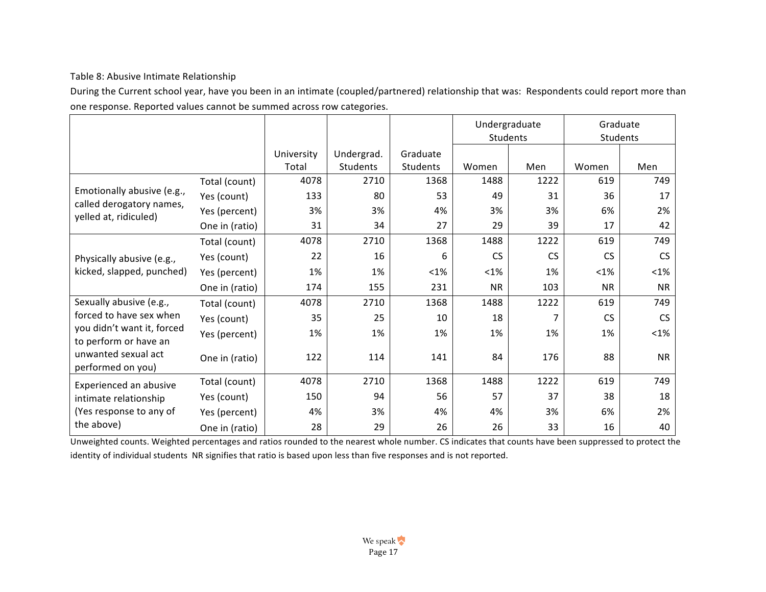Table 8: Abusive Intimate Relationship

During the Current school year, have you been in an intimate (coupled/partnered) relationship that was: Respondents could report more than one response. Reported values cannot be summed across row categories.

| | | University Total | Undergrad. Students | Graduate Students | Undergraduate Students | | Graduate Students | |
|---|---|---|---|---|---|---|---|---|
| | | | | | Women | Men | Women | Men |
| Emotionally abusive (e.g., called derogatory names, yelled at, ridiculed) | Total (count) | 4078 | 2710 | 1368 | 1488 | 1222 | 619 | 749 |
| | Yes (count) | 133 | 80 | 53 | 49 | 31 | 36 | 17 |
| | Yes (percent) | 3% | 3% | 4% | 3% | 3% | 6% | 2% |
| | One in (ratio) | 31 | 34 | 27 | 29 | 39 | 17 | 42 |
| Physically abusive (e.g., kicked, slapped, punched) | Total (count) | 4078 | 2710 | 1368 | 1488 | 1222 | 619 | 749 |
| | Yes (count) | 22 | 16 | 6 | CS | CS | CS | CS |
| | Yes (percent) | 1% | 1% | <1% | <1% | 1% | <1% | <1% |
| | One in (ratio) | 174 | 155 | 231 | NR | 103 | NR | NR |
| Sexually abusive (e.g., forced to have sex when you didn't want it, forced to perform or have an unwanted sexual act performed on you) | Total (count) | 4078 | 2710 | 1368 | 1488 | 1222 | 619 | 749 |
| | Yes (count) | 35 | 25 | 10 | 18 | 7 | CS | CS |
| | Yes (percent) | 1% | 1% | 1% | 1% | 1% | 1% | <1% |
| | One in (ratio) | 122 | 114 | 141 | 84 | 176 | 88 | NR |
| Experienced an abusive intimate relationship (Yes response to any of the above) | Total (count) | 4078 | 2710 | 1368 | 1488 | 1222 | 619 | 749 |
| | Yes (count) | 150 | 94 | 56 | 57 | 37 | 38 | 18 |
| | Yes (percent) | 4% | 3% | 4% | 4% | 3% | 6% | 2% |
| | One in (ratio) | 28 | 29 | 26 | 26 | 33 | 16 | 40 |

Unweighted counts. Weighted percentages and ratios rounded to the nearest whole number. CS indicates that counts have been suppressed to protect the identity of individual students NR signifies that ratio is based upon less than five responses and is not reported.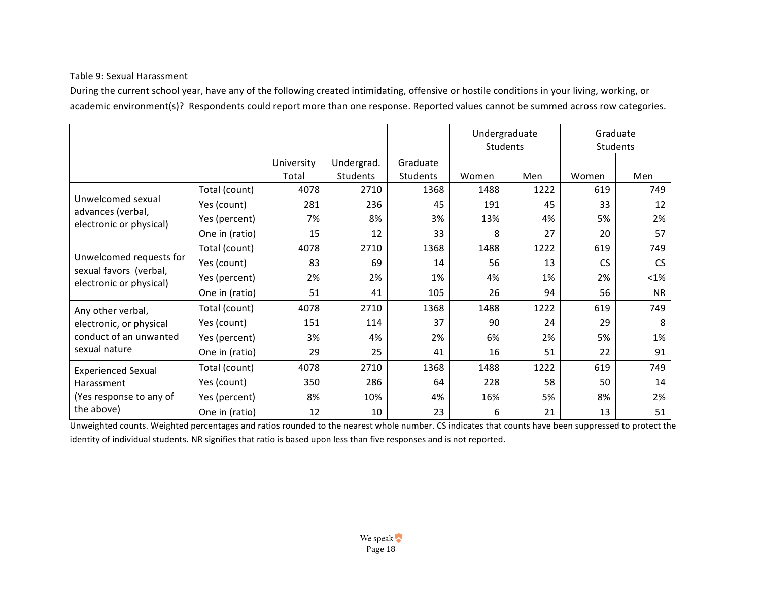Table 9: Sexual Harassment

During the current school year, have any of the following created intimidating, offensive or hostile conditions in your living, working, or academic environment(s)? Respondents could report more than one response. Reported values cannot be summed across row categories.

| | | University Total | Undergrad. Students | Graduate Students | Undergraduate Students | | Graduate Students | |
|---|---|---|---|---|---|---|---|---|
| | | | | | Women | Men | Women | Men |
| Unwelcomed sexual advances (verbal, electronic or physical) | Total (count) | 4078 | 2710 | 1368 | 1488 | 1222 | 619 | 749 |
| | Yes (count) | 281 | 236 | 45 | 191 | 45 | 33 | 12 |
| | Yes (percent) | 7% | 8% | 3% | 13% | 4% | 5% | 2% |
| | One in (ratio) | 15 | 12 | 33 | 8 | 27 | 20 | 57 |
| Unwelcomed requests for sexual favors (verbal, electronic or physical) | Total (count) | 4078 | 2710 | 1368 | 1488 | 1222 | 619 | 749 |
| | Yes (count) | 83 | 69 | 14 | 56 | 13 | CS | CS |
| | Yes (percent) | 2% | 2% | 1% | 4% | 1% | 2% | <1% |
| | One in (ratio) | 51 | 41 | 105 | 26 | 94 | 56 | NR |
| Any other verbal, electronic, or physical conduct of an unwanted sexual nature | Total (count) | 4078 | 2710 | 1368 | 1488 | 1222 | 619 | 749 |
| | Yes (count) | 151 | 114 | 37 | 90 | 24 | 29 | 8 |
| | Yes (percent) | 3% | 4% | 2% | 6% | 2% | 5% | 1% |
| | One in (ratio) | 29 | 25 | 41 | 16 | 51 | 22 | 91 |
| Experienced Sexual Harassment (Yes response to any of the above) | Total (count) | 4078 | 2710 | 1368 | 1488 | 1222 | 619 | 749 |
| | Yes (count) | 350 | 286 | 64 | 228 | 58 | 50 | 14 |
| | Yes (percent) | 8% | 10% | 4% | 16% | 5% | 8% | 2% |
| | One in (ratio) | 12 | 10 | 23 | 6 | 21 | 13 | 51 |

Unweighted counts. Weighted percentages and ratios rounded to the nearest whole number. CS indicates that counts have been suppressed to protect the identity of individual students. NR signifies that ratio is based upon less than five responses and is not reported.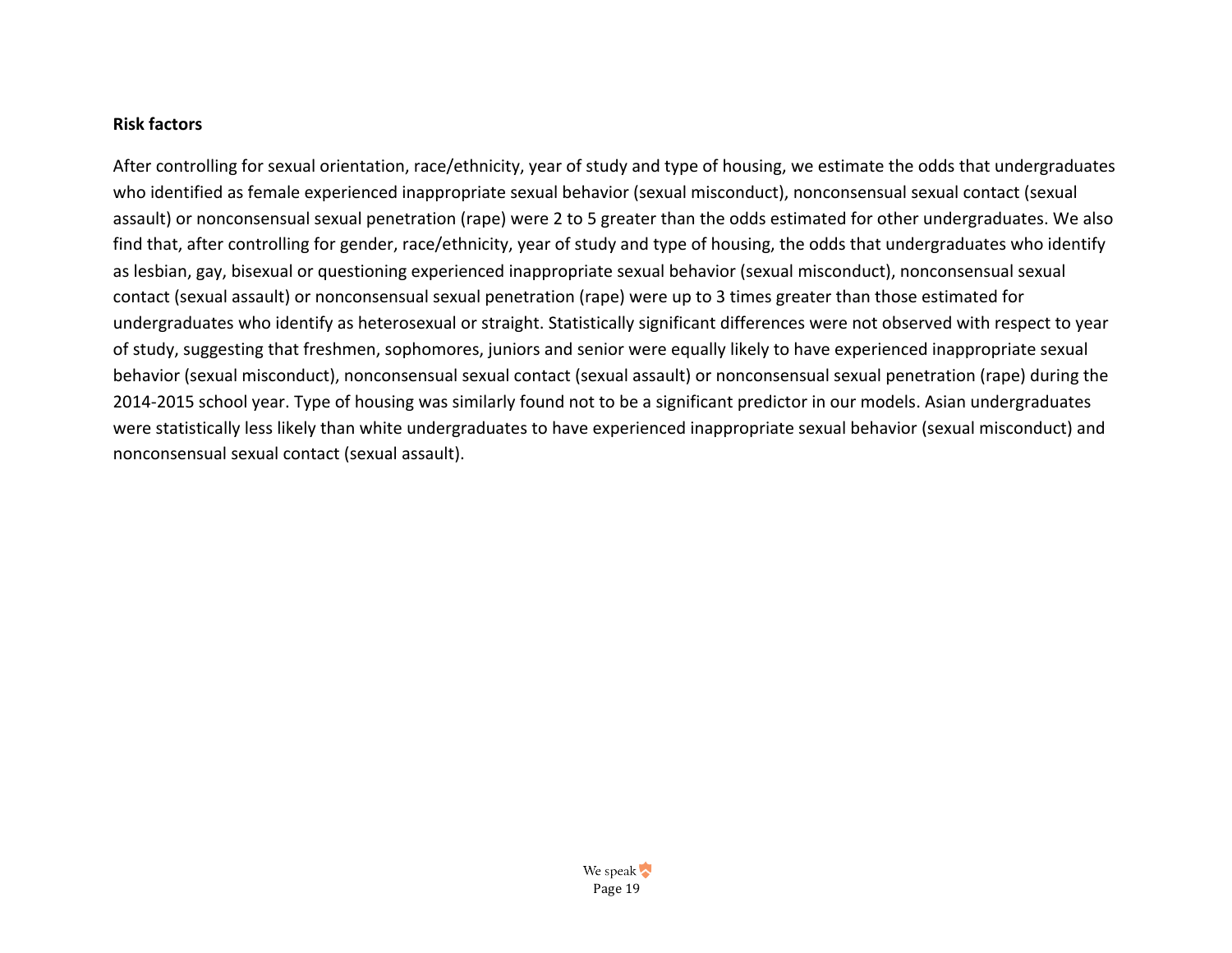**Risk factors**

After controlling for sexual orientation, race/ethnicity, year of study and type of housing, we estimate the odds that undergraduates who identified as female experienced inappropriate sexual behavior (sexual misconduct), nonconsensual sexual contact (sexual assault) or nonconsensual sexual penetration (rape) were 2 to 5 greater than the odds estimated for other undergraduates. We also find that, after controlling for gender, race/ethnicity, year of study and type of housing, the odds that undergraduates who identify as lesbian, gay, bisexual or questioning experienced inappropriate sexual behavior (sexual misconduct), nonconsensual sexual contact (sexual assault) or nonconsensual sexual penetration (rape) were up to 3 times greater than those estimated for undergraduates who identify as heterosexual or straight. Statistically significant differences were not observed with respect to year of study, suggesting that freshmen, sophomores, juniors and senior were equally likely to have experienced inappropriate sexual behavior (sexual misconduct), nonconsensual sexual contact (sexual assault) or nonconsensual sexual penetration (rape) during the 2014-2015 school year. Type of housing was similarly found not to be a significant predictor in our models. Asian undergraduates were statistically less likely than white undergraduates to have experienced inappropriate sexual behavior (sexual misconduct) and nonconsensual sexual contact (sexual assault).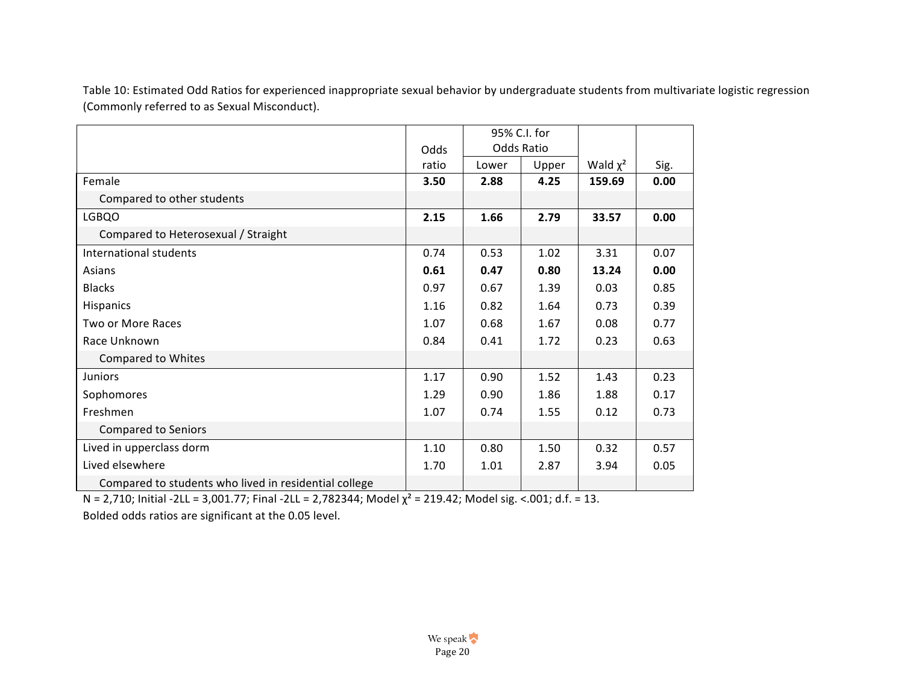Table 10: Estimated Odd Ratios for experienced inappropriate sexual behavior by undergraduate students from multivariate logistic regression (Commonly referred to as Sexual Misconduct).

| | Odds ratio | 95% C.I. for Odds Ratio | | Wald $\chi^2$ | Sig. |
|---|---|---|---|---|---|
| | | Lower | Upper | | |
| Female | **3.50** | **2.88** | **4.25** | **159.69** | **0.00** |
| Compared to other students | | | | | |
| LGBQO | **2.15** | **1.66** | **2.79** | **33.57** | **0.00** |
| Compared to Heterosexual / Straight | | | | | |
| International students | 0.74 | 0.53 | 1.02 | 3.31 | 0.07 |
| Asians | **0.61** | **0.47** | **0.80** | **13.24** | **0.00** |
| Blacks | 0.97 | 0.67 | 1.39 | 0.03 | 0.85 |
| Hispanics | 1.16 | 0.82 | 1.64 | 0.73 | 0.39 |
| Two or More Races | 1.07 | 0.68 | 1.67 | 0.08 | 0.77 |
| Race Unknown | 0.84 | 0.41 | 1.72 | 0.23 | 0.63 |
| Compared to Whites | | | | | |
| Juniors | 1.17 | 0.90 | 1.52 | 1.43 | 0.23 |
| Sophomores | 1.29 | 0.90 | 1.86 | 1.88 | 0.17 |
| Freshmen | 1.07 | 0.74 | 1.55 | 0.12 | 0.73 |
| Compared to Seniors | | | | | |
| Lived in upperclass dorm | 1.10 | 0.80 | 1.50 | 0.32 | 0.57 |
| Lived elsewhere | 1.70 | 1.01 | 2.87 | 3.94 | 0.05 |
| Compared to students who lived in residential college | | | | | |

N = 2,710; Initial -2LL = 3,001.77; Final -2LL = 2,782344; Model $\chi^2$ = 219.42; Model sig. <.001; d.f. = 13.

Bolded odds ratios are significant at the 0.05 level.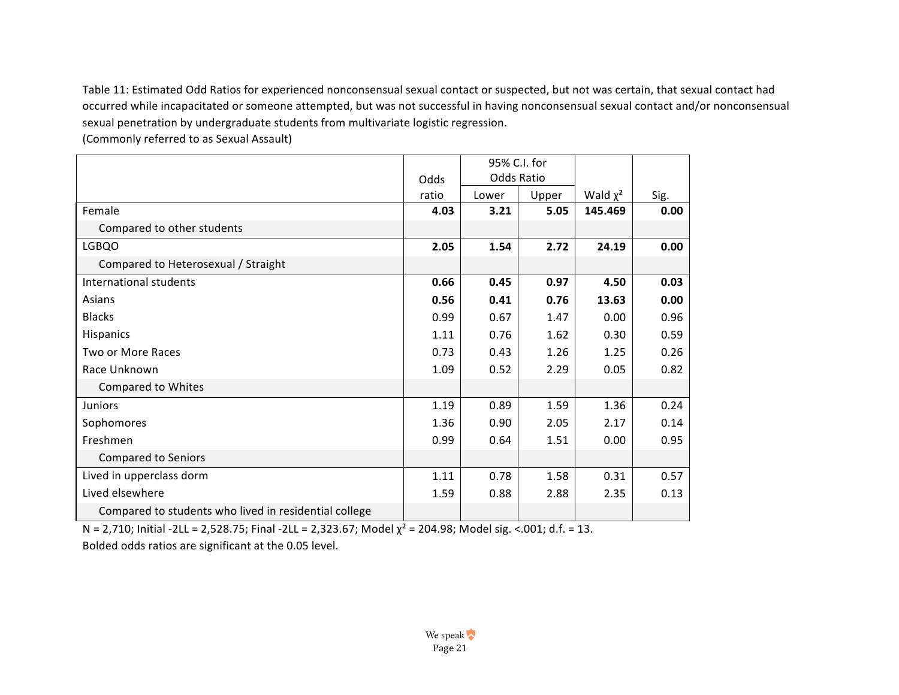Table 11: Estimated Odd Ratios for experienced nonconsensual sexual contact or suspected, but not was certain, that sexual contact had occurred while incapacitated or someone attempted, but was not successful in having nonconsensual sexual contact and/or nonconsensual sexual penetration by undergraduate students from multivariate logistic regression.
(Commonly referred to as Sexual Assault)

| | Odds ratio | 95% C.I. for Odds Ratio | | Wald $\chi^2$ | Sig. |
|---|---|---|---|---|---|
| | | Lower | Upper | | |
| Female | **4.03** | **3.21** | **5.05** | **145.469** | **0.00** |
| Compared to other students | | | | | |
| LGBQO | **2.05** | **1.54** | **2.72** | **24.19** | **0.00** |
| Compared to Heterosexual / Straight | | | | | |
| International students | **0.66** | **0.45** | **0.97** | **4.50** | **0.03** |
| Asians | **0.56** | **0.41** | **0.76** | **13.63** | **0.00** |
| Blacks | 0.99 | 0.67 | 1.47 | 0.00 | 0.96 |
| Hispanics | 1.11 | 0.76 | 1.62 | 0.30 | 0.59 |
| Two or More Races | 0.73 | 0.43 | 1.26 | 1.25 | 0.26 |
| Race Unknown | 1.09 | 0.52 | 2.29 | 0.05 | 0.82 |
| Compared to Whites | | | | | |
| Juniors | 1.19 | 0.89 | 1.59 | 1.36 | 0.24 |
| Sophomores | 1.36 | 0.90 | 2.05 | 2.17 | 0.14 |
| Freshmen | 0.99 | 0.64 | 1.51 | 0.00 | 0.95 |
| Compared to Seniors | | | | | |
| Lived in upperclass dorm | 1.11 | 0.78 | 1.58 | 0.31 | 0.57 |
| Lived elsewhere | 1.59 | 0.88 | 2.88 | 2.35 | 0.13 |
| Compared to students who lived in residential college | | | | | |

N = 2,710; Initial -2LL = 2,528.75; Final -2LL = 2,323.67; Model $\chi^2$ = 204.98; Model sig. <.001; d.f. = 13.
Bolded odds ratios are significant at the 0.05 level.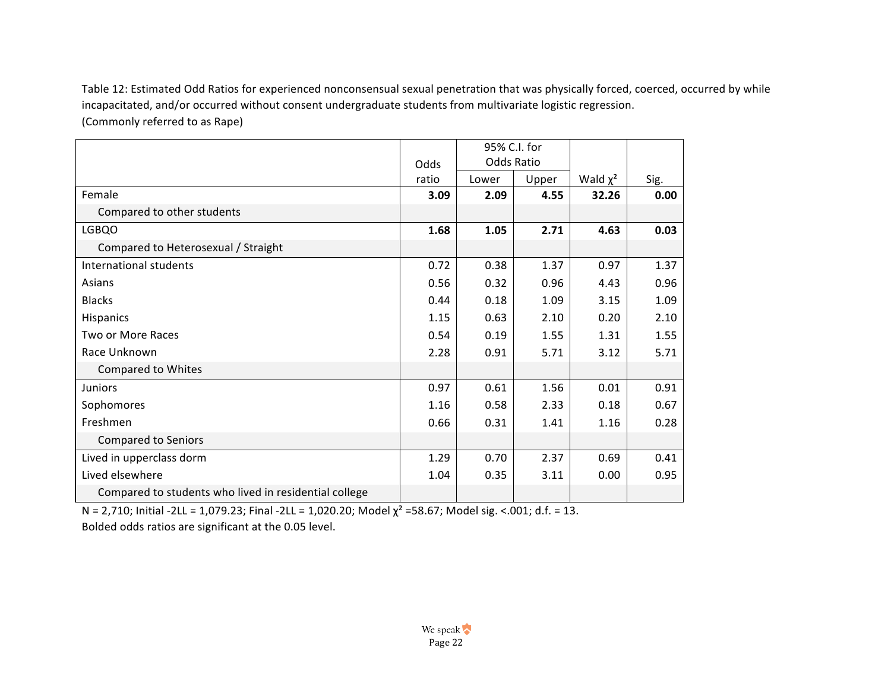Table 12: Estimated Odd Ratios for experienced nonconsensual sexual penetration that was physically forced, coerced, occurred by while incapacitated, and/or occurred without consent undergraduate students from multivariate logistic regression. (Commonly referred to as Rape)

| | Odds ratio | 95% C.I. for Odds Ratio | | Wald $\chi^2$ | Sig. |
|---|---|---|---|---|---|
| | | Lower | Upper | | |
| Female | **3.09** | **2.09** | **4.55** | **32.26** | **0.00** |
| Compared to other students | | | | | |
| LGBQO | **1.68** | **1.05** | **2.71** | **4.63** | **0.03** |
| Compared to Heterosexual / Straight | | | | | |
| International students | 0.72 | 0.38 | 1.37 | 0.97 | 1.37 |
| Asians | 0.56 | 0.32 | 0.96 | 4.43 | 0.96 |
| Blacks | 0.44 | 0.18 | 1.09 | 3.15 | 1.09 |
| Hispanics | 1.15 | 0.63 | 2.10 | 0.20 | 2.10 |
| Two or More Races | 0.54 | 0.19 | 1.55 | 1.31 | 1.55 |
| Race Unknown | 2.28 | 0.91 | 5.71 | 3.12 | 5.71 |
| Compared to Whites | | | | | |
| Juniors | 0.97 | 0.61 | 1.56 | 0.01 | 0.91 |
| Sophomores | 1.16 | 0.58 | 2.33 | 0.18 | 0.67 |
| Freshmen | 0.66 | 0.31 | 1.41 | 1.16 | 0.28 |
| Compared to Seniors | | | | | |
| Lived in upperclass dorm | 1.29 | 0.70 | 2.37 | 0.69 | 0.41 |
| Lived elsewhere | 1.04 | 0.35 | 3.11 | 0.00 | 0.95 |
| Compared to students who lived in residential college | | | | | |

N = 2,710; Initial -2LL = 1,079.23; Final -2LL = 1,020.20; Model $\chi^2$ =58.67; Model sig. <.001; d.f. = 13.
Bolded odds ratios are significant at the 0.05 level.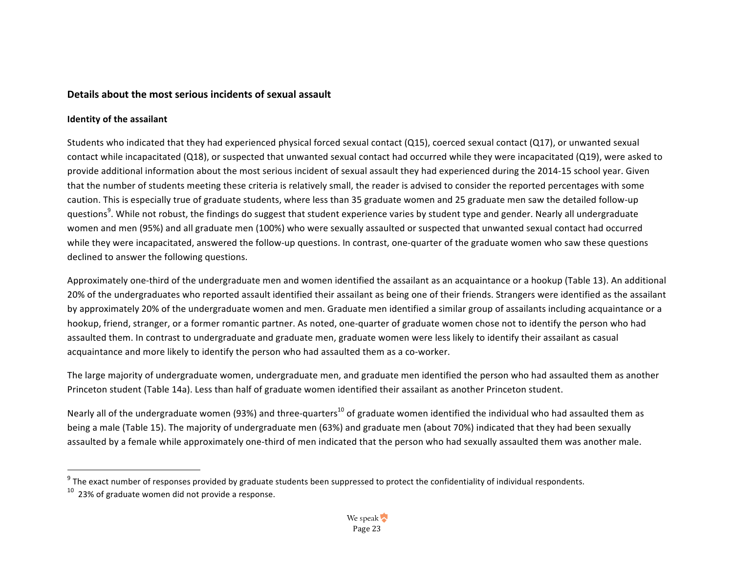## Details about the most serious incidents of sexual assault

### Identity of the assailant

Students who indicated that they had experienced physical forced sexual contact (Q15), coerced sexual contact (Q17), or unwanted sexual contact while incapacitated (Q18), or suspected that unwanted sexual contact had occurred while they were incapacitated (Q19), were asked to provide additional information about the most serious incident of sexual assault they had experienced during the 2014-15 school year. Given that the number of students meeting these criteria is relatively small, the reader is advised to consider the reported percentages with some caution. This is especially true of graduate students, where less than 35 graduate women and 25 graduate men saw the detailed follow-up questions[9]. While not robust, the findings do suggest that student experience varies by student type and gender. Nearly all undergraduate women and men (95%) and all graduate men (100%) who were sexually assaulted or suspected that unwanted sexual contact had occurred while they were incapacitated, answered the follow-up questions. In contrast, one-quarter of the graduate women who saw these questions declined to answer the following questions.

Approximately one-third of the undergraduate men and women identified the assailant as an acquaintance or a hookup (Table 13). An additional 20% of the undergraduates who reported assault identified their assailant as being one of their friends. Strangers were identified as the assailant by approximately 20% of the undergraduate women and men. Graduate men identified a similar group of assailants including acquaintance or a hookup, friend, stranger, or a former romantic partner. As noted, one-quarter of graduate women chose not to identify the person who had assaulted them. In contrast to undergraduate and graduate men, graduate women were less likely to identify their assailant as casual acquaintance and more likely to identify the person who had assaulted them as a co-worker.

The large majority of undergraduate women, undergraduate men, and graduate men identified the person who had assaulted them as another Princeton student (Table 14a). Less than half of graduate women identified their assailant as another Princeton student.

Nearly all of the undergraduate women (93%) and three-quarters[10] of graduate women identified the individual who had assaulted them as being a male (Table 15). The majority of undergraduate men (63%) and graduate men (about 70%) indicated that they had been sexually assaulted by a female while approximately one-third of men indicated that the person who had sexually assaulted them was another male.

---

[9] The exact number of responses provided by graduate students been suppressed to protect the confidentiality of individual respondents.

[10] 23% of graduate women did not provide a response.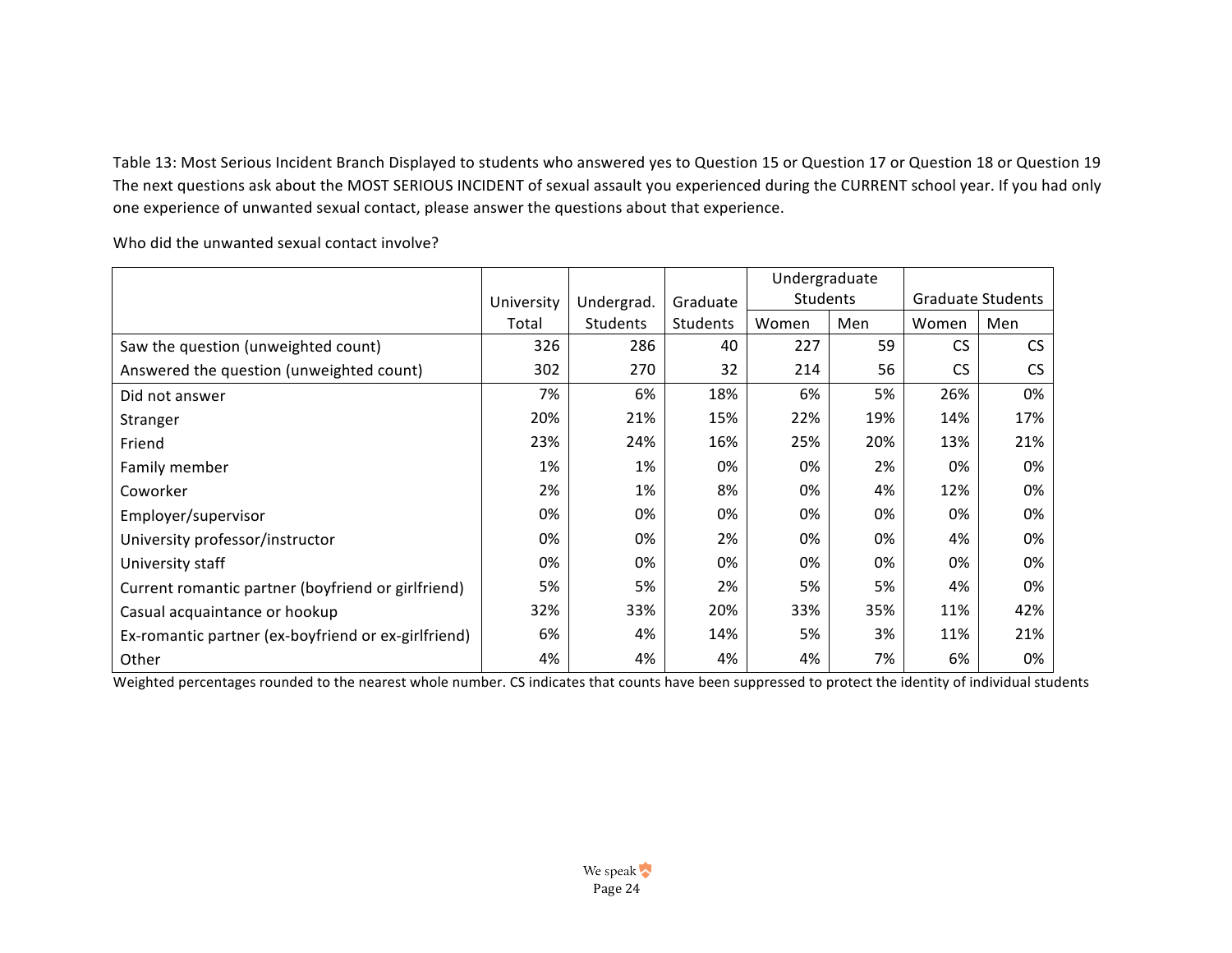Table 13: Most Serious Incident Branch Displayed to students who answered yes to Question 15 or Question 17 or Question 18 or Question 19
The next questions ask about the MOST SERIOUS INCIDENT of sexual assault you experienced during the CURRENT school year. If you had only one experience of unwanted sexual contact, please answer the questions about that experience.

Who did the unwanted sexual contact involve?

| | University Total | Undergrad. Students | Graduate Students | Undergraduate Students | | Graduate Students | |
|---|---|---|---|---|---|---|---|
| | | | | Women | Men | Women | Men |
| Saw the question (unweighted count) | 326 | 286 | 40 | 227 | 59 | CS | CS |
| Answered the question (unweighted count) | 302 | 270 | 32 | 214 | 56 | CS | CS |
| Did not answer | 7% | 6% | 18% | 6% | 5% | 26% | 0% |
| Stranger | 20% | 21% | 15% | 22% | 19% | 14% | 17% |
| Friend | 23% | 24% | 16% | 25% | 20% | 13% | 21% |
| Family member | 1% | 1% | 0% | 0% | 2% | 0% | 0% |
| Coworker | 2% | 1% | 8% | 0% | 4% | 12% | 0% |
| Employer/supervisor | 0% | 0% | 0% | 0% | 0% | 0% | 0% |
| University professor/instructor | 0% | 0% | 2% | 0% | 0% | 4% | 0% |
| University staff | 0% | 0% | 0% | 0% | 0% | 0% | 0% |
| Current romantic partner (boyfriend or girlfriend) | 5% | 5% | 2% | 5% | 5% | 4% | 0% |
| Casual acquaintance or hookup | 32% | 33% | 20% | 33% | 35% | 11% | 42% |
| Ex-romantic partner (ex-boyfriend or ex-girlfriend) | 6% | 4% | 14% | 5% | 3% | 11% | 21% |
| Other | 4% | 4% | 4% | 4% | 7% | 6% | 0% |

Weighted percentages rounded to the nearest whole number. CS indicates that counts have been suppressed to protect the identity of individual students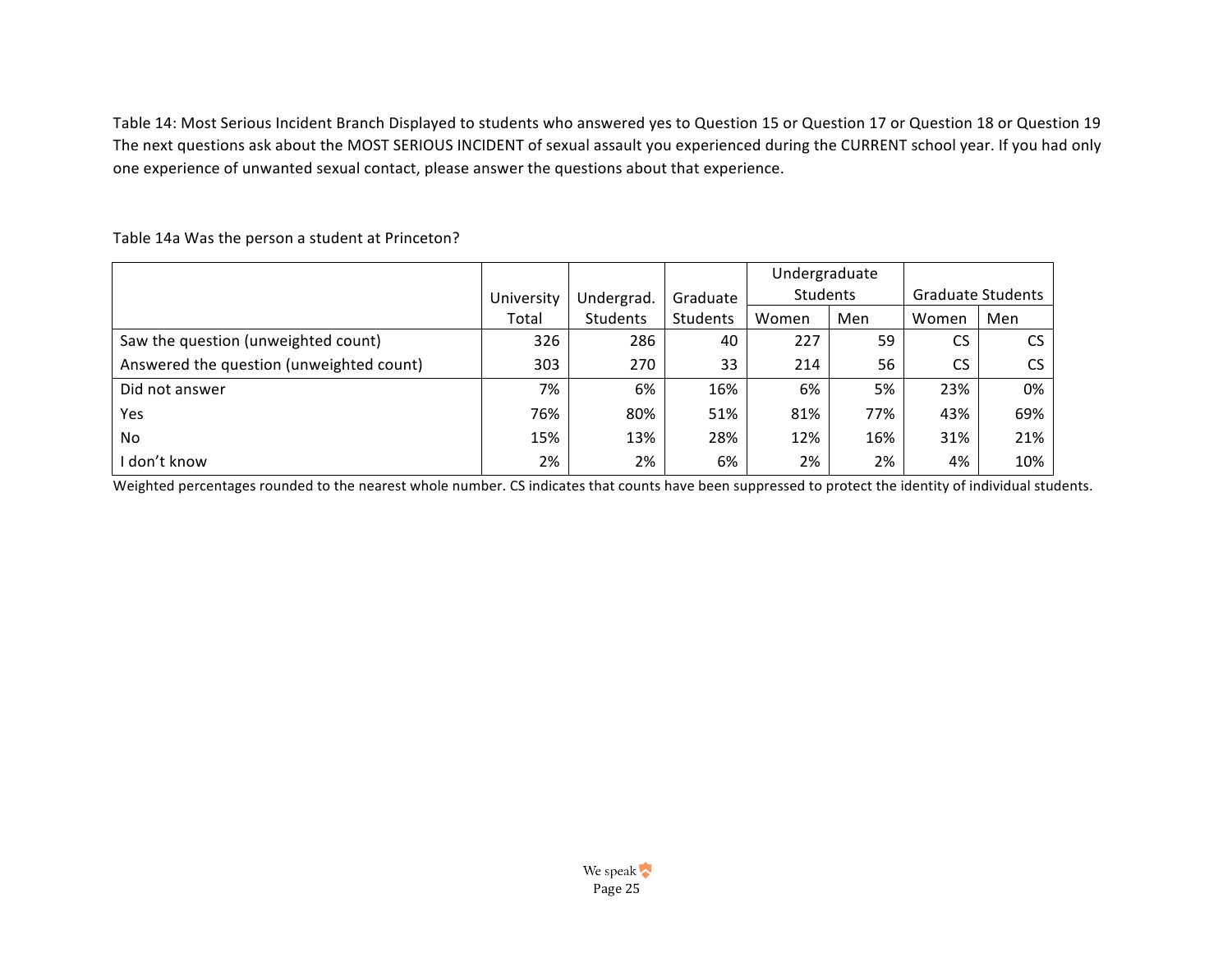Table 14: Most Serious Incident Branch Displayed to students who answered yes to Question 15 or Question 17 or Question 18 or Question 19
The next questions ask about the MOST SERIOUS INCIDENT of sexual assault you experienced during the CURRENT school year. If you had only one experience of unwanted sexual contact, please answer the questions about that experience.

Table 14a Was the person a student at Princeton?

| | University Total | Undergrad. Students | Graduate Students | Undergraduate Students | | Graduate Students | |
|---|---|---|---|---|---|---|---|
| | | | | Women | Men | Women | Men |
| Saw the question (unweighted count) | 326 | 286 | 40 | 227 | 59 | CS | CS |
| Answered the question (unweighted count) | 303 | 270 | 33 | 214 | 56 | CS | CS |
| Did not answer | 7% | 6% | 16% | 6% | 5% | 23% | 0% |
| Yes | 76% | 80% | 51% | 81% | 77% | 43% | 69% |
| No | 15% | 13% | 28% | 12% | 16% | 31% | 21% |
| I don't know | 2% | 2% | 6% | 2% | 2% | 4% | 10% |

Weighted percentages rounded to the nearest whole number. CS indicates that counts have been suppressed to protect the identity of individual students.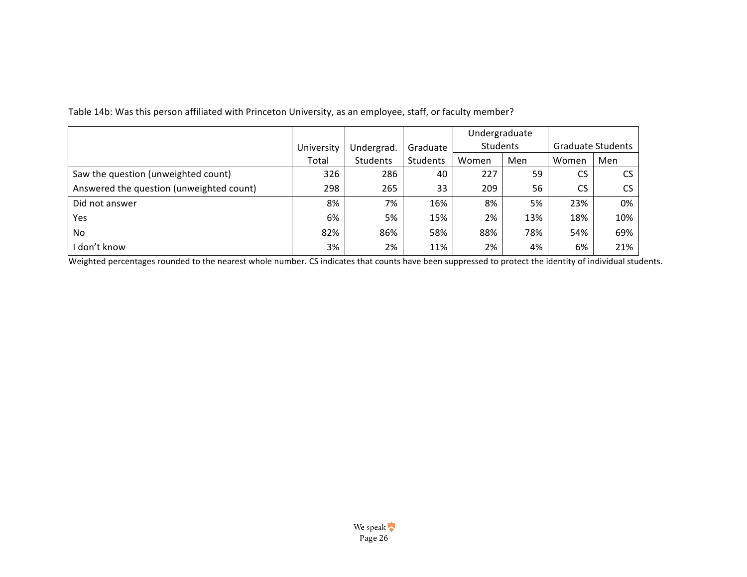Table 14b: Was this person affiliated with Princeton University, as an employee, staff, or faculty member?

| | University Total | Undergrad. Students | Graduate Students | Undergraduate Students | | Graduate Students | |
|---|---|---|---|---|---|---|---|
| | | | | Women | Men | Women | Men |
| Saw the question (unweighted count) | 326 | 286 | 40 | 227 | 59 | CS | CS |
| Answered the question (unweighted count) | 298 | 265 | 33 | 209 | 56 | CS | CS |
| Did not answer | 8% | 7% | 16% | 8% | 5% | 23% | 0% |
| Yes | 6% | 5% | 15% | 2% | 13% | 18% | 10% |
| No | 82% | 86% | 58% | 88% | 78% | 54% | 69% |
| I don't know | 3% | 2% | 11% | 2% | 4% | 6% | 21% |

Weighted percentages rounded to the nearest whole number. CS indicates that counts have been suppressed to protect the identity of individual students.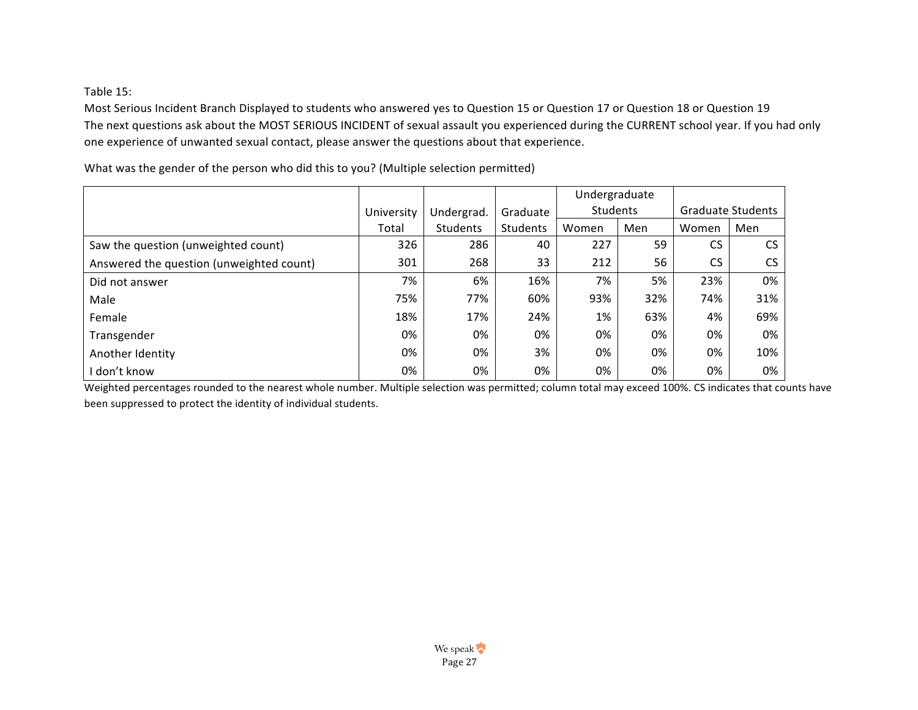Table 15:

Most Serious Incident Branch Displayed to students who answered yes to Question 15 or Question 17 or Question 18 or Question 19

The next questions ask about the MOST SERIOUS INCIDENT of sexual assault you experienced during the CURRENT school year. If you had only one experience of unwanted sexual contact, please answer the questions about that experience.

What was the gender of the person who did this to you? (Multiple selection permitted)

| | University Total | Undergrad. Students | Graduate Students | Undergraduate Students | | Graduate Students | |
|---|---|---|---|---|---|---|---|
| | | | | Women | Men | Women | Men |
| Saw the question (unweighted count) | 326 | 286 | 40 | 227 | 59 | CS | CS |
| Answered the question (unweighted count) | 301 | 268 | 33 | 212 | 56 | CS | CS |
| Did not answer | 7% | 6% | 16% | 7% | 5% | 23% | 0% |
| Male | 75% | 77% | 60% | 93% | 32% | 74% | 31% |
| Female | 18% | 17% | 24% | 1% | 63% | 4% | 69% |
| Transgender | 0% | 0% | 0% | 0% | 0% | 0% | 0% |
| Another Identity | 0% | 0% | 3% | 0% | 0% | 0% | 10% |
| I don't know | 0% | 0% | 0% | 0% | 0% | 0% | 0% |

Weighted percentages rounded to the nearest whole number. Multiple selection was permitted; column total may exceed 100%. CS indicates that counts have been suppressed to protect the identity of individual students.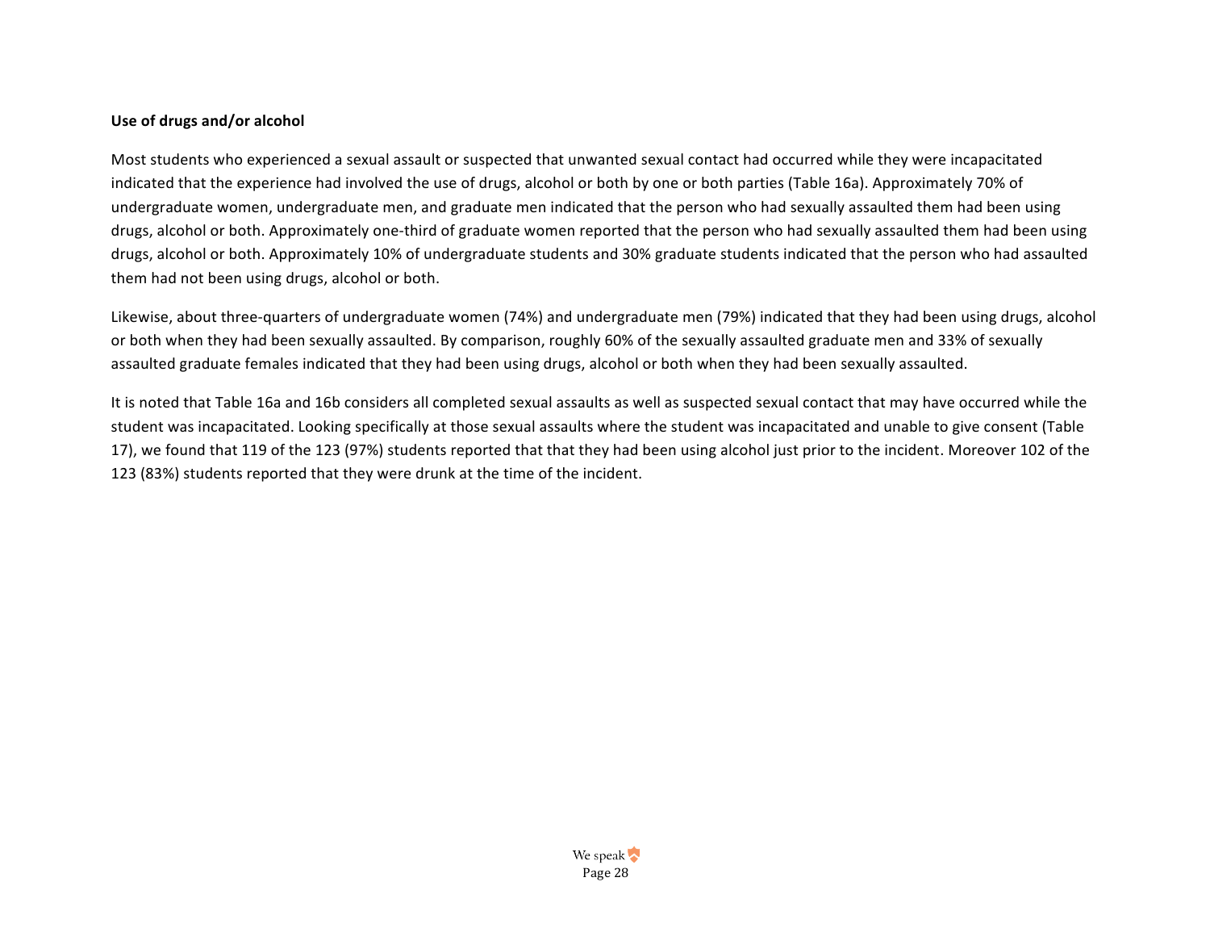**Use of drugs and/or alcohol**

Most students who experienced a sexual assault or suspected that unwanted sexual contact had occurred while they were incapacitated indicated that the experience had involved the use of drugs, alcohol or both by one or both parties (Table 16a). Approximately 70% of undergraduate women, undergraduate men, and graduate men indicated that the person who had sexually assaulted them had been using drugs, alcohol or both. Approximately one-third of graduate women reported that the person who had sexually assaulted them had been using drugs, alcohol or both. Approximately 10% of undergraduate students and 30% graduate students indicated that the person who had assaulted them had not been using drugs, alcohol or both.

Likewise, about three-quarters of undergraduate women (74%) and undergraduate men (79%) indicated that they had been using drugs, alcohol or both when they had been sexually assaulted. By comparison, roughly 60% of the sexually assaulted graduate men and 33% of sexually assaulted graduate females indicated that they had been using drugs, alcohol or both when they had been sexually assaulted.

It is noted that Table 16a and 16b considers all completed sexual assaults as well as suspected sexual contact that may have occurred while the student was incapacitated. Looking specifically at those sexual assaults where the student was incapacitated and unable to give consent (Table 17), we found that 119 of the 123 (97%) students reported that that they had been using alcohol just prior to the incident. Moreover 102 of the 123 (83%) students reported that they were drunk at the time of the incident.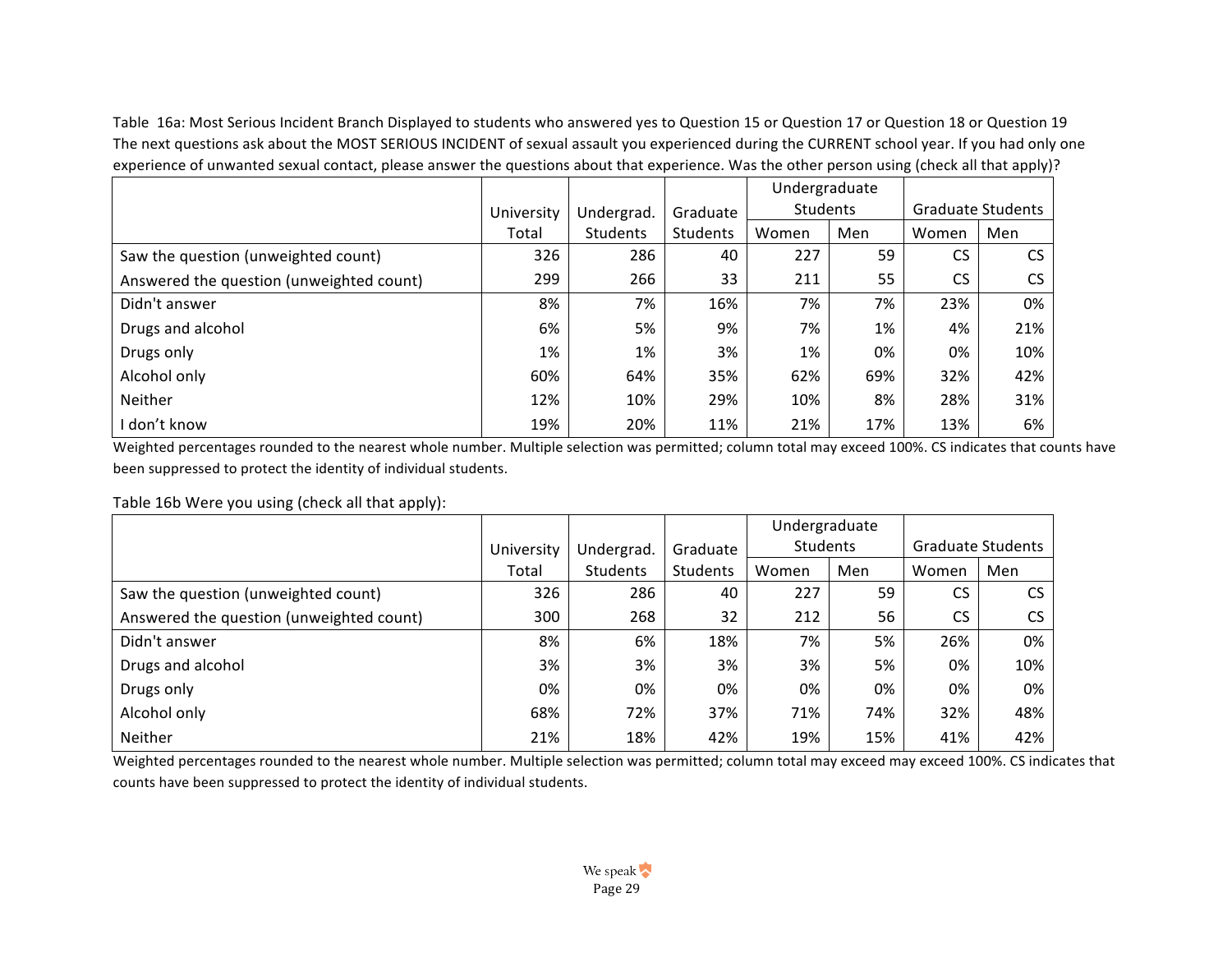Table 16a: Most Serious Incident Branch Displayed to students who answered yes to Question 15 or Question 17 or Question 18 or Question 19
The next questions ask about the MOST SERIOUS INCIDENT of sexual assault you experienced during the CURRENT school year. If you had only one experience of unwanted sexual contact, please answer the questions about that experience. Was the other person using (check all that apply)?

| | University Total | Undergrad. Students | Graduate Students | Undergraduate Students | | Graduate Students | |
|---|---|---|---|---|---|---|---|
| | | | | Women | Men | Women | Men |
| Saw the question (unweighted count) | 326 | 286 | 40 | 227 | 59 | CS | CS |
| Answered the question (unweighted count) | 299 | 266 | 33 | 211 | 55 | CS | CS |
| Didn't answer | 8% | 7% | 16% | 7% | 7% | 23% | 0% |
| Drugs and alcohol | 6% | 5% | 9% | 7% | 1% | 4% | 21% |
| Drugs only | 1% | 1% | 3% | 1% | 0% | 0% | 10% |
| Alcohol only | 60% | 64% | 35% | 62% | 69% | 32% | 42% |
| Neither | 12% | 10% | 29% | 10% | 8% | 28% | 31% |
| I don't know | 19% | 20% | 11% | 21% | 17% | 13% | 6% |

Weighted percentages rounded to the nearest whole number. Multiple selection was permitted; column total may exceed 100%. CS indicates that counts have been suppressed to protect the identity of individual students.

Table 16b Were you using (check all that apply):

| | University Total | Undergrad. Students | Graduate Students | Undergraduate Students | | Graduate Students | |
|---|---|---|---|---|---|---|---|
| | | | | Women | Men | Women | Men |
| Saw the question (unweighted count) | 326 | 286 | 40 | 227 | 59 | CS | CS |
| Answered the question (unweighted count) | 300 | 268 | 32 | 212 | 56 | CS | CS |
| Didn't answer | 8% | 6% | 18% | 7% | 5% | 26% | 0% |
| Drugs and alcohol | 3% | 3% | 3% | 3% | 5% | 0% | 10% |
| Drugs only | 0% | 0% | 0% | 0% | 0% | 0% | 0% |
| Alcohol only | 68% | 72% | 37% | 71% | 74% | 32% | 48% |
| Neither | 21% | 18% | 42% | 19% | 15% | 41% | 42% |

Weighted percentages rounded to the nearest whole number. Multiple selection was permitted; column total may exceed may exceed 100%. CS indicates that counts have been suppressed to protect the identity of individual students.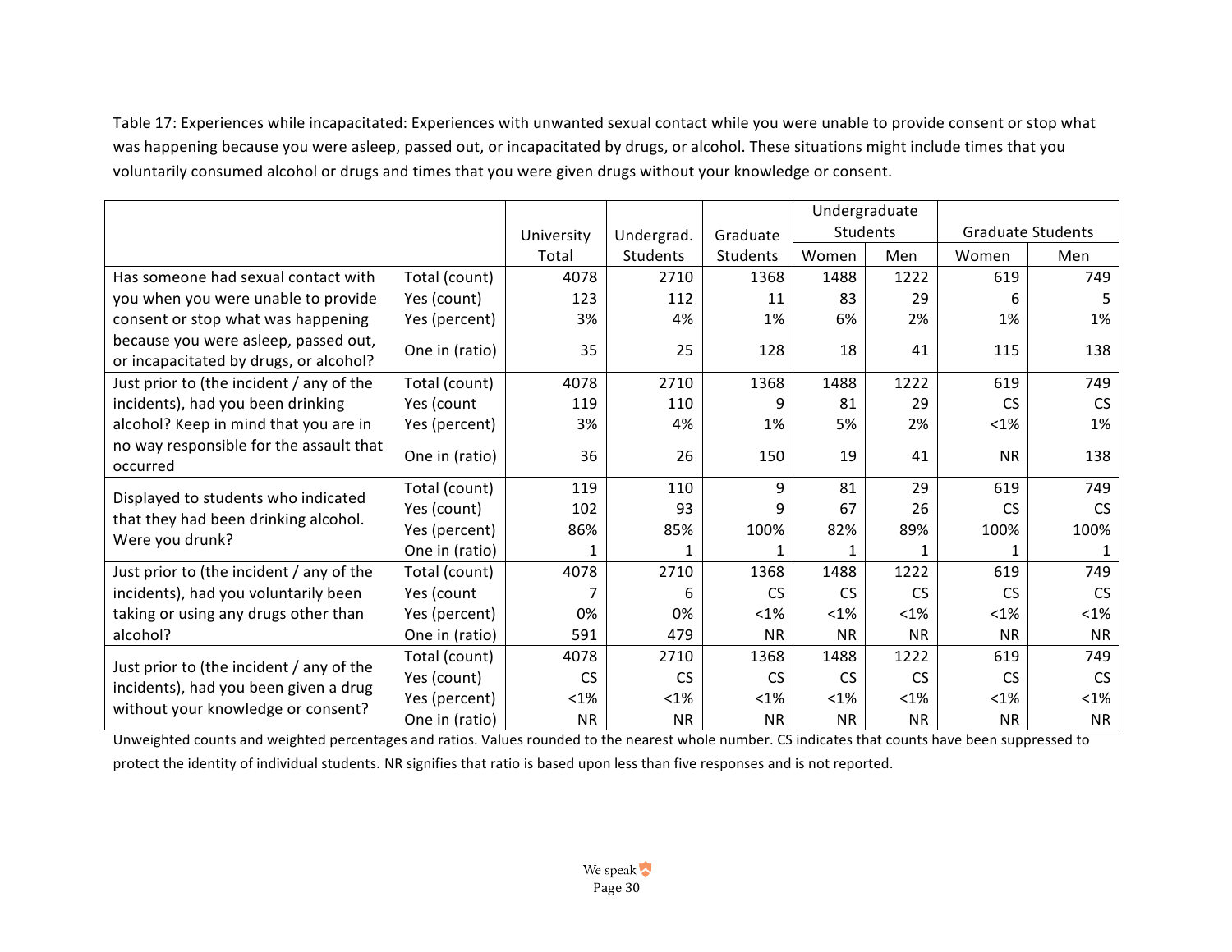Table 17: Experiences while incapacitated: Experiences with unwanted sexual contact while you were unable to provide consent or stop what was happening because you were asleep, passed out, or incapacitated by drugs, or alcohol. These situations might include times that you voluntarily consumed alcohol or drugs and times that you were given drugs without your knowledge or consent.

| | | University Total | Undergrad. Students | Graduate Students | Undergraduate Students | | Graduate Students | |
|---|---|---|---|---|---|---|---|---|
| | | | | | Women | Men | Women | Men |
| Has someone had sexual contact with you when you were unable to provide consent or stop what was happening because you were asleep, passed out, or incapacitated by drugs, or alcohol? | Total (count) | 4078 | 2710 | 1368 | 1488 | 1222 | 619 | 749 |
| | Yes (count) | 123 | 112 | 11 | 83 | 29 | 6 | 5 |
| | Yes (percent) | 3% | 4% | 1% | 6% | 2% | 1% | 1% |
| | One in (ratio) | 35 | 25 | 128 | 18 | 41 | 115 | 138 |
| Just prior to (the incident / any of the incidents), had you been drinking alcohol? Keep in mind that you are in no way responsible for the assault that occurred | Total (count) | 4078 | 2710 | 1368 | 1488 | 1222 | 619 | 749 |
| | Yes (count | 119 | 110 | 9 | 81 | 29 | CS | CS |
| | Yes (percent) | 3% | 4% | 1% | 5% | 2% | <1% | 1% |
| | One in (ratio) | 36 | 26 | 150 | 19 | 41 | NR | 138 |
| Displayed to students who indicated that they had been drinking alcohol. Were you drunk? | Total (count) | 119 | 110 | 9 | 81 | 29 | 619 | 749 |
| | Yes (count) | 102 | 93 | 9 | 67 | 26 | CS | CS |
| | Yes (percent) | 86% | 85% | 100% | 82% | 89% | 100% | 100% |
| | One in (ratio) | 1 | 1 | 1 | 1 | 1 | 1 | 1 |
| Just prior to (the incident / any of the incidents), had you voluntarily been taking or using any drugs other than alcohol? | Total (count) | 4078 | 2710 | 1368 | 1488 | 1222 | 619 | 749 |
| | Yes (count | 7 | 6 | CS | CS | CS | CS | CS |
| | Yes (percent) | 0% | 0% | <1% | <1% | <1% | <1% | <1% |
| | One in (ratio) | 591 | 479 | NR | NR | NR | NR | NR |
| Just prior to (the incident / any of the incidents), had you been given a drug without your knowledge or consent? | Total (count) | 4078 | 2710 | 1368 | 1488 | 1222 | 619 | 749 |
| | Yes (count) | CS | CS | CS | CS | CS | CS | CS |
| | Yes (percent) | <1% | <1% | <1% | <1% | <1% | <1% | <1% |
| | One in (ratio) | NR | NR | NR | NR | NR | NR | NR |

Unweighted counts and weighted percentages and ratios. Values rounded to the nearest whole number. CS indicates that counts have been suppressed to protect the identity of individual students. NR signifies that ratio is based upon less than five responses and is not reported.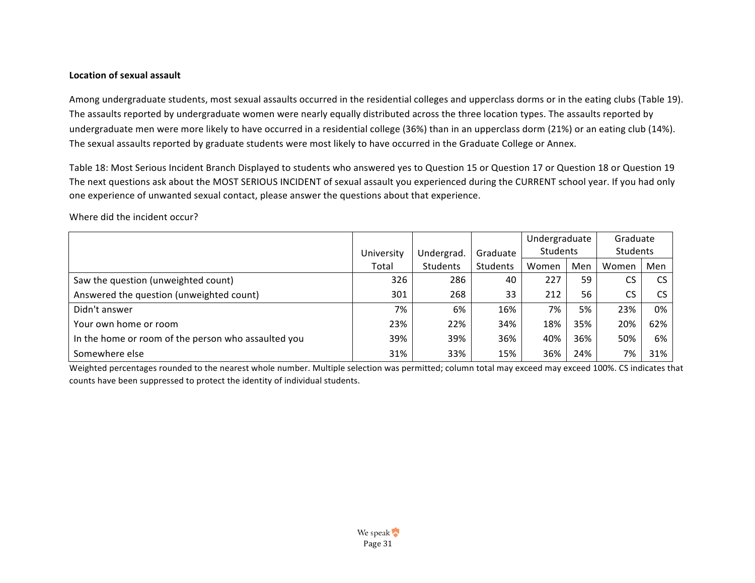**Location of sexual assault**

Among undergraduate students, most sexual assaults occurred in the residential colleges and upperclass dorms or in the eating clubs (Table 19). The assaults reported by undergraduate women were nearly equally distributed across the three location types. The assaults reported by undergraduate men were more likely to have occurred in a residential college (36%) than in an upperclass dorm (21%) or an eating club (14%). The sexual assaults reported by graduate students were most likely to have occurred in the Graduate College or Annex.

Table 18: Most Serious Incident Branch Displayed to students who answered yes to Question 15 or Question 17 or Question 18 or Question 19
The next questions ask about the MOST SERIOUS INCIDENT of sexual assault you experienced during the CURRENT school year. If you had only one experience of unwanted sexual contact, please answer the questions about that experience.

Where did the incident occur?

| | University Total | Undergrad. Students | Graduate Students | Undergraduate Students | | Graduate Students | |
|---|---|---|---|---|---|---|---|
| | | | | Women | Men | Women | Men |
| Saw the question (unweighted count) | 326 | 286 | 40 | 227 | 59 | CS | CS |
| Answered the question (unweighted count) | 301 | 268 | 33 | 212 | 56 | CS | CS |
| Didn't answer | 7% | 6% | 16% | 7% | 5% | 23% | 0% |
| Your own home or room | 23% | 22% | 34% | 18% | 35% | 20% | 62% |
| In the home or room of the person who assaulted you | 39% | 39% | 36% | 40% | 36% | 50% | 6% |
| Somewhere else | 31% | 33% | 15% | 36% | 24% | 7% | 31% |

Weighted percentages rounded to the nearest whole number. Multiple selection was permitted; column total may exceed may exceed 100%. CS indicates that counts have been suppressed to protect the identity of individual students.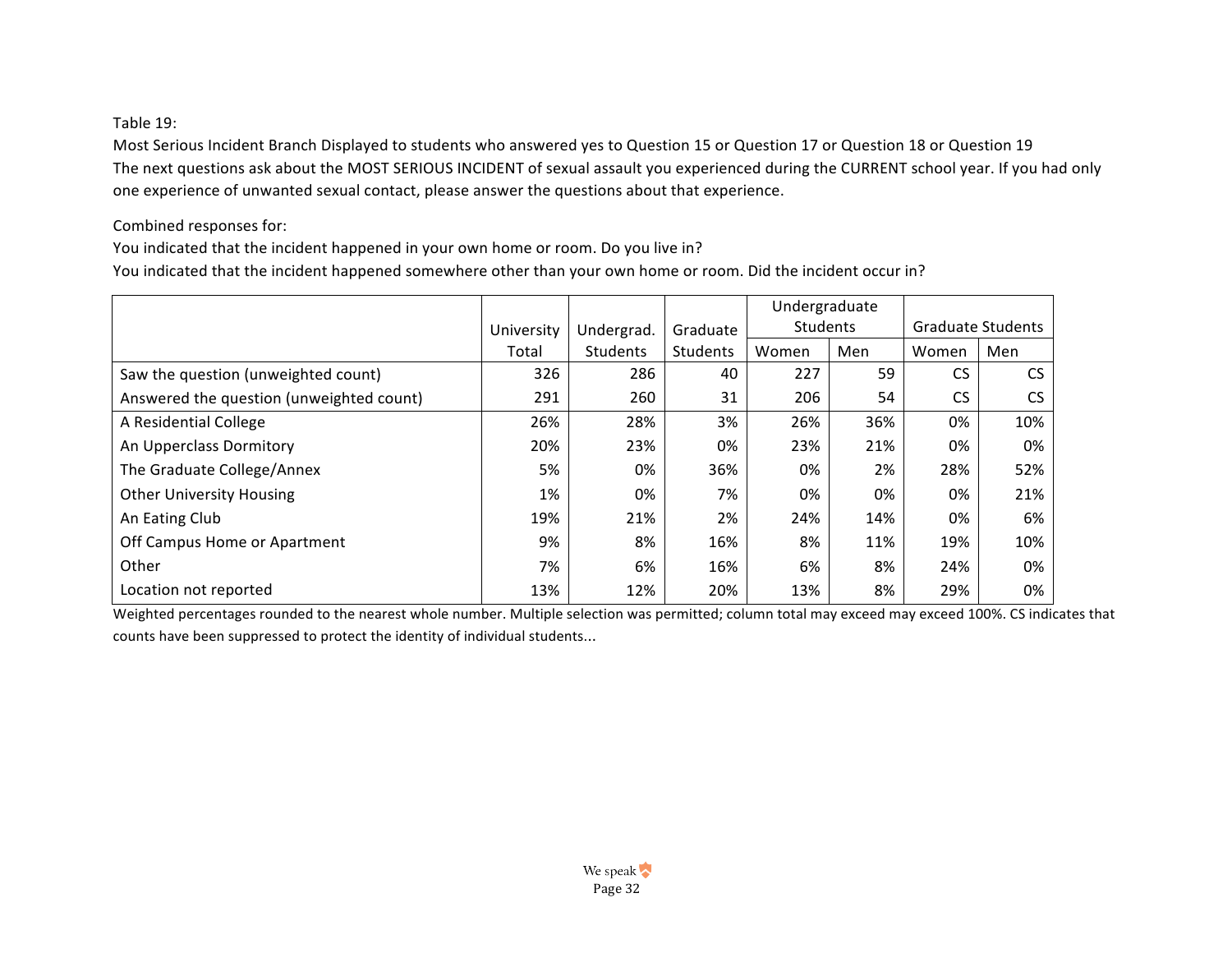Table 19:

Most Serious Incident Branch Displayed to students who answered yes to Question 15 or Question 17 or Question 18 or Question 19

The next questions ask about the MOST SERIOUS INCIDENT of sexual assault you experienced during the CURRENT school year. If you had only one experience of unwanted sexual contact, please answer the questions about that experience.

Combined responses for:

You indicated that the incident happened in your own home or room. Do you live in?

You indicated that the incident happened somewhere other than your own home or room. Did the incident occur in?

| | University Total | Undergrad. Students | Graduate Students | Undergraduate Students | | Graduate Students | |
|---|---|---|---|---|---|---|---|
| | | | | Women | Men | Women | Men |
| Saw the question (unweighted count) | 326 | 286 | 40 | 227 | 59 | CS | CS |
| Answered the question (unweighted count) | 291 | 260 | 31 | 206 | 54 | CS | CS |
| A Residential College | 26% | 28% | 3% | 26% | 36% | 0% | 10% |
| An Upperclass Dormitory | 20% | 23% | 0% | 23% | 21% | 0% | 0% |
| The Graduate College/Annex | 5% | 0% | 36% | 0% | 2% | 28% | 52% |
| Other University Housing | 1% | 0% | 7% | 0% | 0% | 0% | 21% |
| An Eating Club | 19% | 21% | 2% | 24% | 14% | 0% | 6% |
| Off Campus Home or Apartment | 9% | 8% | 16% | 8% | 11% | 19% | 10% |
| Other | 7% | 6% | 16% | 6% | 8% | 24% | 0% |
| Location not reported | 13% | 12% | 20% | 13% | 8% | 29% | 0% |

Weighted percentages rounded to the nearest whole number. Multiple selection was permitted; column total may exceed may exceed 100%. CS indicates that counts have been suppressed to protect the identity of individual students...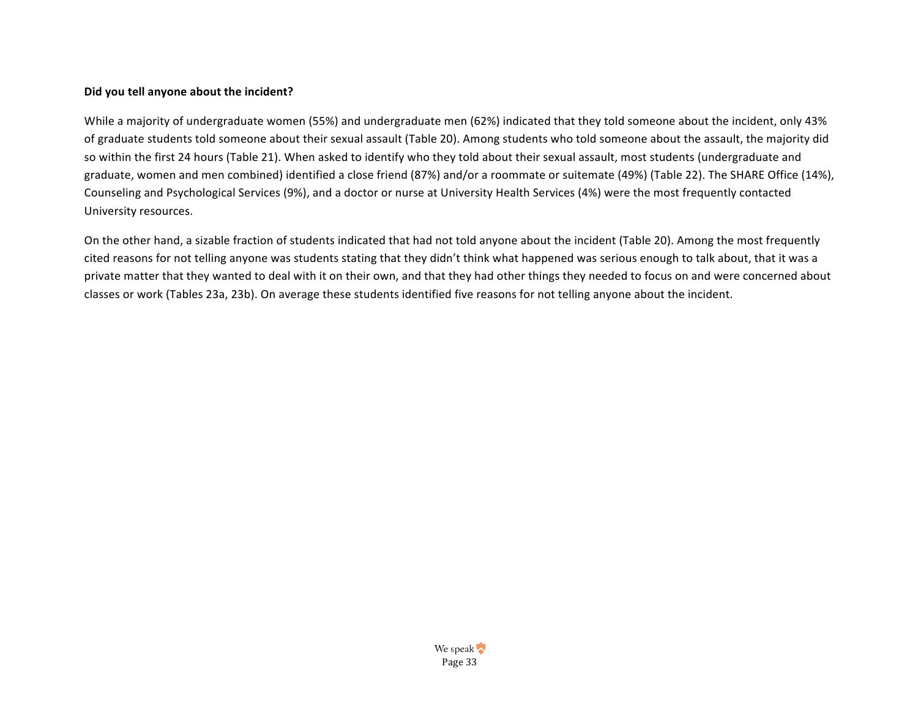**Did you tell anyone about the incident?**

While a majority of undergraduate women (55%) and undergraduate men (62%) indicated that they told someone about the incident, only 43% of graduate students told someone about their sexual assault (Table 20). Among students who told someone about the assault, the majority did so within the first 24 hours (Table 21). When asked to identify who they told about their sexual assault, most students (undergraduate and graduate, women and men combined) identified a close friend (87%) and/or a roommate or suitemate (49%) (Table 22). The SHARE Office (14%), Counseling and Psychological Services (9%), and a doctor or nurse at University Health Services (4%) were the most frequently contacted University resources.

On the other hand, a sizable fraction of students indicated that had not told anyone about the incident (Table 20). Among the most frequently cited reasons for not telling anyone was students stating that they didn't think what happened was serious enough to talk about, that it was a private matter that they wanted to deal with it on their own, and that they had other things they needed to focus on and were concerned about classes or work (Tables 23a, 23b). On average these students identified five reasons for not telling anyone about the incident.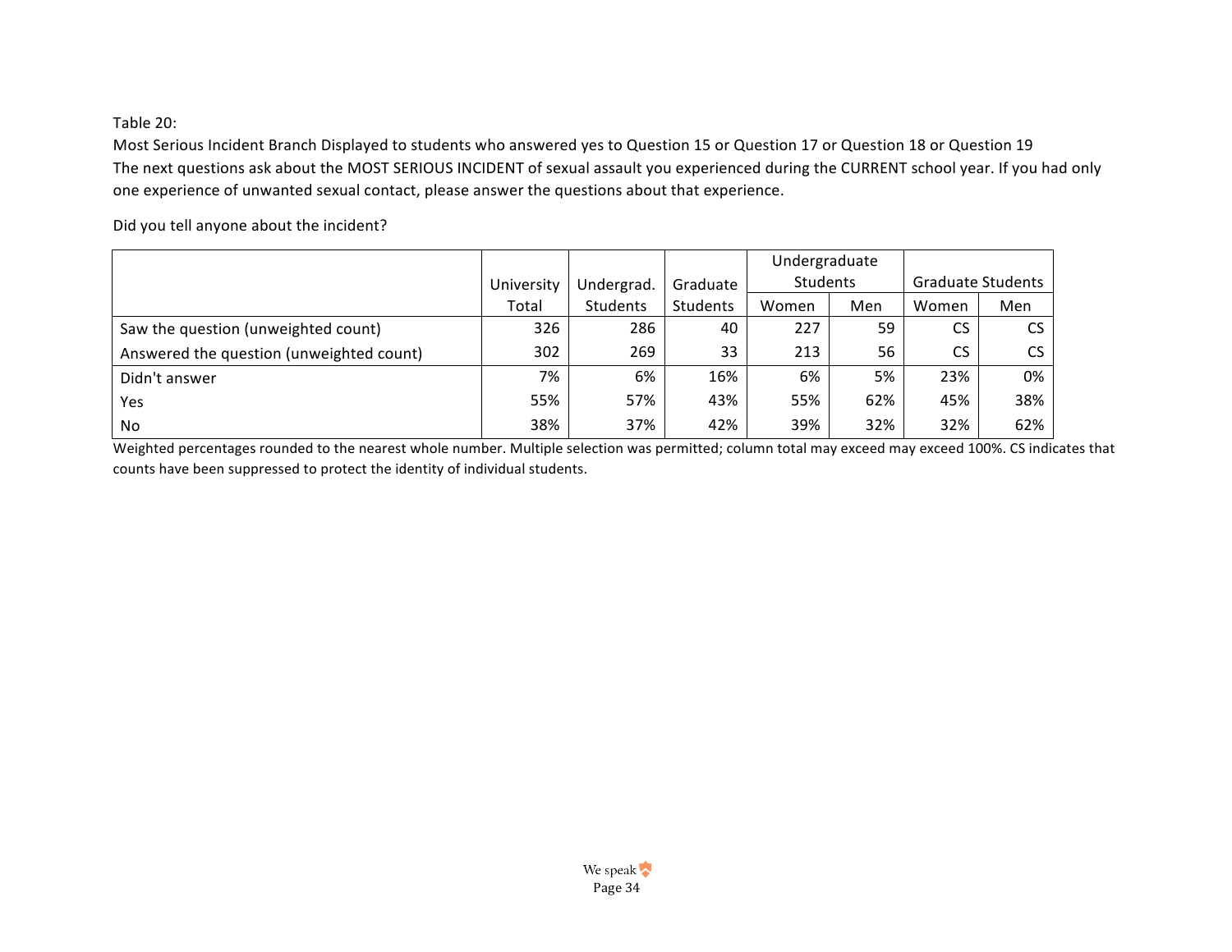Table 20:

Most Serious Incident Branch Displayed to students who answered yes to Question 15 or Question 17 or Question 18 or Question 19

The next questions ask about the MOST SERIOUS INCIDENT of sexual assault you experienced during the CURRENT school year. If you had only one experience of unwanted sexual contact, please answer the questions about that experience.

Did you tell anyone about the incident?

| | University Total | Undergrad. Students | Graduate Students | Undergraduate Students | | Graduate Students | |
|---|---|---|---|---|---|---|---|
| | | | | Women | Men | Women | Men |
| Saw the question (unweighted count) | 326 | 286 | 40 | 227 | 59 | CS | CS |
| Answered the question (unweighted count) | 302 | 269 | 33 | 213 | 56 | CS | CS |
| Didn't answer | 7% | 6% | 16% | 6% | 5% | 23% | 0% |
| Yes | 55% | 57% | 43% | 55% | 62% | 45% | 38% |
| No | 38% | 37% | 42% | 39% | 32% | 32% | 62% |

Weighted percentages rounded to the nearest whole number. Multiple selection was permitted; column total may exceed may exceed 100%. CS indicates that counts have been suppressed to protect the identity of individual students.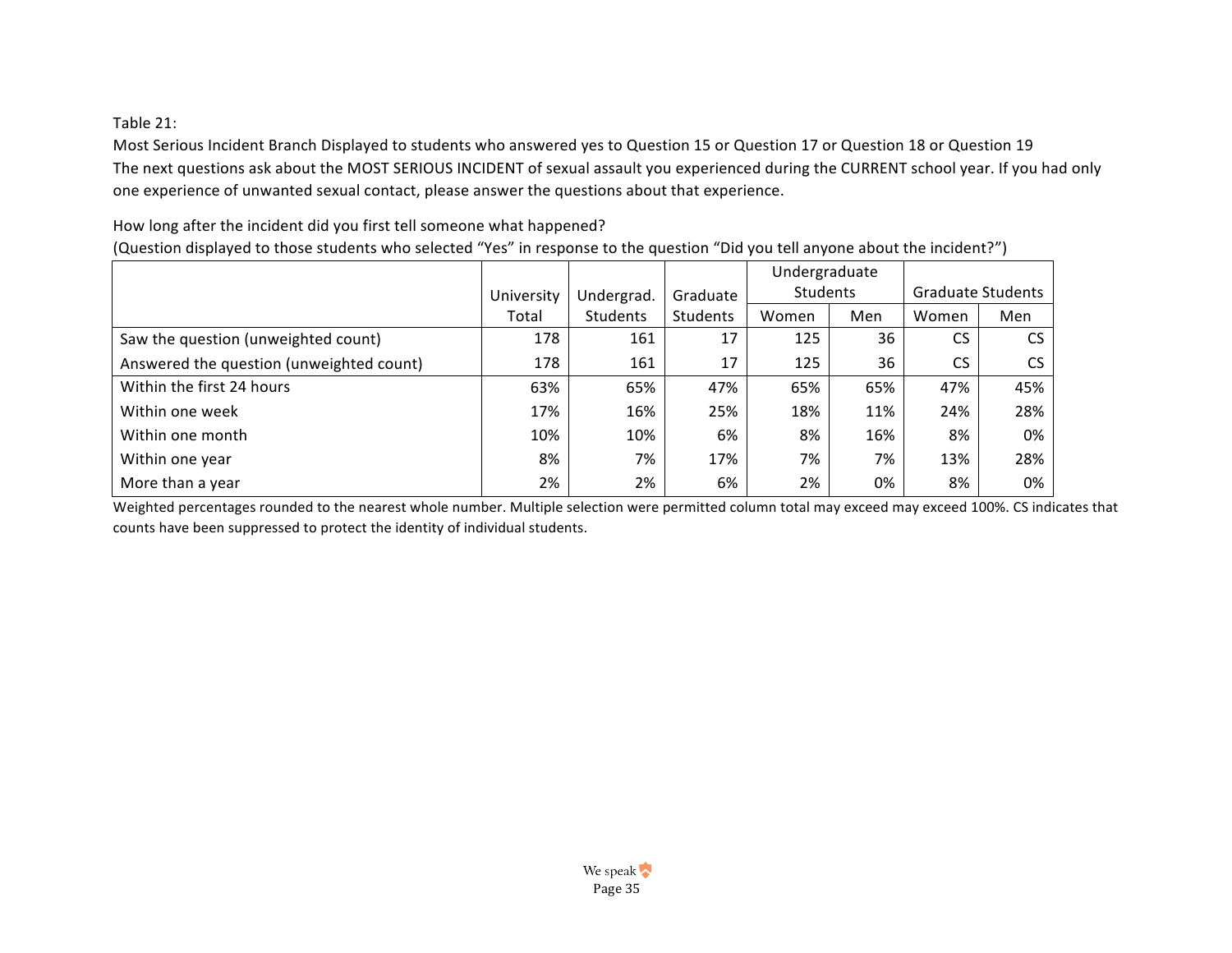Table 21:

Most Serious Incident Branch Displayed to students who answered yes to Question 15 or Question 17 or Question 18 or Question 19

The next questions ask about the MOST SERIOUS INCIDENT of sexual assault you experienced during the CURRENT school year. If you had only one experience of unwanted sexual contact, please answer the questions about that experience.

How long after the incident did you first tell someone what happened?

(Question displayed to those students who selected "Yes" in response to the question "Did you tell anyone about the incident?")

| | University Total | Undergrad. Students | Graduate Students | Undergraduate Students | | Graduate Students | |
|---|---|---|---|---|---|---|---|
| | | | | Women | Men | Women | Men |
| Saw the question (unweighted count) | 178 | 161 | 17 | 125 | 36 | CS | CS |
| Answered the question (unweighted count) | 178 | 161 | 17 | 125 | 36 | CS | CS |
| Within the first 24 hours | 63% | 65% | 47% | 65% | 65% | 47% | 45% |
| Within one week | 17% | 16% | 25% | 18% | 11% | 24% | 28% |
| Within one month | 10% | 10% | 6% | 8% | 16% | 8% | 0% |
| Within one year | 8% | 7% | 17% | 7% | 7% | 13% | 28% |
| More than a year | 2% | 2% | 6% | 2% | 0% | 8% | 0% |

Weighted percentages rounded to the nearest whole number. Multiple selection were permitted column total may exceed may exceed 100%. CS indicates that counts have been suppressed to protect the identity of individual students.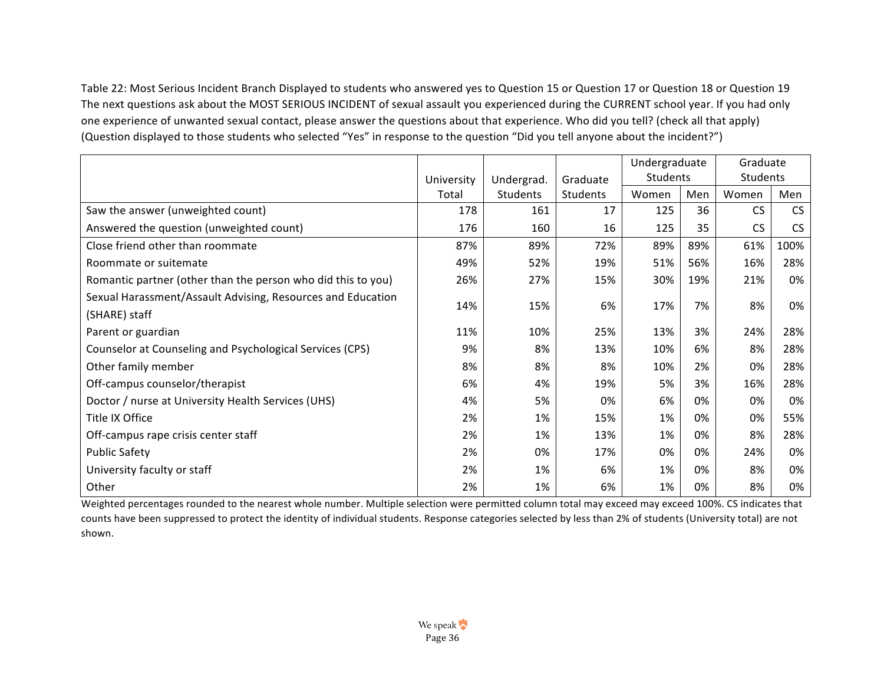Table 22: Most Serious Incident Branch Displayed to students who answered yes to Question 15 or Question 17 or Question 18 or Question 19
The next questions ask about the MOST SERIOUS INCIDENT of sexual assault you experienced during the CURRENT school year. If you had only one experience of unwanted sexual contact, please answer the questions about that experience. Who did you tell? (check all that apply)
(Question displayed to those students who selected "Yes" in response to the question "Did you tell anyone about the incident?")

| | University Total | Undergrad. Students | Graduate Students | Undergraduate Students | | Graduate Students | |
|---|---|---|---|---|---|---|---|
| | | | | Women | Men | Women | Men |
| Saw the answer (unweighted count) | 178 | 161 | 17 | 125 | 36 | CS | CS |
| Answered the question (unweighted count) | 176 | 160 | 16 | 125 | 35 | CS | CS |
| Close friend other than roommate | 87% | 89% | 72% | 89% | 89% | 61% | 100% |
| Roommate or suitemate | 49% | 52% | 19% | 51% | 56% | 16% | 28% |
| Romantic partner (other than the person who did this to you) | 26% | 27% | 15% | 30% | 19% | 21% | 0% |
| Sexual Harassment/Assault Advising, Resources and Education (SHARE) staff | 14% | 15% | 6% | 17% | 7% | 8% | 0% |
| Parent or guardian | 11% | 10% | 25% | 13% | 3% | 24% | 28% |
| Counselor at Counseling and Psychological Services (CPS) | 9% | 8% | 13% | 10% | 6% | 8% | 28% |
| Other family member | 8% | 8% | 8% | 10% | 2% | 0% | 28% |
| Off-campus counselor/therapist | 6% | 4% | 19% | 5% | 3% | 16% | 28% |
| Doctor / nurse at University Health Services (UHS) | 4% | 5% | 0% | 6% | 0% | 0% | 0% |
| Title IX Office | 2% | 1% | 15% | 1% | 0% | 0% | 55% |
| Off-campus rape crisis center staff | 2% | 1% | 13% | 1% | 0% | 8% | 28% |
| Public Safety | 2% | 0% | 17% | 0% | 0% | 24% | 0% |
| University faculty or staff | 2% | 1% | 6% | 1% | 0% | 8% | 0% |
| Other | 2% | 1% | 6% | 1% | 0% | 8% | 0% |

Weighted percentages rounded to the nearest whole number. Multiple selection were permitted column total may exceed may exceed 100%. CS indicates that counts have been suppressed to protect the identity of individual students. Response categories selected by less than 2% of students (University total) are not shown.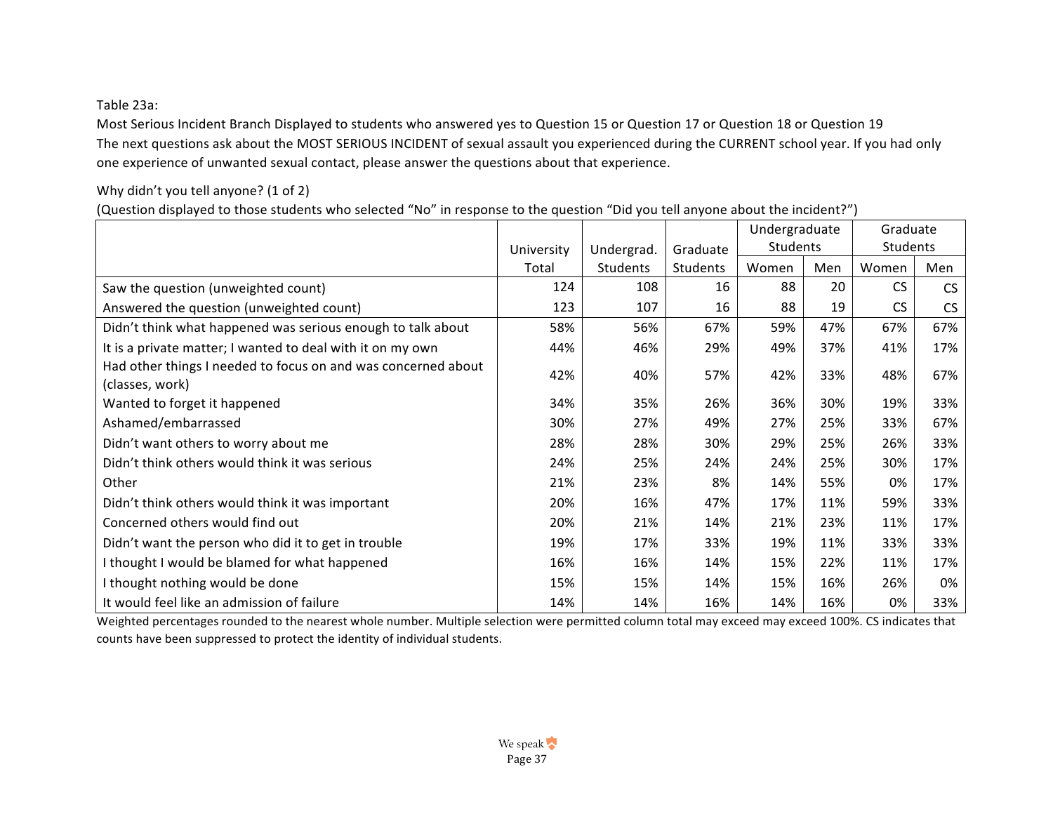Table 23a:

Most Serious Incident Branch Displayed to students who answered yes to Question 15 or Question 17 or Question 18 or Question 19

The next questions ask about the MOST SERIOUS INCIDENT of sexual assault you experienced during the CURRENT school year. If you had only one experience of unwanted sexual contact, please answer the questions about that experience.

Why didn't you tell anyone? (1 of 2)

(Question displayed to those students who selected "No" in response to the question "Did you tell anyone about the incident?")

| | University Total | Undergrad. Students | Graduate Students | Undergraduate Students | | Graduate Students | |
|---|---|---|---|---|---|---|---|
| | | | | Women | Men | Women | Men |
| Saw the question (unweighted count) | 124 | 108 | 16 | 88 | 20 | CS | CS |
| Answered the question (unweighted count) | 123 | 107 | 16 | 88 | 19 | CS | CS |
| Didn't think what happened was serious enough to talk about | 58% | 56% | 67% | 59% | 47% | 67% | 67% |
| It is a private matter; I wanted to deal with it on my own | 44% | 46% | 29% | 49% | 37% | 41% | 17% |
| Had other things I needed to focus on and was concerned about (classes, work) | 42% | 40% | 57% | 42% | 33% | 48% | 67% |
| Wanted to forget it happened | 34% | 35% | 26% | 36% | 30% | 19% | 33% |
| Ashamed/embarrassed | 30% | 27% | 49% | 27% | 25% | 33% | 67% |
| Didn't want others to worry about me | 28% | 28% | 30% | 29% | 25% | 26% | 33% |
| Didn't think others would think it was serious | 24% | 25% | 24% | 24% | 25% | 30% | 17% |
| Other | 21% | 23% | 8% | 14% | 55% | 0% | 17% |
| Didn't think others would think it was important | 20% | 16% | 47% | 17% | 11% | 59% | 33% |
| Concerned others would find out | 20% | 21% | 14% | 21% | 23% | 11% | 17% |
| Didn't want the person who did it to get in trouble | 19% | 17% | 33% | 19% | 11% | 33% | 33% |
| I thought I would be blamed for what happened | 16% | 16% | 14% | 15% | 22% | 11% | 17% |
| I thought nothing would be done | 15% | 15% | 14% | 15% | 16% | 26% | 0% |
| It would feel like an admission of failure | 14% | 14% | 16% | 14% | 16% | 0% | 33% |

Weighted percentages rounded to the nearest whole number. Multiple selection were permitted column total may exceed may exceed 100%. CS indicates that counts have been suppressed to protect the identity of individual students.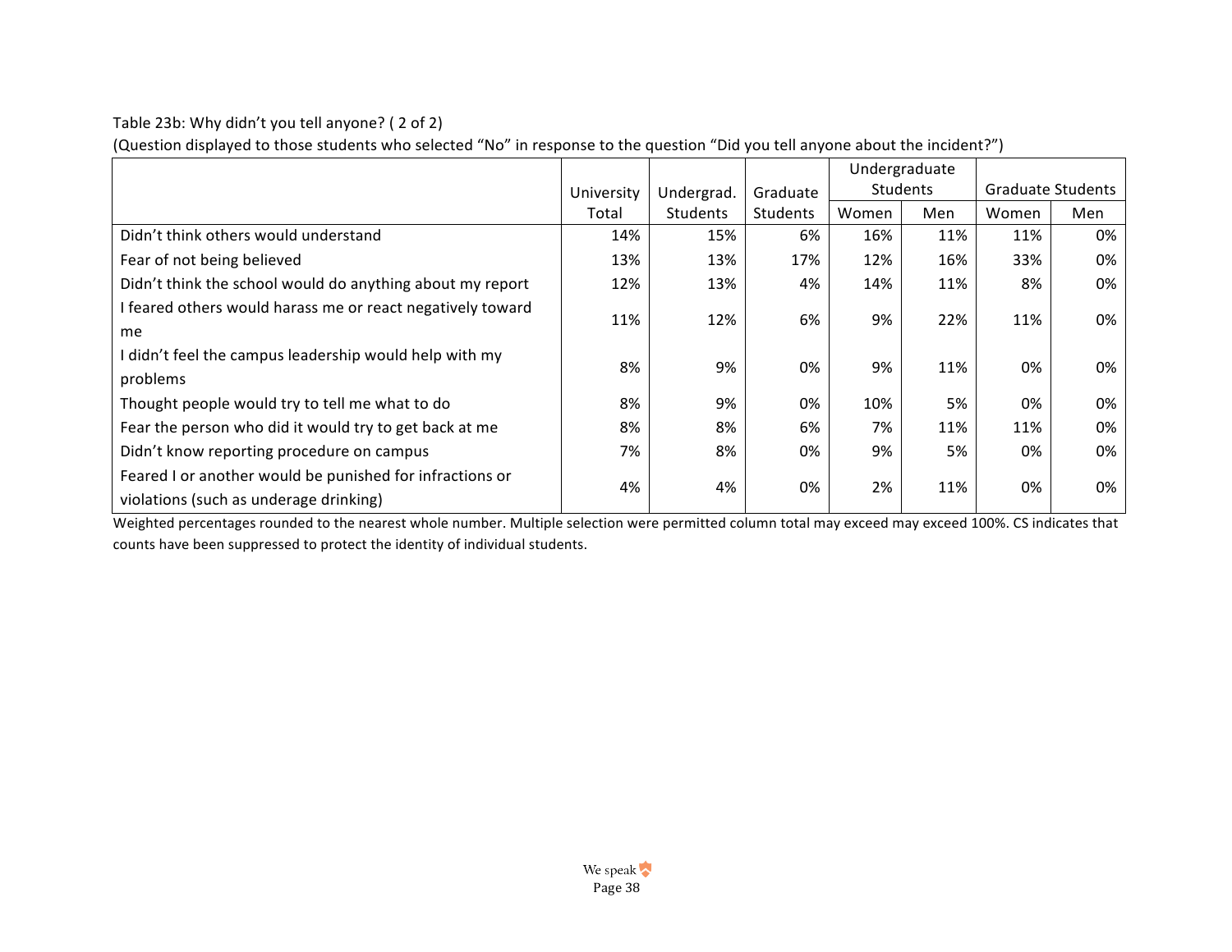Table 23b: Why didn't you tell anyone? ( 2 of 2)

(Question displayed to those students who selected "No" in response to the question "Did you tell anyone about the incident?")

| | University Total | Undergrad. Students | Graduate Students | Undergraduate Students | | Graduate Students | |
|---|---|---|---|---|---|---|---|
| | | | | Women | Men | Women | Men |
| Didn't think others would understand | 14% | 15% | 6% | 16% | 11% | 11% | 0% |
| Fear of not being believed | 13% | 13% | 17% | 12% | 16% | 33% | 0% |
| Didn't think the school would do anything about my report | 12% | 13% | 4% | 14% | 11% | 8% | 0% |
| I feared others would harass me or react negatively toward me | 11% | 12% | 6% | 9% | 22% | 11% | 0% |
| I didn't feel the campus leadership would help with my problems | 8% | 9% | 0% | 9% | 11% | 0% | 0% |
| Thought people would try to tell me what to do | 8% | 9% | 0% | 10% | 5% | 0% | 0% |
| Fear the person who did it would try to get back at me | 8% | 8% | 6% | 7% | 11% | 11% | 0% |
| Didn't know reporting procedure on campus | 7% | 8% | 0% | 9% | 5% | 0% | 0% |
| Feared I or another would be punished for infractions or violations (such as underage drinking) | 4% | 4% | 0% | 2% | 11% | 0% | 0% |

Weighted percentages rounded to the nearest whole number. Multiple selection were permitted column total may exceed may exceed 100%. CS indicates that counts have been suppressed to protect the identity of individual students.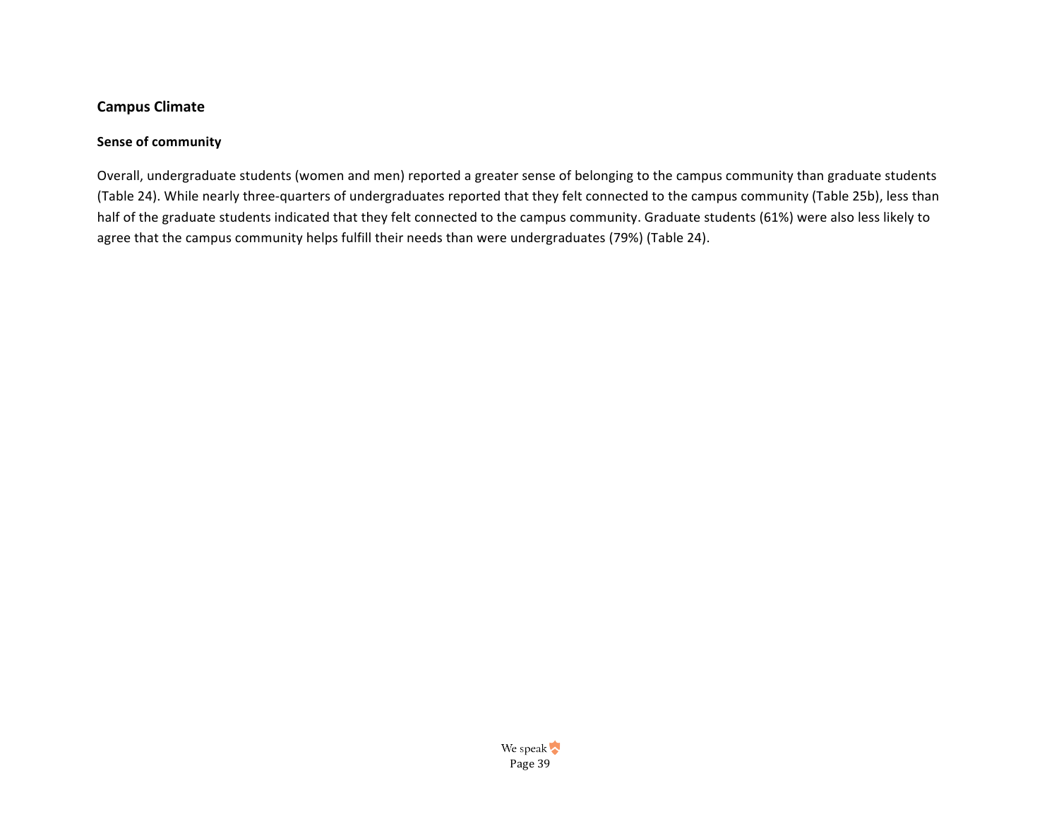## Campus Climate

### Sense of community

Overall, undergraduate students (women and men) reported a greater sense of belonging to the campus community than graduate students (Table 24). While nearly three-quarters of undergraduates reported that they felt connected to the campus community (Table 25b), less than half of the graduate students indicated that they felt connected to the campus community. Graduate students (61%) were also less likely to agree that the campus community helps fulfill their needs than were undergraduates (79%) (Table 24).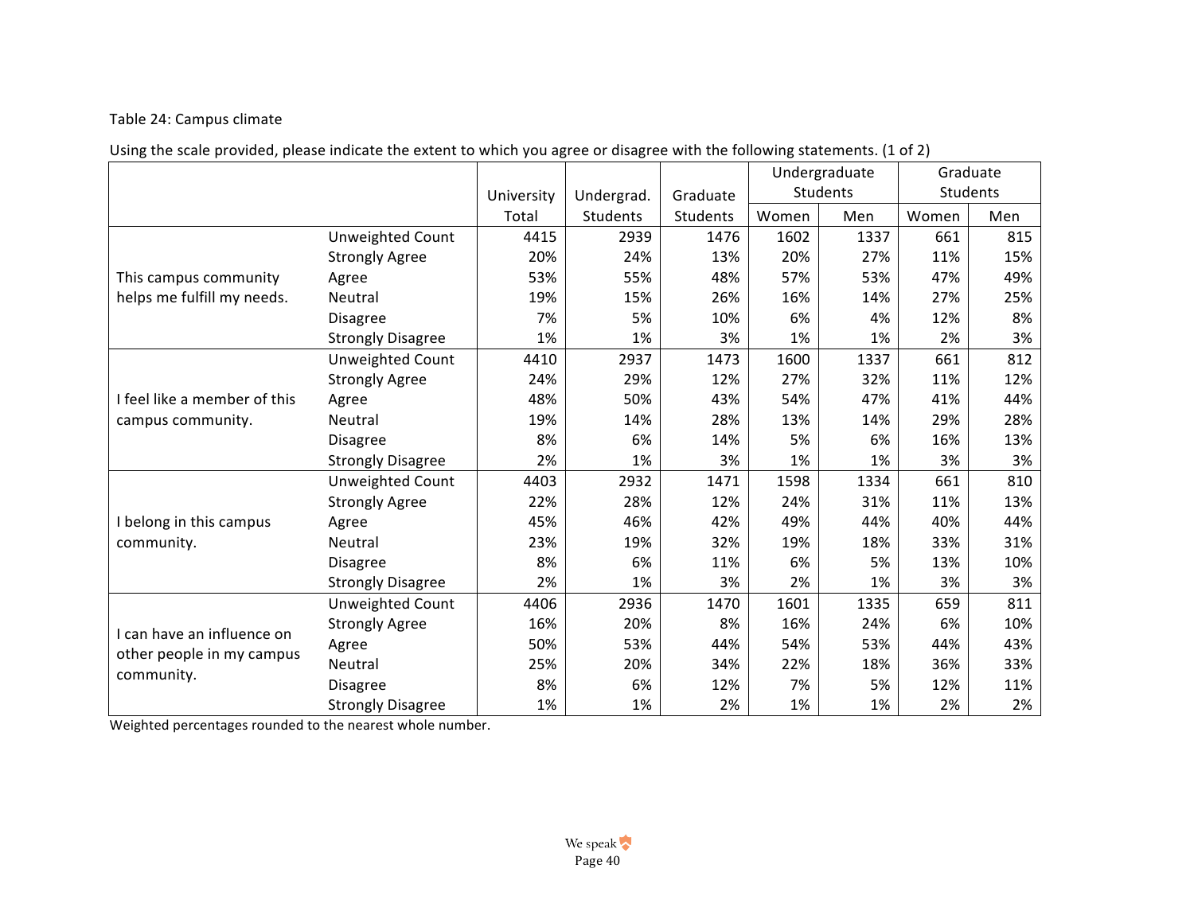Table 24: Campus climate

Using the scale provided, please indicate the extent to which you agree or disagree with the following statements. (1 of 2)

| | | University Total | Undergrad. Students | Graduate Students | Undergraduate Students | | Graduate Students | |
|---|---|---|---|---|---|---|---|---|
| | | | | | Women | Men | Women | Men |
| This campus community helps me fulfill my needs. | Unweighted Count | 4415 | 2939 | 1476 | 1602 | 1337 | 661 | 815 |
| | Strongly Agree | 20% | 24% | 13% | 20% | 27% | 11% | 15% |
| | Agree | 53% | 55% | 48% | 57% | 53% | 47% | 49% |
| | Neutral | 19% | 15% | 26% | 16% | 14% | 27% | 25% |
| | Disagree | 7% | 5% | 10% | 6% | 4% | 12% | 8% |
| | Strongly Disagree | 1% | 1% | 3% | 1% | 1% | 2% | 3% |
| I feel like a member of this campus community. | Unweighted Count | 4410 | 2937 | 1473 | 1600 | 1337 | 661 | 812 |
| | Strongly Agree | 24% | 29% | 12% | 27% | 32% | 11% | 12% |
| | Agree | 48% | 50% | 43% | 54% | 47% | 41% | 44% |
| | Neutral | 19% | 14% | 28% | 13% | 14% | 29% | 28% |
| | Disagree | 8% | 6% | 14% | 5% | 6% | 16% | 13% |
| | Strongly Disagree | 2% | 1% | 3% | 1% | 1% | 3% | 3% |
| I belong in this campus community. | Unweighted Count | 4403 | 2932 | 1471 | 1598 | 1334 | 661 | 810 |
| | Strongly Agree | 22% | 28% | 12% | 24% | 31% | 11% | 13% |
| | Agree | 45% | 46% | 42% | 49% | 44% | 40% | 44% |
| | Neutral | 23% | 19% | 32% | 19% | 18% | 33% | 31% |
| | Disagree | 8% | 6% | 11% | 6% | 5% | 13% | 10% |
| | Strongly Disagree | 2% | 1% | 3% | 2% | 1% | 3% | 3% |
| I can have an influence on other people in my campus community. | Unweighted Count | 4406 | 2936 | 1470 | 1601 | 1335 | 659 | 811 |
| | Strongly Agree | 16% | 20% | 8% | 16% | 24% | 6% | 10% |
| | Agree | 50% | 53% | 44% | 54% | 53% | 44% | 43% |
| | Neutral | 25% | 20% | 34% | 22% | 18% | 36% | 33% |
| | Disagree | 8% | 6% | 12% | 7% | 5% | 12% | 11% |
| | Strongly Disagree | 1% | 1% | 2% | 1% | 1% | 2% | 2% |

Weighted percentages rounded to the nearest whole number.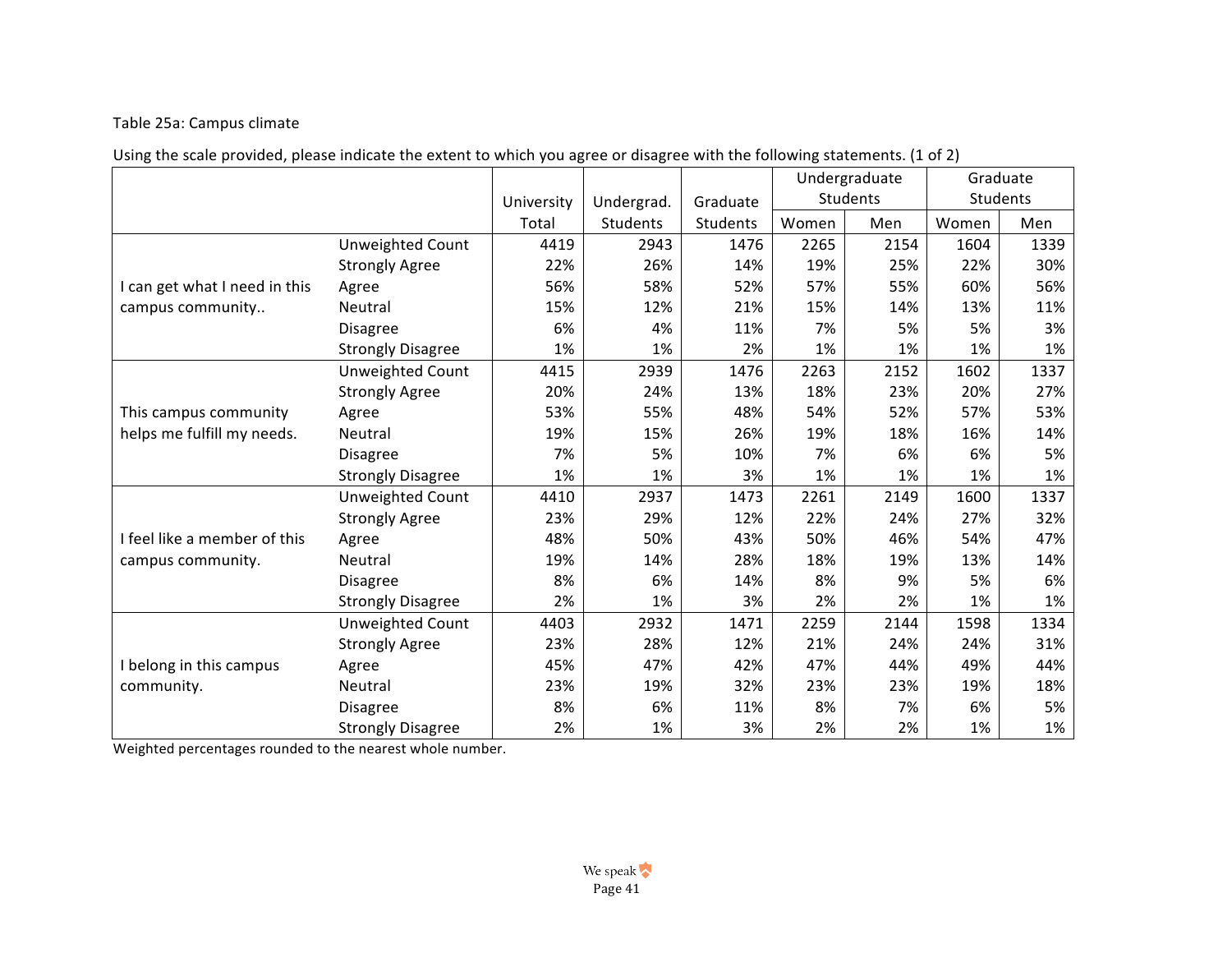Table 25a: Campus climate

Using the scale provided, please indicate the extent to which you agree or disagree with the following statements. (1 of 2)

| | | University Total | Undergrad. Students | Graduate Students | Undergraduate Students | | Graduate Students | |
|---|---|---|---|---|---|---|---|---|
| | | | | | Women | Men | Women | Men |
| I can get what I need in this campus community.. | Unweighted Count | 4419 | 2943 | 1476 | 2265 | 2154 | 1604 | 1339 |
| | Strongly Agree | 22% | 26% | 14% | 19% | 25% | 22% | 30% |
| | Agree | 56% | 58% | 52% | 57% | 55% | 60% | 56% |
| | Neutral | 15% | 12% | 21% | 15% | 14% | 13% | 11% |
| | Disagree | 6% | 4% | 11% | 7% | 5% | 5% | 3% |
| | Strongly Disagree | 1% | 1% | 2% | 1% | 1% | 1% | 1% |
| This campus community helps me fulfill my needs. | Unweighted Count | 4415 | 2939 | 1476 | 2263 | 2152 | 1602 | 1337 |
| | Strongly Agree | 20% | 24% | 13% | 18% | 23% | 20% | 27% |
| | Agree | 53% | 55% | 48% | 54% | 52% | 57% | 53% |
| | Neutral | 19% | 15% | 26% | 19% | 18% | 16% | 14% |
| | Disagree | 7% | 5% | 10% | 7% | 6% | 6% | 5% |
| | Strongly Disagree | 1% | 1% | 3% | 1% | 1% | 1% | 1% |
| I feel like a member of this campus community. | Unweighted Count | 4410 | 2937 | 1473 | 2261 | 2149 | 1600 | 1337 |
| | Strongly Agree | 23% | 29% | 12% | 22% | 24% | 27% | 32% |
| | Agree | 48% | 50% | 43% | 50% | 46% | 54% | 47% |
| | Neutral | 19% | 14% | 28% | 18% | 19% | 13% | 14% |
| | Disagree | 8% | 6% | 14% | 8% | 9% | 5% | 6% |
| | Strongly Disagree | 2% | 1% | 3% | 2% | 2% | 1% | 1% |
| I belong in this campus community. | Unweighted Count | 4403 | 2932 | 1471 | 2259 | 2144 | 1598 | 1334 |
| | Strongly Agree | 23% | 28% | 12% | 21% | 24% | 24% | 31% |
| | Agree | 45% | 47% | 42% | 47% | 44% | 49% | 44% |
| | Neutral | 23% | 19% | 32% | 23% | 23% | 19% | 18% |
| | Disagree | 8% | 6% | 11% | 8% | 7% | 6% | 5% |
| | Strongly Disagree | 2% | 1% | 3% | 2% | 2% | 1% | 1% |

Weighted percentages rounded to the nearest whole number.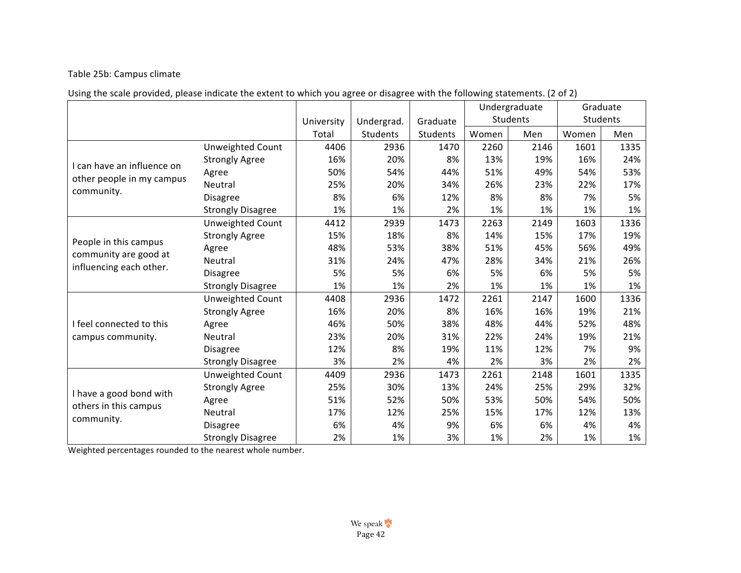Table 25b: Campus climate

Using the scale provided, please indicate the extent to which you agree or disagree with the following statements. (2 of 2)

| | | University | Undergrad. | Graduate | Undergraduate Students | | Graduate Students | |
|---|---|---|---|---|---|---|---|---|
| | | Total | Students | Students | Women | Men | Women | Men |
| I can have an influence on other people in my campus community. | Unweighted Count | 4406 | 2936 | 1470 | 2260 | 2146 | 1601 | 1335 |
| | Strongly Agree | 16% | 20% | 8% | 13% | 19% | 16% | 24% |
| | Agree | 50% | 54% | 44% | 51% | 49% | 54% | 53% |
| | Neutral | 25% | 20% | 34% | 26% | 23% | 22% | 17% |
| | Disagree | 8% | 6% | 12% | 8% | 8% | 7% | 5% |
| | Strongly Disagree | 1% | 1% | 2% | 1% | 1% | 1% | 1% |
| People in this campus community are good at influencing each other. | Unweighted Count | 4412 | 2939 | 1473 | 2263 | 2149 | 1603 | 1336 |
| | Strongly Agree | 15% | 18% | 8% | 14% | 15% | 17% | 19% |
| | Agree | 48% | 53% | 38% | 51% | 45% | 56% | 49% |
| | Neutral | 31% | 24% | 47% | 28% | 34% | 21% | 26% |
| | Disagree | 5% | 5% | 6% | 5% | 6% | 5% | 5% |
| | Strongly Disagree | 1% | 1% | 2% | 1% | 1% | 1% | 1% |
| I feel connected to this campus community. | Unweighted Count | 4408 | 2936 | 1472 | 2261 | 2147 | 1600 | 1336 |
| | Strongly Agree | 16% | 20% | 8% | 16% | 16% | 19% | 21% |
| | Agree | 46% | 50% | 38% | 48% | 44% | 52% | 48% |
| | Neutral | 23% | 20% | 31% | 22% | 24% | 19% | 21% |
| | Disagree | 12% | 8% | 19% | 11% | 12% | 7% | 9% |
| | Strongly Disagree | 3% | 2% | 4% | 2% | 3% | 2% | 2% |
| I have a good bond with others in this campus community. | Unweighted Count | 4409 | 2936 | 1473 | 2261 | 2148 | 1601 | 1335 |
| | Strongly Agree | 25% | 30% | 13% | 24% | 25% | 29% | 32% |
| | Agree | 51% | 52% | 50% | 53% | 50% | 54% | 50% |
| | Neutral | 17% | 12% | 25% | 15% | 17% | 12% | 13% |
| | Disagree | 6% | 4% | 9% | 6% | 6% | 4% | 4% |
| | Strongly Disagree | 2% | 1% | 3% | 1% | 2% | 1% | 1% |

Weighted percentages rounded to the nearest whole number.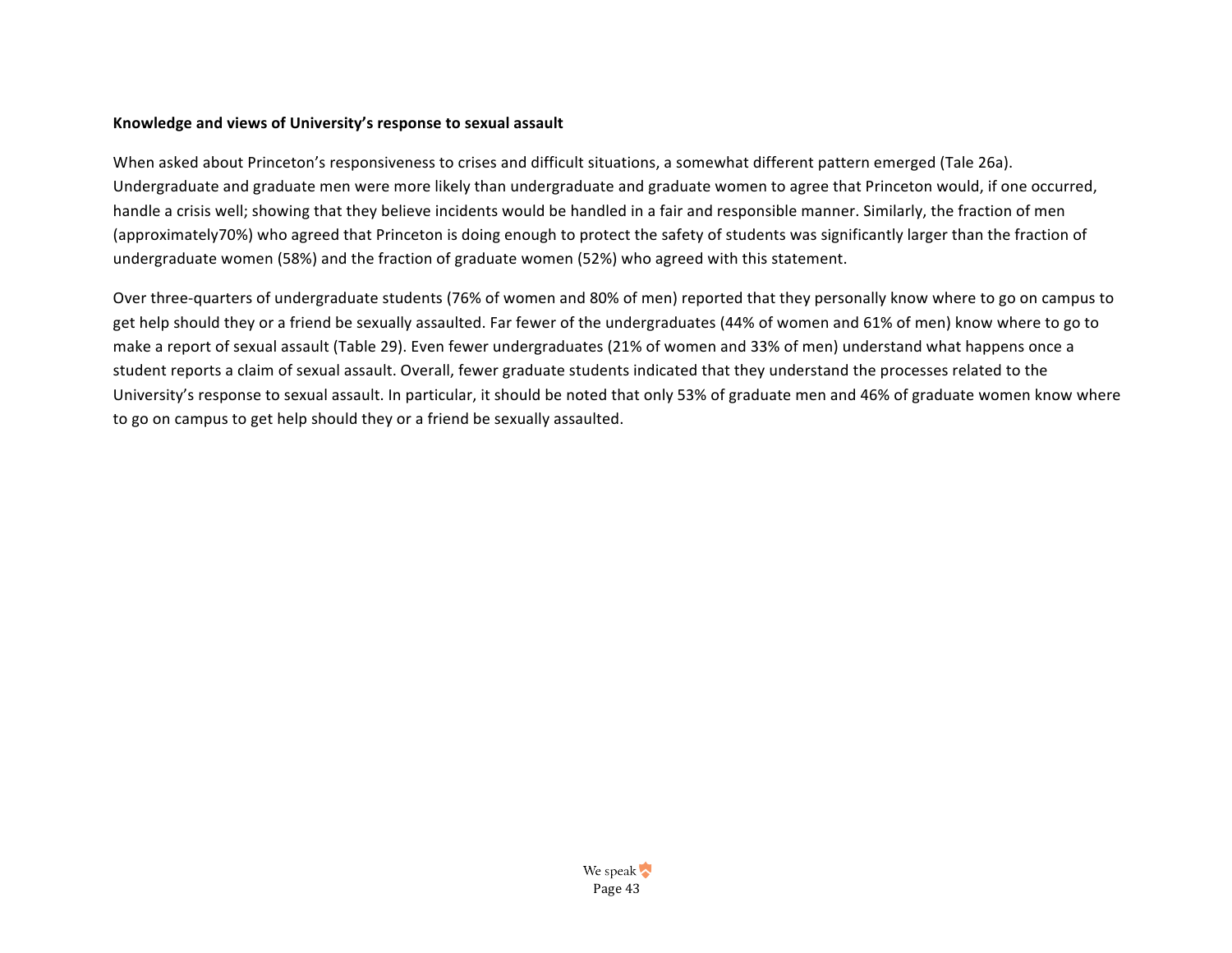**Knowledge and views of University's response to sexual assault**

When asked about Princeton's responsiveness to crises and difficult situations, a somewhat different pattern emerged (Tale 26a). Undergraduate and graduate men were more likely than undergraduate and graduate women to agree that Princeton would, if one occurred, handle a crisis well; showing that they believe incidents would be handled in a fair and responsible manner. Similarly, the fraction of men (approximately70%) who agreed that Princeton is doing enough to protect the safety of students was significantly larger than the fraction of undergraduate women (58%) and the fraction of graduate women (52%) who agreed with this statement.

Over three-quarters of undergraduate students (76% of women and 80% of men) reported that they personally know where to go on campus to get help should they or a friend be sexually assaulted. Far fewer of the undergraduates (44% of women and 61% of men) know where to go to make a report of sexual assault (Table 29). Even fewer undergraduates (21% of women and 33% of men) understand what happens once a student reports a claim of sexual assault. Overall, fewer graduate students indicated that they understand the processes related to the University's response to sexual assault. In particular, it should be noted that only 53% of graduate men and 46% of graduate women know where to go on campus to get help should they or a friend be sexually assaulted.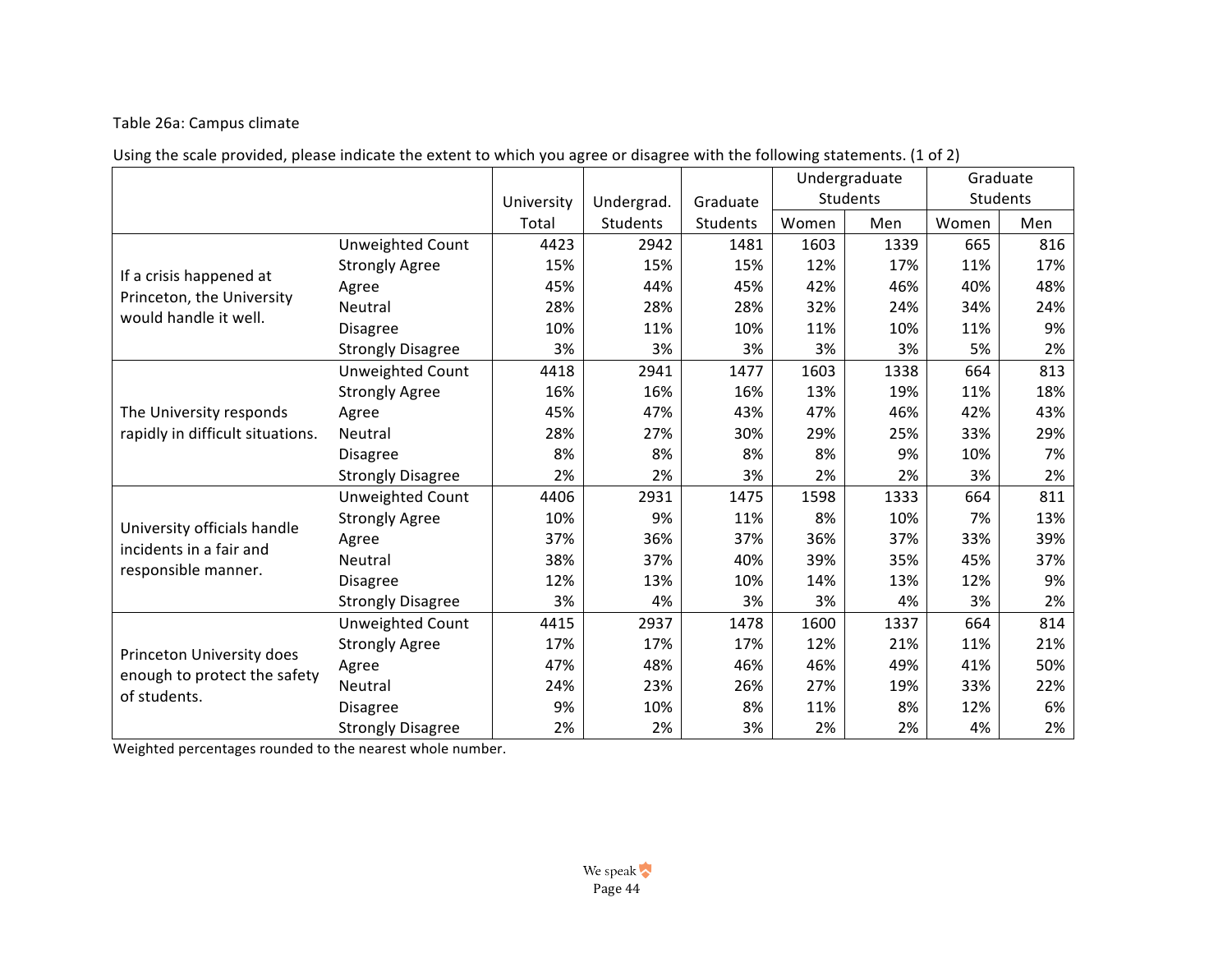Table 26a: Campus climate

Using the scale provided, please indicate the extent to which you agree or disagree with the following statements. (1 of 2)

| | | University Total | Undergrad. Students | Graduate Students | Undergraduate Students | | Graduate Students | |
|---|---|---|---|---|---|---|---|---|
| | | | | | Women | Men | Women | Men |
| If a crisis happened at Princeton, the University would handle it well. | Unweighted Count | 4423 | 2942 | 1481 | 1603 | 1339 | 665 | 816 |
| | Strongly Agree | 15% | 15% | 15% | 12% | 17% | 11% | 17% |
| | Agree | 45% | 44% | 45% | 42% | 46% | 40% | 48% |
| | Neutral | 28% | 28% | 28% | 32% | 24% | 34% | 24% |
| | Disagree | 10% | 11% | 10% | 11% | 10% | 11% | 9% |
| | Strongly Disagree | 3% | 3% | 3% | 3% | 3% | 5% | 2% |
| The University responds rapidly in difficult situations. | Unweighted Count | 4418 | 2941 | 1477 | 1603 | 1338 | 664 | 813 |
| | Strongly Agree | 16% | 16% | 16% | 13% | 19% | 11% | 18% |
| | Agree | 45% | 47% | 43% | 47% | 46% | 42% | 43% |
| | Neutral | 28% | 27% | 30% | 29% | 25% | 33% | 29% |
| | Disagree | 8% | 8% | 8% | 8% | 9% | 10% | 7% |
| | Strongly Disagree | 2% | 2% | 3% | 2% | 2% | 3% | 2% |
| University officials handle incidents in a fair and responsible manner. | Unweighted Count | 4406 | 2931 | 1475 | 1598 | 1333 | 664 | 811 |
| | Strongly Agree | 10% | 9% | 11% | 8% | 10% | 7% | 13% |
| | Agree | 37% | 36% | 37% | 36% | 37% | 33% | 39% |
| | Neutral | 38% | 37% | 40% | 39% | 35% | 45% | 37% |
| | Disagree | 12% | 13% | 10% | 14% | 13% | 12% | 9% |
| | Strongly Disagree | 3% | 4% | 3% | 3% | 4% | 3% | 2% |
| Princeton University does enough to protect the safety of students. | Unweighted Count | 4415 | 2937 | 1478 | 1600 | 1337 | 664 | 814 |
| | Strongly Agree | 17% | 17% | 17% | 12% | 21% | 11% | 21% |
| | Agree | 47% | 48% | 46% | 46% | 49% | 41% | 50% |
| | Neutral | 24% | 23% | 26% | 27% | 19% | 33% | 22% |
| | Disagree | 9% | 10% | 8% | 11% | 8% | 12% | 6% |
| | Strongly Disagree | 2% | 2% | 3% | 2% | 2% | 4% | 2% |

Weighted percentages rounded to the nearest whole number.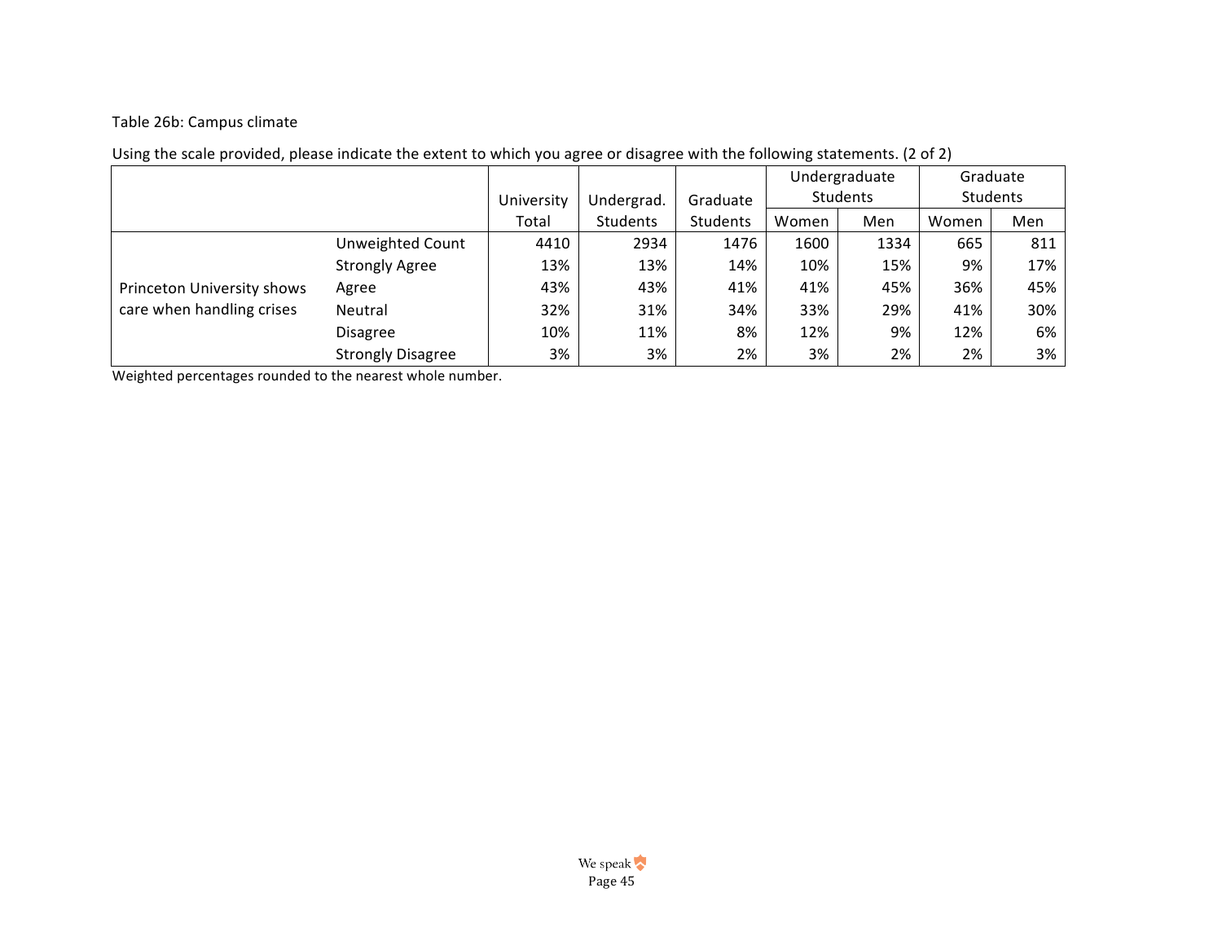Table 26b: Campus climate

Using the scale provided, please indicate the extent to which you agree or disagree with the following statements. (2 of 2)

| | | University Total | Undergrad. Students | Graduate Students | Undergraduate Students | | Graduate Students | |
|---|---|---|---|---|---|---|---|---|
| | | | | | Women | Men | Women | Men |
| Princeton University shows care when handling crises | Unweighted Count | 4410 | 2934 | 1476 | 1600 | 1334 | 665 | 811 |
| | Strongly Agree | 13% | 13% | 14% | 10% | 15% | 9% | 17% |
| | Agree | 43% | 43% | 41% | 41% | 45% | 36% | 45% |
| | Neutral | 32% | 31% | 34% | 33% | 29% | 41% | 30% |
| | Disagree | 10% | 11% | 8% | 12% | 9% | 12% | 6% |
| | Strongly Disagree | 3% | 3% | 2% | 3% | 2% | 2% | 3% |

Weighted percentages rounded to the nearest whole number.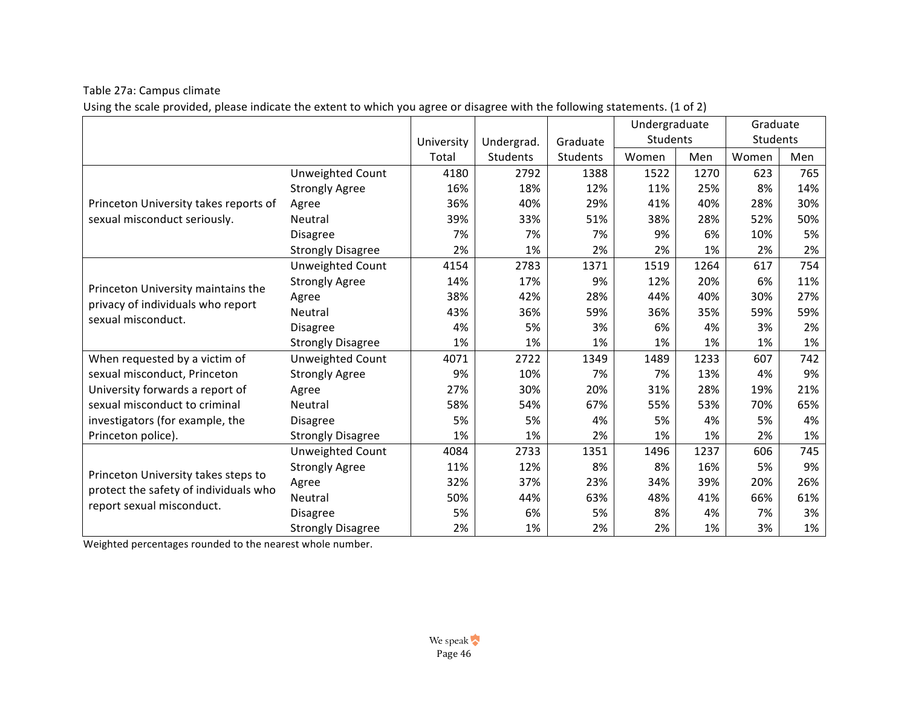Table 27a: Campus climate

Using the scale provided, please indicate the extent to which you agree or disagree with the following statements. (1 of 2)

| | | University Total | Undergrad. Students | Graduate Students | Undergraduate Students | | Graduate Students | |
|---|---|---|---|---|---|---|---|---|
| | | | | | Women | Men | Women | Men |
| Princeton University takes reports of sexual misconduct seriously. | Unweighted Count | 4180 | 2792 | 1388 | 1522 | 1270 | 623 | 765 |
| | Strongly Agree | 16% | 18% | 12% | 11% | 25% | 8% | 14% |
| | Agree | 36% | 40% | 29% | 41% | 40% | 28% | 30% |
| | Neutral | 39% | 33% | 51% | 38% | 28% | 52% | 50% |
| | Disagree | 7% | 7% | 7% | 9% | 6% | 10% | 5% |
| | Strongly Disagree | 2% | 1% | 2% | 2% | 1% | 2% | 2% |
| Princeton University maintains the privacy of individuals who report sexual misconduct. | Unweighted Count | 4154 | 2783 | 1371 | 1519 | 1264 | 617 | 754 |
| | Strongly Agree | 14% | 17% | 9% | 12% | 20% | 6% | 11% |
| | Agree | 38% | 42% | 28% | 44% | 40% | 30% | 27% |
| | Neutral | 43% | 36% | 59% | 36% | 35% | 59% | 59% |
| | Disagree | 4% | 5% | 3% | 6% | 4% | 3% | 2% |
| | Strongly Disagree | 1% | 1% | 1% | 1% | 1% | 1% | 1% |
| When requested by a victim of sexual misconduct, Princeton University forwards a report of sexual misconduct to criminal investigators (for example, the Princeton police). | Unweighted Count | 4071 | 2722 | 1349 | 1489 | 1233 | 607 | 742 |
| | Strongly Agree | 9% | 10% | 7% | 7% | 13% | 4% | 9% |
| | Agree | 27% | 30% | 20% | 31% | 28% | 19% | 21% |
| | Neutral | 58% | 54% | 67% | 55% | 53% | 70% | 65% |
| | Disagree | 5% | 5% | 4% | 5% | 4% | 5% | 4% |
| | Strongly Disagree | 1% | 1% | 2% | 1% | 1% | 2% | 1% |
| Princeton University takes steps to protect the safety of individuals who report sexual misconduct. | Unweighted Count | 4084 | 2733 | 1351 | 1496 | 1237 | 606 | 745 |
| | Strongly Agree | 11% | 12% | 8% | 8% | 16% | 5% | 9% |
| | Agree | 32% | 37% | 23% | 34% | 39% | 20% | 26% |
| | Neutral | 50% | 44% | 63% | 48% | 41% | 66% | 61% |
| | Disagree | 5% | 6% | 5% | 8% | 4% | 7% | 3% |
| | Strongly Disagree | 2% | 1% | 2% | 2% | 1% | 3% | 1% |

Weighted percentages rounded to the nearest whole number.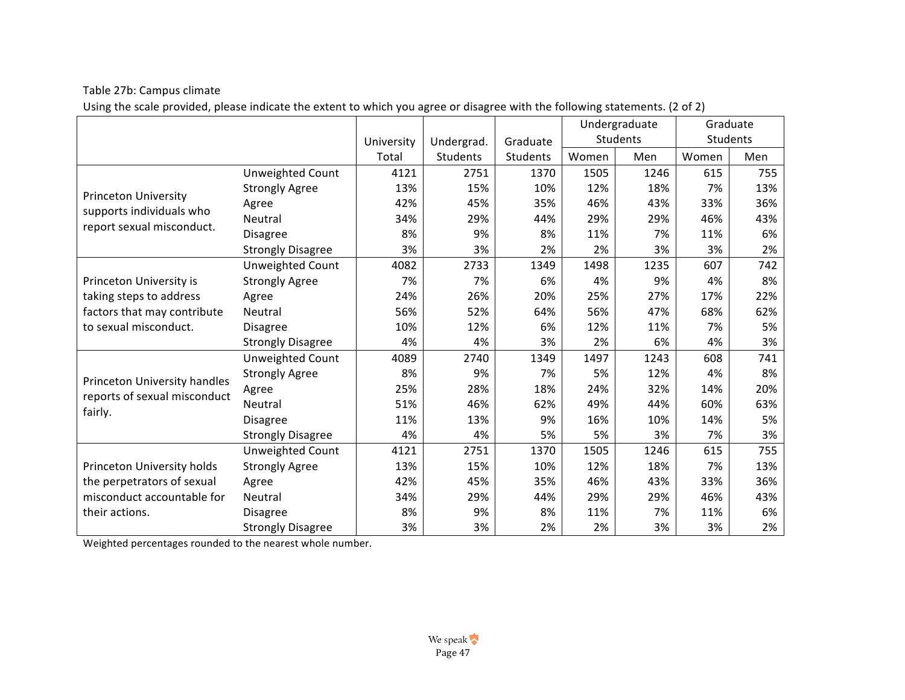Table 27b: Campus climate

Using the scale provided, please indicate the extent to which you agree or disagree with the following statements. (2 of 2)

| | | University Total | Undergrad. Students | Graduate Students | Undergraduate Students | | Graduate Students | |
|---|---|---|---|---|---|---|---|---|
| | | | | | Women | Men | Women | Men |
| Princeton University supports individuals who report sexual misconduct. | Unweighted Count | 4121 | 2751 | 1370 | 1505 | 1246 | 615 | 755 |
| | Strongly Agree | 13% | 15% | 10% | 12% | 18% | 7% | 13% |
| | Agree | 42% | 45% | 35% | 46% | 43% | 33% | 36% |
| | Neutral | 34% | 29% | 44% | 29% | 29% | 46% | 43% |
| | Disagree | 8% | 9% | 8% | 11% | 7% | 11% | 6% |
| | Strongly Disagree | 3% | 3% | 2% | 2% | 3% | 3% | 2% |
| Princeton University is taking steps to address factors that may contribute to sexual misconduct. | Unweighted Count | 4082 | 2733 | 1349 | 1498 | 1235 | 607 | 742 |
| | Strongly Agree | 7% | 7% | 6% | 4% | 9% | 4% | 8% |
| | Agree | 24% | 26% | 20% | 25% | 27% | 17% | 22% |
| | Neutral | 56% | 52% | 64% | 56% | 47% | 68% | 62% |
| | Disagree | 10% | 12% | 6% | 12% | 11% | 7% | 5% |
| | Strongly Disagree | 4% | 4% | 3% | 2% | 6% | 4% | 3% |
| Princeton University handles reports of sexual misconduct fairly. | Unweighted Count | 4089 | 2740 | 1349 | 1497 | 1243 | 608 | 741 |
| | Strongly Agree | 8% | 9% | 7% | 5% | 12% | 4% | 8% |
| | Agree | 25% | 28% | 18% | 24% | 32% | 14% | 20% |
| | Neutral | 51% | 46% | 62% | 49% | 44% | 60% | 63% |
| | Disagree | 11% | 13% | 9% | 16% | 10% | 14% | 5% |
| | Strongly Disagree | 4% | 4% | 5% | 5% | 3% | 7% | 3% |
| Princeton University holds the perpetrators of sexual misconduct accountable for their actions. | Unweighted Count | 4121 | 2751 | 1370 | 1505 | 1246 | 615 | 755 |
| | Strongly Agree | 13% | 15% | 10% | 12% | 18% | 7% | 13% |
| | Agree | 42% | 45% | 35% | 46% | 43% | 33% | 36% |
| | Neutral | 34% | 29% | 44% | 29% | 29% | 46% | 43% |
| | Disagree | 8% | 9% | 8% | 11% | 7% | 11% | 6% |
| | Strongly Disagree | 3% | 3% | 2% | 2% | 3% | 3% | 2% |

Weighted percentages rounded to the nearest whole number.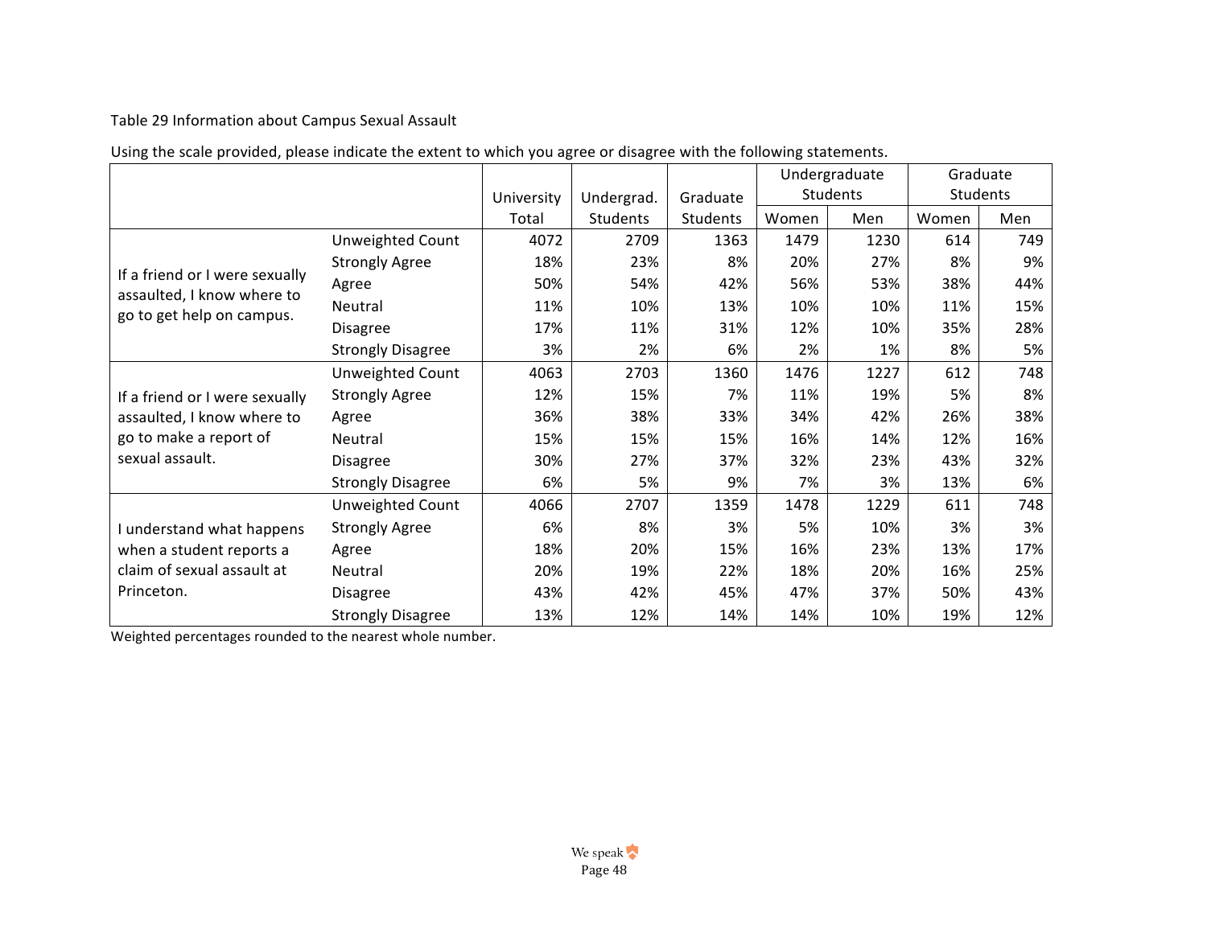Table 29 Information about Campus Sexual Assault

Using the scale provided, please indicate the extent to which you agree or disagree with the following statements.

| | | University Total | Undergrad. Students | Graduate Students | Undergraduate Students | | Graduate Students | |
|---|---|---|---|---|---|---|---|---|
| | | | | | Women | Men | Women | Men |
| If a friend or I were sexually assaulted, I know where to go to get help on campus. | Unweighted Count | 4072 | 2709 | 1363 | 1479 | 1230 | 614 | 749 |
| | Strongly Agree | 18% | 23% | 8% | 20% | 27% | 8% | 9% |
| | Agree | 50% | 54% | 42% | 56% | 53% | 38% | 44% |
| | Neutral | 11% | 10% | 13% | 10% | 10% | 11% | 15% |
| | Disagree | 17% | 11% | 31% | 12% | 10% | 35% | 28% |
| | Strongly Disagree | 3% | 2% | 6% | 2% | 1% | 8% | 5% |
| If a friend or I were sexually assaulted, I know where to go to make a report of sexual assault. | Unweighted Count | 4063 | 2703 | 1360 | 1476 | 1227 | 612 | 748 |
| | Strongly Agree | 12% | 15% | 7% | 11% | 19% | 5% | 8% |
| | Agree | 36% | 38% | 33% | 34% | 42% | 26% | 38% |
| | Neutral | 15% | 15% | 15% | 16% | 14% | 12% | 16% |
| | Disagree | 30% | 27% | 37% | 32% | 23% | 43% | 32% |
| | Strongly Disagree | 6% | 5% | 9% | 7% | 3% | 13% | 6% |
| I understand what happens when a student reports a claim of sexual assault at Princeton. | Unweighted Count | 4066 | 2707 | 1359 | 1478 | 1229 | 611 | 748 |
| | Strongly Agree | 6% | 8% | 3% | 5% | 10% | 3% | 3% |
| | Agree | 18% | 20% | 15% | 16% | 23% | 13% | 17% |
| | Neutral | 20% | 19% | 22% | 18% | 20% | 16% | 25% |
| | Disagree | 43% | 42% | 45% | 47% | 37% | 50% | 43% |
| | Strongly Disagree | 13% | 12% | 14% | 14% | 10% | 19% | 12% |

Weighted percentages rounded to the nearest whole number.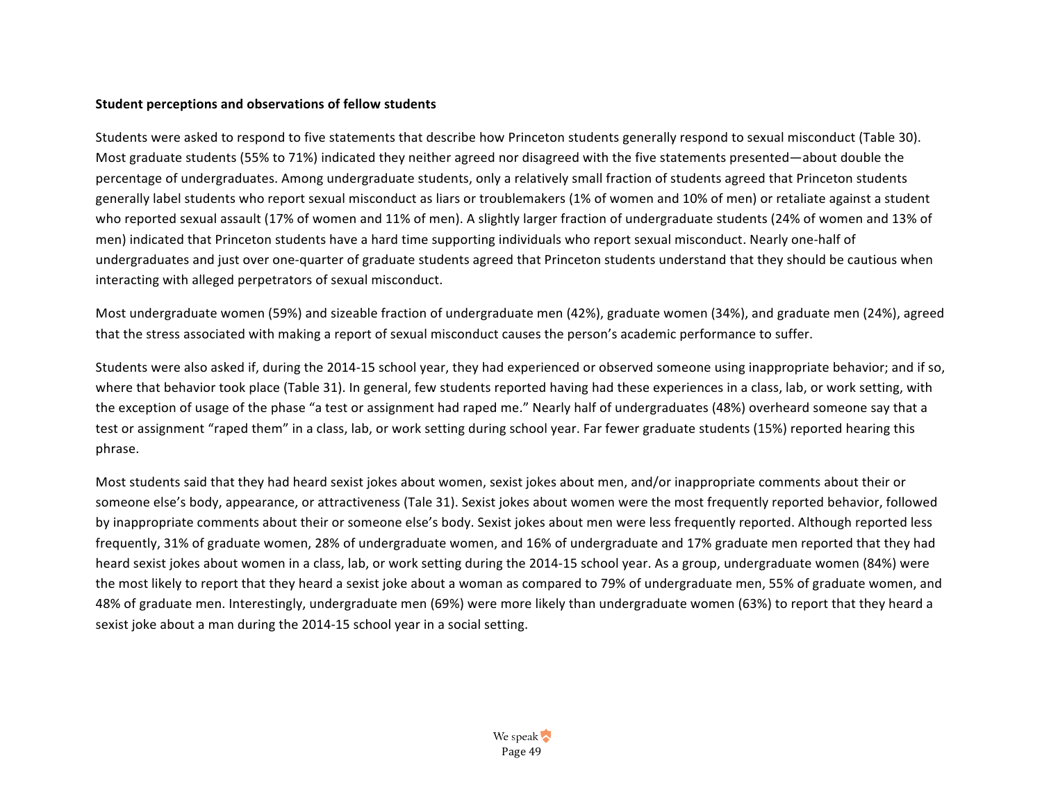**Student perceptions and observations of fellow students**

Students were asked to respond to five statements that describe how Princeton students generally respond to sexual misconduct (Table 30). Most graduate students (55% to 71%) indicated they neither agreed nor disagreed with the five statements presented—about double the percentage of undergraduates. Among undergraduate students, only a relatively small fraction of students agreed that Princeton students generally label students who report sexual misconduct as liars or troublemakers (1% of women and 10% of men) or retaliate against a student who reported sexual assault (17% of women and 11% of men). A slightly larger fraction of undergraduate students (24% of women and 13% of men) indicated that Princeton students have a hard time supporting individuals who report sexual misconduct. Nearly one-half of undergraduates and just over one-quarter of graduate students agreed that Princeton students understand that they should be cautious when interacting with alleged perpetrators of sexual misconduct.

Most undergraduate women (59%) and sizeable fraction of undergraduate men (42%), graduate women (34%), and graduate men (24%), agreed that the stress associated with making a report of sexual misconduct causes the person's academic performance to suffer.

Students were also asked if, during the 2014-15 school year, they had experienced or observed someone using inappropriate behavior; and if so, where that behavior took place (Table 31). In general, few students reported having had these experiences in a class, lab, or work setting, with the exception of usage of the phase "a test or assignment had raped me." Nearly half of undergraduates (48%) overheard someone say that a test or assignment "raped them" in a class, lab, or work setting during school year. Far fewer graduate students (15%) reported hearing this phrase.

Most students said that they had heard sexist jokes about women, sexist jokes about men, and/or inappropriate comments about their or someone else's body, appearance, or attractiveness (Tale 31). Sexist jokes about women were the most frequently reported behavior, followed by inappropriate comments about their or someone else's body. Sexist jokes about men were less frequently reported. Although reported less frequently, 31% of graduate women, 28% of undergraduate women, and 16% of undergraduate and 17% graduate men reported that they had heard sexist jokes about women in a class, lab, or work setting during the 2014-15 school year. As a group, undergraduate women (84%) were the most likely to report that they heard a sexist joke about a woman as compared to 79% of undergraduate men, 55% of graduate women, and 48% of graduate men. Interestingly, undergraduate men (69%) were more likely than undergraduate women (63%) to report that they heard a sexist joke about a man during the 2014-15 school year in a social setting.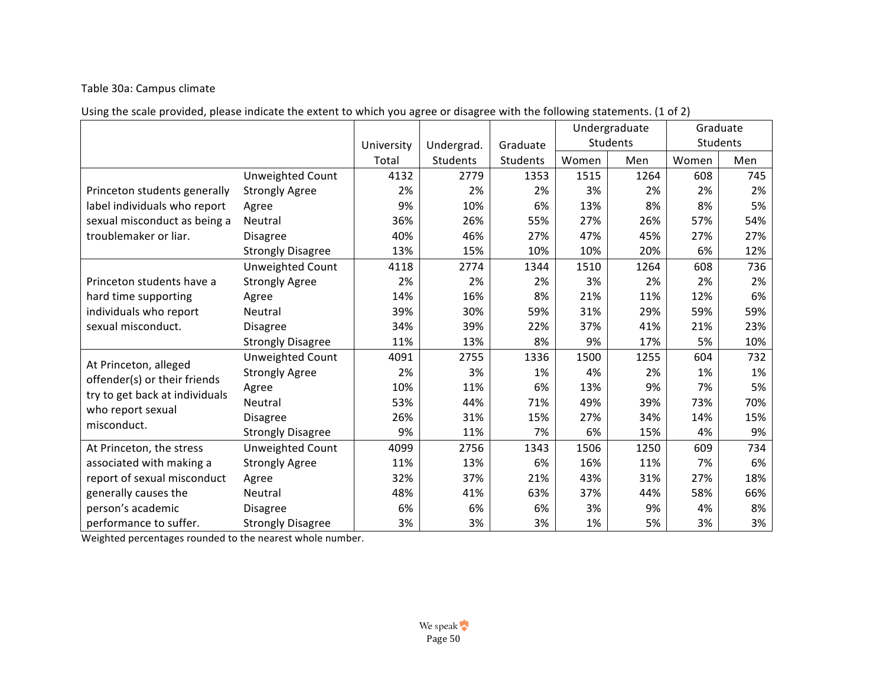Table 30a: Campus climate

Using the scale provided, please indicate the extent to which you agree or disagree with the following statements. (1 of 2)

| | | University Total | Undergrad. Students | Graduate Students | Undergraduate Students | | Graduate Students | |
|---|---|---|---|---|---|---|---|---|
| | | | | | Women | Men | Women | Men |
| Princeton students generally label individuals who report sexual misconduct as being a troublemaker or liar. | Unweighted Count | 4132 | 2779 | 1353 | 1515 | 1264 | 608 | 745 |
| | Strongly Agree | 2% | 2% | 2% | 3% | 2% | 2% | 2% |
| | Agree | 9% | 10% | 6% | 13% | 8% | 8% | 5% |
| | Neutral | 36% | 26% | 55% | 27% | 26% | 57% | 54% |
| | Disagree | 40% | 46% | 27% | 47% | 45% | 27% | 27% |
| | Strongly Disagree | 13% | 15% | 10% | 10% | 20% | 6% | 12% |
| Princeton students have a hard time supporting individuals who report sexual misconduct. | Unweighted Count | 4118 | 2774 | 1344 | 1510 | 1264 | 608 | 736 |
| | Strongly Agree | 2% | 2% | 2% | 3% | 2% | 2% | 2% |
| | Agree | 14% | 16% | 8% | 21% | 11% | 12% | 6% |
| | Neutral | 39% | 30% | 59% | 31% | 29% | 59% | 59% |
| | Disagree | 34% | 39% | 22% | 37% | 41% | 21% | 23% |
| | Strongly Disagree | 11% | 13% | 8% | 9% | 17% | 5% | 10% |
| At Princeton, alleged offender(s) or their friends try to get back at individuals who report sexual misconduct. | Unweighted Count | 4091 | 2755 | 1336 | 1500 | 1255 | 604 | 732 |
| | Strongly Agree | 2% | 3% | 1% | 4% | 2% | 1% | 1% |
| | Agree | 10% | 11% | 6% | 13% | 9% | 7% | 5% |
| | Neutral | 53% | 44% | 71% | 49% | 39% | 73% | 70% |
| | Disagree | 26% | 31% | 15% | 27% | 34% | 14% | 15% |
| | Strongly Disagree | 9% | 11% | 7% | 6% | 15% | 4% | 9% |
| At Princeton, the stress associated with making a report of sexual misconduct generally causes the person's academic performance to suffer. | Unweighted Count | 4099 | 2756 | 1343 | 1506 | 1250 | 609 | 734 |
| | Strongly Agree | 11% | 13% | 6% | 16% | 11% | 7% | 6% |
| | Agree | 32% | 37% | 21% | 43% | 31% | 27% | 18% |
| | Neutral | 48% | 41% | 63% | 37% | 44% | 58% | 66% |
| | Disagree | 6% | 6% | 6% | 3% | 9% | 4% | 8% |
| | Strongly Disagree | 3% | 3% | 3% | 1% | 5% | 3% | 3% |

Weighted percentages rounded to the nearest whole number.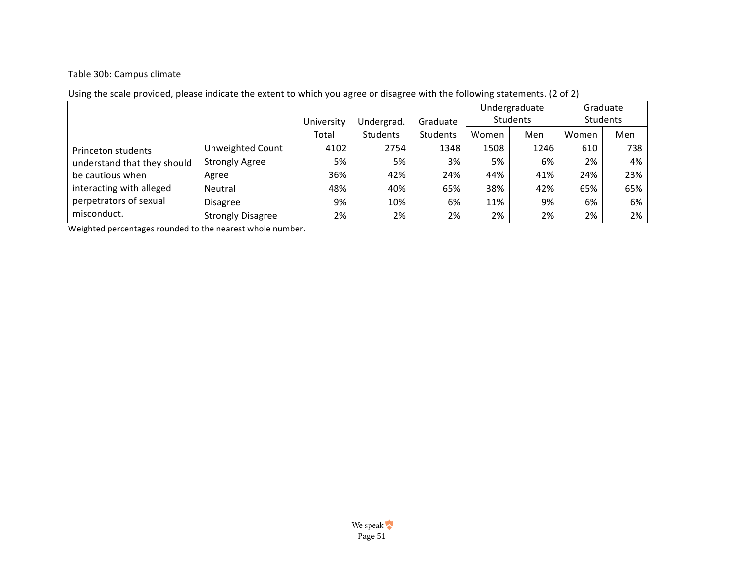Table 30b: Campus climate

Using the scale provided, please indicate the extent to which you agree or disagree with the following statements. (2 of 2)

| | | University Total | Undergrad. Students | Graduate Students | Undergraduate Students | | Graduate Students | |
|---|---|---|---|---|---|---|---|---|
| | | | | | Women | Men | Women | Men |
| Princeton students understand that they should be cautious when interacting with alleged perpetrators of sexual misconduct. | Unweighted Count | 4102 | 2754 | 1348 | 1508 | 1246 | 610 | 738 |
| | Strongly Agree | 5% | 5% | 3% | 5% | 6% | 2% | 4% |
| | Agree | 36% | 42% | 24% | 44% | 41% | 24% | 23% |
| | Neutral | 48% | 40% | 65% | 38% | 42% | 65% | 65% |
| | Disagree | 9% | 10% | 6% | 11% | 9% | 6% | 6% |
| | Strongly Disagree | 2% | 2% | 2% | 2% | 2% | 2% | 2% |

Weighted percentages rounded to the nearest whole number.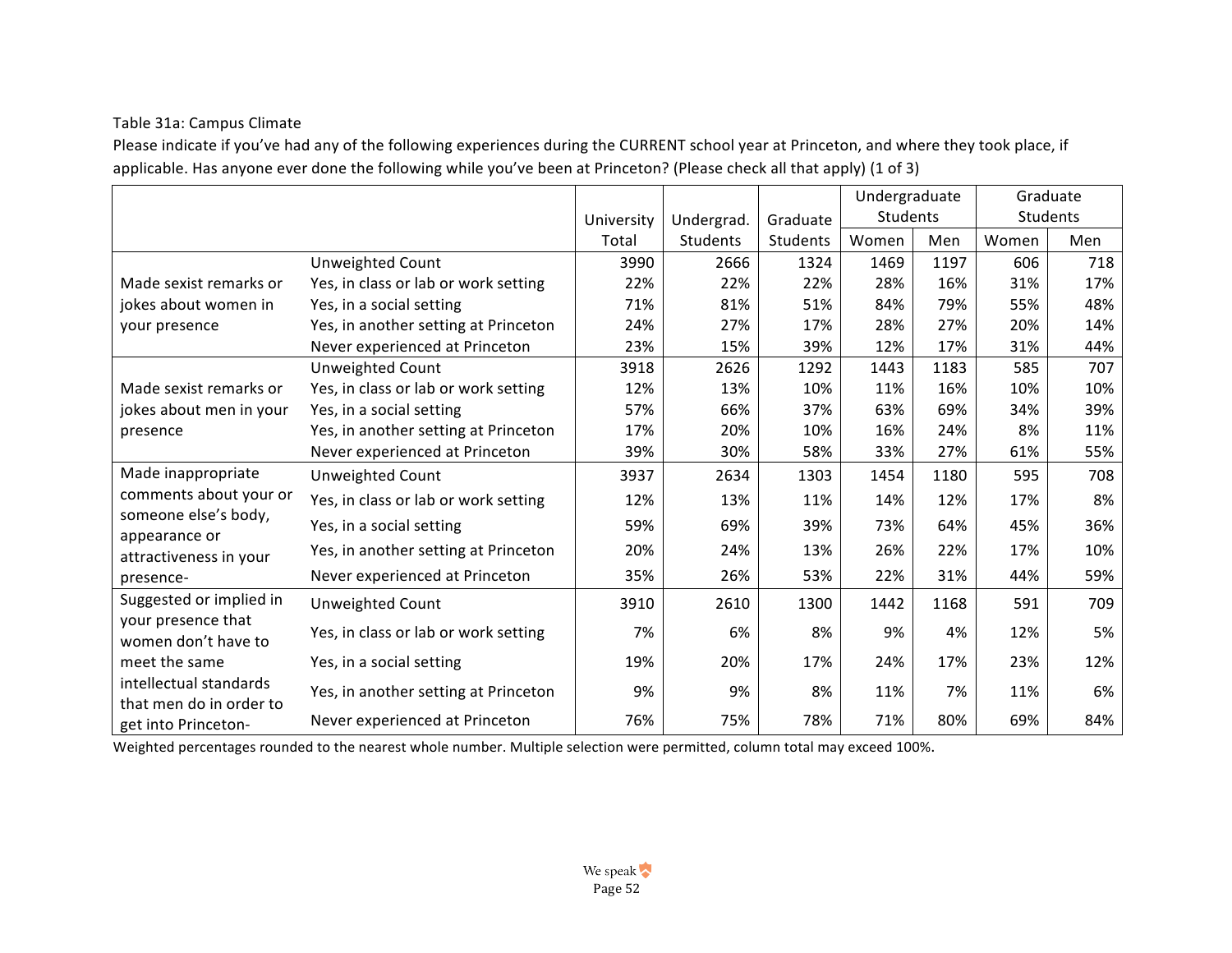Table 31a: Campus Climate

Please indicate if you've had any of the following experiences during the CURRENT school year at Princeton, and where they took place, if applicable. Has anyone ever done the following while you've been at Princeton? (Please check all that apply) (1 of 3)

| | | University Total | Undergrad. Students | Graduate Students | Undergraduate Students | | Graduate Students | |
|---|---|---|---|---|---|---|---|---|
| | | | | | Women | Men | Women | Men |
| Made sexist remarks or jokes about women in your presence | Unweighted Count | 3990 | 2666 | 1324 | 1469 | 1197 | 606 | 718 |
| | Yes, in class or lab or work setting | 22% | 22% | 22% | 28% | 16% | 31% | 17% |
| | Yes, in a social setting | 71% | 81% | 51% | 84% | 79% | 55% | 48% |
| | Yes, in another setting at Princeton | 24% | 27% | 17% | 28% | 27% | 20% | 14% |
| | Never experienced at Princeton | 23% | 15% | 39% | 12% | 17% | 31% | 44% |
| Made sexist remarks or jokes about men in your presence | Unweighted Count | 3918 | 2626 | 1292 | 1443 | 1183 | 585 | 707 |
| | Yes, in class or lab or work setting | 12% | 13% | 10% | 11% | 16% | 10% | 10% |
| | Yes, in a social setting | 57% | 66% | 37% | 63% | 69% | 34% | 39% |
| | Yes, in another setting at Princeton | 17% | 20% | 10% | 16% | 24% | 8% | 11% |
| | Never experienced at Princeton | 39% | 30% | 58% | 33% | 27% | 61% | 55% |
| Made inappropriate comments about your or someone else's body, appearance or attractiveness in your presence- | Unweighted Count | 3937 | 2634 | 1303 | 1454 | 1180 | 595 | 708 |
| | Yes, in class or lab or work setting | 12% | 13% | 11% | 14% | 12% | 17% | 8% |
| | Yes, in a social setting | 59% | 69% | 39% | 73% | 64% | 45% | 36% |
| | Yes, in another setting at Princeton | 20% | 24% | 13% | 26% | 22% | 17% | 10% |
| | Never experienced at Princeton | 35% | 26% | 53% | 22% | 31% | 44% | 59% |
| Suggested or implied in your presence that women don't have to meet the same intellectual standards that men do in order to get into Princeton- | Unweighted Count | 3910 | 2610 | 1300 | 1442 | 1168 | 591 | 709 |
| | Yes, in class or lab or work setting | 7% | 6% | 8% | 9% | 4% | 12% | 5% |
| | Yes, in a social setting | 19% | 20% | 17% | 24% | 17% | 23% | 12% |
| | Yes, in another setting at Princeton | 9% | 9% | 8% | 11% | 7% | 11% | 6% |
| | Never experienced at Princeton | 76% | 75% | 78% | 71% | 80% | 69% | 84% |

Weighted percentages rounded to the nearest whole number. Multiple selection were permitted, column total may exceed 100%.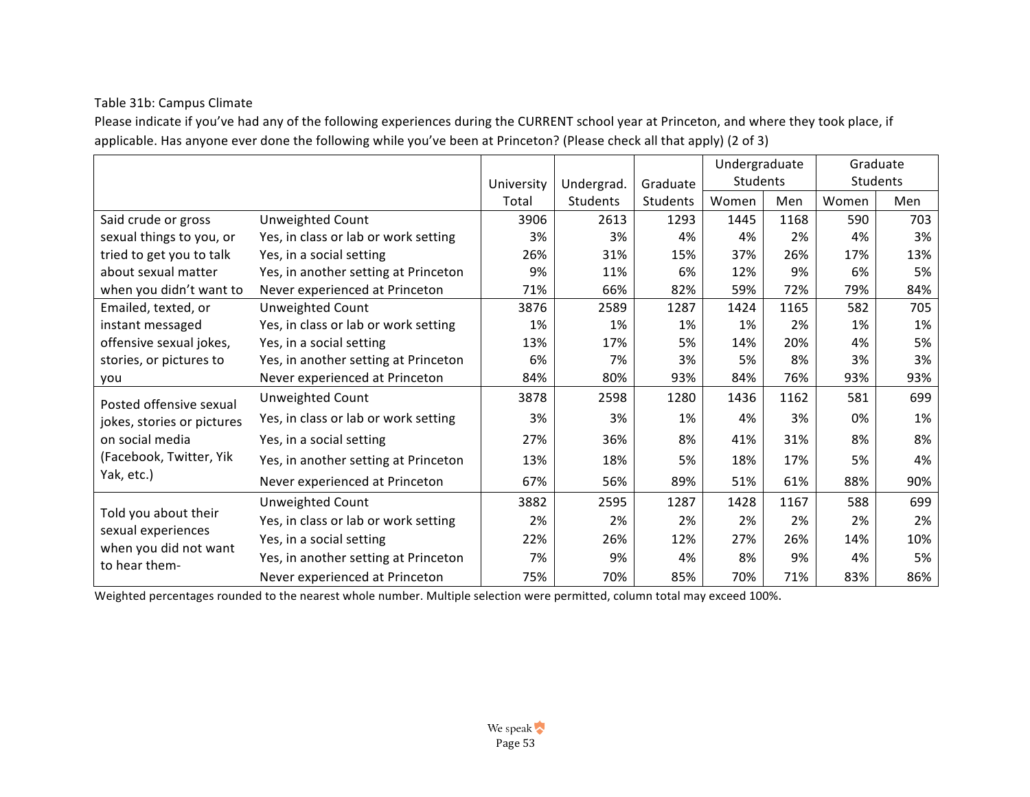Table 31b: Campus Climate

Please indicate if you've had any of the following experiences during the CURRENT school year at Princeton, and where they took place, if applicable. Has anyone ever done the following while you've been at Princeton? (Please check all that apply) (2 of 3)

| | | University Total | Undergrad. Students | Graduate Students | Undergraduate Students | | Graduate Students | |
|---|---|---|---|---|---|---|---|---|
| | | | | | Women | Men | Women | Men |
| Said crude or gross sexual things to you, or tried to get you to talk about sexual matter when you didn't want to | Unweighted Count | 3906 | 2613 | 1293 | 1445 | 1168 | 590 | 703 |
| | Yes, in class or lab or work setting | 3% | 3% | 4% | 4% | 2% | 4% | 3% |
| | Yes, in a social setting | 26% | 31% | 15% | 37% | 26% | 17% | 13% |
| | Yes, in another setting at Princeton | 9% | 11% | 6% | 12% | 9% | 6% | 5% |
| | Never experienced at Princeton | 71% | 66% | 82% | 59% | 72% | 79% | 84% |
| Emailed, texted, or instant messaged offensive sexual jokes, stories, or pictures to you | Unweighted Count | 3876 | 2589 | 1287 | 1424 | 1165 | 582 | 705 |
| | Yes, in class or lab or work setting | 1% | 1% | 1% | 1% | 2% | 1% | 1% |
| | Yes, in a social setting | 13% | 17% | 5% | 14% | 20% | 4% | 5% |
| | Yes, in another setting at Princeton | 6% | 7% | 3% | 5% | 8% | 3% | 3% |
| | Never experienced at Princeton | 84% | 80% | 93% | 84% | 76% | 93% | 93% |
| Posted offensive sexual jokes, stories or pictures on social media (Facebook, Twitter, Yik Yak, etc.) | Unweighted Count | 3878 | 2598 | 1280 | 1436 | 1162 | 581 | 699 |
| | Yes, in class or lab or work setting | 3% | 3% | 1% | 4% | 3% | 0% | 1% |
| | Yes, in a social setting | 27% | 36% | 8% | 41% | 31% | 8% | 8% |
| | Yes, in another setting at Princeton | 13% | 18% | 5% | 18% | 17% | 5% | 4% |
| | Never experienced at Princeton | 67% | 56% | 89% | 51% | 61% | 88% | 90% |
| Told you about their sexual experiences when you did not want to hear them- | Unweighted Count | 3882 | 2595 | 1287 | 1428 | 1167 | 588 | 699 |
| | Yes, in class or lab or work setting | 2% | 2% | 2% | 2% | 2% | 2% | 2% |
| | Yes, in a social setting | 22% | 26% | 12% | 27% | 26% | 14% | 10% |
| | Yes, in another setting at Princeton | 7% | 9% | 4% | 8% | 9% | 4% | 5% |
| | Never experienced at Princeton | 75% | 70% | 85% | 70% | 71% | 83% | 86% |

Weighted percentages rounded to the nearest whole number. Multiple selection were permitted, column total may exceed 100%.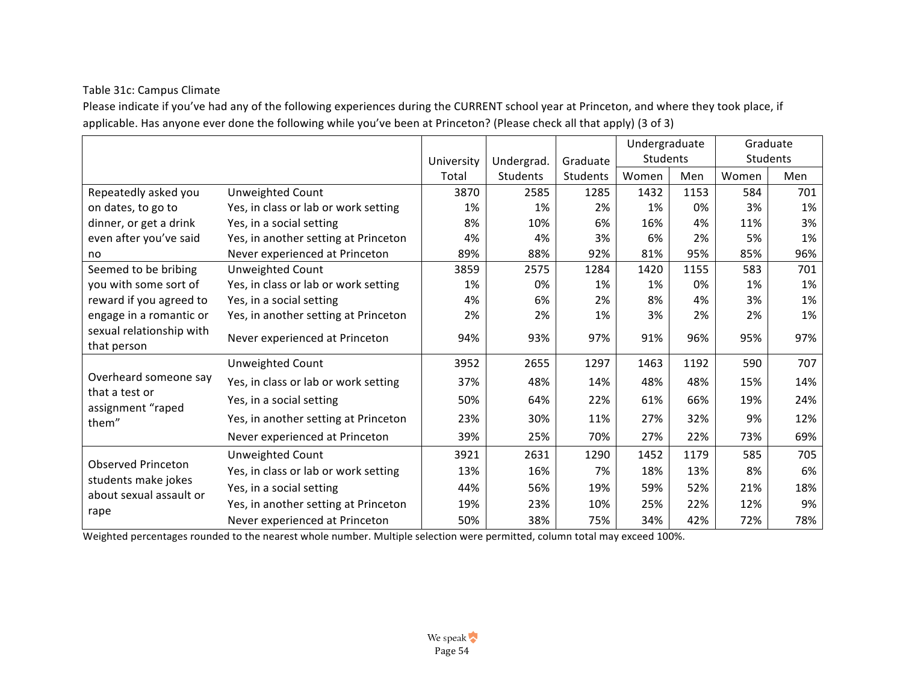Table 31c: Campus Climate

Please indicate if you've had any of the following experiences during the CURRENT school year at Princeton, and where they took place, if applicable. Has anyone ever done the following while you've been at Princeton? (Please check all that apply) (3 of 3)

| | | University Total | Undergrad. Students | Graduate Students | Undergraduate Students | | Graduate Students | |
|---|---|---|---|---|---|---|---|---|
| | | | | | Women | Men | Women | Men |
| Repeatedly asked you on dates, to go to dinner, or get a drink even after you've said no | Unweighted Count | 3870 | 2585 | 1285 | 1432 | 1153 | 584 | 701 |
| | Yes, in class or lab or work setting | 1% | 1% | 2% | 1% | 0% | 3% | 1% |
| | Yes, in a social setting | 8% | 10% | 6% | 16% | 4% | 11% | 3% |
| | Yes, in another setting at Princeton | 4% | 4% | 3% | 6% | 2% | 5% | 1% |
| | Never experienced at Princeton | 89% | 88% | 92% | 81% | 95% | 85% | 96% |
| Seemed to be bribing you with some sort of reward if you agreed to engage in a romantic or sexual relationship with that person | Unweighted Count | 3859 | 2575 | 1284 | 1420 | 1155 | 583 | 701 |
| | Yes, in class or lab or work setting | 1% | 0% | 1% | 1% | 0% | 1% | 1% |
| | Yes, in a social setting | 4% | 6% | 2% | 8% | 4% | 3% | 1% |
| | Yes, in another setting at Princeton | 2% | 2% | 1% | 3% | 2% | 2% | 1% |
| | Never experienced at Princeton | 94% | 93% | 97% | 91% | 96% | 95% | 97% |
| Overheard someone say that a test or assignment "raped them" | Unweighted Count | 3952 | 2655 | 1297 | 1463 | 1192 | 590 | 707 |
| | Yes, in class or lab or work setting | 37% | 48% | 14% | 48% | 48% | 15% | 14% |
| | Yes, in a social setting | 50% | 64% | 22% | 61% | 66% | 19% | 24% |
| | Yes, in another setting at Princeton | 23% | 30% | 11% | 27% | 32% | 9% | 12% |
| | Never experienced at Princeton | 39% | 25% | 70% | 27% | 22% | 73% | 69% |
| Observed Princeton students make jokes about sexual assault or rape | Unweighted Count | 3921 | 2631 | 1290 | 1452 | 1179 | 585 | 705 |
| | Yes, in class or lab or work setting | 13% | 16% | 7% | 18% | 13% | 8% | 6% |
| | Yes, in a social setting | 44% | 56% | 19% | 59% | 52% | 21% | 18% |
| | Yes, in another setting at Princeton | 19% | 23% | 10% | 25% | 22% | 12% | 9% |
| | Never experienced at Princeton | 50% | 38% | 75% | 34% | 42% | 72% | 78% |

Weighted percentages rounded to the nearest whole number. Multiple selection were permitted, column total may exceed 100%.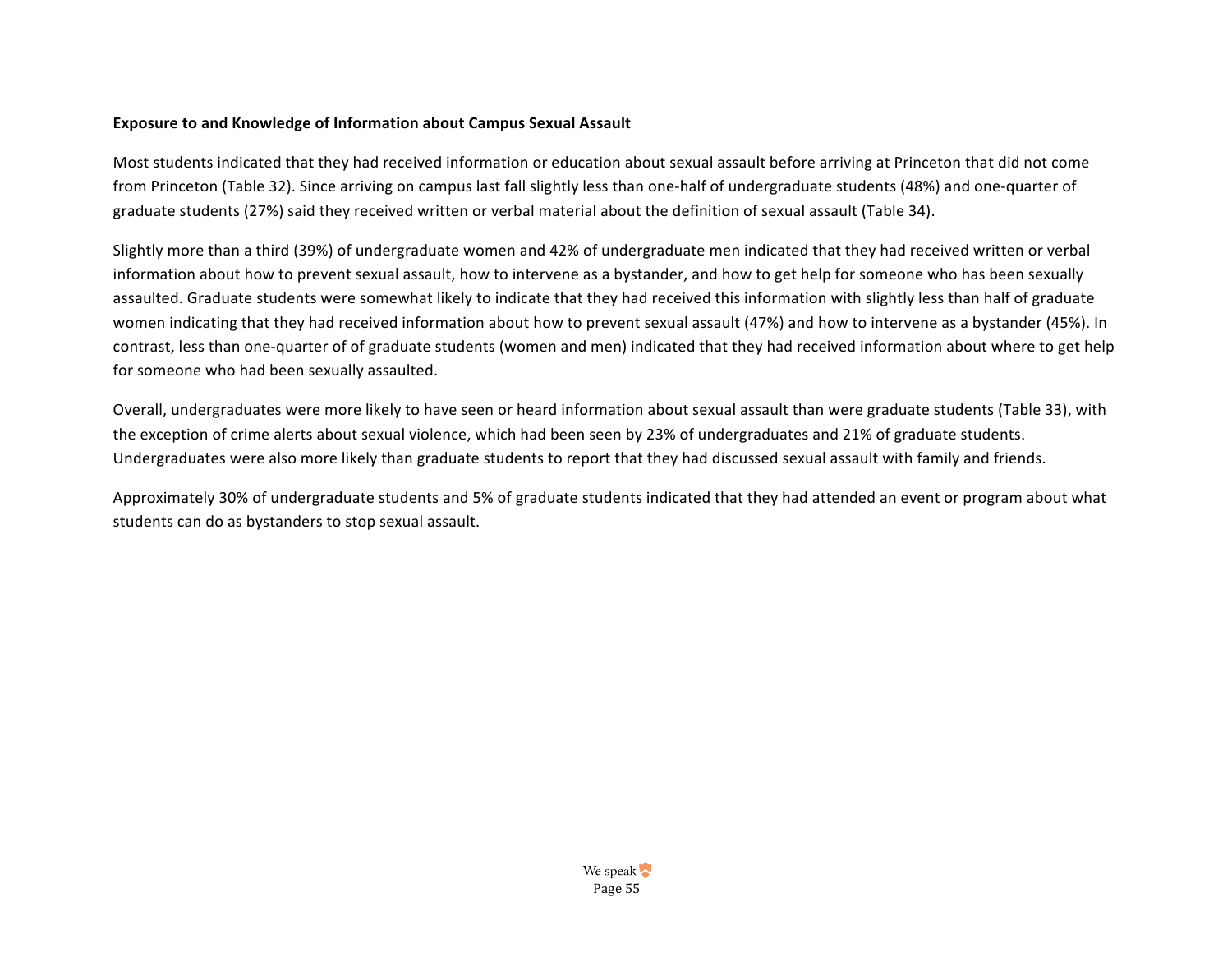**Exposure to and Knowledge of Information about Campus Sexual Assault**

Most students indicated that they had received information or education about sexual assault before arriving at Princeton that did not come from Princeton (Table 32). Since arriving on campus last fall slightly less than one-half of undergraduate students (48%) and one-quarter of graduate students (27%) said they received written or verbal material about the definition of sexual assault (Table 34).

Slightly more than a third (39%) of undergraduate women and 42% of undergraduate men indicated that they had received written or verbal information about how to prevent sexual assault, how to intervene as a bystander, and how to get help for someone who has been sexually assaulted. Graduate students were somewhat likely to indicate that they had received this information with slightly less than half of graduate women indicating that they had received information about how to prevent sexual assault (47%) and how to intervene as a bystander (45%). In contrast, less than one-quarter of of graduate students (women and men) indicated that they had received information about where to get help for someone who had been sexually assaulted.

Overall, undergraduates were more likely to have seen or heard information about sexual assault than were graduate students (Table 33), with the exception of crime alerts about sexual violence, which had been seen by 23% of undergraduates and 21% of graduate students. Undergraduates were also more likely than graduate students to report that they had discussed sexual assault with family and friends.

Approximately 30% of undergraduate students and 5% of graduate students indicated that they had attended an event or program about what students can do as bystanders to stop sexual assault.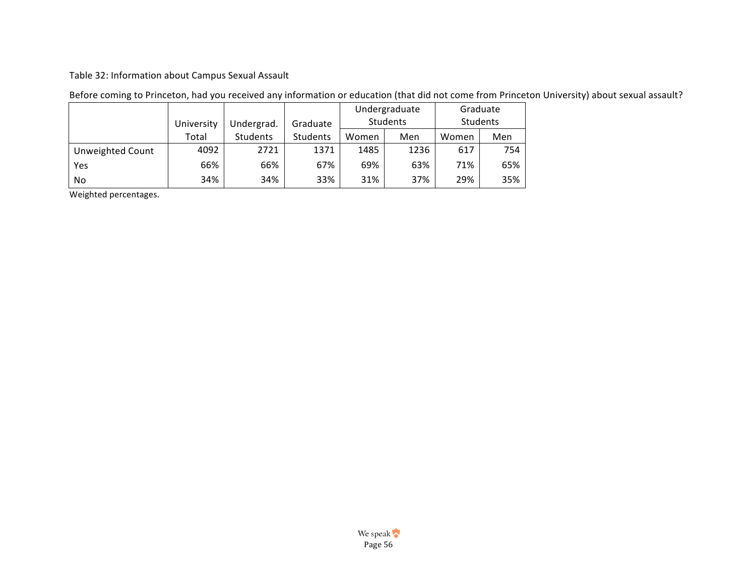Table 32: Information about Campus Sexual Assault

Before coming to Princeton, had you received any information or education (that did not come from Princeton University) about sexual assault?

| | University Total | Undergrad. Students | Graduate Students | Undergraduate Students | | Graduate Students | |
|---|---|---|---|---|---|---|---|
| | | | | Women | Men | Women | Men |
| Unweighted Count | 4092 | 2721 | 1371 | 1485 | 1236 | 617 | 754 |
| Yes | 66% | 66% | 67% | 69% | 63% | 71% | 65% |
| No | 34% | 34% | 33% | 31% | 37% | 29% | 35% |

Weighted percentages.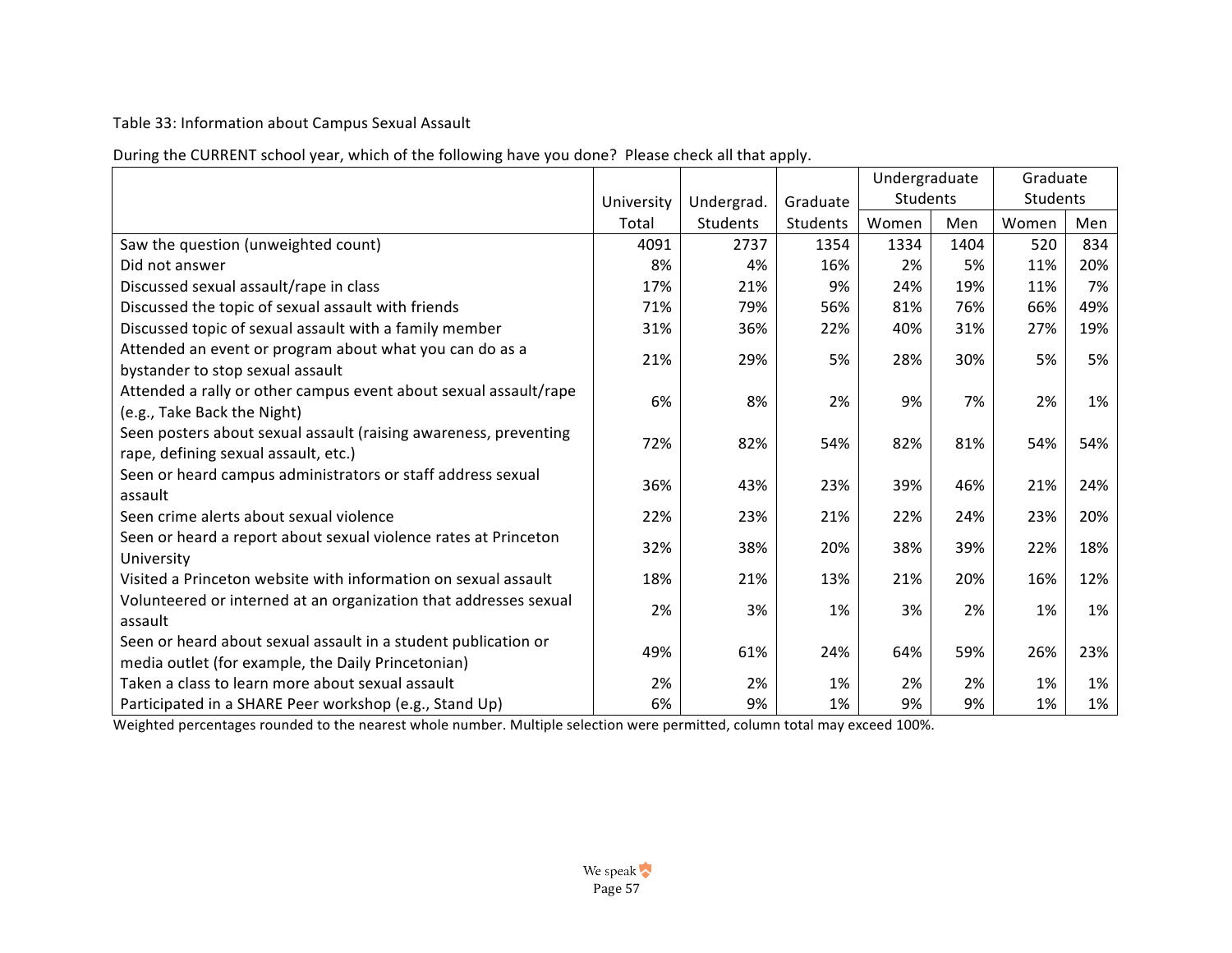Table 33: Information about Campus Sexual Assault

During the CURRENT school year, which of the following have you done? Please check all that apply.

| | University Total | Undergrad. Students | Graduate Students | Undergraduate Students | | Graduate Students | |
|---|---|---|---|---|---|---|---|
| | | | | Women | Men | Women | Men |
| Saw the question (unweighted count) | 4091 | 2737 | 1354 | 1334 | 1404 | 520 | 834 |
| Did not answer | 8% | 4% | 16% | 2% | 5% | 11% | 20% |
| Discussed sexual assault/rape in class | 17% | 21% | 9% | 24% | 19% | 11% | 7% |
| Discussed the topic of sexual assault with friends | 71% | 79% | 56% | 81% | 76% | 66% | 49% |
| Discussed topic of sexual assault with a family member | 31% | 36% | 22% | 40% | 31% | 27% | 19% |
| Attended an event or program about what you can do as a bystander to stop sexual assault | 21% | 29% | 5% | 28% | 30% | 5% | 5% |
| Attended a rally or other campus event about sexual assault/rape (e.g., Take Back the Night) | 6% | 8% | 2% | 9% | 7% | 2% | 1% |
| Seen posters about sexual assault (raising awareness, preventing rape, defining sexual assault, etc.) | 72% | 82% | 54% | 82% | 81% | 54% | 54% |
| Seen or heard campus administrators or staff address sexual assault | 36% | 43% | 23% | 39% | 46% | 21% | 24% |
| Seen crime alerts about sexual violence | 22% | 23% | 21% | 22% | 24% | 23% | 20% |
| Seen or heard a report about sexual violence rates at Princeton University | 32% | 38% | 20% | 38% | 39% | 22% | 18% |
| Visited a Princeton website with information on sexual assault | 18% | 21% | 13% | 21% | 20% | 16% | 12% |
| Volunteered or interned at an organization that addresses sexual assault | 2% | 3% | 1% | 3% | 2% | 1% | 1% |
| Seen or heard about sexual assault in a student publication or media outlet (for example, the Daily Princetonian) | 49% | 61% | 24% | 64% | 59% | 26% | 23% |
| Taken a class to learn more about sexual assault | 2% | 2% | 1% | 2% | 2% | 1% | 1% |
| Participated in a SHARE Peer workshop (e.g., Stand Up) | 6% | 9% | 1% | 9% | 9% | 1% | 1% |

Weighted percentages rounded to the nearest whole number. Multiple selection were permitted, column total may exceed 100%.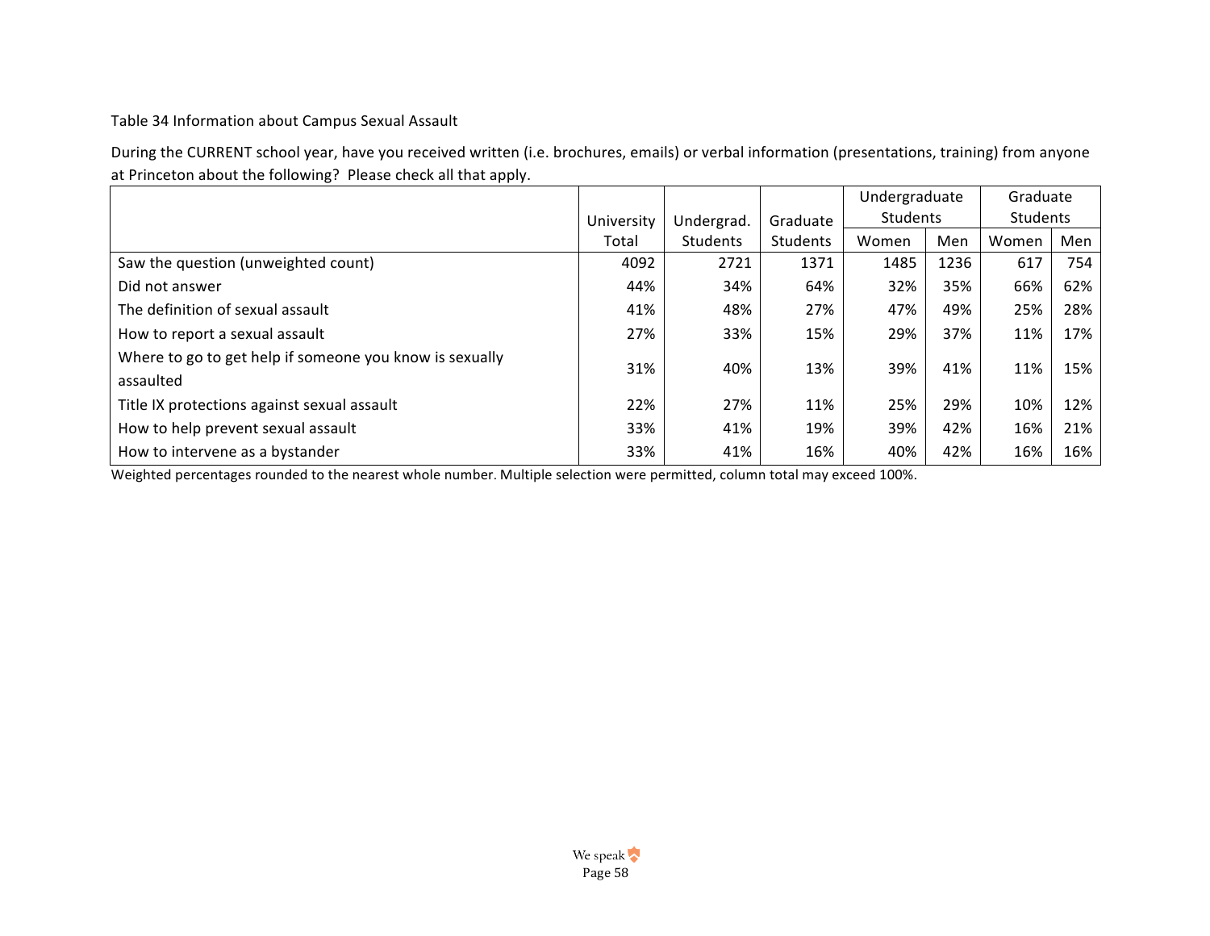Table 34 Information about Campus Sexual Assault

During the CURRENT school year, have you received written (i.e. brochures, emails) or verbal information (presentations, training) from anyone at Princeton about the following? Please check all that apply.

| | University Total | Undergrad. Students | Graduate Students | Undergraduate Students | | Graduate Students | |
|---|---|---|---|---|---|---|---|
| | | | | Women | Men | Women | Men |
| Saw the question (unweighted count) | 4092 | 2721 | 1371 | 1485 | 1236 | 617 | 754 |
| Did not answer | 44% | 34% | 64% | 32% | 35% | 66% | 62% |
| The definition of sexual assault | 41% | 48% | 27% | 47% | 49% | 25% | 28% |
| How to report a sexual assault | 27% | 33% | 15% | 29% | 37% | 11% | 17% |
| Where to go to get help if someone you know is sexually assaulted | 31% | 40% | 13% | 39% | 41% | 11% | 15% |
| Title IX protections against sexual assault | 22% | 27% | 11% | 25% | 29% | 10% | 12% |
| How to help prevent sexual assault | 33% | 41% | 19% | 39% | 42% | 16% | 21% |
| How to intervene as a bystander | 33% | 41% | 16% | 40% | 42% | 16% | 16% |

Weighted percentages rounded to the nearest whole number. Multiple selection were permitted, column total may exceed 100%.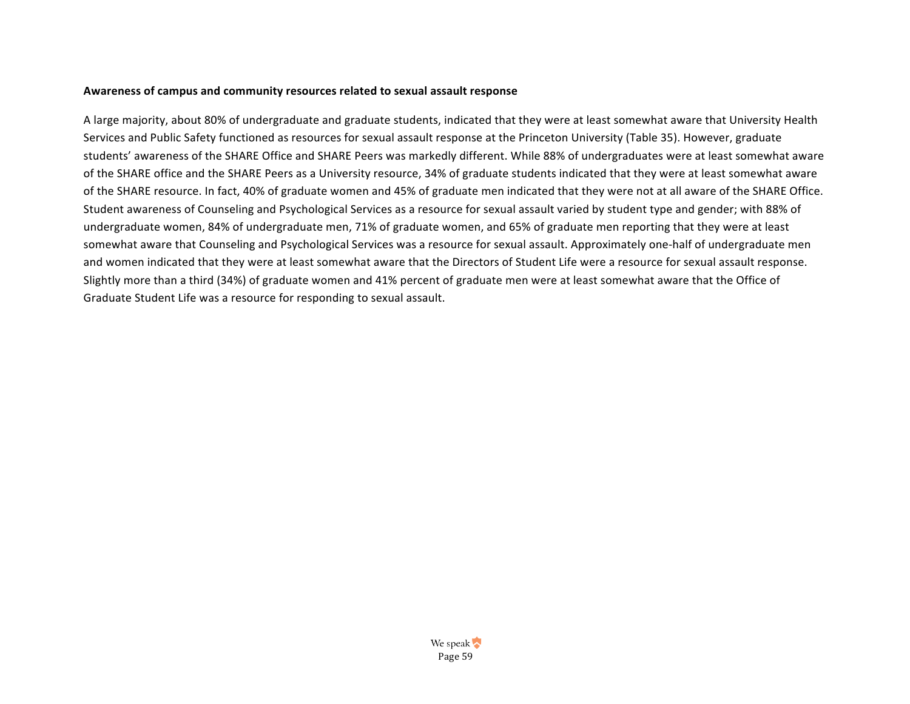**Awareness of campus and community resources related to sexual assault response**

A large majority, about 80% of undergraduate and graduate students, indicated that they were at least somewhat aware that University Health Services and Public Safety functioned as resources for sexual assault response at the Princeton University (Table 35). However, graduate students' awareness of the SHARE Office and SHARE Peers was markedly different. While 88% of undergraduates were at least somewhat aware of the SHARE office and the SHARE Peers as a University resource, 34% of graduate students indicated that they were at least somewhat aware of the SHARE resource. In fact, 40% of graduate women and 45% of graduate men indicated that they were not at all aware of the SHARE Office. Student awareness of Counseling and Psychological Services as a resource for sexual assault varied by student type and gender; with 88% of undergraduate women, 84% of undergraduate men, 71% of graduate women, and 65% of graduate men reporting that they were at least somewhat aware that Counseling and Psychological Services was a resource for sexual assault. Approximately one-half of undergraduate men and women indicated that they were at least somewhat aware that the Directors of Student Life were a resource for sexual assault response. Slightly more than a third (34%) of graduate women and 41% percent of graduate men were at least somewhat aware that the Office of Graduate Student Life was a resource for responding to sexual assault.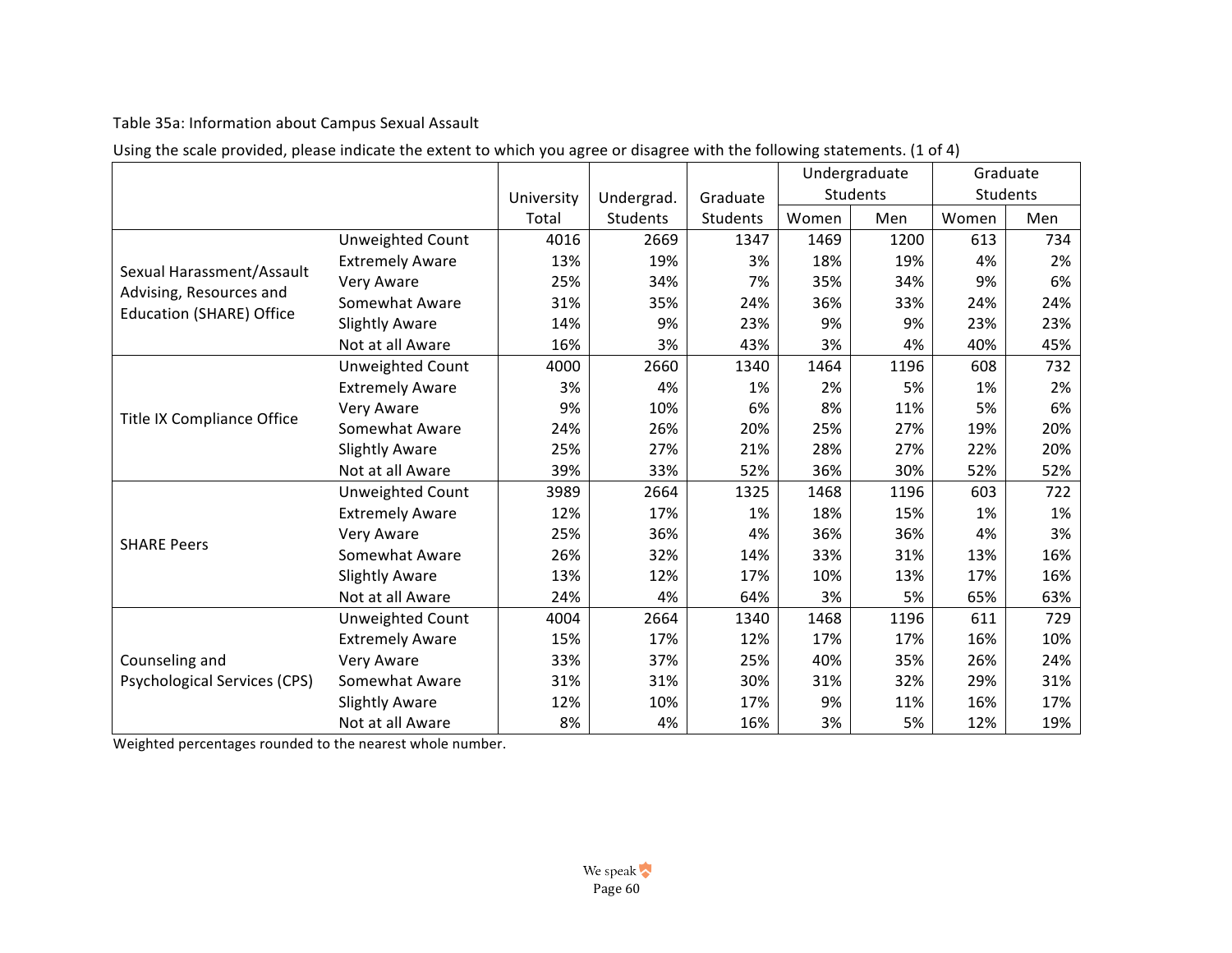Table 35a: Information about Campus Sexual Assault

Using the scale provided, please indicate the extent to which you agree or disagree with the following statements. (1 of 4)

| | | University Total | Undergrad. Students | Graduate Students | Undergraduate Students | | Graduate Students | |
|---|---|---|---|---|---|---|---|---|
| | | | | | Women | Men | Women | Men |
| Sexual Harassment/Assault Advising, Resources and Education (SHARE) Office | Unweighted Count | 4016 | 2669 | 1347 | 1469 | 1200 | 613 | 734 |
| | Extremely Aware | 13% | 19% | 3% | 18% | 19% | 4% | 2% |
| | Very Aware | 25% | 34% | 7% | 35% | 34% | 9% | 6% |
| | Somewhat Aware | 31% | 35% | 24% | 36% | 33% | 24% | 24% |
| | Slightly Aware | 14% | 9% | 23% | 9% | 9% | 23% | 23% |
| | Not at all Aware | 16% | 3% | 43% | 3% | 4% | 40% | 45% |
| Title IX Compliance Office | Unweighted Count | 4000 | 2660 | 1340 | 1464 | 1196 | 608 | 732 |
| | Extremely Aware | 3% | 4% | 1% | 2% | 5% | 1% | 2% |
| | Very Aware | 9% | 10% | 6% | 8% | 11% | 5% | 6% |
| | Somewhat Aware | 24% | 26% | 20% | 25% | 27% | 19% | 20% |
| | Slightly Aware | 25% | 27% | 21% | 28% | 27% | 22% | 20% |
| | Not at all Aware | 39% | 33% | 52% | 36% | 30% | 52% | 52% |
| SHARE Peers | Unweighted Count | 3989 | 2664 | 1325 | 1468 | 1196 | 603 | 722 |
| | Extremely Aware | 12% | 17% | 1% | 18% | 15% | 1% | 1% |
| | Very Aware | 25% | 36% | 4% | 36% | 36% | 4% | 3% |
| | Somewhat Aware | 26% | 32% | 14% | 33% | 31% | 13% | 16% |
| | Slightly Aware | 13% | 12% | 17% | 10% | 13% | 17% | 16% |
| | Not at all Aware | 24% | 4% | 64% | 3% | 5% | 65% | 63% |
| Counseling and Psychological Services (CPS) | Unweighted Count | 4004 | 2664 | 1340 | 1468 | 1196 | 611 | 729 |
| | Extremely Aware | 15% | 17% | 12% | 17% | 17% | 16% | 10% |
| | Very Aware | 33% | 37% | 25% | 40% | 35% | 26% | 24% |
| | Somewhat Aware | 31% | 31% | 30% | 31% | 32% | 29% | 31% |
| | Slightly Aware | 12% | 10% | 17% | 9% | 11% | 16% | 17% |
| | Not at all Aware | 8% | 4% | 16% | 3% | 5% | 12% | 19% |

Weighted percentages rounded to the nearest whole number.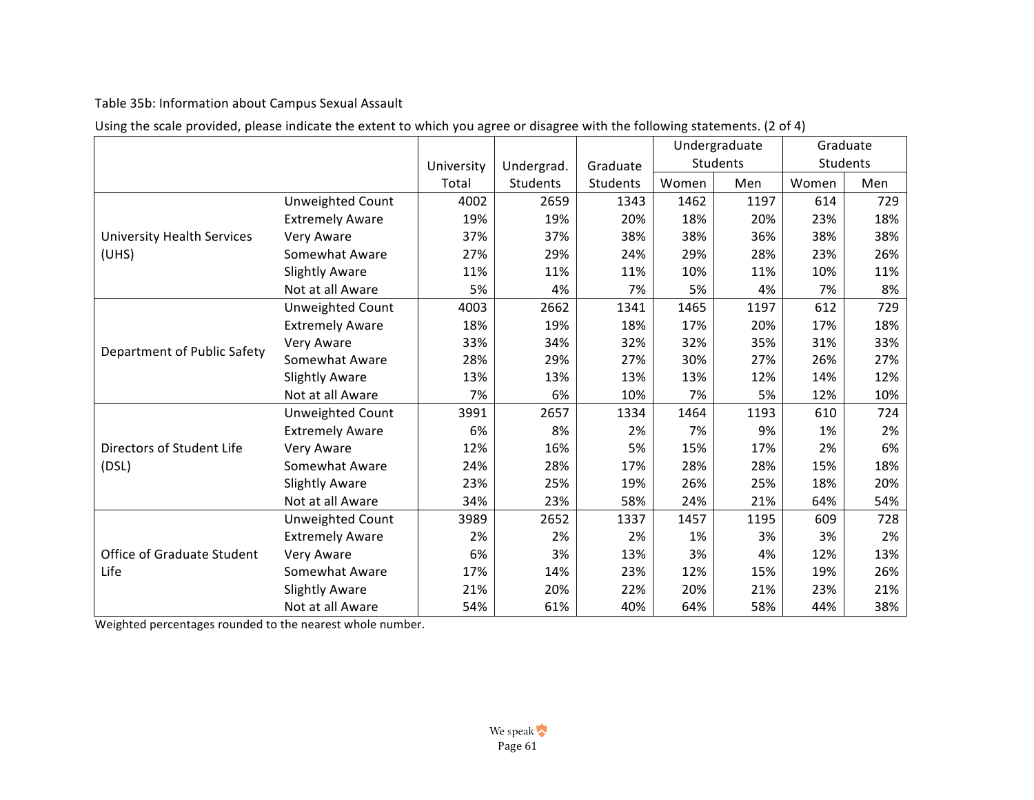Table 35b: Information about Campus Sexual Assault

Using the scale provided, please indicate the extent to which you agree or disagree with the following statements. (2 of 4)

| | | University Total | Undergrad. Students | Graduate Students | Undergraduate Students | | Graduate Students | |
|---|---|---|---|---|---|---|---|---|
| | | | | | Women | Men | Women | Men |
| University Health Services (UHS) | Unweighted Count | 4002 | 2659 | 1343 | 1462 | 1197 | 614 | 729 |
| | Extremely Aware | 19% | 19% | 20% | 18% | 20% | 23% | 18% |
| | Very Aware | 37% | 37% | 38% | 38% | 36% | 38% | 38% |
| | Somewhat Aware | 27% | 29% | 24% | 29% | 28% | 23% | 26% |
| | Slightly Aware | 11% | 11% | 11% | 10% | 11% | 10% | 11% |
| | Not at all Aware | 5% | 4% | 7% | 5% | 4% | 7% | 8% |
| Department of Public Safety | Unweighted Count | 4003 | 2662 | 1341 | 1465 | 1197 | 612 | 729 |
| | Extremely Aware | 18% | 19% | 18% | 17% | 20% | 17% | 18% |
| | Very Aware | 33% | 34% | 32% | 32% | 35% | 31% | 33% |
| | Somewhat Aware | 28% | 29% | 27% | 30% | 27% | 26% | 27% |
| | Slightly Aware | 13% | 13% | 13% | 13% | 12% | 14% | 12% |
| | Not at all Aware | 7% | 6% | 10% | 7% | 5% | 12% | 10% |
| Directors of Student Life (DSL) | Unweighted Count | 3991 | 2657 | 1334 | 1464 | 1193 | 610 | 724 |
| | Extremely Aware | 6% | 8% | 2% | 7% | 9% | 1% | 2% |
| | Very Aware | 12% | 16% | 5% | 15% | 17% | 2% | 6% |
| | Somewhat Aware | 24% | 28% | 17% | 28% | 28% | 15% | 18% |
| | Slightly Aware | 23% | 25% | 19% | 26% | 25% | 18% | 20% |
| | Not at all Aware | 34% | 23% | 58% | 24% | 21% | 64% | 54% |
| Office of Graduate Student Life | Unweighted Count | 3989 | 2652 | 1337 | 1457 | 1195 | 609 | 728 |
| | Extremely Aware | 2% | 2% | 2% | 1% | 3% | 3% | 2% |
| | Very Aware | 6% | 3% | 13% | 3% | 4% | 12% | 13% |
| | Somewhat Aware | 17% | 14% | 23% | 12% | 15% | 19% | 26% |
| | Slightly Aware | 21% | 20% | 22% | 20% | 21% | 23% | 21% |
| | Not at all Aware | 54% | 61% | 40% | 64% | 58% | 44% | 38% |

Weighted percentages rounded to the nearest whole number.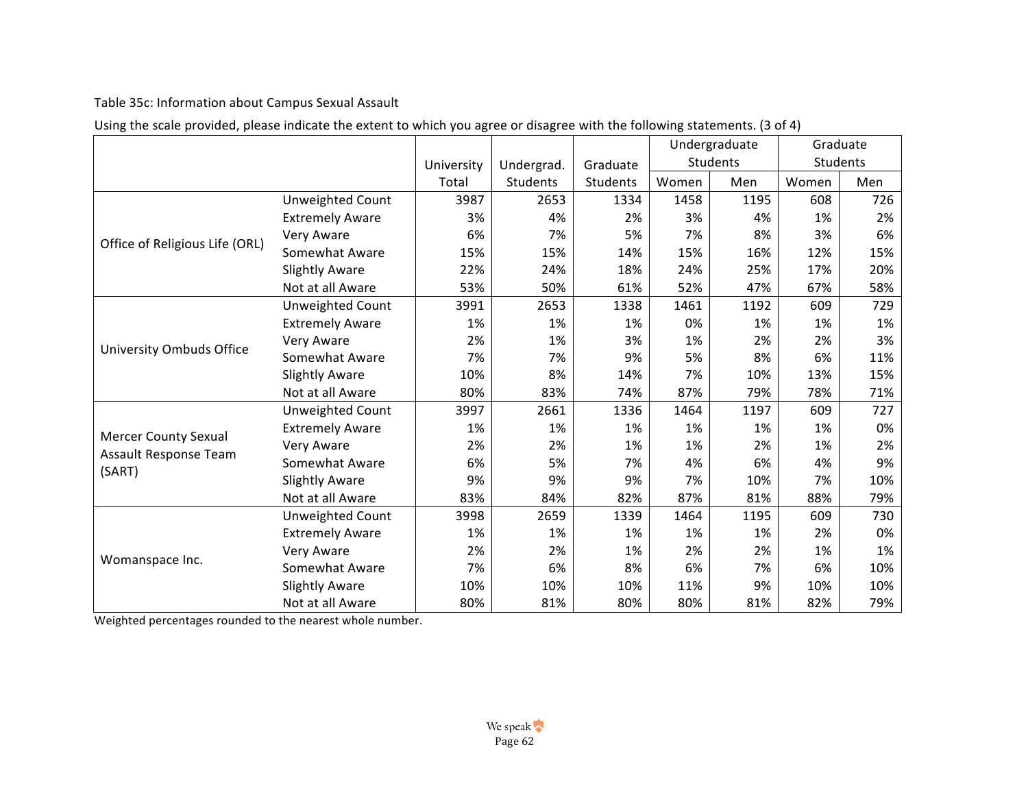Table 35c: Information about Campus Sexual Assault

Using the scale provided, please indicate the extent to which you agree or disagree with the following statements. (3 of 4)

| | | University Total | Undergrad. Students | Graduate Students | Undergraduate Students | | Graduate Students | |
|---|---|---|---|---|---|---|---|---|
| | | | | | Women | Men | Women | Men |
| Office of Religious Life (ORL) | Unweighted Count | 3987 | 2653 | 1334 | 1458 | 1195 | 608 | 726 |
| | Extremely Aware | 3% | 4% | 2% | 3% | 4% | 1% | 2% |
| | Very Aware | 6% | 7% | 5% | 7% | 8% | 3% | 6% |
| | Somewhat Aware | 15% | 15% | 14% | 15% | 16% | 12% | 15% |
| | Slightly Aware | 22% | 24% | 18% | 24% | 25% | 17% | 20% |
| | Not at all Aware | 53% | 50% | 61% | 52% | 47% | 67% | 58% |
| University Ombuds Office | Unweighted Count | 3991 | 2653 | 1338 | 1461 | 1192 | 609 | 729 |
| | Extremely Aware | 1% | 1% | 1% | 0% | 1% | 1% | 1% |
| | Very Aware | 2% | 1% | 3% | 1% | 2% | 2% | 3% |
| | Somewhat Aware | 7% | 7% | 9% | 5% | 8% | 6% | 11% |
| | Slightly Aware | 10% | 8% | 14% | 7% | 10% | 13% | 15% |
| | Not at all Aware | 80% | 83% | 74% | 87% | 79% | 78% | 71% |
| Mercer County Sexual Assault Response Team (SART) | Unweighted Count | 3997 | 2661 | 1336 | 1464 | 1197 | 609 | 727 |
| | Extremely Aware | 1% | 1% | 1% | 1% | 1% | 1% | 0% |
| | Very Aware | 2% | 2% | 1% | 1% | 2% | 1% | 2% |
| | Somewhat Aware | 6% | 5% | 7% | 4% | 6% | 4% | 9% |
| | Slightly Aware | 9% | 9% | 9% | 7% | 10% | 7% | 10% |
| | Not at all Aware | 83% | 84% | 82% | 87% | 81% | 88% | 79% |
| Womanspace Inc. | Unweighted Count | 3998 | 2659 | 1339 | 1464 | 1195 | 609 | 730 |
| | Extremely Aware | 1% | 1% | 1% | 1% | 1% | 2% | 0% |
| | Very Aware | 2% | 2% | 1% | 2% | 2% | 1% | 1% |
| | Somewhat Aware | 7% | 6% | 8% | 6% | 7% | 6% | 10% |
| | Slightly Aware | 10% | 10% | 10% | 11% | 9% | 10% | 10% |
| | Not at all Aware | 80% | 81% | 80% | 80% | 81% | 82% | 79% |

Weighted percentages rounded to the nearest whole number.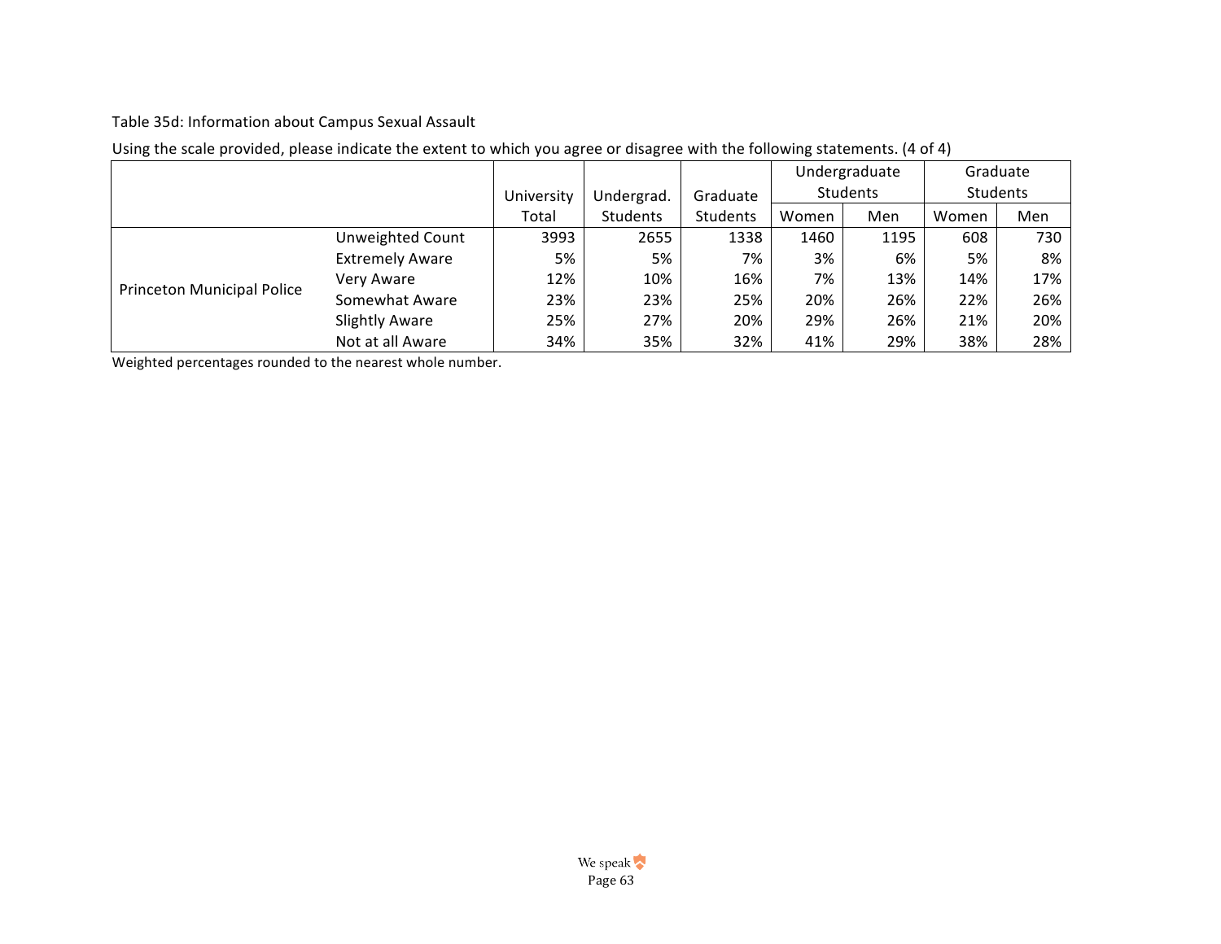Table 35d: Information about Campus Sexual Assault

Using the scale provided, please indicate the extent to which you agree or disagree with the following statements. (4 of 4)

| | | University Total | Undergrad. Students | Graduate Students | Undergraduate Students | | Graduate Students | |
|---|---|---|---|---|---|---|---|---|
| | | | | | Women | Men | Women | Men |
| Princeton Municipal Police | Unweighted Count | 3993 | 2655 | 1338 | 1460 | 1195 | 608 | 730 |
| | Extremely Aware | 5% | 5% | 7% | 3% | 6% | 5% | 8% |
| | Very Aware | 12% | 10% | 16% | 7% | 13% | 14% | 17% |
| | Somewhat Aware | 23% | 23% | 25% | 20% | 26% | 22% | 26% |
| | Slightly Aware | 25% | 27% | 20% | 29% | 26% | 21% | 20% |
| | Not at all Aware | 34% | 35% | 32% | 41% | 29% | 38% | 28% |

Weighted percentages rounded to the nearest whole number.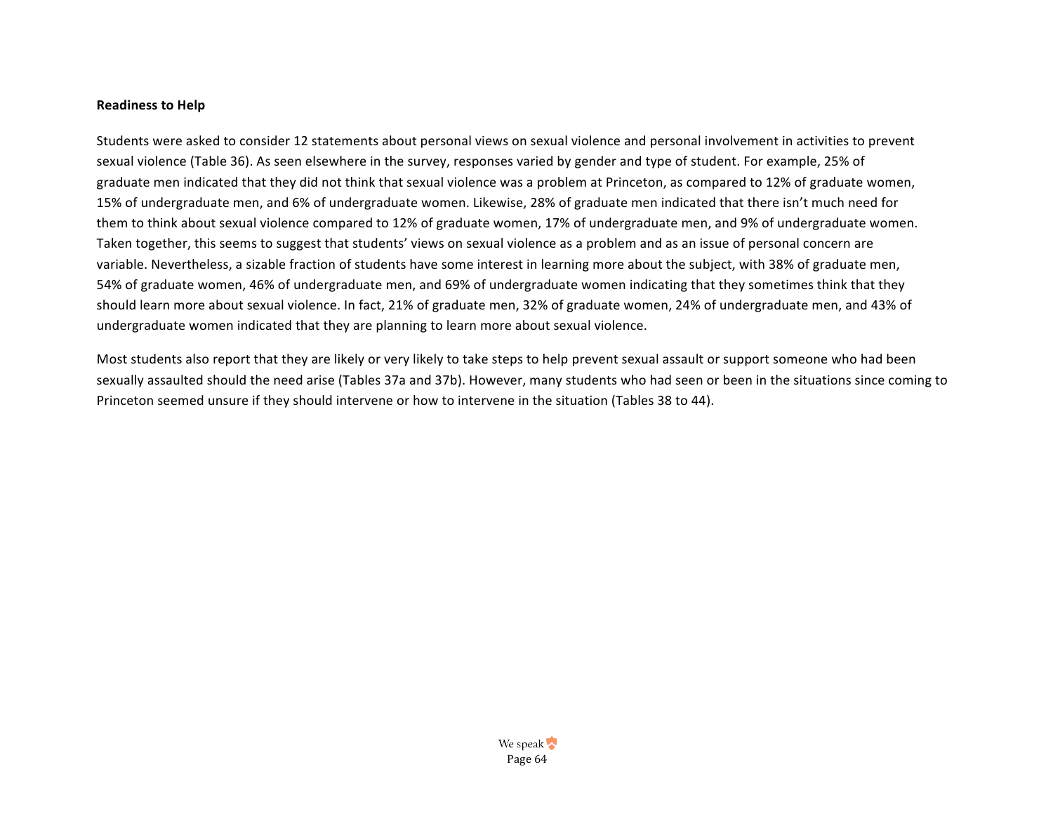**Readiness to Help**

Students were asked to consider 12 statements about personal views on sexual violence and personal involvement in activities to prevent sexual violence (Table 36). As seen elsewhere in the survey, responses varied by gender and type of student. For example, 25% of graduate men indicated that they did not think that sexual violence was a problem at Princeton, as compared to 12% of graduate women, 15% of undergraduate men, and 6% of undergraduate women. Likewise, 28% of graduate men indicated that there isn't much need for them to think about sexual violence compared to 12% of graduate women, 17% of undergraduate men, and 9% of undergraduate women. Taken together, this seems to suggest that students' views on sexual violence as a problem and as an issue of personal concern are variable. Nevertheless, a sizable fraction of students have some interest in learning more about the subject, with 38% of graduate men, 54% of graduate women, 46% of undergraduate men, and 69% of undergraduate women indicating that they sometimes think that they should learn more about sexual violence. In fact, 21% of graduate men, 32% of graduate women, 24% of undergraduate men, and 43% of undergraduate women indicated that they are planning to learn more about sexual violence.

Most students also report that they are likely or very likely to take steps to help prevent sexual assault or support someone who had been sexually assaulted should the need arise (Tables 37a and 37b). However, many students who had seen or been in the situations since coming to Princeton seemed unsure if they should intervene or how to intervene in the situation (Tables 38 to 44).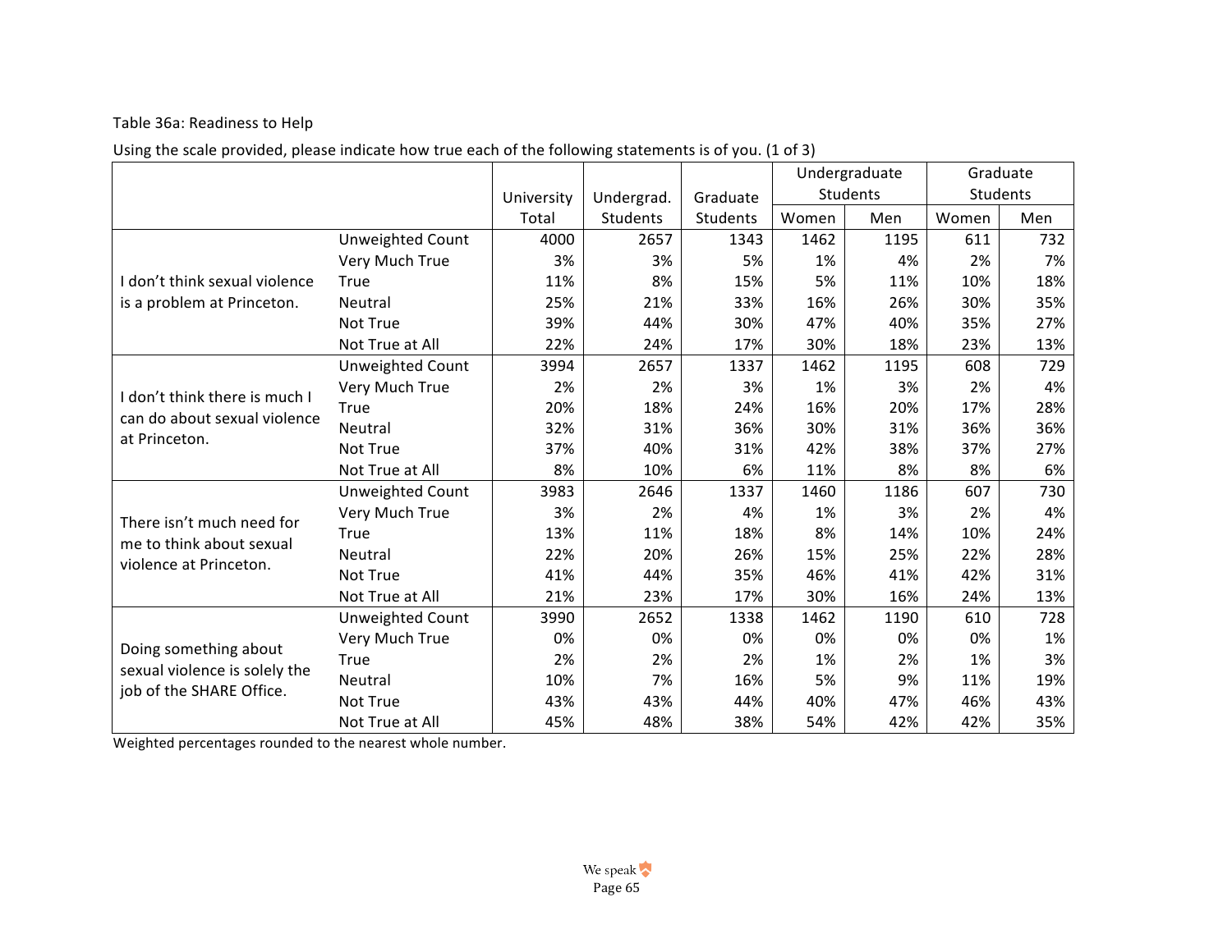Table 36a: Readiness to Help

Using the scale provided, please indicate how true each of the following statements is of you. (1 of 3)

| | | University Total | Undergrad. Students | Graduate Students | Undergraduate Students | | Graduate Students | |
|---|---|---|---|---|---|---|---|---|
| | | | | | Women | Men | Women | Men |
| I don't think sexual violence is a problem at Princeton. | Unweighted Count | 4000 | 2657 | 1343 | 1462 | 1195 | 611 | 732 |
| | Very Much True | 3% | 3% | 5% | 1% | 4% | 2% | 7% |
| | True | 11% | 8% | 15% | 5% | 11% | 10% | 18% |
| | Neutral | 25% | 21% | 33% | 16% | 26% | 30% | 35% |
| | Not True | 39% | 44% | 30% | 47% | 40% | 35% | 27% |
| | Not True at All | 22% | 24% | 17% | 30% | 18% | 23% | 13% |
| I don't think there is much I can do about sexual violence at Princeton. | Unweighted Count | 3994 | 2657 | 1337 | 1462 | 1195 | 608 | 729 |
| | Very Much True | 2% | 2% | 3% | 1% | 3% | 2% | 4% |
| | True | 20% | 18% | 24% | 16% | 20% | 17% | 28% |
| | Neutral | 32% | 31% | 36% | 30% | 31% | 36% | 36% |
| | Not True | 37% | 40% | 31% | 42% | 38% | 37% | 27% |
| | Not True at All | 8% | 10% | 6% | 11% | 8% | 8% | 6% |
| There isn't much need for me to think about sexual violence at Princeton. | Unweighted Count | 3983 | 2646 | 1337 | 1460 | 1186 | 607 | 730 |
| | Very Much True | 3% | 2% | 4% | 1% | 3% | 2% | 4% |
| | True | 13% | 11% | 18% | 8% | 14% | 10% | 24% |
| | Neutral | 22% | 20% | 26% | 15% | 25% | 22% | 28% |
| | Not True | 41% | 44% | 35% | 46% | 41% | 42% | 31% |
| | Not True at All | 21% | 23% | 17% | 30% | 16% | 24% | 13% |
| Doing something about sexual violence is solely the job of the SHARE Office. | Unweighted Count | 3990 | 2652 | 1338 | 1462 | 1190 | 610 | 728 |
| | Very Much True | 0% | 0% | 0% | 0% | 0% | 0% | 1% |
| | True | 2% | 2% | 2% | 1% | 2% | 1% | 3% |
| | Neutral | 10% | 7% | 16% | 5% | 9% | 11% | 19% |
| | Not True | 43% | 43% | 44% | 40% | 47% | 46% | 43% |
| | Not True at All | 45% | 48% | 38% | 54% | 42% | 42% | 35% |

Weighted percentages rounded to the nearest whole number.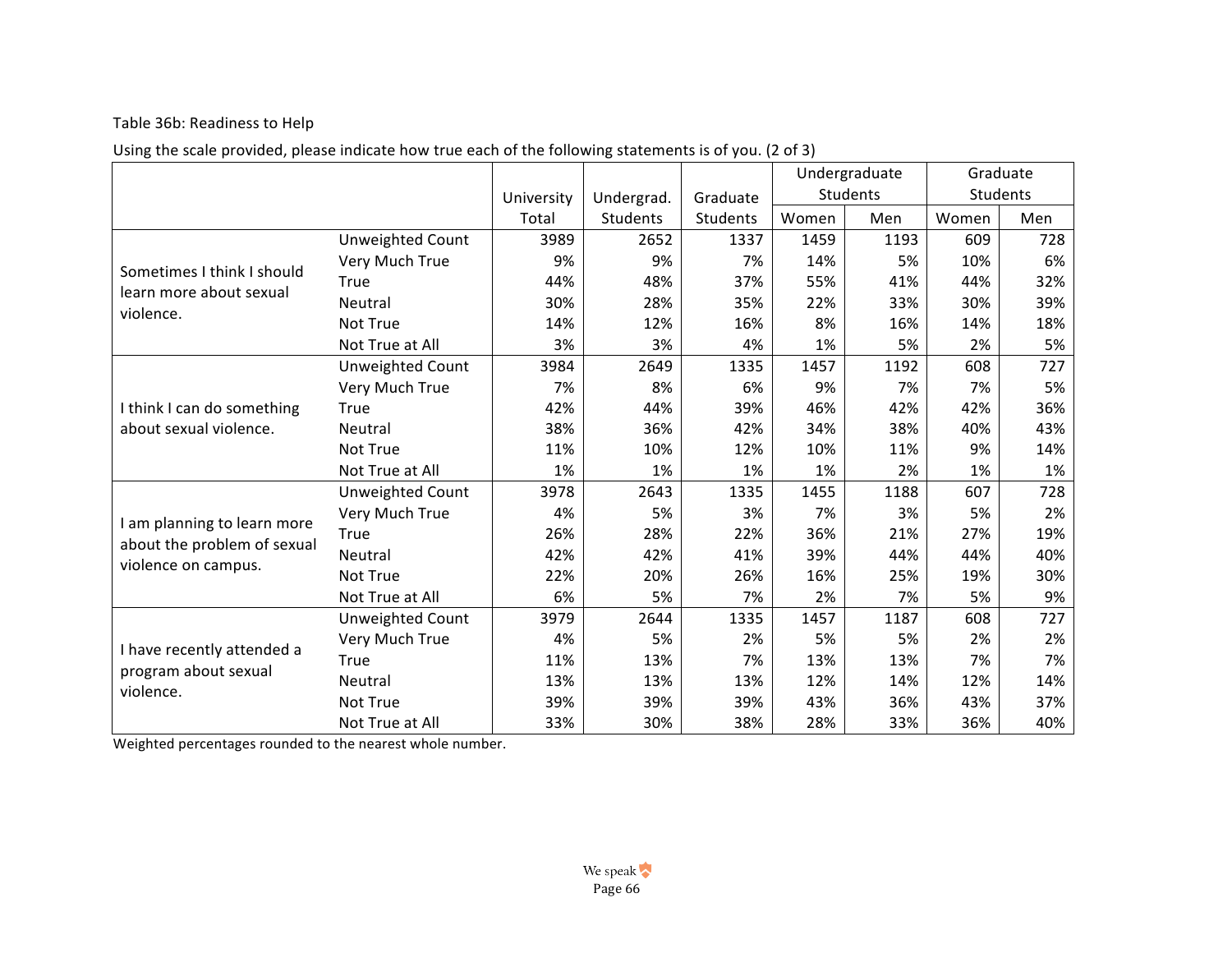Table 36b: Readiness to Help

Using the scale provided, please indicate how true each of the following statements is of you. (2 of 3)

| | | University Total | Undergrad. Students | Graduate Students | Undergraduate Students | | Graduate Students | |
|---|---|---|---|---|---|---|---|---|
| | | | | | Women | Men | Women | Men |
| Sometimes I think I should learn more about sexual violence. | Unweighted Count | 3989 | 2652 | 1337 | 1459 | 1193 | 609 | 728 |
| | Very Much True | 9% | 9% | 7% | 14% | 5% | 10% | 6% |
| | True | 44% | 48% | 37% | 55% | 41% | 44% | 32% |
| | Neutral | 30% | 28% | 35% | 22% | 33% | 30% | 39% |
| | Not True | 14% | 12% | 16% | 8% | 16% | 14% | 18% |
| | Not True at All | 3% | 3% | 4% | 1% | 5% | 2% | 5% |
| I think I can do something about sexual violence. | Unweighted Count | 3984 | 2649 | 1335 | 1457 | 1192 | 608 | 727 |
| | Very Much True | 7% | 8% | 6% | 9% | 7% | 7% | 5% |
| | True | 42% | 44% | 39% | 46% | 42% | 42% | 36% |
| | Neutral | 38% | 36% | 42% | 34% | 38% | 40% | 43% |
| | Not True | 11% | 10% | 12% | 10% | 11% | 9% | 14% |
| | Not True at All | 1% | 1% | 1% | 1% | 2% | 1% | 1% |
| I am planning to learn more about the problem of sexual violence on campus. | Unweighted Count | 3978 | 2643 | 1335 | 1455 | 1188 | 607 | 728 |
| | Very Much True | 4% | 5% | 3% | 7% | 3% | 5% | 2% |
| | True | 26% | 28% | 22% | 36% | 21% | 27% | 19% |
| | Neutral | 42% | 42% | 41% | 39% | 44% | 44% | 40% |
| | Not True | 22% | 20% | 26% | 16% | 25% | 19% | 30% |
| | Not True at All | 6% | 5% | 7% | 2% | 7% | 5% | 9% |
| I have recently attended a program about sexual violence. | Unweighted Count | 3979 | 2644 | 1335 | 1457 | 1187 | 608 | 727 |
| | Very Much True | 4% | 5% | 2% | 5% | 5% | 2% | 2% |
| | True | 11% | 13% | 7% | 13% | 13% | 7% | 7% |
| | Neutral | 13% | 13% | 13% | 12% | 14% | 12% | 14% |
| | Not True | 39% | 39% | 39% | 43% | 36% | 43% | 37% |
| | Not True at All | 33% | 30% | 38% | 28% | 33% | 36% | 40% |

Weighted percentages rounded to the nearest whole number.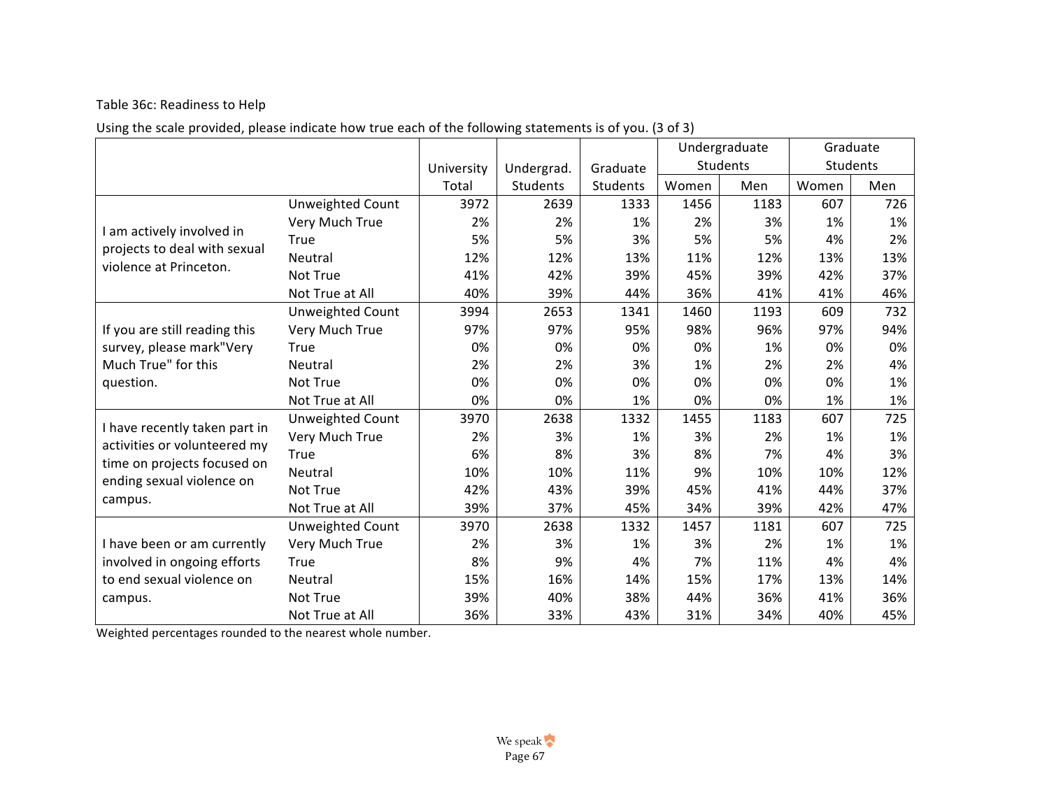Table 36c: Readiness to Help

Using the scale provided, please indicate how true each of the following statements is of you. (3 of 3)

| | | University Total | Undergrad. Students | Graduate Students | Undergraduate Students | | Graduate Students | |
|---|---|---|---|---|---|---|---|---|
| | | | | | Women | Men | Women | Men |
| I am actively involved in projects to deal with sexual violence at Princeton. | Unweighted Count | 3972 | 2639 | 1333 | 1456 | 1183 | 607 | 726 |
| | Very Much True | 2% | 2% | 1% | 2% | 3% | 1% | 1% |
| | True | 5% | 5% | 3% | 5% | 5% | 4% | 2% |
| | Neutral | 12% | 12% | 13% | 11% | 12% | 13% | 13% |
| | Not True | 41% | 42% | 39% | 45% | 39% | 42% | 37% |
| | Not True at All | 40% | 39% | 44% | 36% | 41% | 41% | 46% |
| If you are still reading this survey, please mark"Very Much True" for this question. | Unweighted Count | 3994 | 2653 | 1341 | 1460 | 1193 | 609 | 732 |
| | Very Much True | 97% | 97% | 95% | 98% | 96% | 97% | 94% |
| | True | 0% | 0% | 0% | 0% | 1% | 0% | 0% |
| | Neutral | 2% | 2% | 3% | 1% | 2% | 2% | 4% |
| | Not True | 0% | 0% | 0% | 0% | 0% | 0% | 1% |
| | Not True at All | 0% | 0% | 1% | 0% | 0% | 1% | 1% |
| I have recently taken part in activities or volunteered my time on projects focused on ending sexual violence on campus. | Unweighted Count | 3970 | 2638 | 1332 | 1455 | 1183 | 607 | 725 |
| | Very Much True | 2% | 3% | 1% | 3% | 2% | 1% | 1% |
| | True | 6% | 8% | 3% | 8% | 7% | 4% | 3% |
| | Neutral | 10% | 10% | 11% | 9% | 10% | 10% | 12% |
| | Not True | 42% | 43% | 39% | 45% | 41% | 44% | 37% |
| | Not True at All | 39% | 37% | 45% | 34% | 39% | 42% | 47% |
| I have been or am currently involved in ongoing efforts to end sexual violence on campus. | Unweighted Count | 3970 | 2638 | 1332 | 1457 | 1181 | 607 | 725 |
| | Very Much True | 2% | 3% | 1% | 3% | 2% | 1% | 1% |
| | True | 8% | 9% | 4% | 7% | 11% | 4% | 4% |
| | Neutral | 15% | 16% | 14% | 15% | 17% | 13% | 14% |
| | Not True | 39% | 40% | 38% | 44% | 36% | 41% | 36% |
| | Not True at All | 36% | 33% | 43% | 31% | 34% | 40% | 45% |

Weighted percentages rounded to the nearest whole number.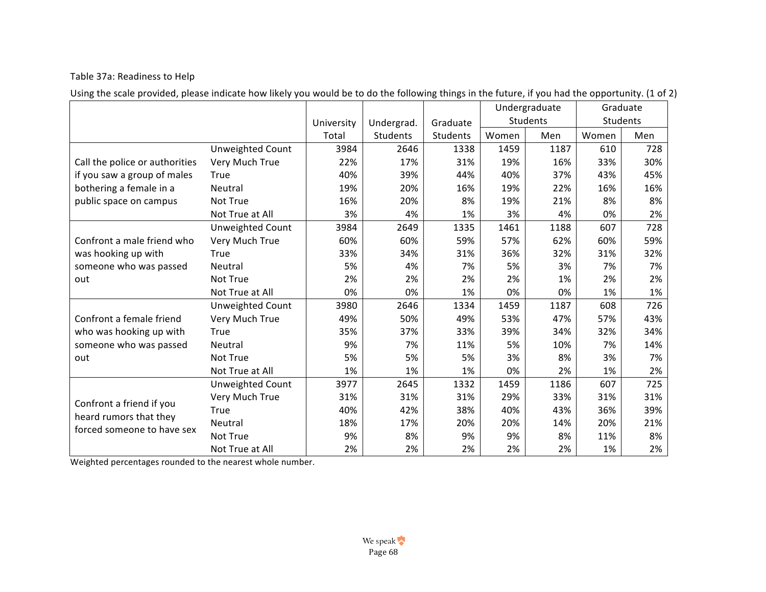Table 37a: Readiness to Help

Using the scale provided, please indicate how likely you would be to do the following things in the future, if you had the opportunity. (1 of 2)

| | | University Total | Undergrad. Students | Graduate Students | Undergraduate Students | | Graduate Students | |
|---|---|---|---|---|---|---|---|---|
| | | | | | Women | Men | Women | Men |
| Call the police or authorities if you saw a group of males bothering a female in a public space on campus | Unweighted Count | 3984 | 2646 | 1338 | 1459 | 1187 | 610 | 728 |
| | Very Much True | 22% | 17% | 31% | 19% | 16% | 33% | 30% |
| | True | 40% | 39% | 44% | 40% | 37% | 43% | 45% |
| | Neutral | 19% | 20% | 16% | 19% | 22% | 16% | 16% |
| | Not True | 16% | 20% | 8% | 19% | 21% | 8% | 8% |
| | Not True at All | 3% | 4% | 1% | 3% | 4% | 0% | 2% |
| Confront a male friend who was hooking up with someone who was passed out | Unweighted Count | 3984 | 2649 | 1335 | 1461 | 1188 | 607 | 728 |
| | Very Much True | 60% | 60% | 59% | 57% | 62% | 60% | 59% |
| | True | 33% | 34% | 31% | 36% | 32% | 31% | 32% |
| | Neutral | 5% | 4% | 7% | 5% | 3% | 7% | 7% |
| | Not True | 2% | 2% | 2% | 2% | 1% | 2% | 2% |
| | Not True at All | 0% | 0% | 1% | 0% | 0% | 1% | 1% |
| Confront a female friend who was hooking up with someone who was passed out | Unweighted Count | 3980 | 2646 | 1334 | 1459 | 1187 | 608 | 726 |
| | Very Much True | 49% | 50% | 49% | 53% | 47% | 57% | 43% |
| | True | 35% | 37% | 33% | 39% | 34% | 32% | 34% |
| | Neutral | 9% | 7% | 11% | 5% | 10% | 7% | 14% |
| | Not True | 5% | 5% | 5% | 3% | 8% | 3% | 7% |
| | Not True at All | 1% | 1% | 1% | 0% | 2% | 1% | 2% |
| Confront a friend if you heard rumors that they forced someone to have sex | Unweighted Count | 3977 | 2645 | 1332 | 1459 | 1186 | 607 | 725 |
| | Very Much True | 31% | 31% | 31% | 29% | 33% | 31% | 31% |
| | True | 40% | 42% | 38% | 40% | 43% | 36% | 39% |
| | Neutral | 18% | 17% | 20% | 20% | 14% | 20% | 21% |
| | Not True | 9% | 8% | 9% | 9% | 8% | 11% | 8% |
| | Not True at All | 2% | 2% | 2% | 2% | 2% | 1% | 2% |

Weighted percentages rounded to the nearest whole number.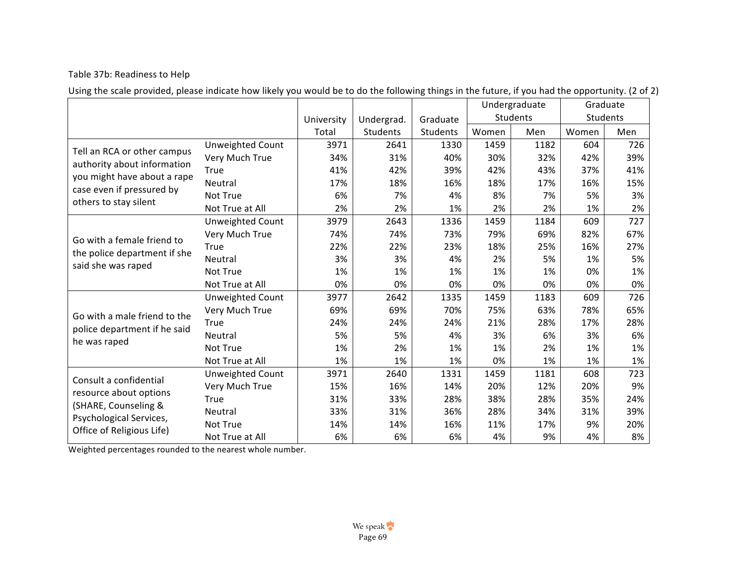Table 37b: Readiness to Help

Using the scale provided, please indicate how likely you would be to do the following things in the future, if you had the opportunity. (2 of 2)

| | | University Total | Undergrad. Students | Graduate Students | Undergraduate Students | | Graduate Students | |
|---|---|---|---|---|---|---|---|---|
| | | | | | Women | Men | Women | Men |
| Tell an RCA or other campus authority about information you might have about a rape case even if pressured by others to stay silent | Unweighted Count | 3971 | 2641 | 1330 | 1459 | 1182 | 604 | 726 |
| | Very Much True | 34% | 31% | 40% | 30% | 32% | 42% | 39% |
| | True | 41% | 42% | 39% | 42% | 43% | 37% | 41% |
| | Neutral | 17% | 18% | 16% | 18% | 17% | 16% | 15% |
| | Not True | 6% | 7% | 4% | 8% | 7% | 5% | 3% |
| | Not True at All | 2% | 2% | 1% | 2% | 2% | 1% | 2% |
| Go with a female friend to the police department if she said she was raped | Unweighted Count | 3979 | 2643 | 1336 | 1459 | 1184 | 609 | 727 |
| | Very Much True | 74% | 74% | 73% | 79% | 69% | 82% | 67% |
| | True | 22% | 22% | 23% | 18% | 25% | 16% | 27% |
| | Neutral | 3% | 3% | 4% | 2% | 5% | 1% | 5% |
| | Not True | 1% | 1% | 1% | 1% | 1% | 0% | 1% |
| | Not True at All | 0% | 0% | 0% | 0% | 0% | 0% | 0% |
| Go with a male friend to the police department if he said he was raped | Unweighted Count | 3977 | 2642 | 1335 | 1459 | 1183 | 609 | 726 |
| | Very Much True | 69% | 69% | 70% | 75% | 63% | 78% | 65% |
| | True | 24% | 24% | 24% | 21% | 28% | 17% | 28% |
| | Neutral | 5% | 5% | 4% | 3% | 6% | 3% | 6% |
| | Not True | 1% | 2% | 1% | 1% | 2% | 1% | 1% |
| | Not True at All | 1% | 1% | 1% | 0% | 1% | 1% | 1% |
| Consult a confidential resource about options (SHARE, Counseling & Psychological Services, Office of Religious Life) | Unweighted Count | 3971 | 2640 | 1331 | 1459 | 1181 | 608 | 723 |
| | Very Much True | 15% | 16% | 14% | 20% | 12% | 20% | 9% |
| | True | 31% | 33% | 28% | 38% | 28% | 35% | 24% |
| | Neutral | 33% | 31% | 36% | 28% | 34% | 31% | 39% |
| | Not True | 14% | 14% | 16% | 11% | 17% | 9% | 20% |
| | Not True at All | 6% | 6% | 6% | 4% | 9% | 4% | 8% |

Weighted percentages rounded to the nearest whole number.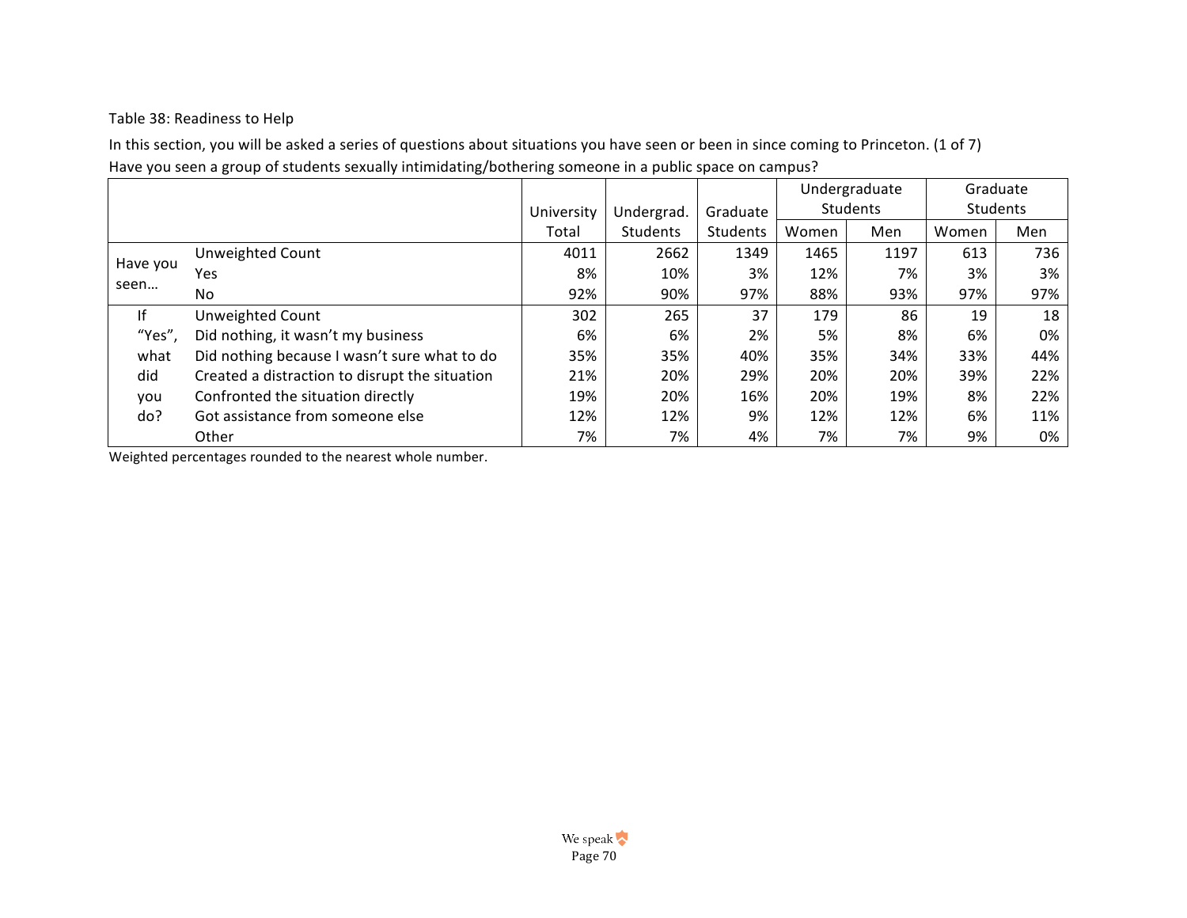Table 38: Readiness to Help

In this section, you will be asked a series of questions about situations you have seen or been in since coming to Princeton. (1 of 7)

Have you seen a group of students sexually intimidating/bothering someone in a public space on campus?

| | | University Total | Undergrad. Students | Graduate Students | Undergraduate Students | | Graduate Students | |
|---|---|---|---|---|---|---|---|---|
| | | | | | Women | Men | Women | Men |
| Have you seen… | Unweighted Count | 4011 | 2662 | 1349 | 1465 | 1197 | 613 | 736 |
| | Yes | 8% | 10% | 3% | 12% | 7% | 3% | 3% |
| | No | 92% | 90% | 97% | 88% | 93% | 97% | 97% |
| If "Yes", what did you do? | Unweighted Count | 302 | 265 | 37 | 179 | 86 | 19 | 18 |
| | Did nothing, it wasn't my business | 6% | 6% | 2% | 5% | 8% | 6% | 0% |
| | Did nothing because I wasn't sure what to do | 35% | 35% | 40% | 35% | 34% | 33% | 44% |
| | Created a distraction to disrupt the situation | 21% | 20% | 29% | 20% | 20% | 39% | 22% |
| | Confronted the situation directly | 19% | 20% | 16% | 20% | 19% | 8% | 22% |
| | Got assistance from someone else | 12% | 12% | 9% | 12% | 12% | 6% | 11% |
| | Other | 7% | 7% | 4% | 7% | 7% | 9% | 0% |

Weighted percentages rounded to the nearest whole number.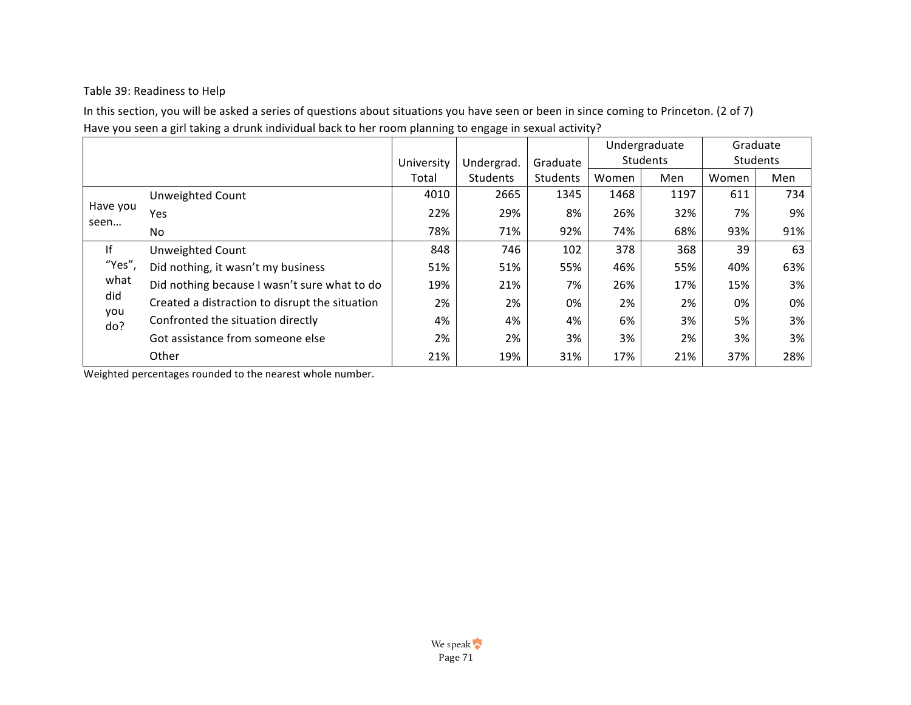Table 39: Readiness to Help

In this section, you will be asked a series of questions about situations you have seen or been in since coming to Princeton. (2 of 7)

Have you seen a girl taking a drunk individual back to her room planning to engage in sexual activity?

| | | University Total | Undergrad. Students | Graduate Students | Undergraduate Students | | Graduate Students | |
|---|---|---|---|---|---|---|---|---|
| | | | | | Women | Men | Women | Men |
| Have you seen… | Unweighted Count | 4010 | 2665 | 1345 | 1468 | 1197 | 611 | 734 |
| | Yes | 22% | 29% | 8% | 26% | 32% | 7% | 9% |
| | No | 78% | 71% | 92% | 74% | 68% | 93% | 91% |
| If "Yes", what did you do? | Unweighted Count | 848 | 746 | 102 | 378 | 368 | 39 | 63 |
| | Did nothing, it wasn't my business | 51% | 51% | 55% | 46% | 55% | 40% | 63% |
| | Did nothing because I wasn't sure what to do | 19% | 21% | 7% | 26% | 17% | 15% | 3% |
| | Created a distraction to disrupt the situation | 2% | 2% | 0% | 2% | 2% | 0% | 0% |
| | Confronted the situation directly | 4% | 4% | 4% | 6% | 3% | 5% | 3% |
| | Got assistance from someone else | 2% | 2% | 3% | 3% | 2% | 3% | 3% |
| | Other | 21% | 19% | 31% | 17% | 21% | 37% | 28% |

Weighted percentages rounded to the nearest whole number.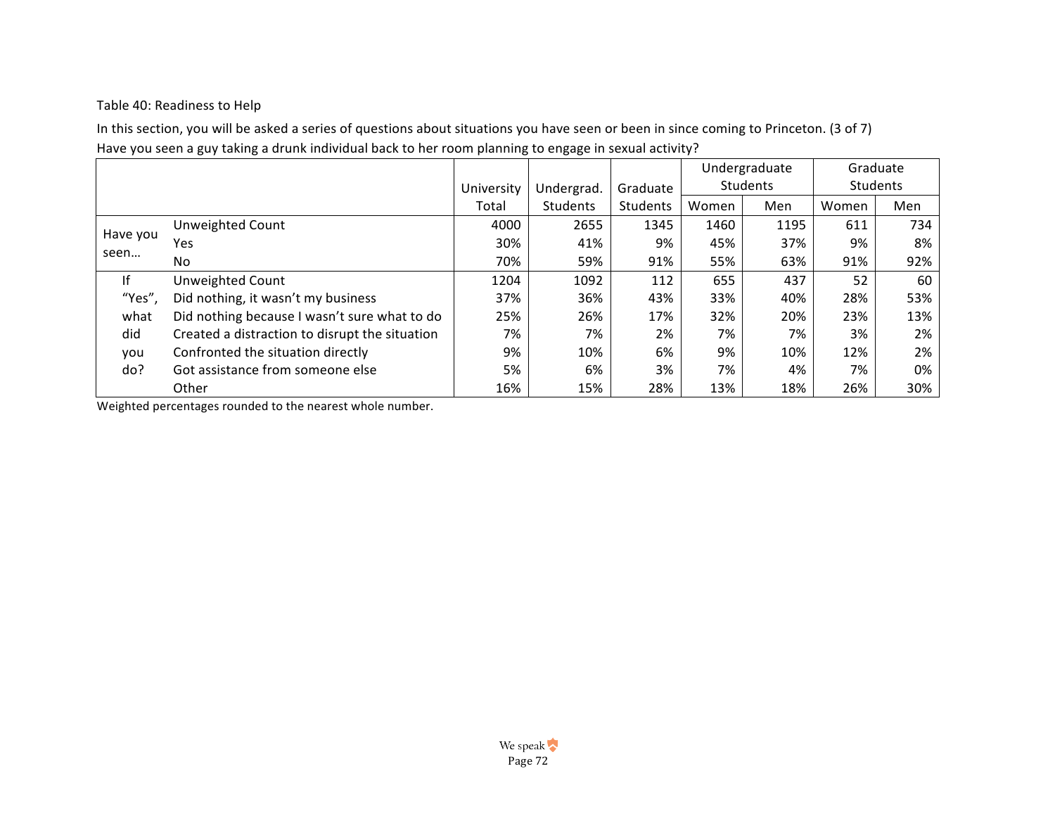Table 40: Readiness to Help

In this section, you will be asked a series of questions about situations you have seen or been in since coming to Princeton. (3 of 7)
Have you seen a guy taking a drunk individual back to her room planning to engage in sexual activity?

| | | University Total | Undergrad. Students | Graduate Students | Undergraduate Students | | Graduate Students | |
|---|---|---|---|---|---|---|---|---|
| | | | | | Women | Men | Women | Men |
| Have you seen… | Unweighted Count | 4000 | 2655 | 1345 | 1460 | 1195 | 611 | 734 |
| | Yes | 30% | 41% | 9% | 45% | 37% | 9% | 8% |
| | No | 70% | 59% | 91% | 55% | 63% | 91% | 92% |
| If "Yes", what did you do? | Unweighted Count | 1204 | 1092 | 112 | 655 | 437 | 52 | 60 |
| | Did nothing, it wasn't my business | 37% | 36% | 43% | 33% | 40% | 28% | 53% |
| | Did nothing because I wasn't sure what to do | 25% | 26% | 17% | 32% | 20% | 23% | 13% |
| | Created a distraction to disrupt the situation | 7% | 7% | 2% | 7% | 7% | 3% | 2% |
| | Confronted the situation directly | 9% | 10% | 6% | 9% | 10% | 12% | 2% |
| | Got assistance from someone else | 5% | 6% | 3% | 7% | 4% | 7% | 0% |
| | Other | 16% | 15% | 28% | 13% | 18% | 26% | 30% |

Weighted percentages rounded to the nearest whole number.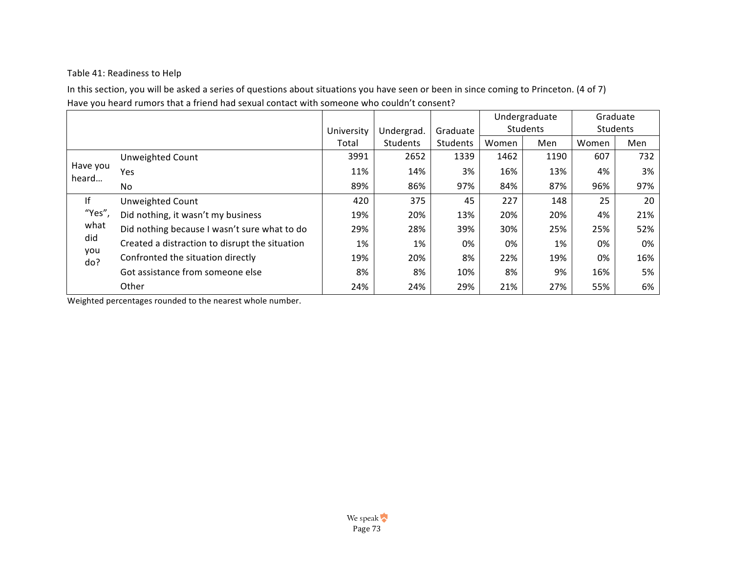Table 41: Readiness to Help

In this section, you will be asked a series of questions about situations you have seen or been in since coming to Princeton. (4 of 7)

Have you heard rumors that a friend had sexual contact with someone who couldn't consent?

| | | University Total | Undergrad. Students | Graduate Students | Undergraduate Students | | Graduate Students | |
|---|---|---|---|---|---|---|---|---|
| | | | | | Women | Men | Women | Men |
| Have you heard… | Unweighted Count | 3991 | 2652 | 1339 | 1462 | 1190 | 607 | 732 |
| | Yes | 11% | 14% | 3% | 16% | 13% | 4% | 3% |
| | No | 89% | 86% | 97% | 84% | 87% | 96% | 97% |
| If "Yes", what did you do? | Unweighted Count | 420 | 375 | 45 | 227 | 148 | 25 | 20 |
| | Did nothing, it wasn't my business | 19% | 20% | 13% | 20% | 20% | 4% | 21% |
| | Did nothing because I wasn't sure what to do | 29% | 28% | 39% | 30% | 25% | 25% | 52% |
| | Created a distraction to disrupt the situation | 1% | 1% | 0% | 0% | 1% | 0% | 0% |
| | Confronted the situation directly | 19% | 20% | 8% | 22% | 19% | 0% | 16% |
| | Got assistance from someone else | 8% | 8% | 10% | 8% | 9% | 16% | 5% |
| | Other | 24% | 24% | 29% | 21% | 27% | 55% | 6% |

Weighted percentages rounded to the nearest whole number.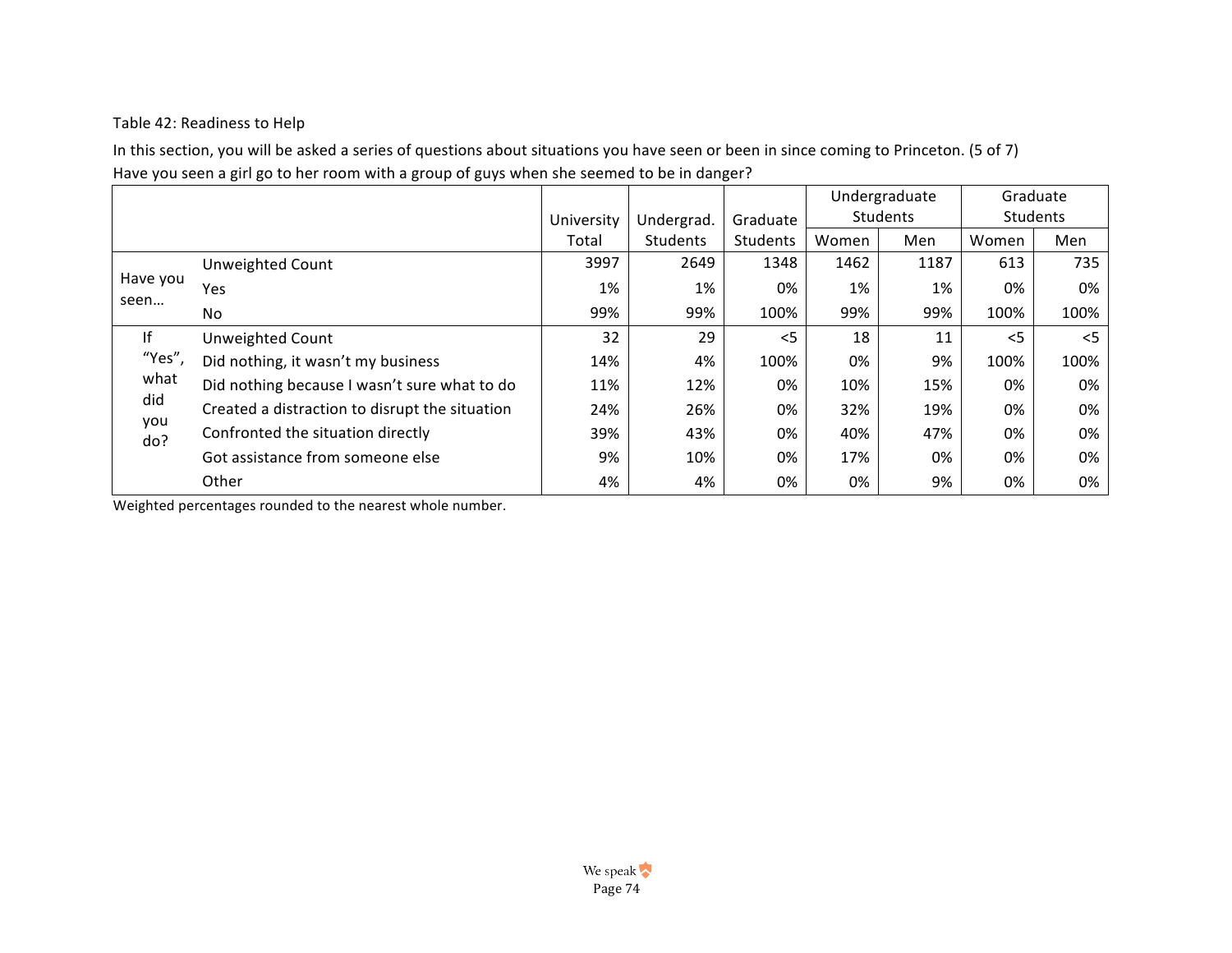Table 42: Readiness to Help

In this section, you will be asked a series of questions about situations you have seen or been in since coming to Princeton. (5 of 7)

Have you seen a girl go to her room with a group of guys when she seemed to be in danger?

| | | University Total | Undergrad. Students | Graduate Students | Undergraduate Students | | Graduate Students | |
|---|---|---|---|---|---|---|---|---|
| | | | | | Women | Men | Women | Men |
| Have you seen… | Unweighted Count | 3997 | 2649 | 1348 | 1462 | 1187 | 613 | 735 |
| | Yes | 1% | 1% | 0% | 1% | 1% | 0% | 0% |
| | No | 99% | 99% | 100% | 99% | 99% | 100% | 100% |
| If "Yes", what did you do? | Unweighted Count | 32 | 29 | <5 | 18 | 11 | <5 | <5 |
| | Did nothing, it wasn't my business | 14% | 4% | 100% | 0% | 9% | 100% | 100% |
| | Did nothing because I wasn't sure what to do | 11% | 12% | 0% | 10% | 15% | 0% | 0% |
| | Created a distraction to disrupt the situation | 24% | 26% | 0% | 32% | 19% | 0% | 0% |
| | Confronted the situation directly | 39% | 43% | 0% | 40% | 47% | 0% | 0% |
| | Got assistance from someone else | 9% | 10% | 0% | 17% | 0% | 0% | 0% |
| | Other | 4% | 4% | 0% | 0% | 9% | 0% | 0% |

Weighted percentages rounded to the nearest whole number.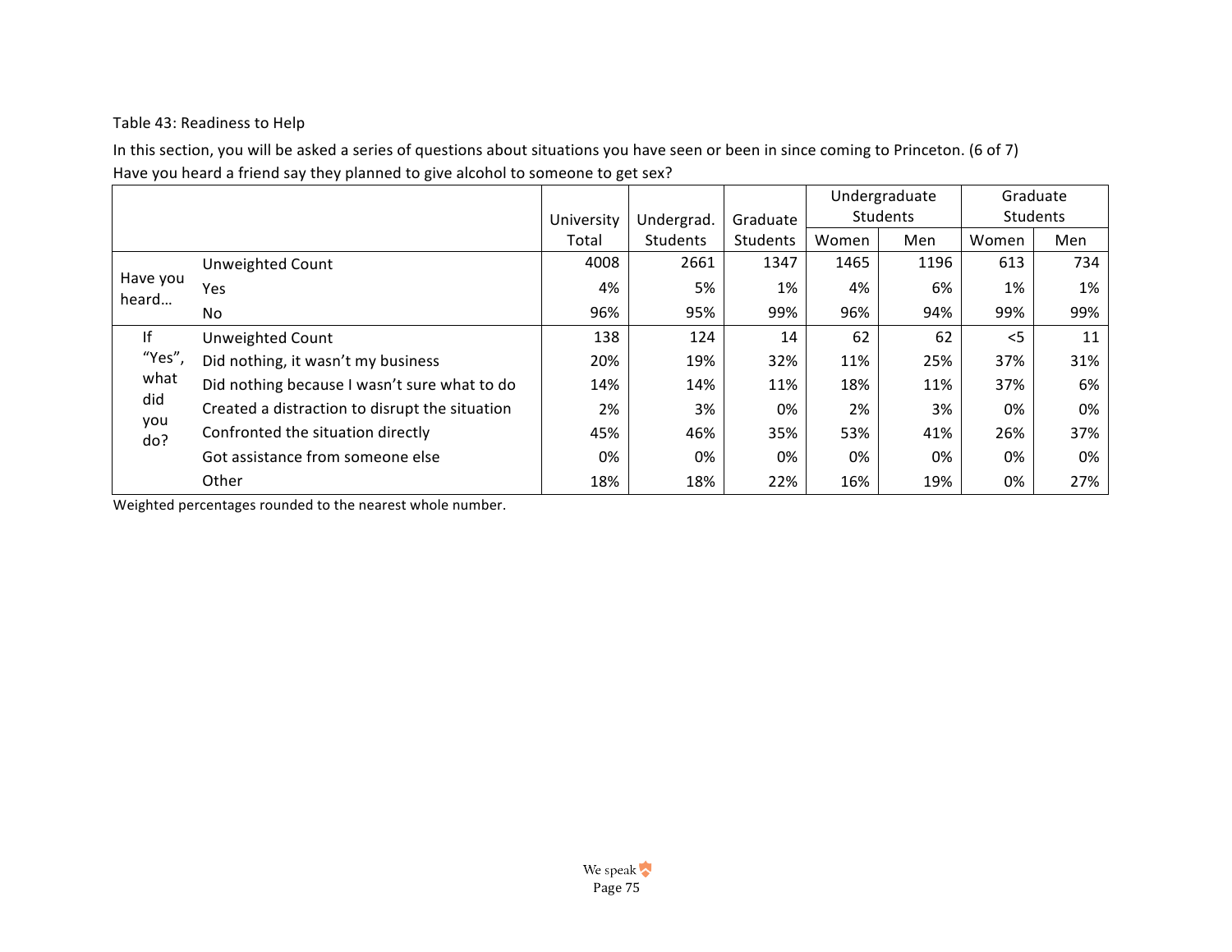Table 43: Readiness to Help

In this section, you will be asked a series of questions about situations you have seen or been in since coming to Princeton. (6 of 7)

Have you heard a friend say they planned to give alcohol to someone to get sex?

| | | University Total | Undergrad. Students | Graduate Students | Undergraduate Students | | Graduate Students | |
|---|---|---|---|---|---|---|---|---|
| | | | | | Women | Men | Women | Men |
| Have you heard… | Unweighted Count | 4008 | 2661 | 1347 | 1465 | 1196 | 613 | 734 |
| | Yes | 4% | 5% | 1% | 4% | 6% | 1% | 1% |
| | No | 96% | 95% | 99% | 96% | 94% | 99% | 99% |
| If "Yes", what did you do? | Unweighted Count | 138 | 124 | 14 | 62 | 62 | <5 | 11 |
| | Did nothing, it wasn't my business | 20% | 19% | 32% | 11% | 25% | 37% | 31% |
| | Did nothing because I wasn't sure what to do | 14% | 14% | 11% | 18% | 11% | 37% | 6% |
| | Created a distraction to disrupt the situation | 2% | 3% | 0% | 2% | 3% | 0% | 0% |
| | Confronted the situation directly | 45% | 46% | 35% | 53% | 41% | 26% | 37% |
| | Got assistance from someone else | 0% | 0% | 0% | 0% | 0% | 0% | 0% |
| | Other | 18% | 18% | 22% | 16% | 19% | 0% | 27% |

Weighted percentages rounded to the nearest whole number.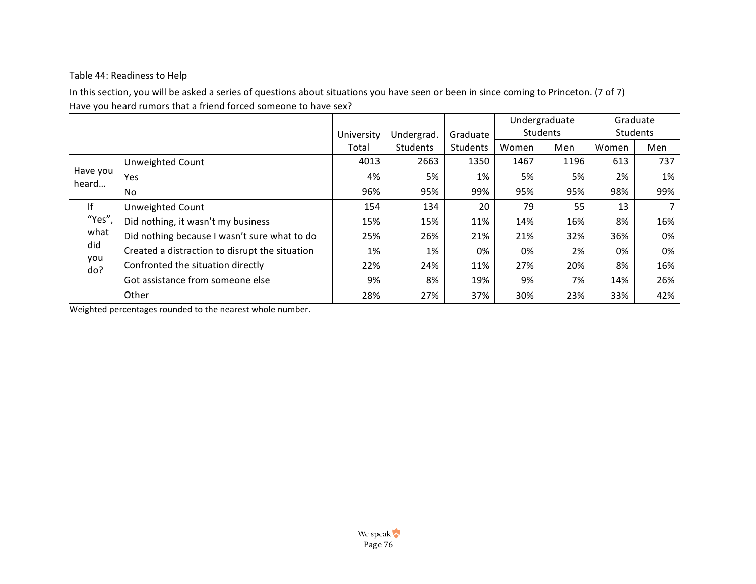Table 44: Readiness to Help

In this section, you will be asked a series of questions about situations you have seen or been in since coming to Princeton. (7 of 7)
Have you heard rumors that a friend forced someone to have sex?

| | | University Total | Undergrad. Students | Graduate Students | Undergraduate Students | | Graduate Students | |
|---|---|---|---|---|---|---|---|---|
| | | | | | Women | Men | Women | Men |
| Have you heard… | Unweighted Count | 4013 | 2663 | 1350 | 1467 | 1196 | 613 | 737 |
| | Yes | 4% | 5% | 1% | 5% | 5% | 2% | 1% |
| | No | 96% | 95% | 99% | 95% | 95% | 98% | 99% |
| If "Yes", what did you do? | Unweighted Count | 154 | 134 | 20 | 79 | 55 | 13 | 7 |
| | Did nothing, it wasn't my business | 15% | 15% | 11% | 14% | 16% | 8% | 16% |
| | Did nothing because I wasn't sure what to do | 25% | 26% | 21% | 21% | 32% | 36% | 0% |
| | Created a distraction to disrupt the situation | 1% | 1% | 0% | 0% | 2% | 0% | 0% |
| | Confronted the situation directly | 22% | 24% | 11% | 27% | 20% | 8% | 16% |
| | Got assistance from someone else | 9% | 8% | 19% | 9% | 7% | 14% | 26% |
| | Other | 28% | 27% | 37% | 30% | 23% | 33% | 42% |

Weighted percentages rounded to the nearest whole number.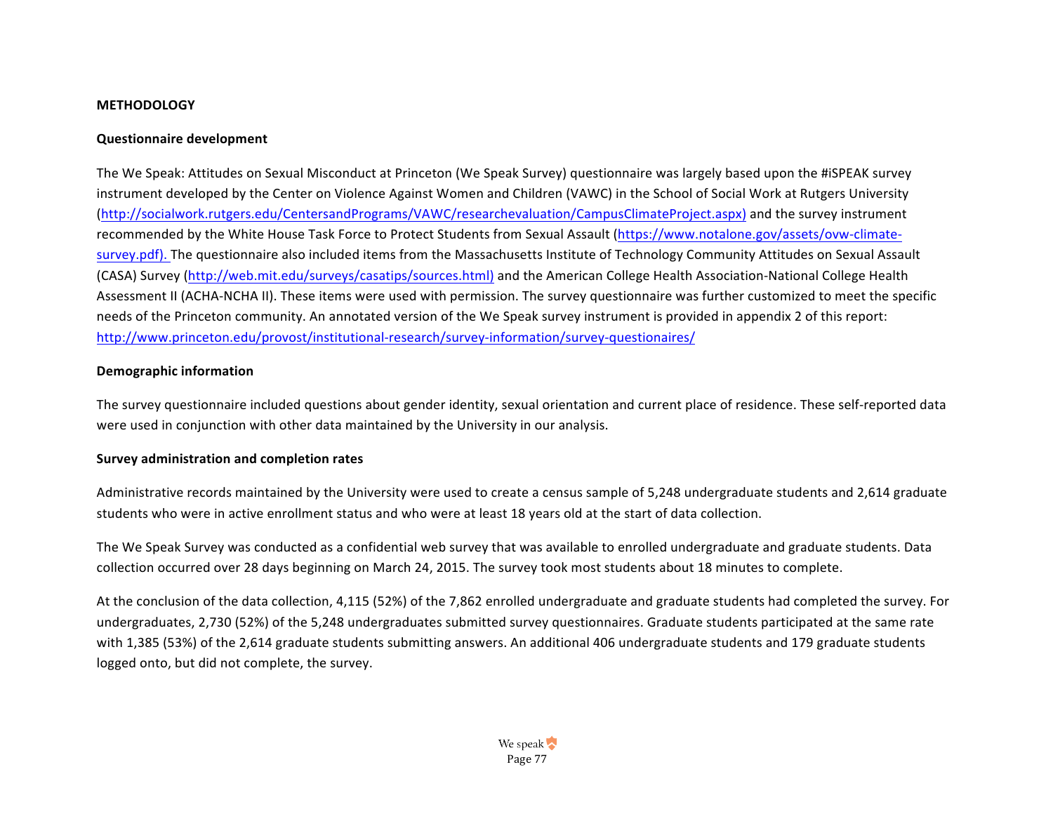## METHODOLOGY

### Questionnaire development

The We Speak: Attitudes on Sexual Misconduct at Princeton (We Speak Survey) questionnaire was largely based upon the #iSPEAK survey instrument developed by the Center on Violence Against Women and Children (VAWC) in the School of Social Work at Rutgers University (http://socialwork.rutgers.edu/CentersandPrograms/VAWC/researchevaluation/CampusClimateProject.aspx) and the survey instrument recommended by the White House Task Force to Protect Students from Sexual Assault (https://www.notalone.gov/assets/ovw-climate-survey.pdf). The questionnaire also included items from the Massachusetts Institute of Technology Community Attitudes on Sexual Assault (CASA) Survey (http://web.mit.edu/surveys/casatips/sources.html) and the American College Health Association-National College Health Assessment II (ACHA-NCHA II). These items were used with permission. The survey questionnaire was further customized to meet the specific needs of the Princeton community. An annotated version of the We Speak survey instrument is provided in appendix 2 of this report: http://www.princeton.edu/provost/institutional-research/survey-information/survey-questionaires/

### Demographic information

The survey questionnaire included questions about gender identity, sexual orientation and current place of residence. These self-reported data were used in conjunction with other data maintained by the University in our analysis.

### Survey administration and completion rates

Administrative records maintained by the University were used to create a census sample of 5,248 undergraduate students and 2,614 graduate students who were in active enrollment status and who were at least 18 years old at the start of data collection.

The We Speak Survey was conducted as a confidential web survey that was available to enrolled undergraduate and graduate students. Data collection occurred over 28 days beginning on March 24, 2015. The survey took most students about 18 minutes to complete.

At the conclusion of the data collection, 4,115 (52%) of the 7,862 enrolled undergraduate and graduate students had completed the survey. For undergraduates, 2,730 (52%) of the 5,248 undergraduates submitted survey questionnaires. Graduate students participated at the same rate with 1,385 (53%) of the 2,614 graduate students submitting answers. An additional 406 undergraduate students and 179 graduate students logged onto, but did not complete, the survey.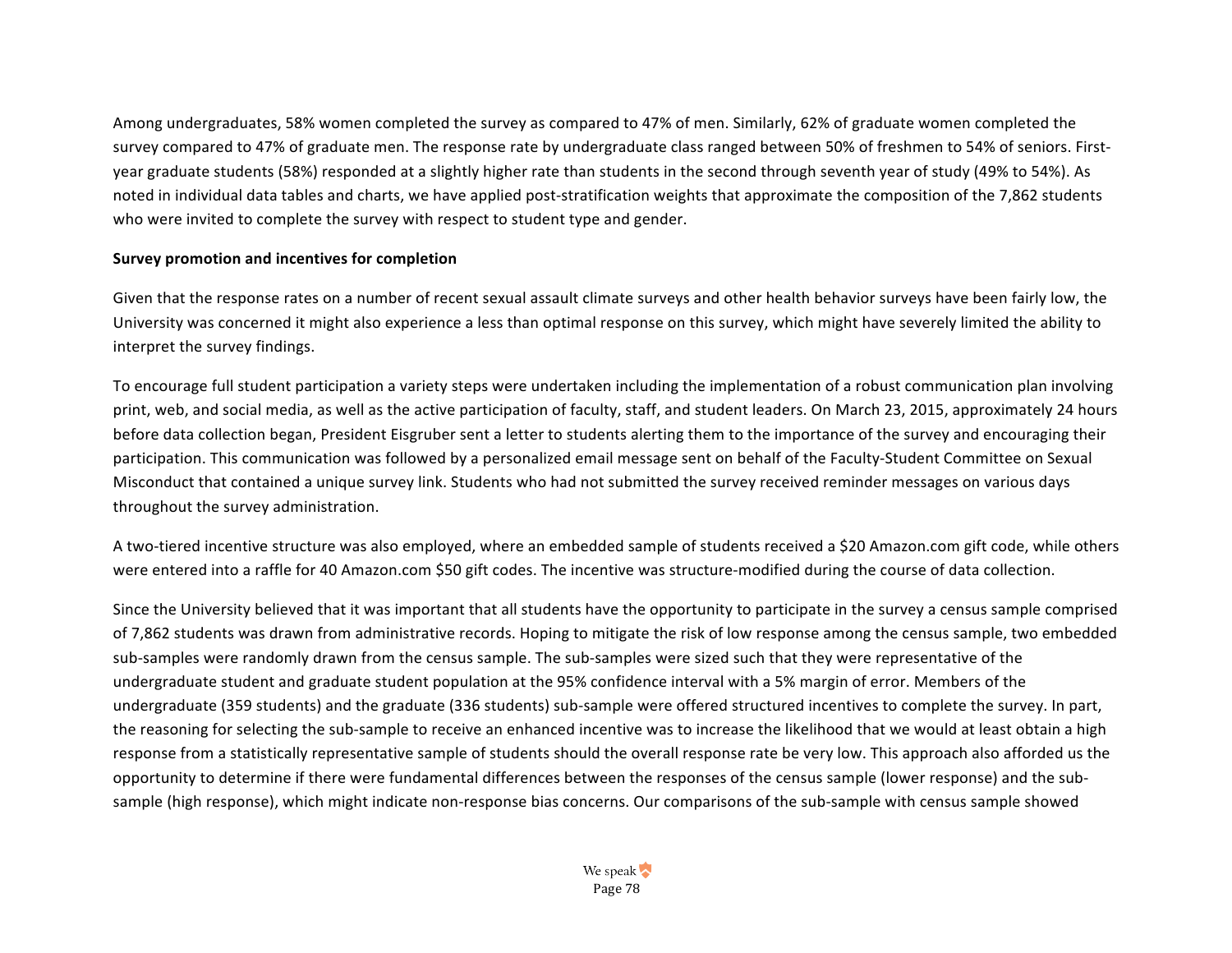Among undergraduates, 58% women completed the survey as compared to 47% of men. Similarly, 62% of graduate women completed the survey compared to 47% of graduate men. The response rate by undergraduate class ranged between 50% of freshmen to 54% of seniors. First-year graduate students (58%) responded at a slightly higher rate than students in the second through seventh year of study (49% to 54%). As noted in individual data tables and charts, we have applied post-stratification weights that approximate the composition of the 7,862 students who were invited to complete the survey with respect to student type and gender.

**Survey promotion and incentives for completion**

Given that the response rates on a number of recent sexual assault climate surveys and other health behavior surveys have been fairly low, the University was concerned it might also experience a less than optimal response on this survey, which might have severely limited the ability to interpret the survey findings.

To encourage full student participation a variety steps were undertaken including the implementation of a robust communication plan involving print, web, and social media, as well as the active participation of faculty, staff, and student leaders. On March 23, 2015, approximately 24 hours before data collection began, President Eisgruber sent a letter to students alerting them to the importance of the survey and encouraging their participation. This communication was followed by a personalized email message sent on behalf of the Faculty-Student Committee on Sexual Misconduct that contained a unique survey link. Students who had not submitted the survey received reminder messages on various days throughout the survey administration.

A two-tiered incentive structure was also employed, where an embedded sample of students received a $20 Amazon.com gift code, while others were entered into a raffle for 40 Amazon.com $50 gift codes. The incentive was structure-modified during the course of data collection.

Since the University believed that it was important that all students have the opportunity to participate in the survey a census sample comprised of 7,862 students was drawn from administrative records. Hoping to mitigate the risk of low response among the census sample, two embedded sub-samples were randomly drawn from the census sample. The sub-samples were sized such that they were representative of the undergraduate student and graduate student population at the 95% confidence interval with a 5% margin of error. Members of the undergraduate (359 students) and the graduate (336 students) sub-sample were offered structured incentives to complete the survey. In part, the reasoning for selecting the sub-sample to receive an enhanced incentive was to increase the likelihood that we would at least obtain a high response from a statistically representative sample of students should the overall response rate be very low. This approach also afforded us the opportunity to determine if there were fundamental differences between the responses of the census sample (lower response) and the sub-sample (high response), which might indicate non-response bias concerns. Our comparisons of the sub-sample with census sample showed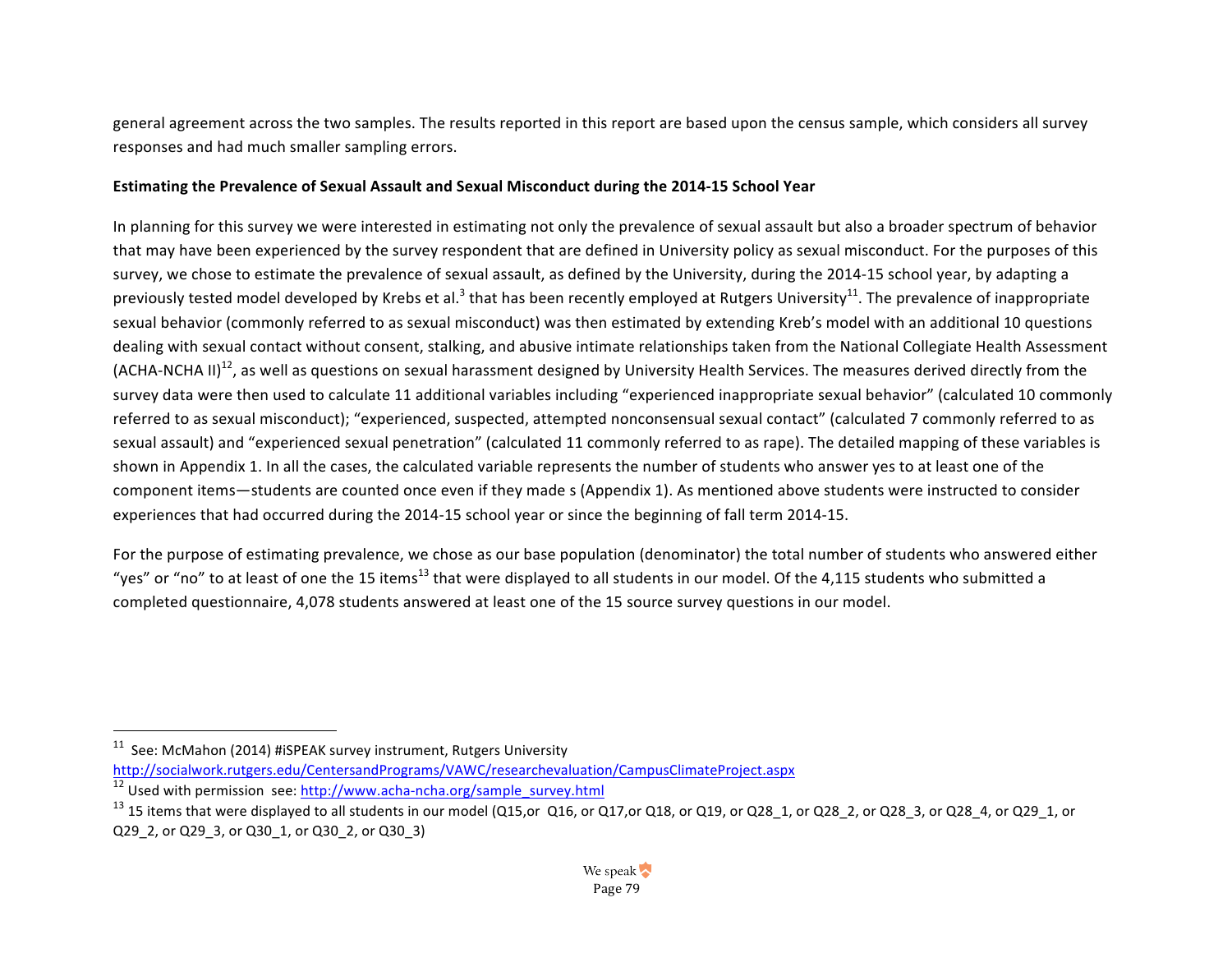general agreement across the two samples. The results reported in this report are based upon the census sample, which considers all survey responses and had much smaller sampling errors.

**Estimating the Prevalence of Sexual Assault and Sexual Misconduct during the 2014-15 School Year**

In planning for this survey we were interested in estimating not only the prevalence of sexual assault but also a broader spectrum of behavior that may have been experienced by the survey respondent that are defined in University policy as sexual misconduct. For the purposes of this survey, we chose to estimate the prevalence of sexual assault, as defined by the University, during the 2014-15 school year, by adapting a previously tested model developed by Krebs et al.[3] that has been recently employed at Rutgers University[11]. The prevalence of inappropriate sexual behavior (commonly referred to as sexual misconduct) was then estimated by extending Kreb's model with an additional 10 questions dealing with sexual contact without consent, stalking, and abusive intimate relationships taken from the National Collegiate Health Assessment (ACHA-NCHA II)[12], as well as questions on sexual harassment designed by University Health Services. The measures derived directly from the survey data were then used to calculate 11 additional variables including "experienced inappropriate sexual behavior" (calculated 10 commonly referred to as sexual misconduct); "experienced, suspected, attempted nonconsensual sexual contact" (calculated 7 commonly referred to as sexual assault) and "experienced sexual penetration" (calculated 11 commonly referred to as rape). The detailed mapping of these variables is shown in Appendix 1. In all the cases, the calculated variable represents the number of students who answer yes to at least one of the component items—students are counted once even if they made s (Appendix 1). As mentioned above students were instructed to consider experiences that had occurred during the 2014-15 school year or since the beginning of fall term 2014-15.

For the purpose of estimating prevalence, we chose as our base population (denominator) the total number of students who answered either "yes" or "no" to at least of one the 15 items[13] that were displayed to all students in our model. Of the 4,115 students who submitted a completed questionnaire, 4,078 students answered at least one of the 15 source survey questions in our model.

---

[11] See: McMahon (2014) #iSPEAK survey instrument, Rutgers University http://socialwork.rutgers.edu/CentersandPrograms/VAWC/researchevaluation/CampusClimateProject.aspx

[12] Used with permission see: http://www.acha-ncha.org/sample_survey.html

[13] 15 items that were displayed to all students in our model (Q15,or Q16, or Q17,or Q18, or Q19, or Q28_1, or Q28_2, or Q28_3, or Q28_4, or Q29_1, or Q29_2, or Q29_3, or Q30_1, or Q30_2, or Q30_3)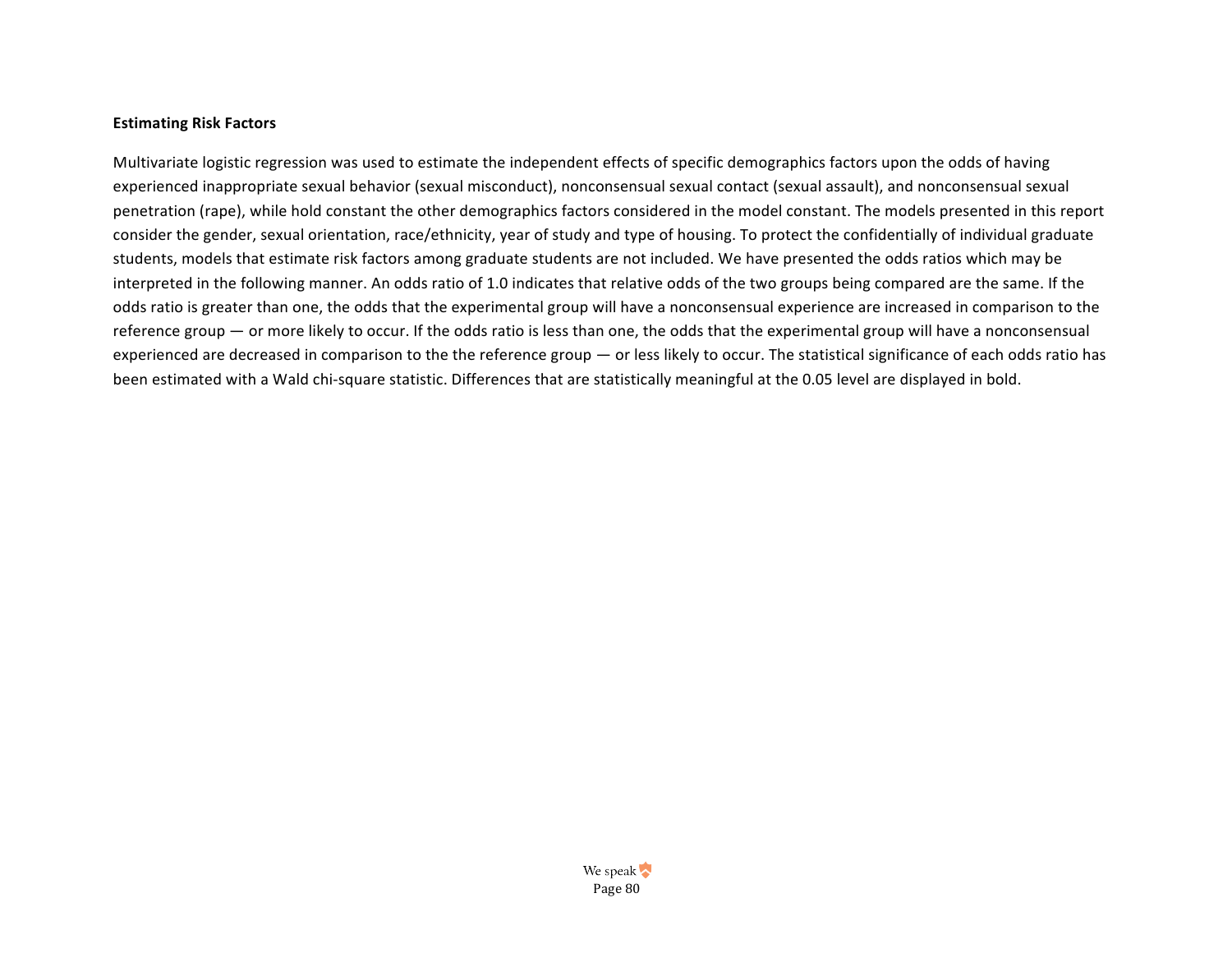**Estimating Risk Factors**

Multivariate logistic regression was used to estimate the independent effects of specific demographics factors upon the odds of having experienced inappropriate sexual behavior (sexual misconduct), nonconsensual sexual contact (sexual assault), and nonconsensual sexual penetration (rape), while hold constant the other demographics factors considered in the model constant. The models presented in this report consider the gender, sexual orientation, race/ethnicity, year of study and type of housing. To protect the confidentially of individual graduate students, models that estimate risk factors among graduate students are not included. We have presented the odds ratios which may be interpreted in the following manner. An odds ratio of 1.0 indicates that relative odds of the two groups being compared are the same. If the odds ratio is greater than one, the odds that the experimental group will have a nonconsensual experience are increased in comparison to the reference group — or more likely to occur. If the odds ratio is less than one, the odds that the experimental group will have a nonconsensual experienced are decreased in comparison to the the reference group — or less likely to occur. The statistical significance of each odds ratio has been estimated with a Wald chi-square statistic. Differences that are statistically meaningful at the 0.05 level are displayed in bold.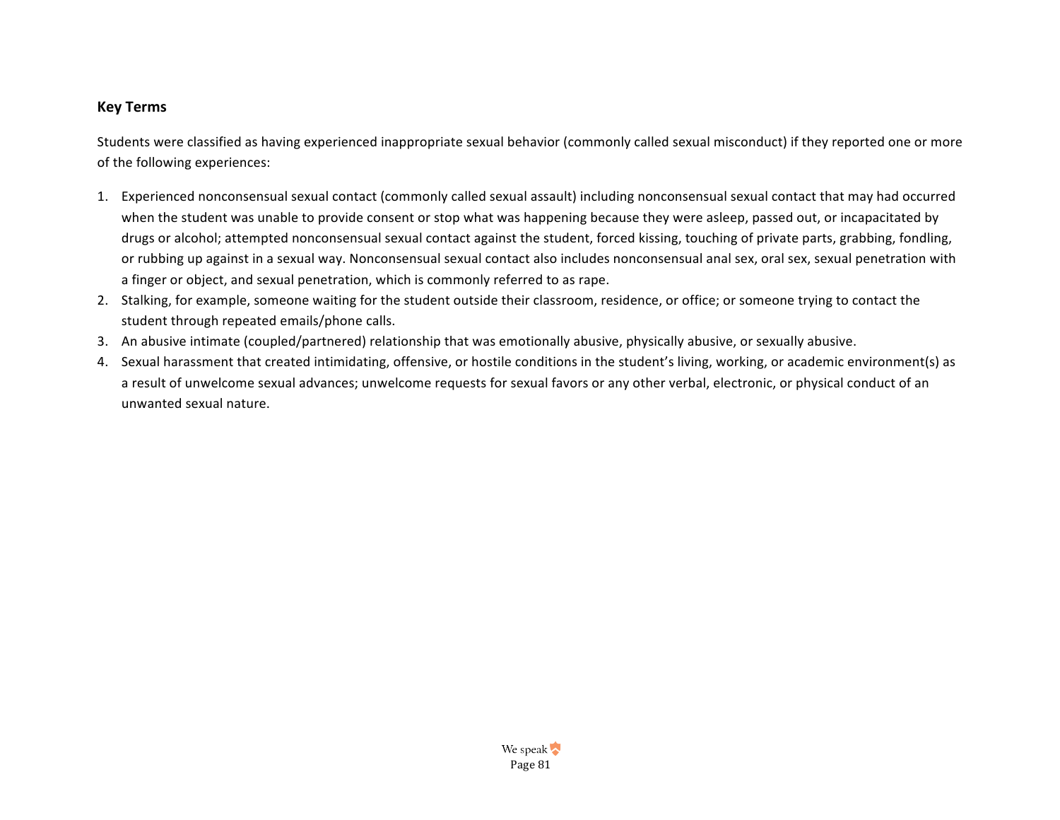### Key Terms

Students were classified as having experienced inappropriate sexual behavior (commonly called sexual misconduct) if they reported one or more of the following experiences:

1. Experienced nonconsensual sexual contact (commonly called sexual assault) including nonconsensual sexual contact that may had occurred when the student was unable to provide consent or stop what was happening because they were asleep, passed out, or incapacitated by drugs or alcohol; attempted nonconsensual sexual contact against the student, forced kissing, touching of private parts, grabbing, fondling, or rubbing up against in a sexual way. Nonconsensual sexual contact also includes nonconsensual anal sex, oral sex, sexual penetration with a finger or object, and sexual penetration, which is commonly referred to as rape.
2. Stalking, for example, someone waiting for the student outside their classroom, residence, or office; or someone trying to contact the student through repeated emails/phone calls.
3. An abusive intimate (coupled/partnered) relationship that was emotionally abusive, physically abusive, or sexually abusive.
4. Sexual harassment that created intimidating, offensive, or hostile conditions in the student's living, working, or academic environment(s) as a result of unwelcome sexual advances; unwelcome requests for sexual favors or any other verbal, electronic, or physical conduct of an unwanted sexual nature.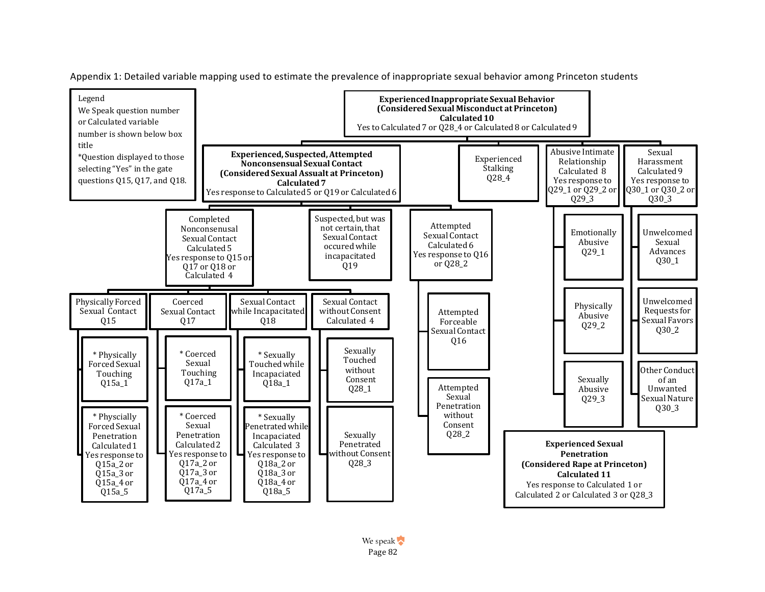Appendix 1: Detailed variable mapping used to estimate the prevalence of inappropriate sexual behavior among Princeton students

**Legend**

We Speak question number or Calculated variable number is shown below box title

*Question displayed to those selecting "Yes" in the gate questions Q15, Q17, and Q18.

**Experienced Inappropriate Sexual Behavior (Considered Sexual Misconduct at Princeton) Calculated 10**
Yes to Calculated 7 or Q28_4 or Calculated 8 or Calculated 9

- **Experienced, Suspected, Attempted Nonconsensual Sexual Contact (Considered Sexual Assault at Princeton) Calculated 7**
  Yes response to Calculated 5 or Q19 or Calculated 6
  - Completed Nonconsenusal Sexual Contact Calculated 5
    Yes response to Q15 or Q17 or Q18 or Calculated 4
    - Physically Forced Sexual Contact Q15
      - * Physically Forced Sexual Touching Q15a_1
      - * Physcially Forced Sexual Penetration Calculated 1
        Yes response to Q15a_2 or Q15a_3 or Q15a_4 or Q15a_5
    - Coerced Sexual Contact Q17
      - * Coerced Sexual Touching Q17a_1
      - * Coerced Sexual Penetration Calculated 2
        Yes response to Q17a_2 or Q17a_3 or Q17a_4 or Q17a_5
    - Sexual Contact while Incapacitated Q18
      - * Sexually Touched while Incapacitated Q18a_1
      - * Sexually Penetrated while Incapacitated Calculated 3
        Yes response to Q18a_2 or Q18a_3 or Q18a_4 or Q18a_5
    - Sexual Contact without Consent Calculated 4
      - Sexually Touched without Consent Q28_1
      - Sexually Penetrated without Consent Q28_3
  - Suspected, but was not certain, that Sexual Contact occured while incapacitated Q19
  - Attempted Sexual Contact Calculated 6
    Yes response to Q16 or Q28_2
    - Attempted Forceable Sexual Contact Q16
    - Attempted Sexual Penetration without Consent Q28_2
- Experienced Stalking Q28_4
- Abusive Intimate Relationship Calculated 8
  Yes response to Q29_1 or Q29_2 or Q29_3
  - Emotionally Abusive Q29_1
  - Physically Abusive Q29_2
  - Sexually Abusive Q29_3
- Sexual Harassment Calculated 9
  Yes response to Q30_1 or Q30_2 or Q30_3
  - Unwelcomed Sexual Advances Q30_1
  - Unwelcomed Requests for Sexual Favors Q30_2
  - Other Conduct of an Unwanted Sexual Nature Q30_3

**Experienced Sexual Penetration (Considered Rape at Princeton) Calculated 11**
Yes response to Calculated 1 or Calculated 2 or Calculated 3 or Q28_3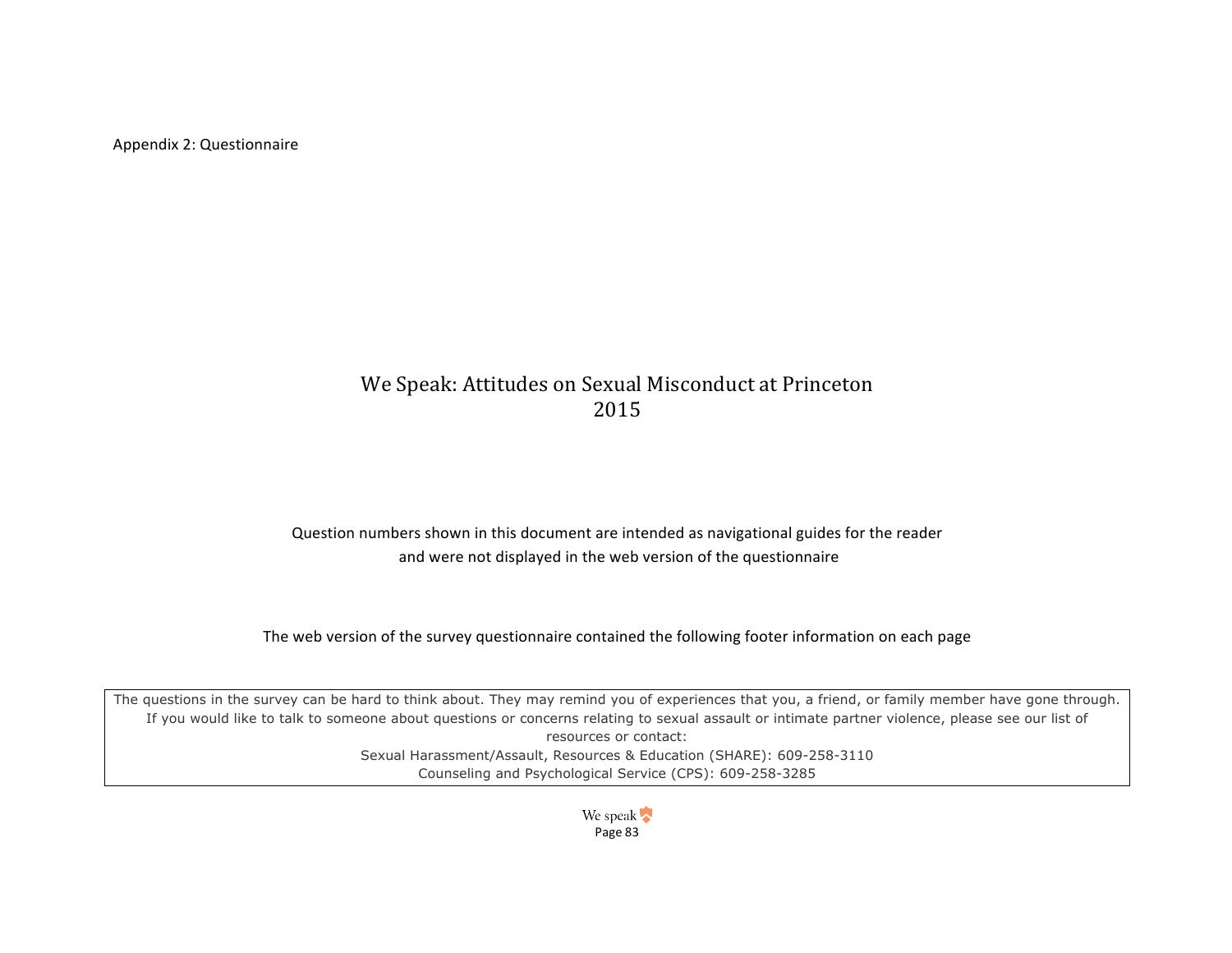Appendix 2: Questionnaire

# We Speak: Attitudes on Sexual Misconduct at Princeton 2015

Question numbers shown in this document are intended as navigational guides for the reader and were not displayed in the web version of the questionnaire

The web version of the survey questionnaire contained the following footer information on each page

The questions in the survey can be hard to think about. They may remind you of experiences that you, a friend, or family member have gone through. If you would like to talk to someone about questions or concerns relating to sexual assault or intimate partner violence, please see our list of resources or contact:
Sexual Harassment/Assault, Resources & Education (SHARE): 609-258-3110
Counseling and Psychological Service (CPS): 609-258-3285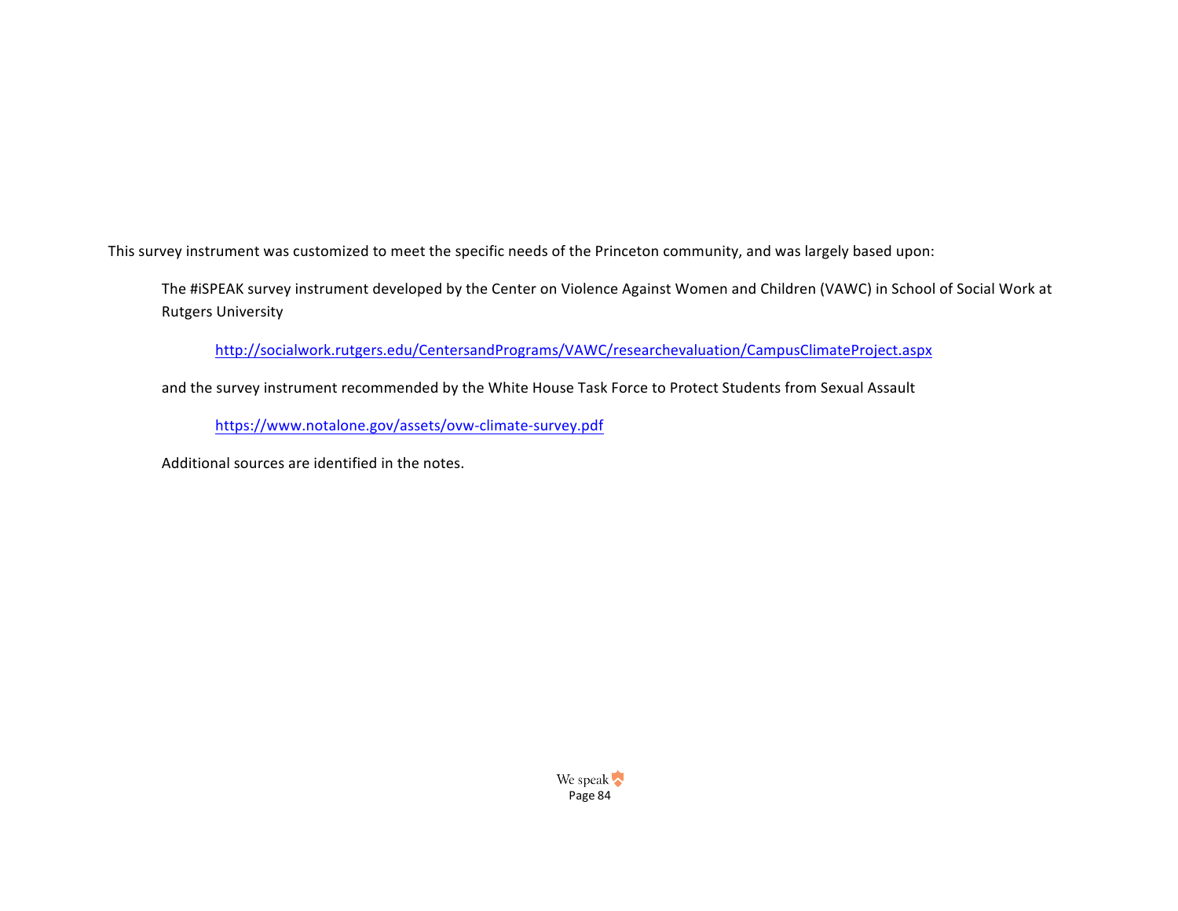This survey instrument was customized to meet the specific needs of the Princeton community, and was largely based upon:

> The #iSPEAK survey instrument developed by the Center on Violence Against Women and Children (VAWC) in School of Social Work at Rutgers University
>
> > http://socialwork.rutgers.edu/CentersandPrograms/VAWC/researchevaluation/CampusClimateProject.aspx
>
> and the survey instrument recommended by the White House Task Force to Protect Students from Sexual Assault
>
> > https://www.notalone.gov/assets/ovw-climate-survey.pdf
>
> Additional sources are identified in the notes.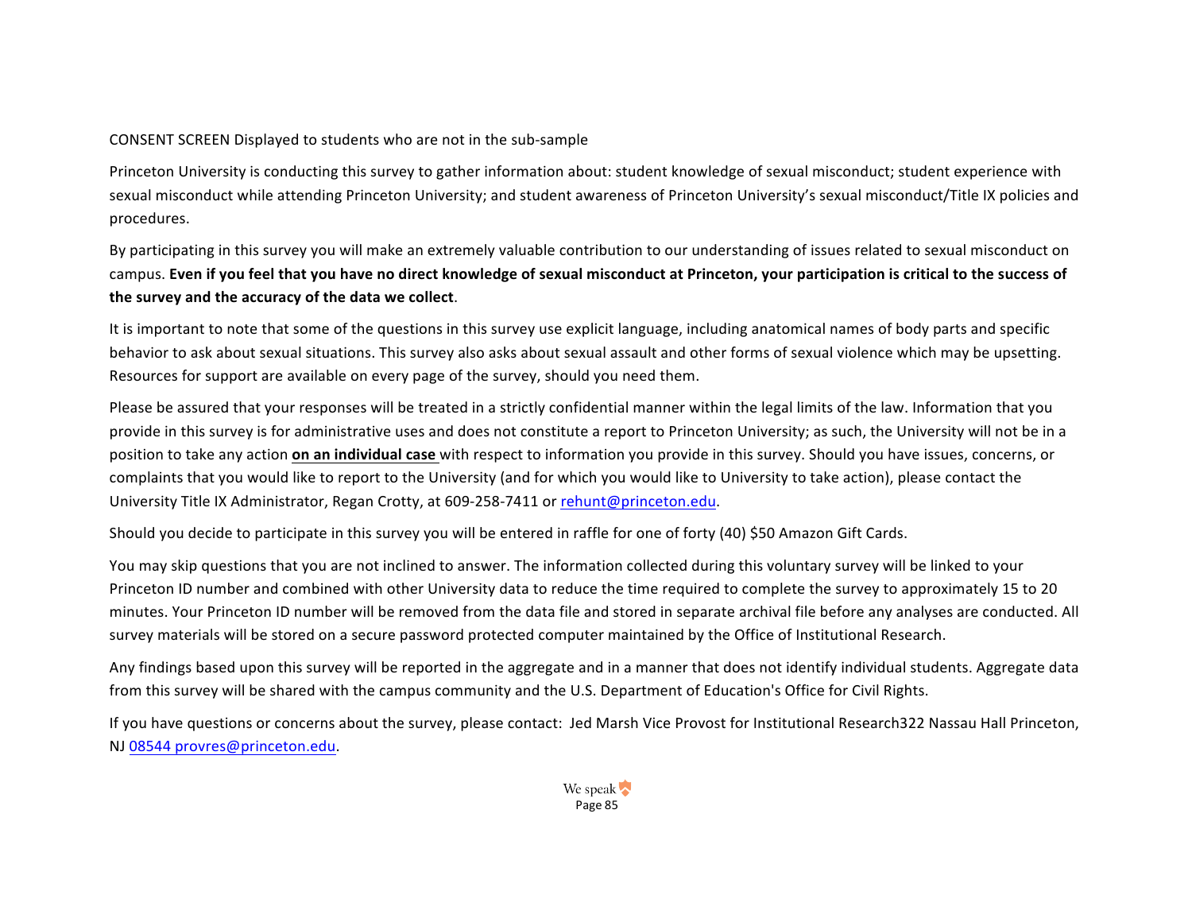CONSENT SCREEN Displayed to students who are not in the sub-sample

Princeton University is conducting this survey to gather information about: student knowledge of sexual misconduct; student experience with sexual misconduct while attending Princeton University; and student awareness of Princeton University's sexual misconduct/Title IX policies and procedures.

By participating in this survey you will make an extremely valuable contribution to our understanding of issues related to sexual misconduct on campus. **Even if you feel that you have no direct knowledge of sexual misconduct at Princeton, your participation is critical to the success of the survey and the accuracy of the data we collect**.

It is important to note that some of the questions in this survey use explicit language, including anatomical names of body parts and specific behavior to ask about sexual situations. This survey also asks about sexual assault and other forms of sexual violence which may be upsetting. Resources for support are available on every page of the survey, should you need them.

Please be assured that your responses will be treated in a strictly confidential manner within the legal limits of the law. Information that you provide in this survey is for administrative uses and does not constitute a report to Princeton University; as such, the University will not be in a position to take any action **on an individual case** with respect to information you provide in this survey. Should you have issues, concerns, or complaints that you would like to report to the University (and for which you would like to University to take action), please contact the University Title IX Administrator, Regan Crotty, at 609-258-7411 or rehunt@princeton.edu.

Should you decide to participate in this survey you will be entered in raffle for one of forty (40) $50 Amazon Gift Cards.

You may skip questions that you are not inclined to answer. The information collected during this voluntary survey will be linked to your Princeton ID number and combined with other University data to reduce the time required to complete the survey to approximately 15 to 20 minutes. Your Princeton ID number will be removed from the data file and stored in separate archival file before any analyses are conducted. All survey materials will be stored on a secure password protected computer maintained by the Office of Institutional Research.

Any findings based upon this survey will be reported in the aggregate and in a manner that does not identify individual students. Aggregate data from this survey will be shared with the campus community and the U.S. Department of Education's Office for Civil Rights.

If you have questions or concerns about the survey, please contact: Jed Marsh Vice Provost for Institutional Research322 Nassau Hall Princeton, NJ 08544 provres@princeton.edu.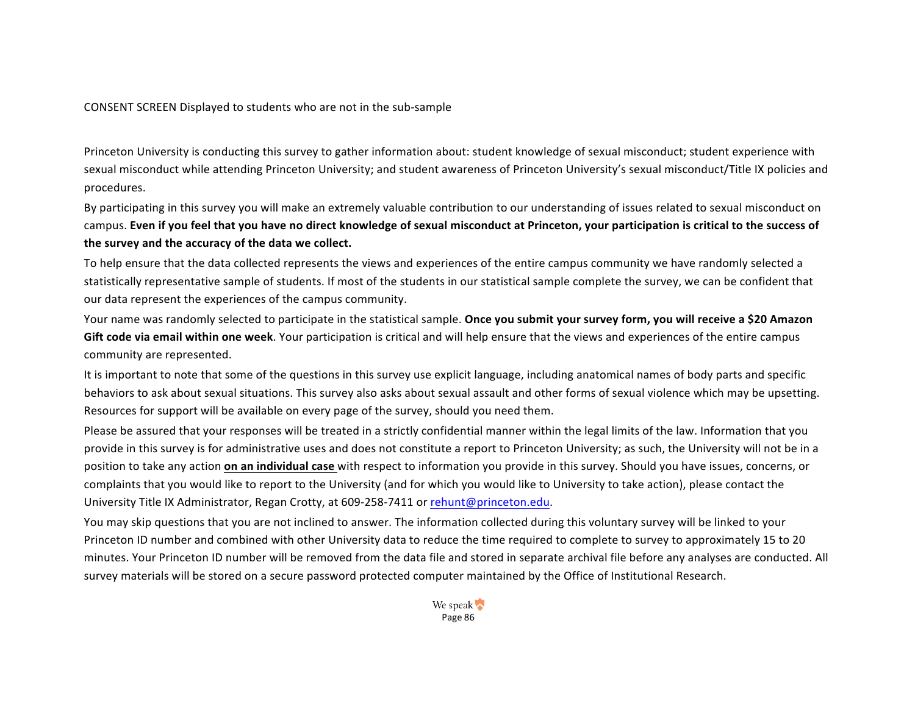CONSENT SCREEN Displayed to students who are not in the sub-sample

Princeton University is conducting this survey to gather information about: student knowledge of sexual misconduct; student experience with sexual misconduct while attending Princeton University; and student awareness of Princeton University's sexual misconduct/Title IX policies and procedures.

By participating in this survey you will make an extremely valuable contribution to our understanding of issues related to sexual misconduct on campus. **Even if you feel that you have no direct knowledge of sexual misconduct at Princeton, your participation is critical to the success of the survey and the accuracy of the data we collect.**

To help ensure that the data collected represents the views and experiences of the entire campus community we have randomly selected a statistically representative sample of students. If most of the students in our statistical sample complete the survey, we can be confident that our data represent the experiences of the campus community.

Your name was randomly selected to participate in the statistical sample. **Once you submit your survey form, you will receive a $20 Amazon Gift code via email within one week**. Your participation is critical and will help ensure that the views and experiences of the entire campus community are represented.

It is important to note that some of the questions in this survey use explicit language, including anatomical names of body parts and specific behaviors to ask about sexual situations. This survey also asks about sexual assault and other forms of sexual violence which may be upsetting. Resources for support will be available on every page of the survey, should you need them.

Please be assured that your responses will be treated in a strictly confidential manner within the legal limits of the law. Information that you provide in this survey is for administrative uses and does not constitute a report to Princeton University; as such, the University will not be in a position to take any action **on an individual case** with respect to information you provide in this survey. Should you have issues, concerns, or complaints that you would like to report to the University (and for which you would like to University to take action), please contact the University Title IX Administrator, Regan Crotty, at 609-258-7411 or rehunt@princeton.edu.

You may skip questions that you are not inclined to answer. The information collected during this voluntary survey will be linked to your Princeton ID number and combined with other University data to reduce the time required to complete to survey to approximately 15 to 20 minutes. Your Princeton ID number will be removed from the data file and stored in separate archival file before any analyses are conducted. All survey materials will be stored on a secure password protected computer maintained by the Office of Institutional Research.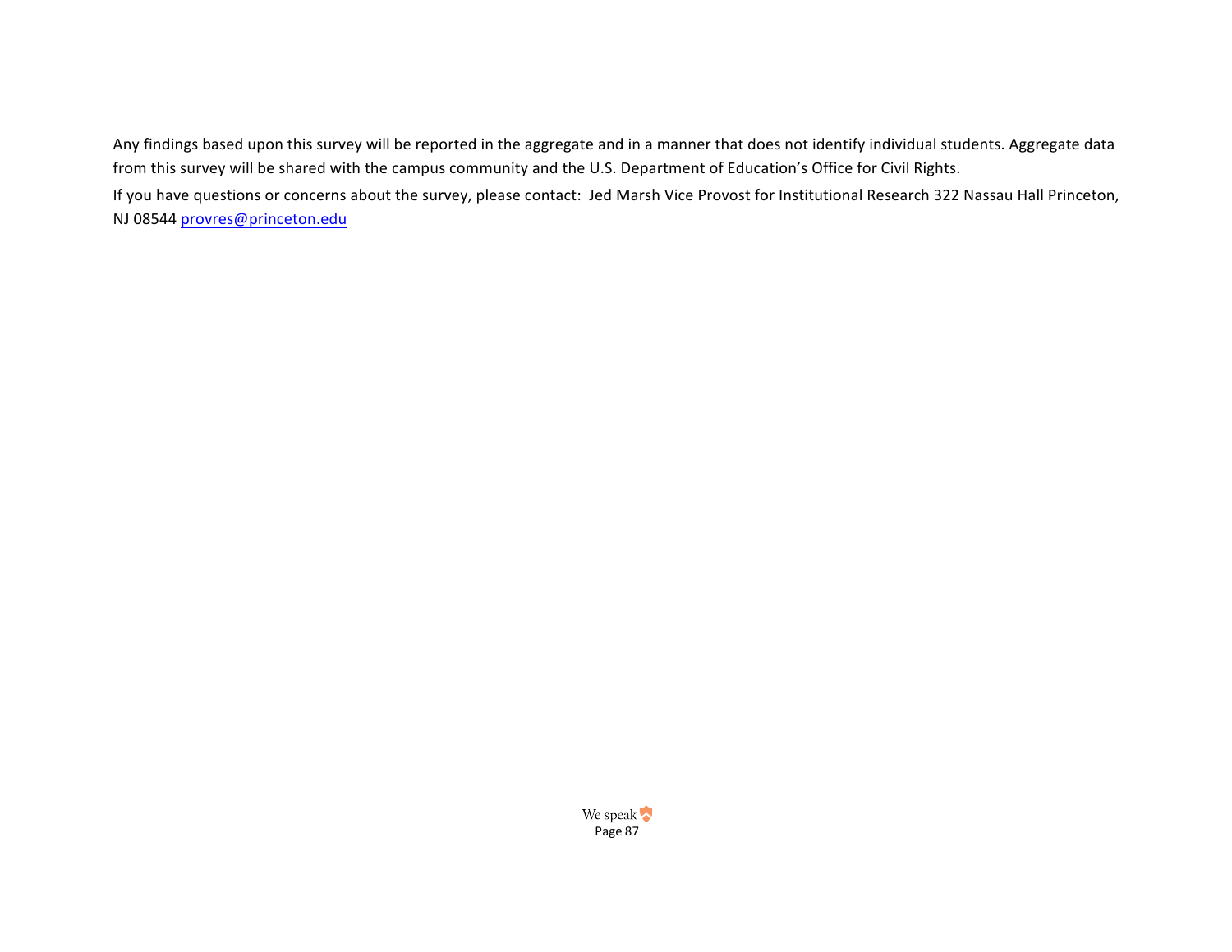Any findings based upon this survey will be reported in the aggregate and in a manner that does not identify individual students. Aggregate data from this survey will be shared with the campus community and the U.S. Department of Education's Office for Civil Rights.

If you have questions or concerns about the survey, please contact: Jed Marsh Vice Provost for Institutional Research 322 Nassau Hall Princeton, NJ 08544 provres@princeton.edu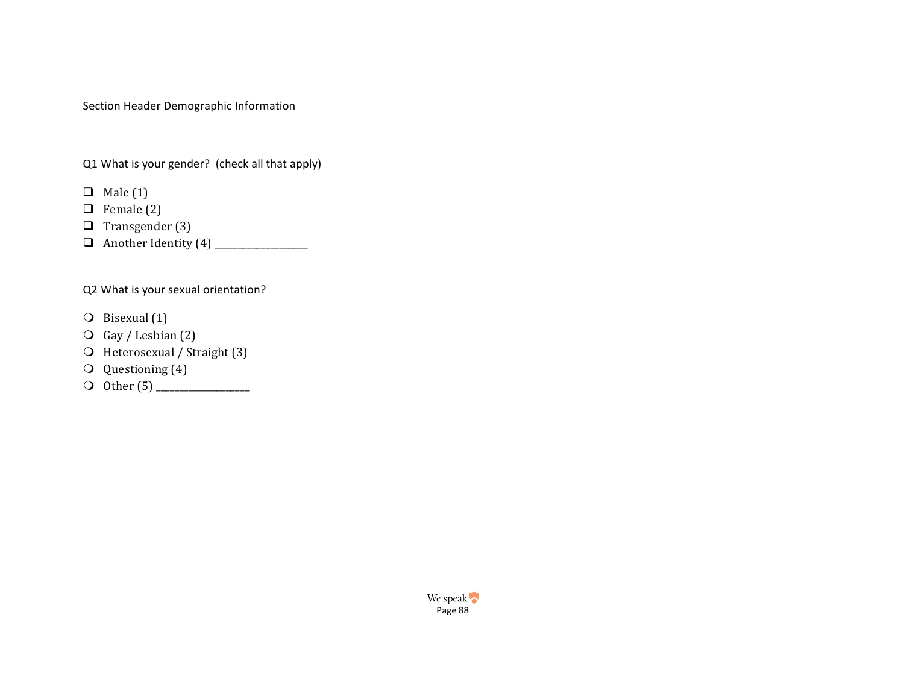Section Header Demographic Information

Q1 What is your gender?  (check all that apply)

- ❑ Male (1)
- ❑ Female (2)
- ❑ Transgender (3)
- ❑ Another Identity (4) ____________________

Q2 What is your sexual orientation?

- ❍ Bisexual (1)
- ❍ Gay / Lesbian (2)
- ❍ Heterosexual / Straight (3)
- ❍ Questioning (4)
- ❍ Other (5) ____________________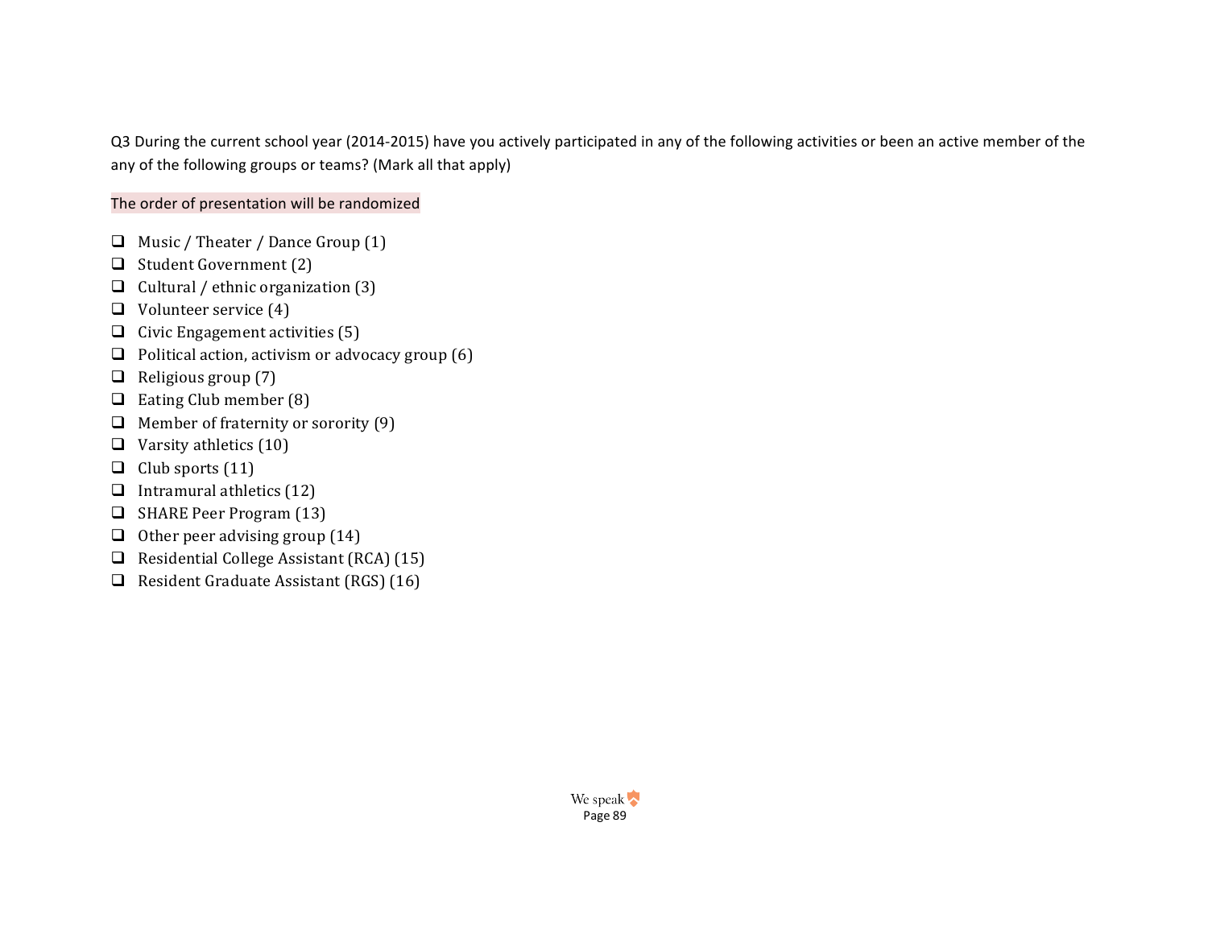Q3 During the current school year (2014-2015) have you actively participated in any of the following activities or been an active member of the any of the following groups or teams? (Mark all that apply)

The order of presentation will be randomized

- ❑ Music / Theater / Dance Group (1)
- ❑ Student Government (2)
- ❑ Cultural / ethnic organization (3)
- ❑ Volunteer service (4)
- ❑ Civic Engagement activities (5)
- ❑ Political action, activism or advocacy group (6)
- ❑ Religious group (7)
- ❑ Eating Club member (8)
- ❑ Member of fraternity or sorority (9)
- ❑ Varsity athletics (10)
- ❑ Club sports (11)
- ❑ Intramural athletics (12)
- ❑ SHARE Peer Program (13)
- ❑ Other peer advising group (14)
- ❑ Residential College Assistant (RCA) (15)
- ❑ Resident Graduate Assistant (RGS) (16)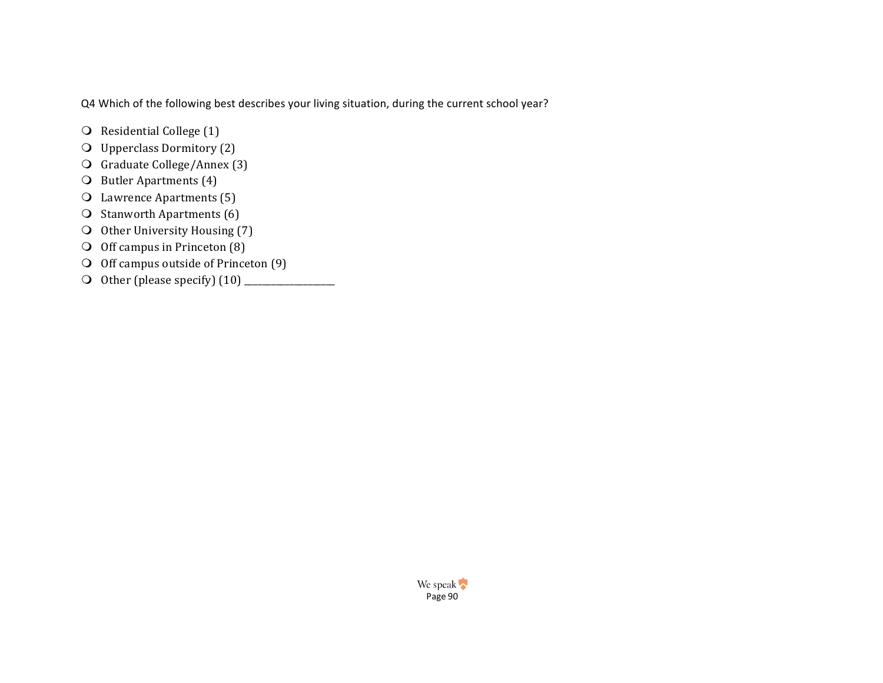Q4 Which of the following best describes your living situation, during the current school year?

- Residential College (1)
- Upperclass Dormitory (2)
- Graduate College/Annex (3)
- Butler Apartments (4)
- Lawrence Apartments (5)
- Stanworth Apartments (6)
- Other University Housing (7)
- Off campus in Princeton (8)
- Off campus outside of Princeton (9)
- Other (please specify) (10) ____________________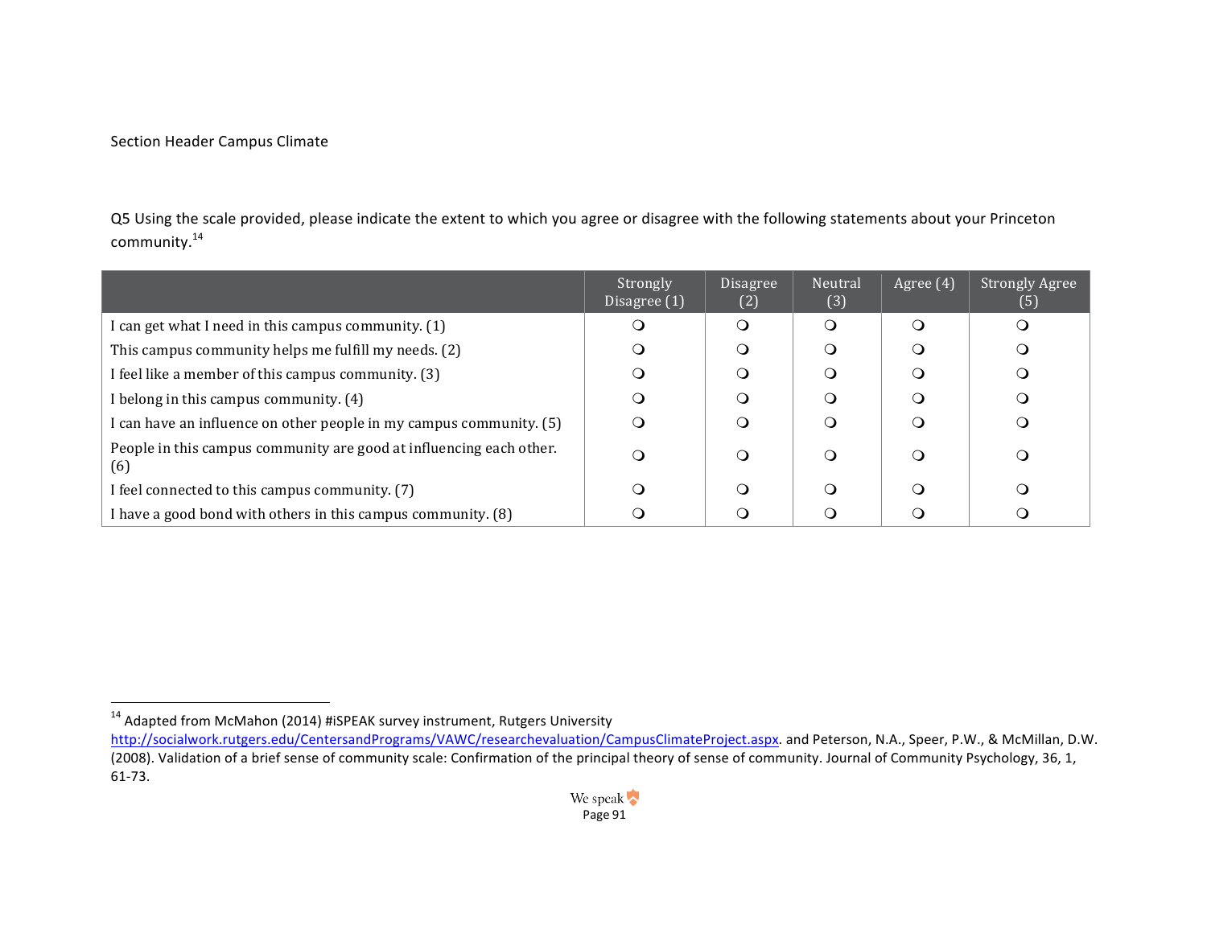Section Header Campus Climate

Q5 Using the scale provided, please indicate the extent to which you agree or disagree with the following statements about your Princeton community.[14]

| | Strongly Disagree (1) | Disagree (2) | Neutral (3) | Agree (4) | Strongly Agree (5) |
|---|---|---|---|---|---|
| I can get what I need in this campus community. (1) | ❍ | ❍ | ❍ | ❍ | ❍ |
| This campus community helps me fulfill my needs. (2) | ❍ | ❍ | ❍ | ❍ | ❍ |
| I feel like a member of this campus community. (3) | ❍ | ❍ | ❍ | ❍ | ❍ |
| I belong in this campus community. (4) | ❍ | ❍ | ❍ | ❍ | ❍ |
| I can have an influence on other people in my campus community. (5) | ❍ | ❍ | ❍ | ❍ | ❍ |
| People in this campus community are good at influencing each other. (6) | ❍ | ❍ | ❍ | ❍ | ❍ |
| I feel connected to this campus community. (7) | ❍ | ❍ | ❍ | ❍ | ❍ |
| I have a good bond with others in this campus community. (8) | ❍ | ❍ | ❍ | ❍ | ❍ |

---

[14] Adapted from McMahon (2014) #iSPEAK survey instrument, Rutgers University http://socialwork.rutgers.edu/CentersandPrograms/VAWC/researchevaluation/CampusClimateProject.aspx. and Peterson, N.A., Speer, P.W., & McMillan, D.W. (2008). Validation of a brief sense of community scale: Confirmation of the principal theory of sense of community. Journal of Community Psychology, 36, 1, 61-73.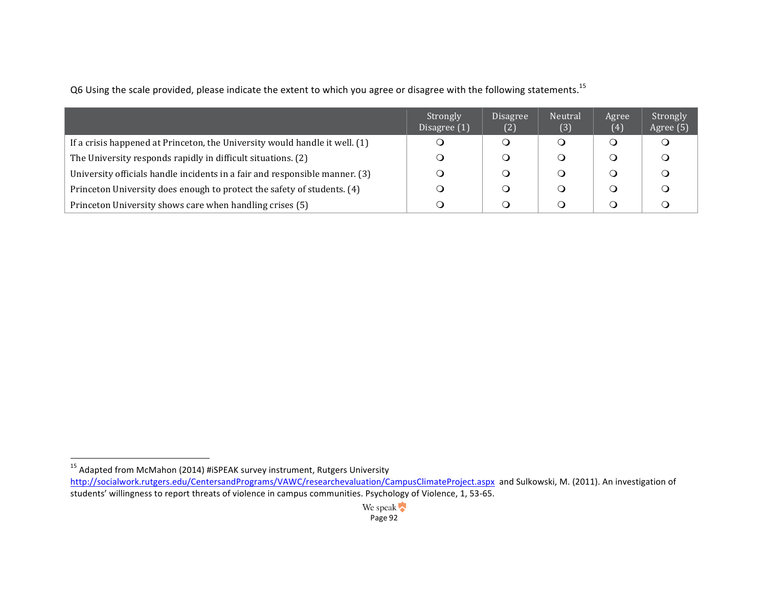Q6 Using the scale provided, please indicate the extent to which you agree or disagree with the following statements.[15]

| | Strongly Disagree (1) | Disagree (2) | Neutral (3) | Agree (4) | Strongly Agree (5) |
|---|---|---|---|---|---|
| If a crisis happened at Princeton, the University would handle it well. (1) | ❍ | ❍ | ❍ | ❍ | ❍ |
| The University responds rapidly in difficult situations. (2) | ❍ | ❍ | ❍ | ❍ | ❍ |
| University officials handle incidents in a fair and responsible manner. (3) | ❍ | ❍ | ❍ | ❍ | ❍ |
| Princeton University does enough to protect the safety of students. (4) | ❍ | ❍ | ❍ | ❍ | ❍ |
| Princeton University shows care when handling crises (5) | ❍ | ❍ | ❍ | ❍ | ❍ |

[15] Adapted from McMahon (2014) #iSPEAK survey instrument, Rutgers University http://socialwork.rutgers.edu/CentersandPrograms/VAWC/researchevaluation/CampusClimateProject.aspx and Sulkowski, M. (2011). An investigation of students' willingness to report threats of violence in campus communities. Psychology of Violence, 1, 53-65.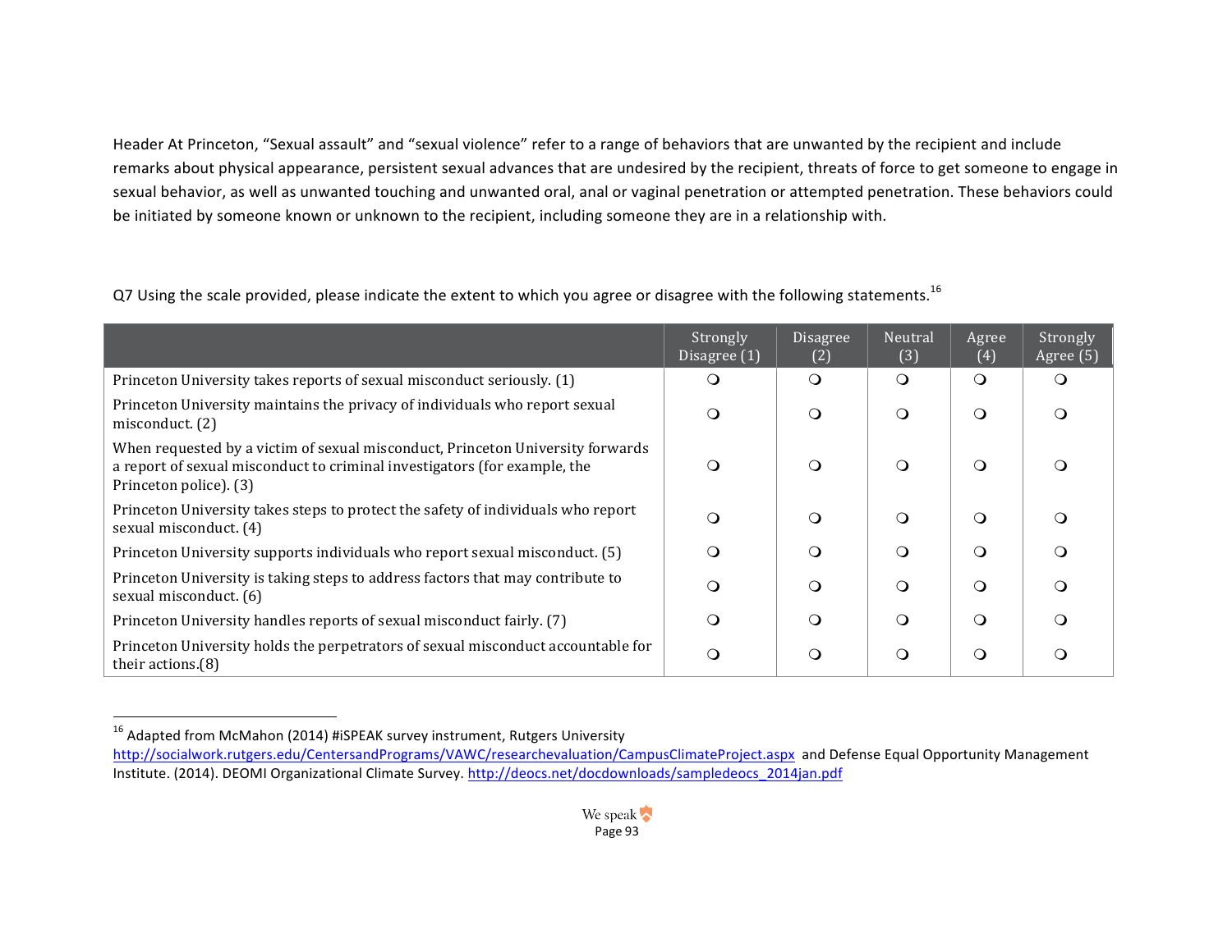Header At Princeton, "Sexual assault" and "sexual violence" refer to a range of behaviors that are unwanted by the recipient and include remarks about physical appearance, persistent sexual advances that are undesired by the recipient, threats of force to get someone to engage in sexual behavior, as well as unwanted touching and unwanted oral, anal or vaginal penetration or attempted penetration. These behaviors could be initiated by someone known or unknown to the recipient, including someone they are in a relationship with.

Q7 Using the scale provided, please indicate the extent to which you agree or disagree with the following statements.[16]

| | Strongly Disagree (1) | Disagree (2) | Neutral (3) | Agree (4) | Strongly Agree (5) |
|---|---|---|---|---|---|
| Princeton University takes reports of sexual misconduct seriously. (1) | ❍ | ❍ | ❍ | ❍ | ❍ |
| Princeton University maintains the privacy of individuals who report sexual misconduct. (2) | ❍ | ❍ | ❍ | ❍ | ❍ |
| When requested by a victim of sexual misconduct, Princeton University forwards a report of sexual misconduct to criminal investigators (for example, the Princeton police). (3) | ❍ | ❍ | ❍ | ❍ | ❍ |
| Princeton University takes steps to protect the safety of individuals who report sexual misconduct. (4) | ❍ | ❍ | ❍ | ❍ | ❍ |
| Princeton University supports individuals who report sexual misconduct. (5) | ❍ | ❍ | ❍ | ❍ | ❍ |
| Princeton University is taking steps to address factors that may contribute to sexual misconduct. (6) | ❍ | ❍ | ❍ | ❍ | ❍ |
| Princeton University handles reports of sexual misconduct fairly. (7) | ❍ | ❍ | ❍ | ❍ | ❍ |
| Princeton University holds the perpetrators of sexual misconduct accountable for their actions.(8) | ❍ | ❍ | ❍ | ❍ | ❍ |

[16] Adapted from McMahon (2014) #iSPEAK survey instrument, Rutgers University http://socialwork.rutgers.edu/CentersandPrograms/VAWC/researchevaluation/CampusClimateProject.aspx and Defense Equal Opportunity Management Institute. (2014). DEOMI Organizational Climate Survey. http://deocs.net/docdownloads/sampledeocs_2014jan.pdf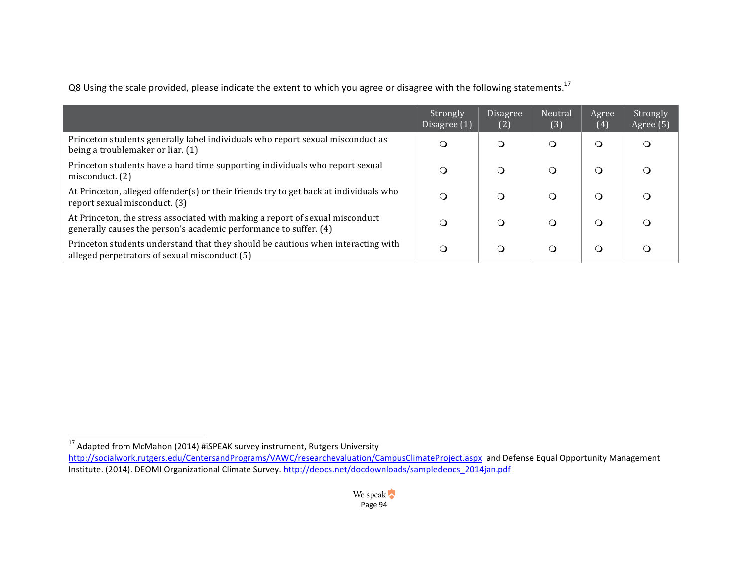Q8 Using the scale provided, please indicate the extent to which you agree or disagree with the following statements.[17]

| | Strongly Disagree (1) | Disagree (2) | Neutral (3) | Agree (4) | Strongly Agree (5) |
|---|---|---|---|---|---|
| Princeton students generally label individuals who report sexual misconduct as being a troublemaker or liar. (1) | ❍ | ❍ | ❍ | ❍ | ❍ |
| Princeton students have a hard time supporting individuals who report sexual misconduct. (2) | ❍ | ❍ | ❍ | ❍ | ❍ |
| At Princeton, alleged offender(s) or their friends try to get back at individuals who report sexual misconduct. (3) | ❍ | ❍ | ❍ | ❍ | ❍ |
| At Princeton, the stress associated with making a report of sexual misconduct generally causes the person's academic performance to suffer. (4) | ❍ | ❍ | ❍ | ❍ | ❍ |
| Princeton students understand that they should be cautious when interacting with alleged perpetrators of sexual misconduct (5) | ❍ | ❍ | ❍ | ❍ | ❍ |

[17] Adapted from McMahon (2014) #iSPEAK survey instrument, Rutgers University http://socialwork.rutgers.edu/CentersandPrograms/VAWC/researchevaluation/CampusClimateProject.aspx and Defense Equal Opportunity Management Institute. (2014). DEOMI Organizational Climate Survey. http://deocs.net/docdownloads/sampledeocs_2014jan.pdf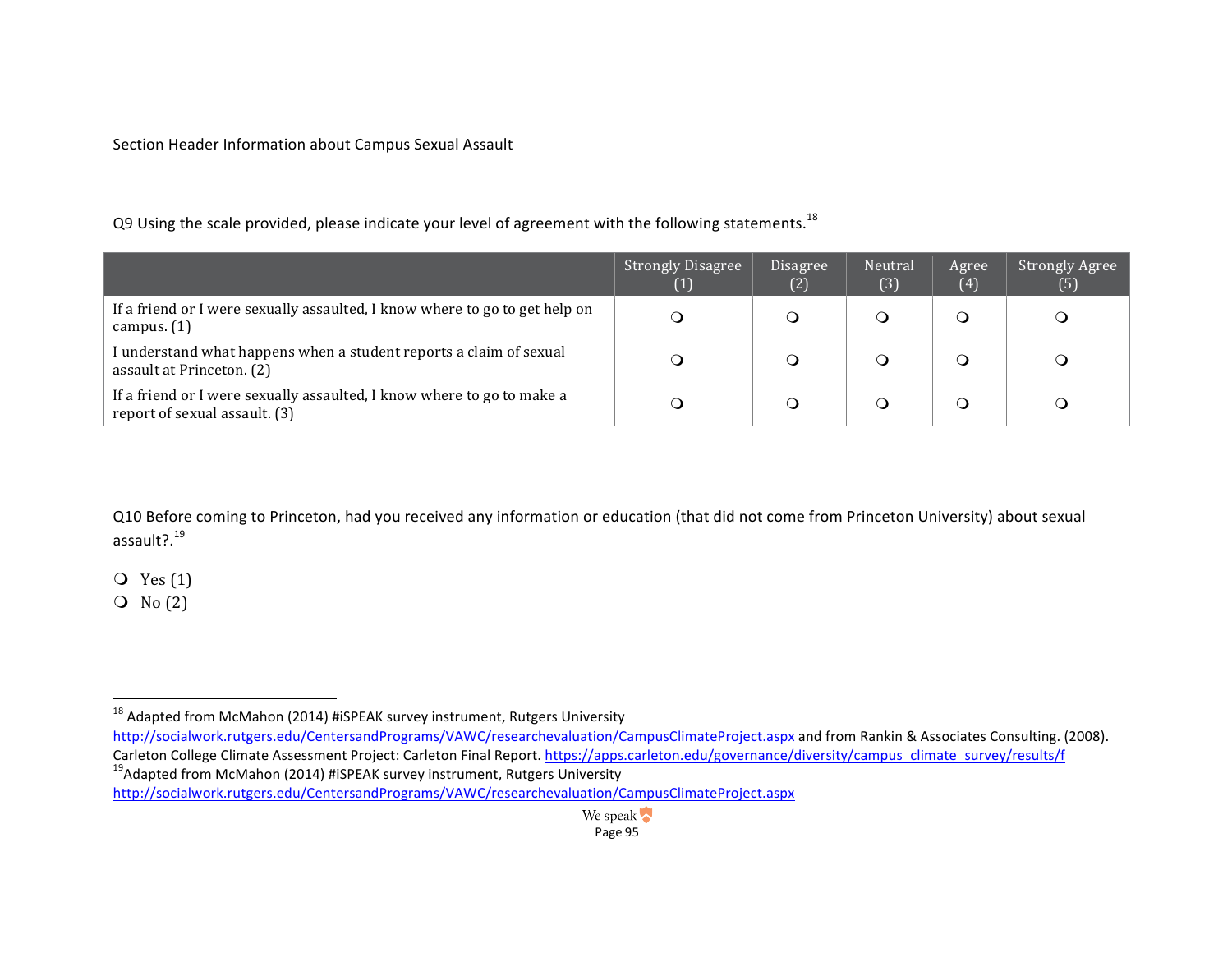Section Header Information about Campus Sexual Assault

Q9 Using the scale provided, please indicate your level of agreement with the following statements.[18]

| | Strongly Disagree (1) | Disagree (2) | Neutral (3) | Agree (4) | Strongly Agree (5) |
|---|---|---|---|---|---|
| If a friend or I were sexually assaulted, I know where to go to get help on campus. (1) | ❍ | ❍ | ❍ | ❍ | ❍ |
| I understand what happens when a student reports a claim of sexual assault at Princeton. (2) | ❍ | ❍ | ❍ | ❍ | ❍ |
| If a friend or I were sexually assaulted, I know where to go to make a report of sexual assault. (3) | ❍ | ❍ | ❍ | ❍ | ❍ |

Q10 Before coming to Princeton, had you received any information or education (that did not come from Princeton University) about sexual assault?.[19]

- ❍ Yes (1)
- ❍ No (2)

---

[18] Adapted from McMahon (2014) #iSPEAK survey instrument, Rutgers University http://socialwork.rutgers.edu/CentersandPrograms/VAWC/researchevaluation/CampusClimateProject.aspx and from Rankin & Associates Consulting. (2008). Carleton College Climate Assessment Project: Carleton Final Report. https://apps.carleton.edu/governance/diversity/campus_climate_survey/results/f

[19] Adapted from McMahon (2014) #iSPEAK survey instrument, Rutgers University http://socialwork.rutgers.edu/CentersandPrograms/VAWC/researchevaluation/CampusClimateProject.aspx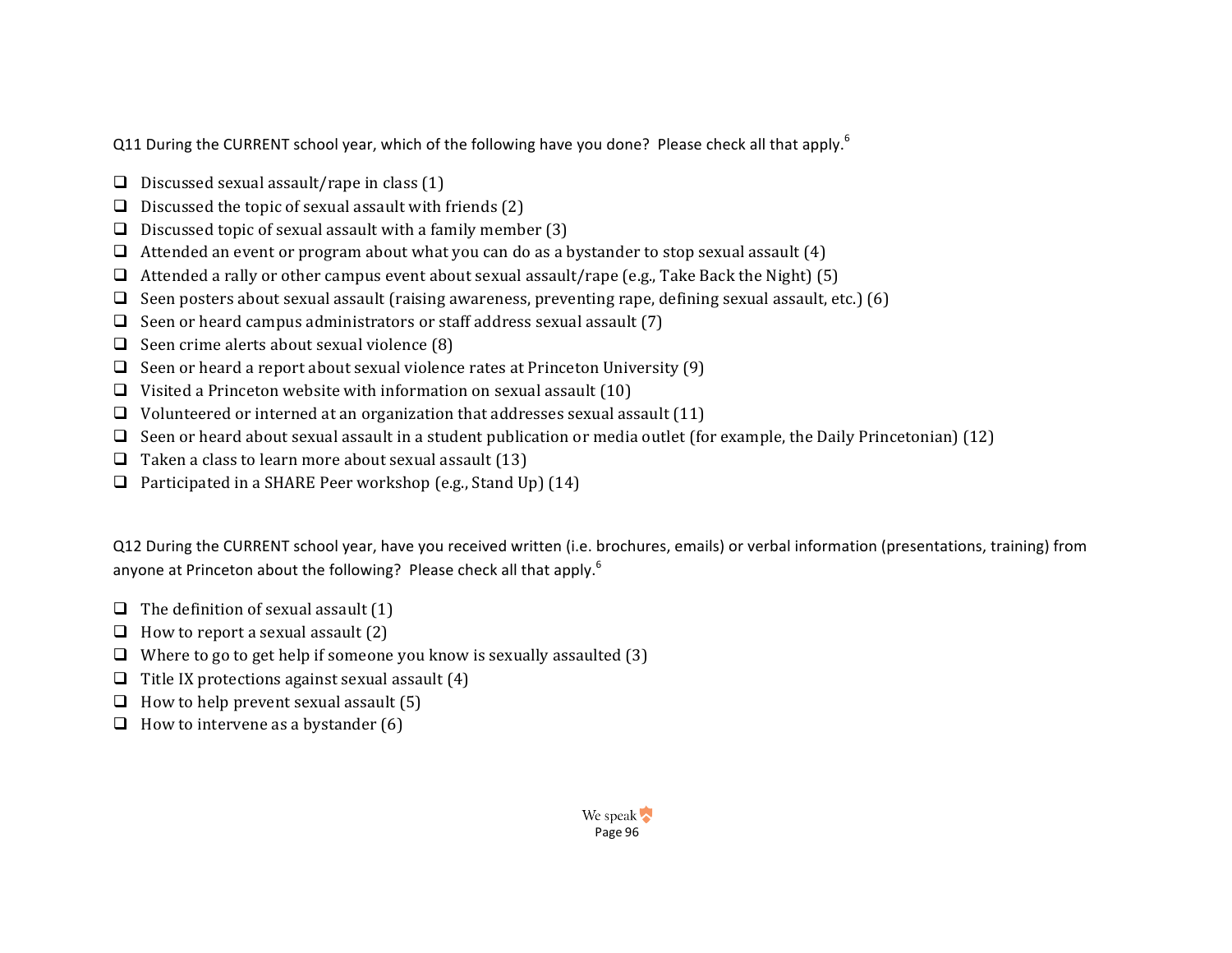Q11 During the CURRENT school year, which of the following have you done? Please check all that apply.[6]

- ❑ Discussed sexual assault/rape in class (1)
- ❑ Discussed the topic of sexual assault with friends (2)
- ❑ Discussed topic of sexual assault with a family member (3)
- ❑ Attended an event or program about what you can do as a bystander to stop sexual assault (4)
- ❑ Attended a rally or other campus event about sexual assault/rape (e.g., Take Back the Night) (5)
- ❑ Seen posters about sexual assault (raising awareness, preventing rape, defining sexual assault, etc.) (6)
- ❑ Seen or heard campus administrators or staff address sexual assault (7)
- ❑ Seen crime alerts about sexual violence (8)
- ❑ Seen or heard a report about sexual violence rates at Princeton University (9)
- ❑ Visited a Princeton website with information on sexual assault (10)
- ❑ Volunteered or interned at an organization that addresses sexual assault (11)
- ❑ Seen or heard about sexual assault in a student publication or media outlet (for example, the Daily Princetonian) (12)
- ❑ Taken a class to learn more about sexual assault (13)
- ❑ Participated in a SHARE Peer workshop (e.g., Stand Up) (14)

Q12 During the CURRENT school year, have you received written (i.e. brochures, emails) or verbal information (presentations, training) from anyone at Princeton about the following? Please check all that apply.[6]

- ❑ The definition of sexual assault (1)
- ❑ How to report a sexual assault (2)
- ❑ Where to go to get help if someone you know is sexually assaulted (3)
- ❑ Title IX protections against sexual assault (4)
- ❑ How to help prevent sexual assault (5)
- ❑ How to intervene as a bystander (6)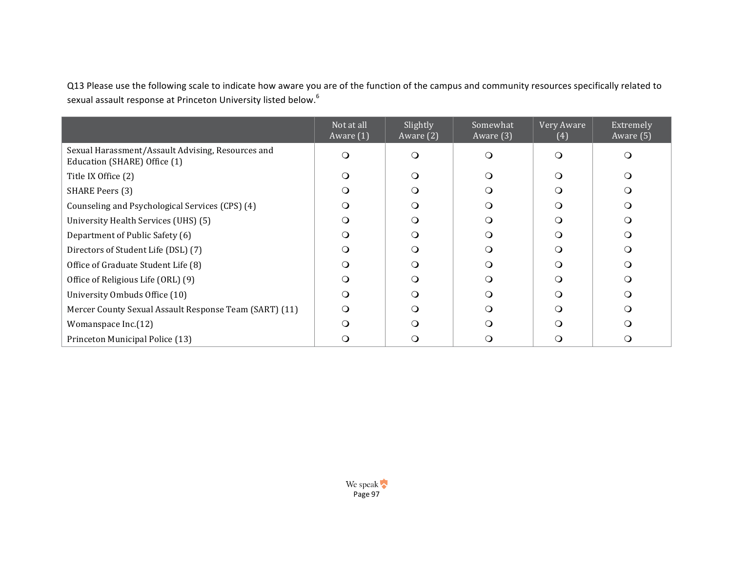Q13 Please use the following scale to indicate how aware you are of the function of the campus and community resources specifically related to sexual assault response at Princeton University listed below.[6]

| | Not at all Aware (1) | Slightly Aware (2) | Somewhat Aware (3) | Very Aware (4) | Extremely Aware (5) |
|---|---|---|---|---|---|
| Sexual Harassment/Assault Advising, Resources and Education (SHARE) Office (1) | ❍ | ❍ | ❍ | ❍ | ❍ |
| Title IX Office (2) | ❍ | ❍ | ❍ | ❍ | ❍ |
| SHARE Peers (3) | ❍ | ❍ | ❍ | ❍ | ❍ |
| Counseling and Psychological Services (CPS) (4) | ❍ | ❍ | ❍ | ❍ | ❍ |
| University Health Services (UHS) (5) | ❍ | ❍ | ❍ | ❍ | ❍ |
| Department of Public Safety (6) | ❍ | ❍ | ❍ | ❍ | ❍ |
| Directors of Student Life (DSL) (7) | ❍ | ❍ | ❍ | ❍ | ❍ |
| Office of Graduate Student Life (8) | ❍ | ❍ | ❍ | ❍ | ❍ |
| Office of Religious Life (ORL) (9) | ❍ | ❍ | ❍ | ❍ | ❍ |
| University Ombuds Office (10) | ❍ | ❍ | ❍ | ❍ | ❍ |
| Mercer County Sexual Assault Response Team (SART) (11) | ❍ | ❍ | ❍ | ❍ | ❍ |
| Womanspace Inc.(12) | ❍ | ❍ | ❍ | ❍ | ❍ |
| Princeton Municipal Police (13) | ❍ | ❍ | ❍ | ❍ | ❍ |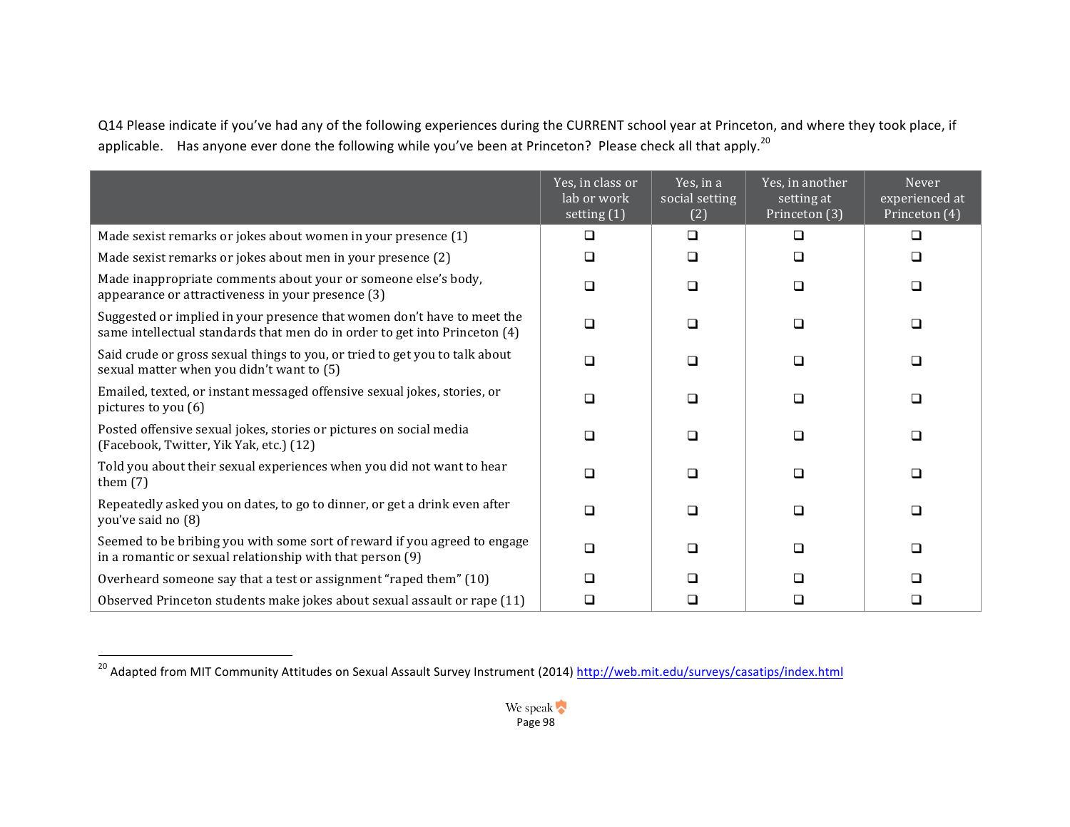Q14 Please indicate if you've had any of the following experiences during the CURRENT school year at Princeton, and where they took place, if applicable. Has anyone ever done the following while you've been at Princeton? Please check all that apply.[20]

| | Yes, in class or lab or work setting (1) | Yes, in a social setting (2) | Yes, in another setting at Princeton (3) | Never experienced at Princeton (4) |
|---|---|---|---|---|
| Made sexist remarks or jokes about women in your presence (1) | ❑ | ❑ | ❑ | ❑ |
| Made sexist remarks or jokes about men in your presence (2) | ❑ | ❑ | ❑ | ❑ |
| Made inappropriate comments about your or someone else's body, appearance or attractiveness in your presence (3) | ❑ | ❑ | ❑ | ❑ |
| Suggested or implied in your presence that women don't have to meet the same intellectual standards that men do in order to get into Princeton (4) | ❑ | ❑ | ❑ | ❑ |
| Said crude or gross sexual things to you, or tried to get you to talk about sexual matter when you didn't want to (5) | ❑ | ❑ | ❑ | ❑ |
| Emailed, texted, or instant messaged offensive sexual jokes, stories, or pictures to you (6) | ❑ | ❑ | ❑ | ❑ |
| Posted offensive sexual jokes, stories or pictures on social media (Facebook, Twitter, Yik Yak, etc.) (12) | ❑ | ❑ | ❑ | ❑ |
| Told you about their sexual experiences when you did not want to hear them (7) | ❑ | ❑ | ❑ | ❑ |
| Repeatedly asked you on dates, to go to dinner, or get a drink even after you've said no (8) | ❑ | ❑ | ❑ | ❑ |
| Seemed to be bribing you with some sort of reward if you agreed to engage in a romantic or sexual relationship with that person (9) | ❑ | ❑ | ❑ | ❑ |
| Overheard someone say that a test or assignment "raped them" (10) | ❑ | ❑ | ❑ | ❑ |
| Observed Princeton students make jokes about sexual assault or rape (11) | ❑ | ❑ | ❑ | ❑ |

[20] Adapted from MIT Community Attitudes on Sexual Assault Survey Instrument (2014) http://web.mit.edu/surveys/casatips/index.html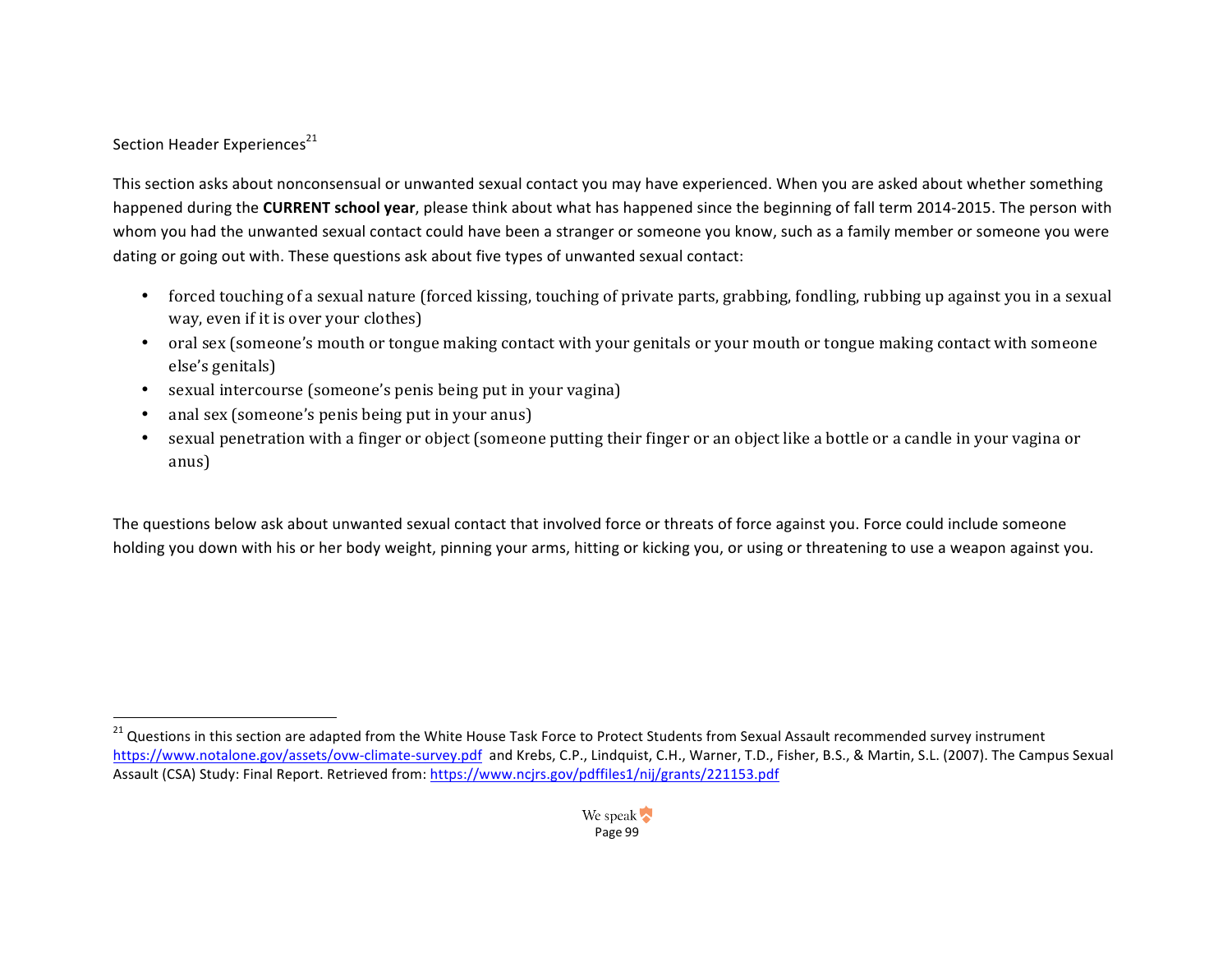Section Header Experiences[21]

This section asks about nonconsensual or unwanted sexual contact you may have experienced. When you are asked about whether something happened during the **CURRENT school year**, please think about what has happened since the beginning of fall term 2014-2015. The person with whom you had the unwanted sexual contact could have been a stranger or someone you know, such as a family member or someone you were dating or going out with. These questions ask about five types of unwanted sexual contact:

- forced touching of a sexual nature (forced kissing, touching of private parts, grabbing, fondling, rubbing up against you in a sexual way, even if it is over your clothes)
- oral sex (someone's mouth or tongue making contact with your genitals or your mouth or tongue making contact with someone else's genitals)
- sexual intercourse (someone's penis being put in your vagina)
- anal sex (someone's penis being put in your anus)
- sexual penetration with a finger or object (someone putting their finger or an object like a bottle or a candle in your vagina or anus)

The questions below ask about unwanted sexual contact that involved force or threats of force against you. Force could include someone holding you down with his or her body weight, pinning your arms, hitting or kicking you, or using or threatening to use a weapon against you.

---

[21] Questions in this section are adapted from the White House Task Force to Protect Students from Sexual Assault recommended survey instrument https://www.notalone.gov/assets/ovw-climate-survey.pdf and Krebs, C.P., Lindquist, C.H., Warner, T.D., Fisher, B.S., & Martin, S.L. (2007). The Campus Sexual Assault (CSA) Study: Final Report. Retrieved from: https://www.ncjrs.gov/pdffiles1/nij/grants/221153.pdf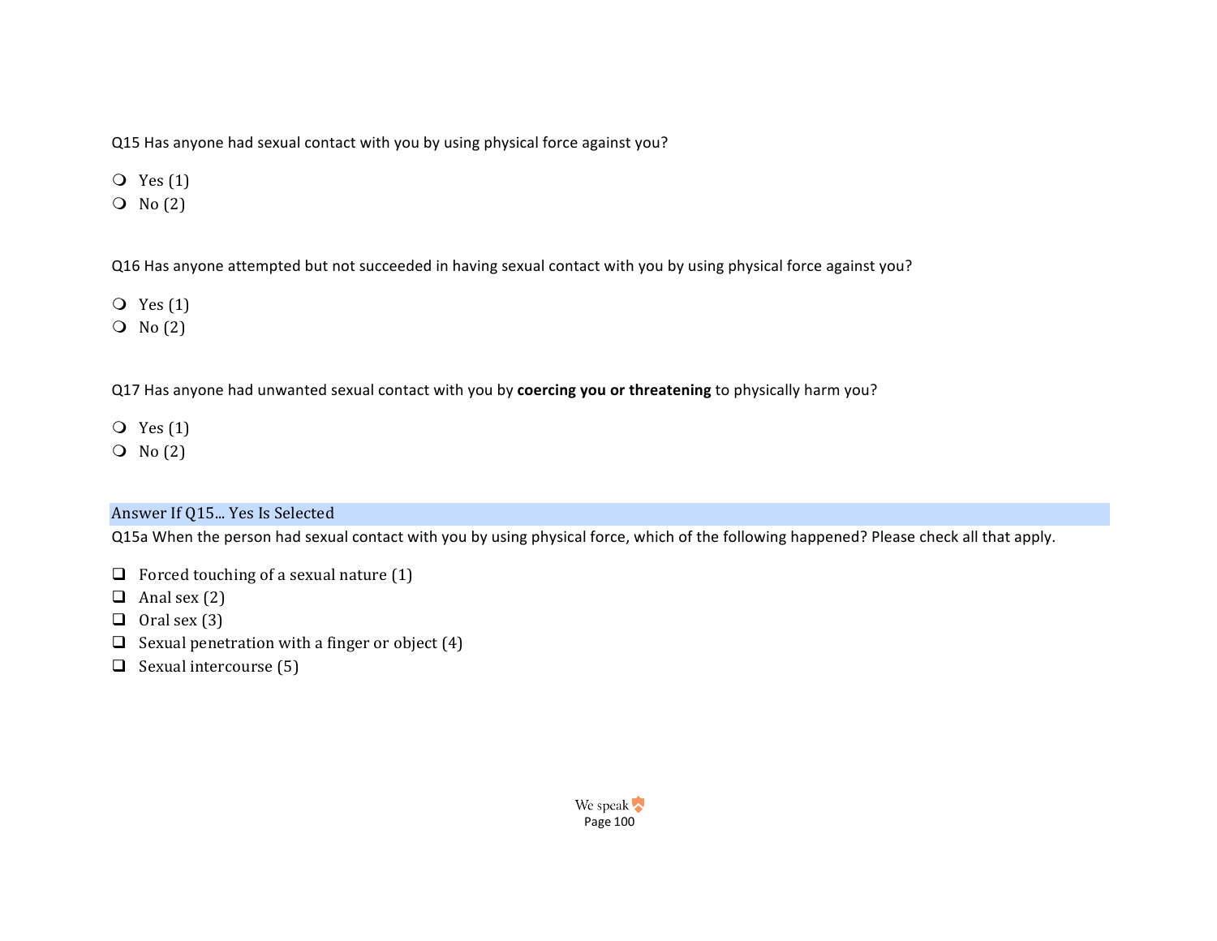Q15 Has anyone had sexual contact with you by using physical force against you?

- Yes (1)
- No (2)

Q16 Has anyone attempted but not succeeded in having sexual contact with you by using physical force against you?

- Yes (1)
- No (2)

Q17 Has anyone had unwanted sexual contact with you by **coercing you or threatening** to physically harm you?

- Yes (1)
- No (2)

Answer If Q15... Yes Is Selected

Q15a When the person had sexual contact with you by using physical force, which of the following happened? Please check all that apply.

- [ ] Forced touching of a sexual nature (1)
- [ ] Anal sex (2)
- [ ] Oral sex (3)
- [ ] Sexual penetration with a finger or object (4)
- [ ] Sexual intercourse (5)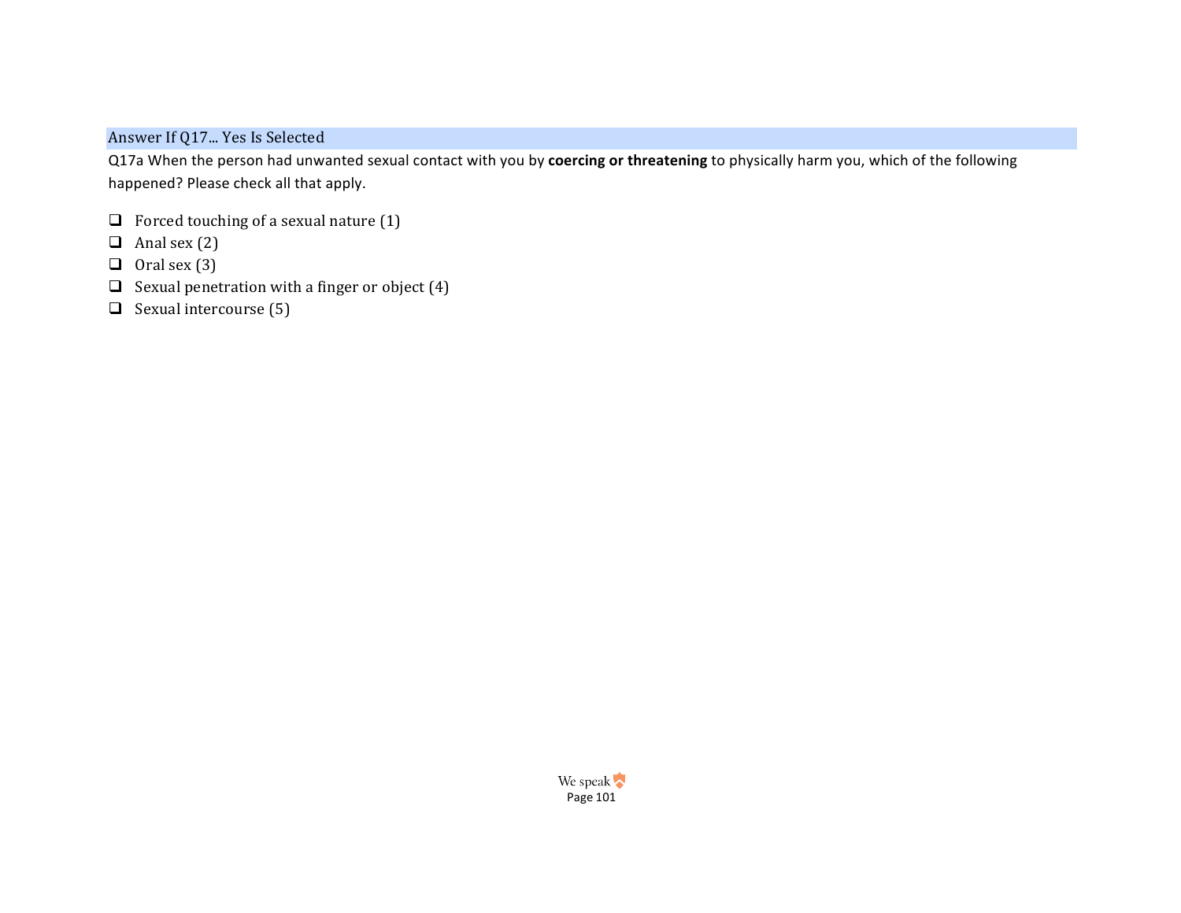Answer If Q17... Yes Is Selected

Q17a When the person had unwanted sexual contact with you by **coercing or threatening** to physically harm you, which of the following happened? Please check all that apply.

- ❑ Forced touching of a sexual nature (1)
- ❑ Anal sex (2)
- ❑ Oral sex (3)
- ❑ Sexual penetration with a finger or object (4)
- ❑ Sexual intercourse (5)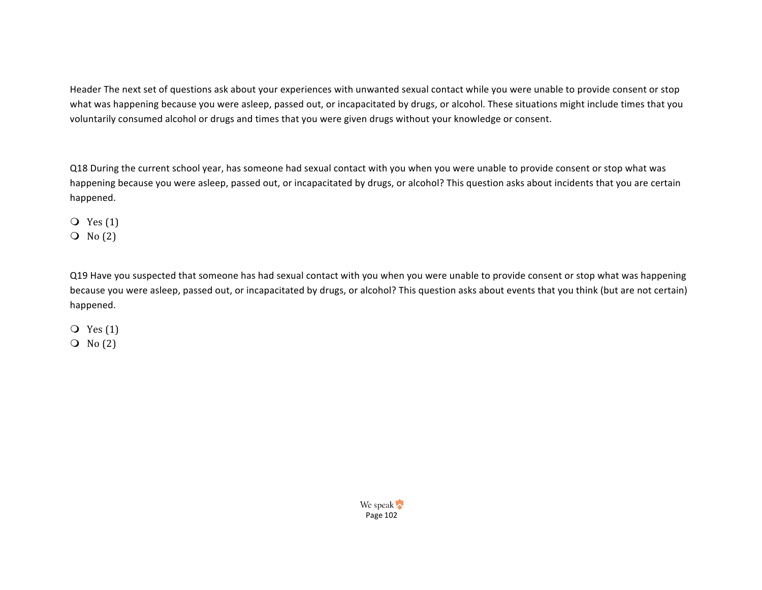Header The next set of questions ask about your experiences with unwanted sexual contact while you were unable to provide consent or stop what was happening because you were asleep, passed out, or incapacitated by drugs, or alcohol. These situations might include times that you voluntarily consumed alcohol or drugs and times that you were given drugs without your knowledge or consent.

Q18 During the current school year, has someone had sexual contact with you when you were unable to provide consent or stop what was happening because you were asleep, passed out, or incapacitated by drugs, or alcohol? This question asks about incidents that you are certain happened.

- Yes (1)
- No (2)

Q19 Have you suspected that someone has had sexual contact with you when you were unable to provide consent or stop what was happening because you were asleep, passed out, or incapacitated by drugs, or alcohol? This question asks about events that you think (but are not certain) happened.

- Yes (1)
- No (2)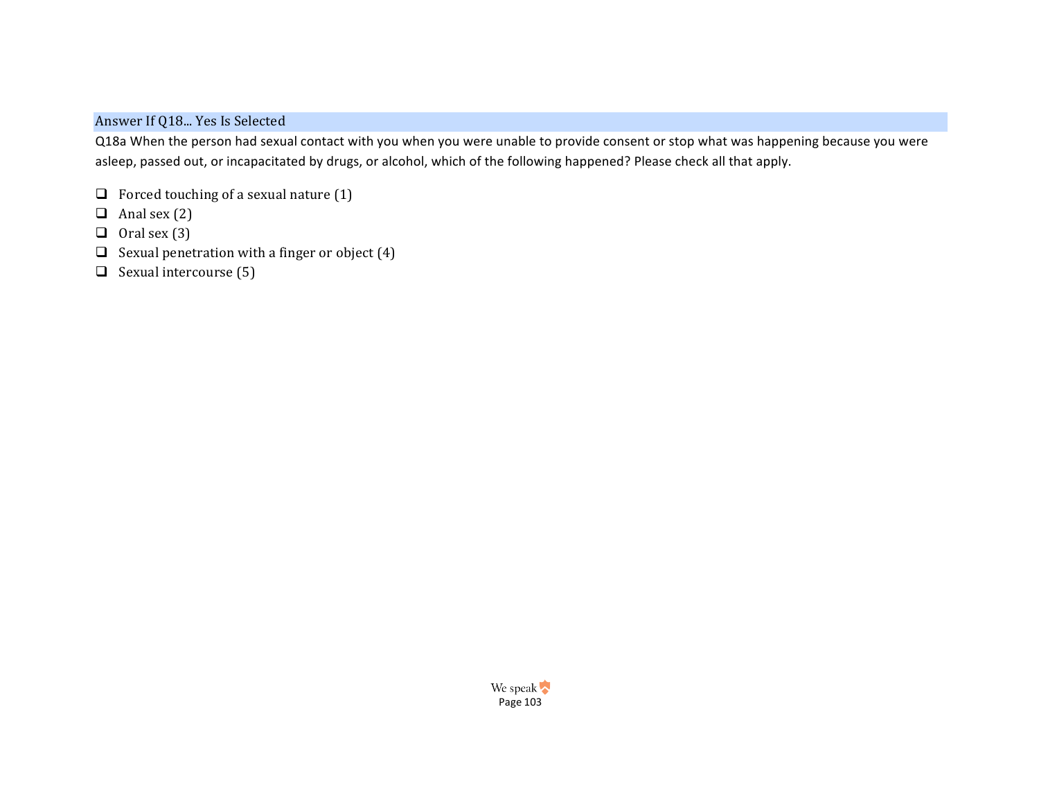Answer If Q18... Yes Is Selected

Q18a When the person had sexual contact with you when you were unable to provide consent or stop what was happening because you were asleep, passed out, or incapacitated by drugs, or alcohol, which of the following happened? Please check all that apply.

- ❑ Forced touching of a sexual nature (1)
- ❑ Anal sex (2)
- ❑ Oral sex (3)
- ❑ Sexual penetration with a finger or object (4)
- ❑ Sexual intercourse (5)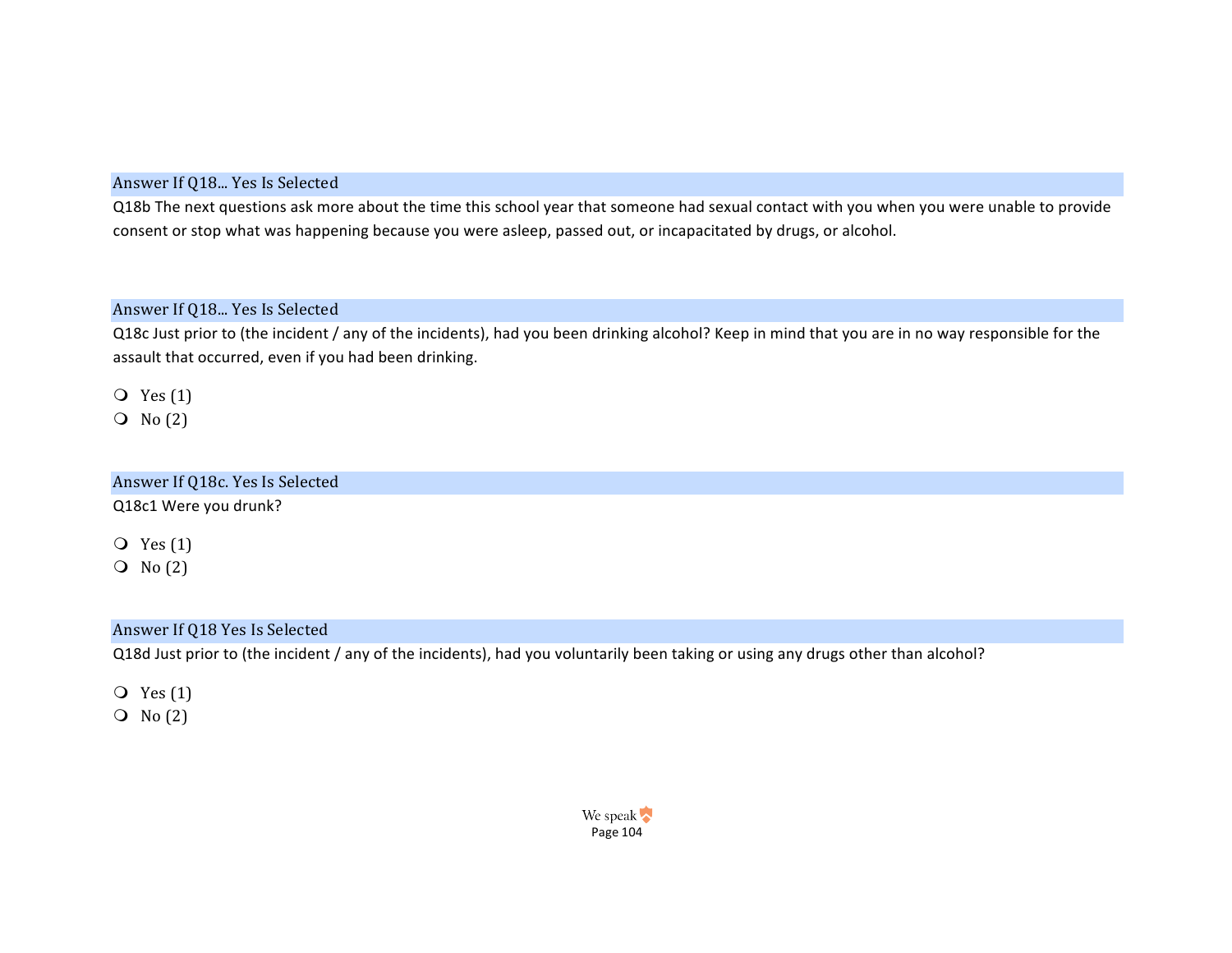Answer If Q18... Yes Is Selected

Q18b The next questions ask more about the time this school year that someone had sexual contact with you when you were unable to provide consent or stop what was happening because you were asleep, passed out, or incapacitated by drugs, or alcohol.

Answer If Q18... Yes Is Selected

Q18c Just prior to (the incident / any of the incidents), had you been drinking alcohol? Keep in mind that you are in no way responsible for the assault that occurred, even if you had been drinking.

- Yes (1)
- No (2)

Answer If Q18c. Yes Is Selected

Q18c1 Were you drunk?

- Yes (1)
- No (2)

Answer If Q18 Yes Is Selected

Q18d Just prior to (the incident / any of the incidents), had you voluntarily been taking or using any drugs other than alcohol?

- Yes (1)
- No (2)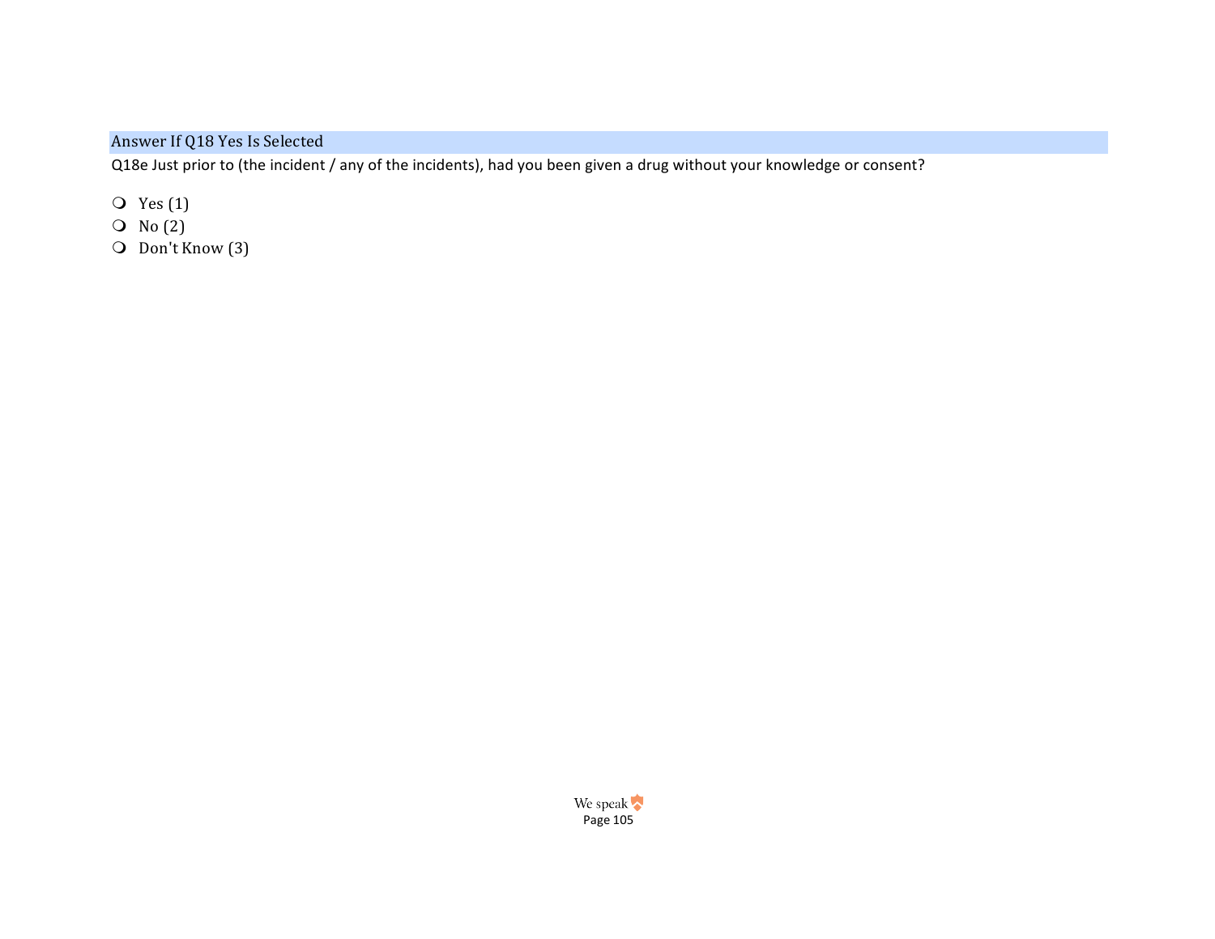Answer If Q18 Yes Is Selected

Q18e Just prior to (the incident / any of the incidents), had you been given a drug without your knowledge or consent?

- Yes (1)
- No (2)
- Don't Know (3)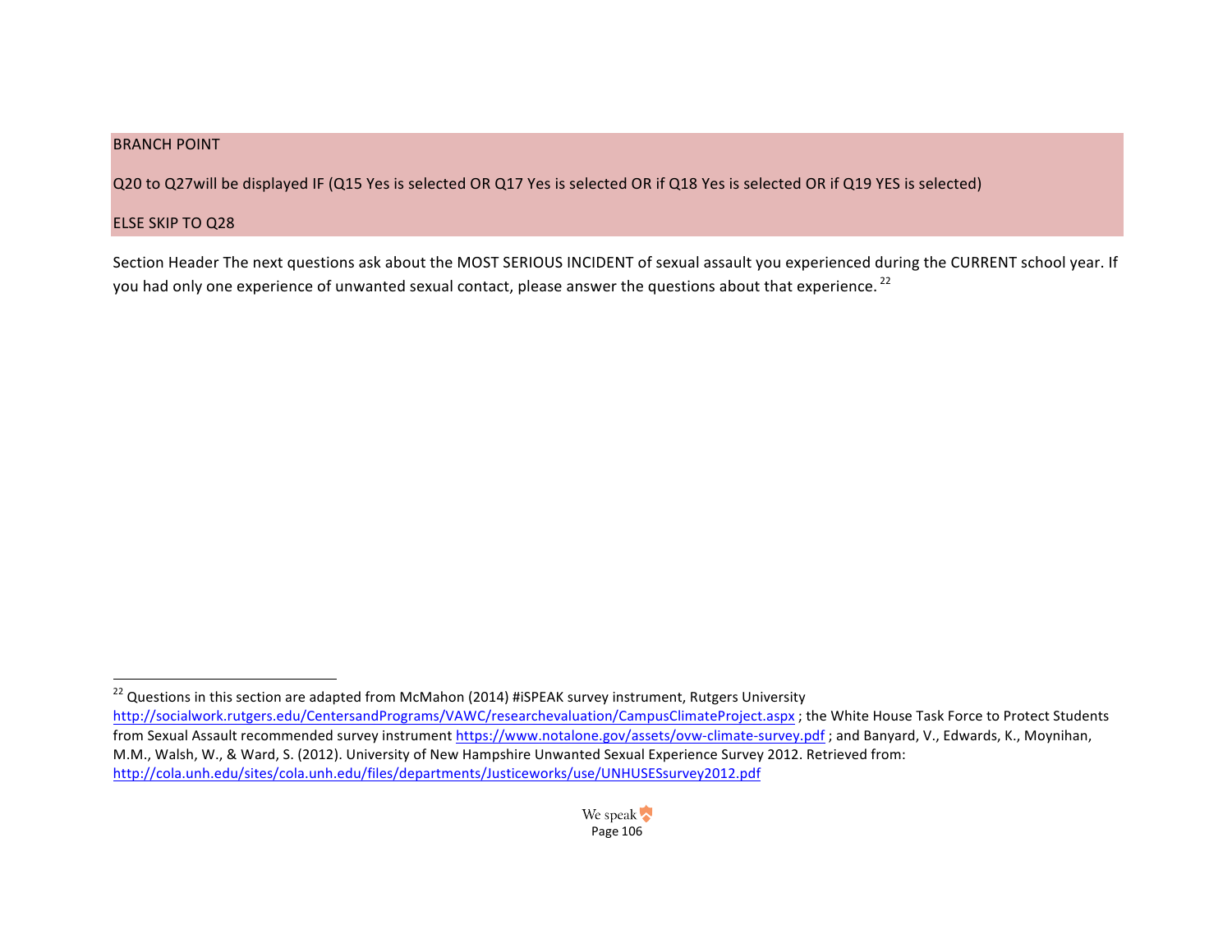BRANCH POINT

Q20 to Q27will be displayed IF (Q15 Yes is selected OR Q17 Yes is selected OR if Q18 Yes is selected OR if Q19 YES is selected)

ELSE SKIP TO Q28

Section Header The next questions ask about the MOST SERIOUS INCIDENT of sexual assault you experienced during the CURRENT school year. If you had only one experience of unwanted sexual contact, please answer the questions about that experience. [22]

---

[22] Questions in this section are adapted from McMahon (2014) #iSPEAK survey instrument, Rutgers University http://socialwork.rutgers.edu/CentersandPrograms/VAWC/researchevaluation/CampusClimateProject.aspx ; the White House Task Force to Protect Students from Sexual Assault recommended survey instrument https://www.notalone.gov/assets/ovw-climate-survey.pdf ; and Banyard, V., Edwards, K., Moynihan, M.M., Walsh, W., & Ward, S. (2012). University of New Hampshire Unwanted Sexual Experience Survey 2012. Retrieved from: http://cola.unh.edu/sites/cola.unh.edu/files/departments/Justiceworks/use/UNHUSESsurvey2012.pdf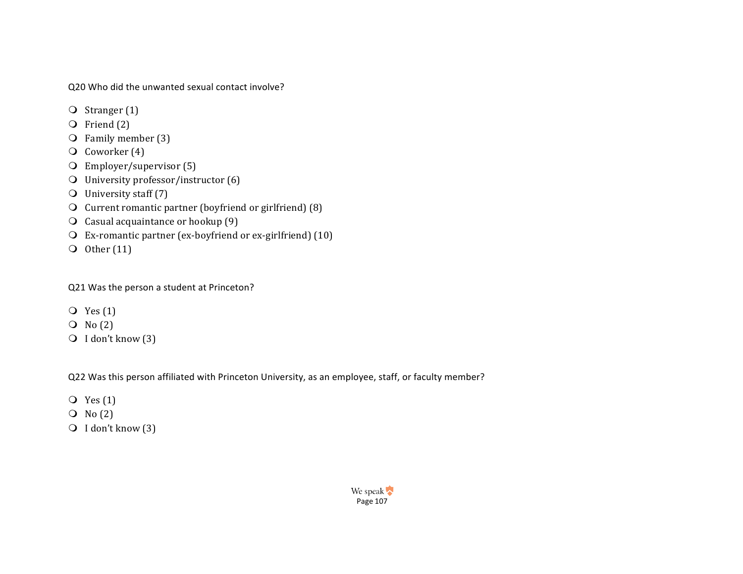Q20 Who did the unwanted sexual contact involve?

- Stranger (1)
- Friend (2)
- Family member (3)
- Coworker (4)
- Employer/supervisor (5)
- University professor/instructor (6)
- University staff (7)
- Current romantic partner (boyfriend or girlfriend) (8)
- Casual acquaintance or hookup (9)
- Ex-romantic partner (ex-boyfriend or ex-girlfriend) (10)
- Other (11)

Q21 Was the person a student at Princeton?

- Yes (1)
- No (2)
- I don't know (3)

Q22 Was this person affiliated with Princeton University, as an employee, staff, or faculty member?

- Yes (1)
- No (2)
- I don't know (3)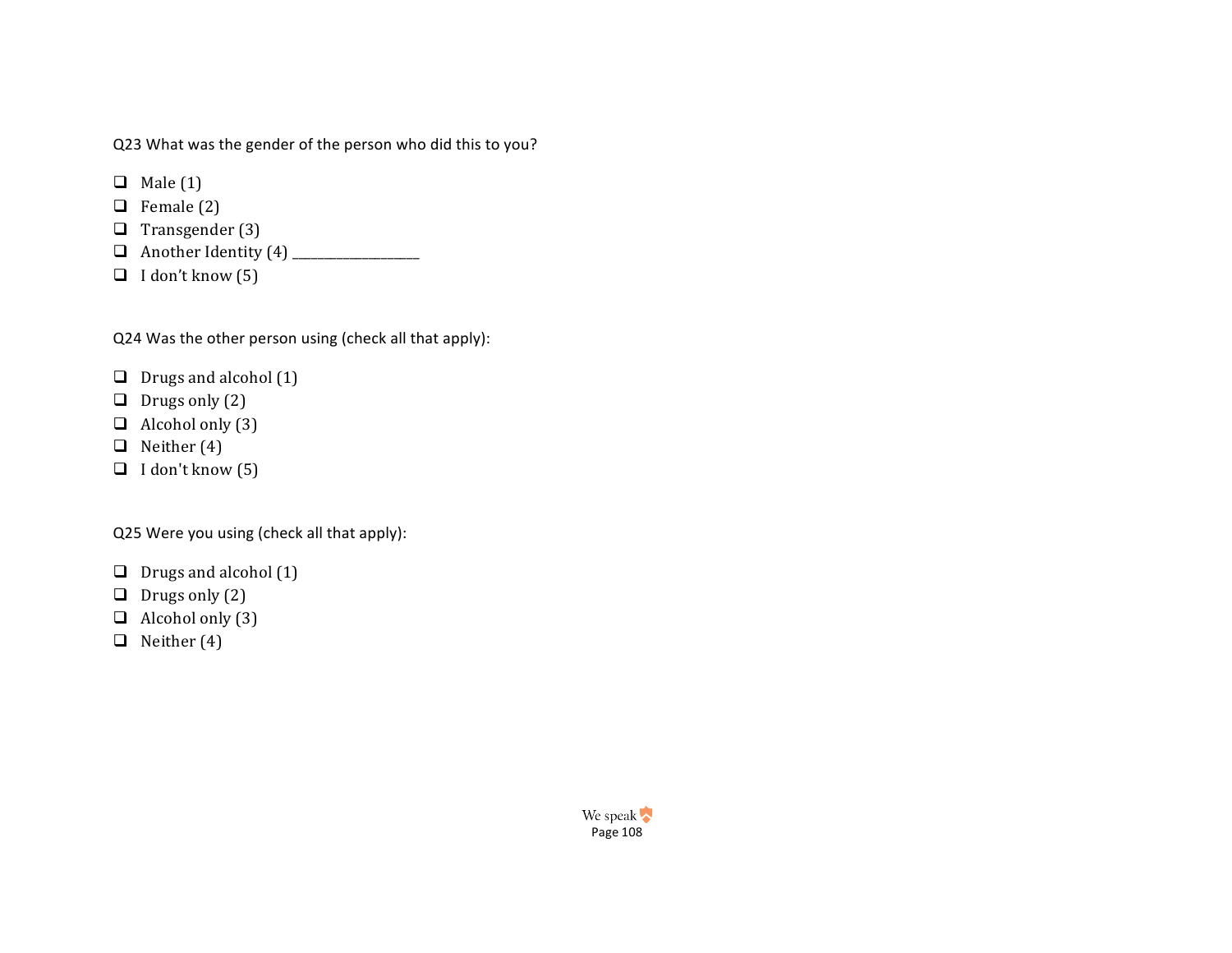Q23 What was the gender of the person who did this to you?

- ❑ Male (1)
- ❑ Female (2)
- ❑ Transgender (3)
- ❑ Another Identity (4) ____________________
- ❑ I don't know (5)

Q24 Was the other person using (check all that apply):

- ❑ Drugs and alcohol (1)
- ❑ Drugs only (2)
- ❑ Alcohol only (3)
- ❑ Neither (4)
- ❑ I don't know (5)

Q25 Were you using (check all that apply):

- ❑ Drugs and alcohol (1)
- ❑ Drugs only (2)
- ❑ Alcohol only (3)
- ❑ Neither (4)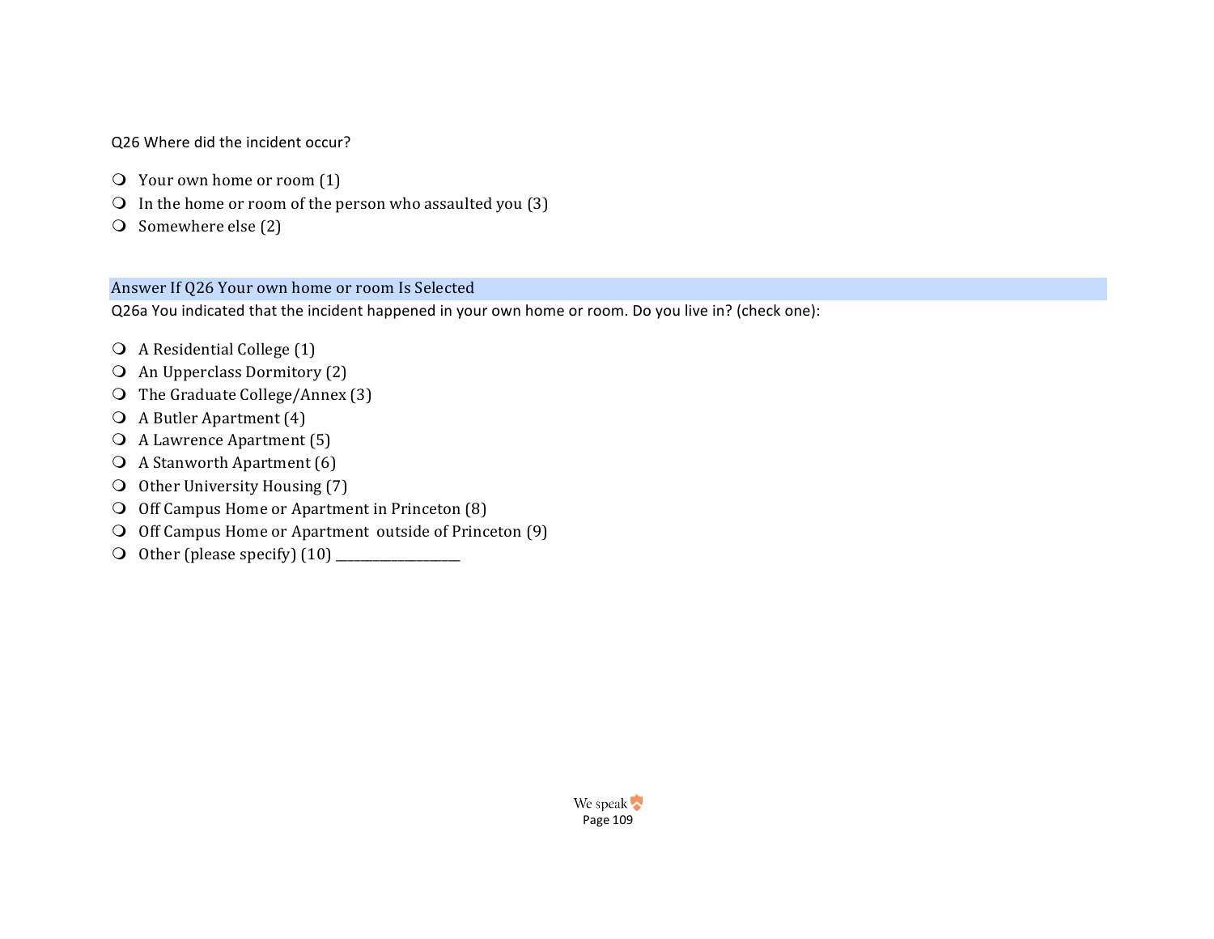Q26 Where did the incident occur?

- Your own home or room (1)
- In the home or room of the person who assaulted you (3)
- Somewhere else (2)

Answer If Q26 Your own home or room Is Selected

Q26a You indicated that the incident happened in your own home or room. Do you live in? (check one):

- A Residential College (1)
- An Upperclass Dormitory (2)
- The Graduate College/Annex (3)
- A Butler Apartment (4)
- A Lawrence Apartment (5)
- A Stanworth Apartment (6)
- Other University Housing (7)
- Off Campus Home or Apartment in Princeton (8)
- Off Campus Home or Apartment outside of Princeton (9)
- Other (please specify) (10) ____________________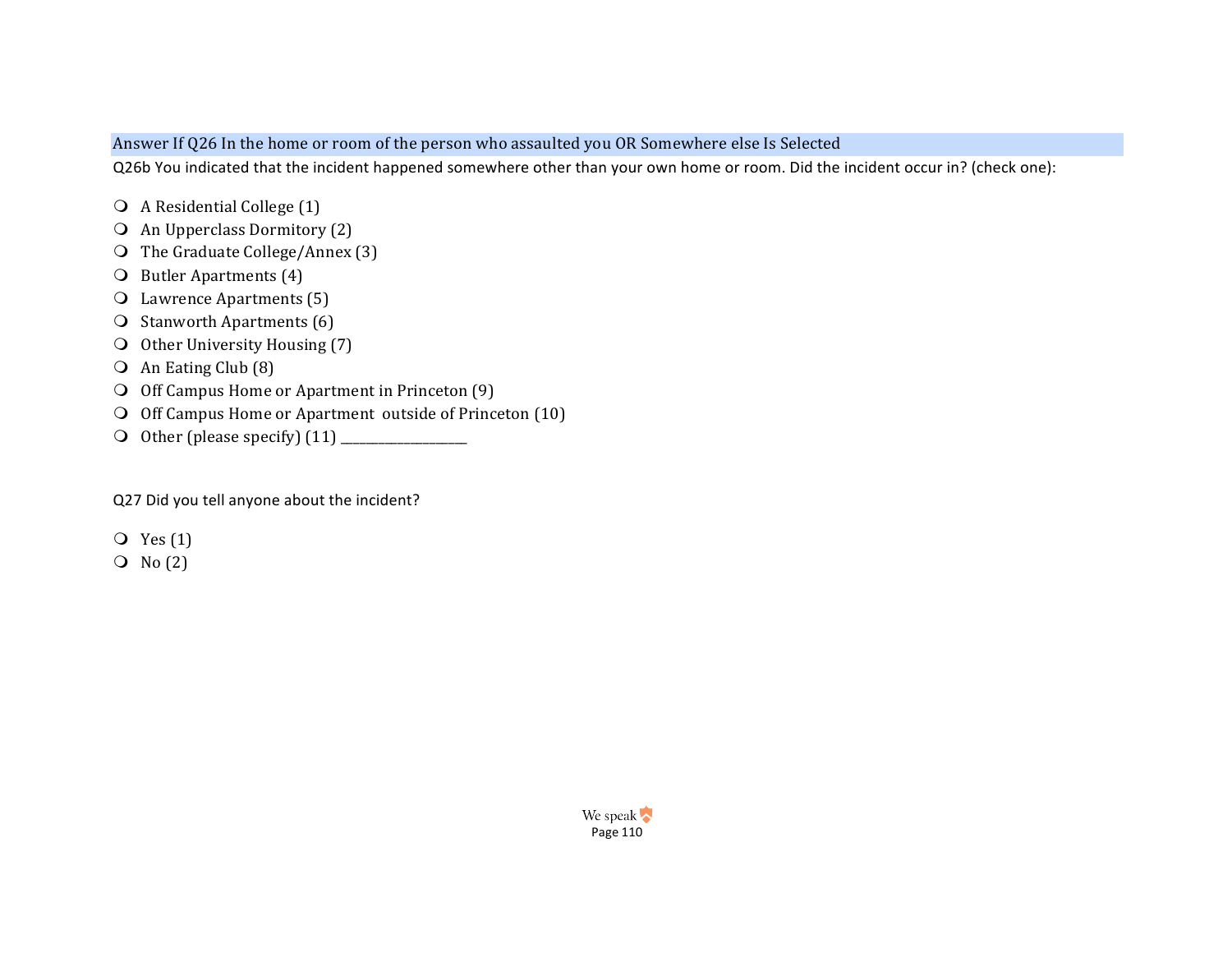Answer If Q26 In the home or room of the person who assaulted you OR Somewhere else Is Selected

Q26b You indicated that the incident happened somewhere other than your own home or room. Did the incident occur in? (check one):

- A Residential College (1)
- An Upperclass Dormitory (2)
- The Graduate College/Annex (3)
- Butler Apartments (4)
- Lawrence Apartments (5)
- Stanworth Apartments (6)
- Other University Housing (7)
- An Eating Club (8)
- Off Campus Home or Apartment in Princeton (9)
- Off Campus Home or Apartment outside of Princeton (10)
- Other (please specify) (11) ____________________

Q27 Did you tell anyone about the incident?

- Yes (1)
- No (2)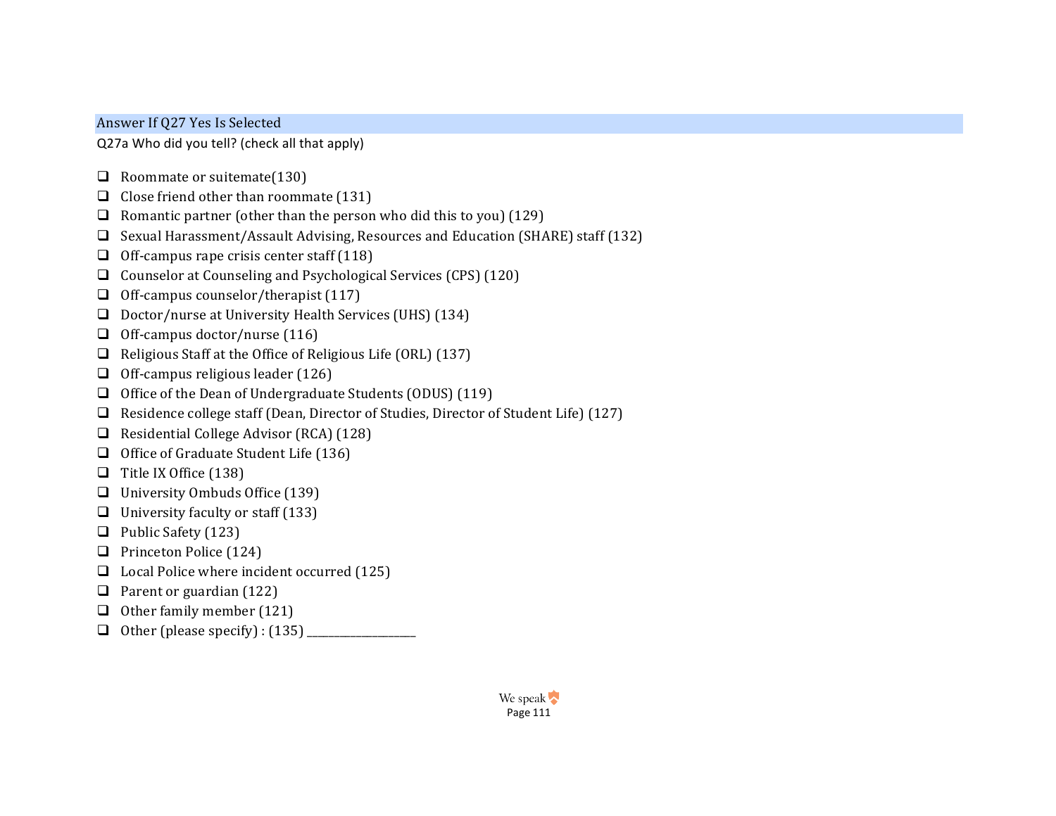Answer If Q27 Yes Is Selected

Q27a Who did you tell? (check all that apply)

- ❑ Roommate or suitemate(130)
- ❑ Close friend other than roommate (131)
- ❑ Romantic partner (other than the person who did this to you) (129)
- ❑ Sexual Harassment/Assault Advising, Resources and Education (SHARE) staff (132)
- ❑ Off-campus rape crisis center staff (118)
- ❑ Counselor at Counseling and Psychological Services (CPS) (120)
- ❑ Off-campus counselor/therapist (117)
- ❑ Doctor/nurse at University Health Services (UHS) (134)
- ❑ Off-campus doctor/nurse (116)
- ❑ Religious Staff at the Office of Religious Life (ORL) (137)
- ❑ Off-campus religious leader (126)
- ❑ Office of the Dean of Undergraduate Students (ODUS) (119)
- ❑ Residence college staff (Dean, Director of Studies, Director of Student Life) (127)
- ❑ Residential College Advisor (RCA) (128)
- ❑ Office of Graduate Student Life (136)
- ❑ Title IX Office (138)
- ❑ University Ombuds Office (139)
- ❑ University faculty or staff (133)
- ❑ Public Safety (123)
- ❑ Princeton Police (124)
- ❑ Local Police where incident occurred (125)
- ❑ Parent or guardian (122)
- ❑ Other family member (121)
- ❑ Other (please specify) : (135) ____________________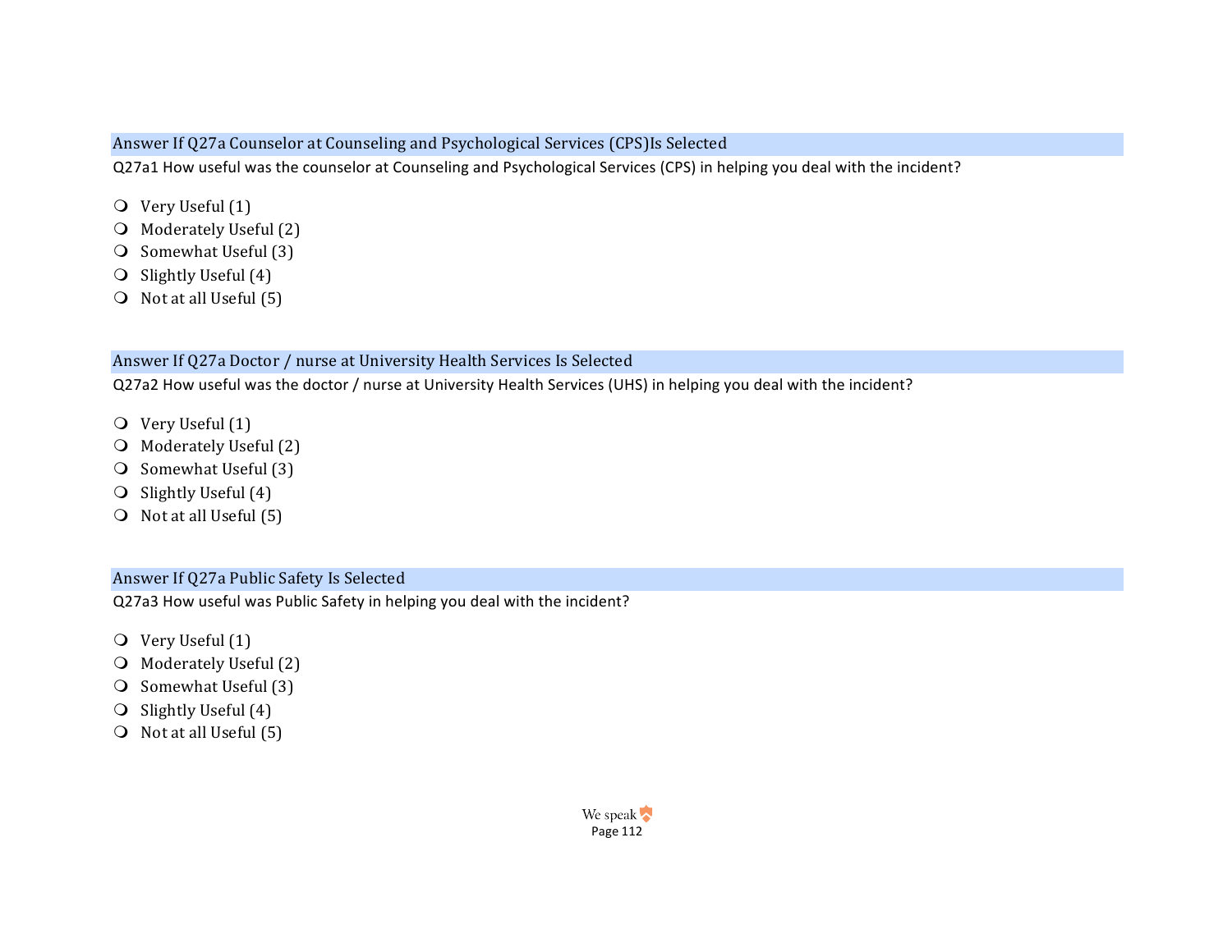Answer If Q27a Counselor at Counseling and Psychological Services (CPS)Is Selected

Q27a1 How useful was the counselor at Counseling and Psychological Services (CPS) in helping you deal with the incident?

- Very Useful (1)
- Moderately Useful (2)
- Somewhat Useful (3)
- Slightly Useful (4)
- Not at all Useful (5)

Answer If Q27a Doctor / nurse at University Health Services Is Selected

Q27a2 How useful was the doctor / nurse at University Health Services (UHS) in helping you deal with the incident?

- Very Useful (1)
- Moderately Useful (2)
- Somewhat Useful (3)
- Slightly Useful (4)
- Not at all Useful (5)

Answer If Q27a Public Safety Is Selected

Q27a3 How useful was Public Safety in helping you deal with the incident?

- Very Useful (1)
- Moderately Useful (2)
- Somewhat Useful (3)
- Slightly Useful (4)
- Not at all Useful (5)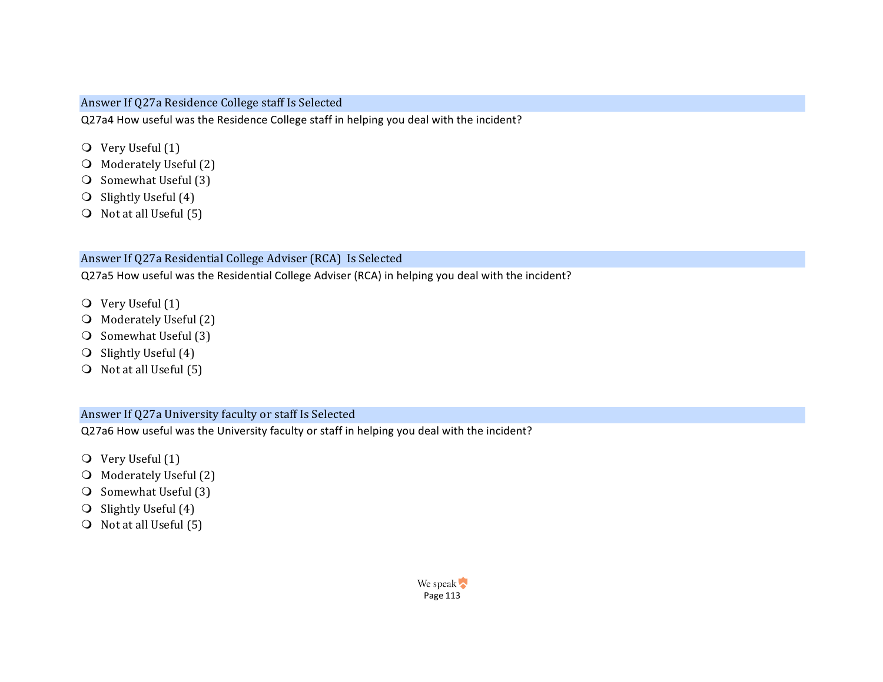Answer If Q27a Residence College staff Is Selected

Q27a4 How useful was the Residence College staff in helping you deal with the incident?

- Very Useful (1)
- Moderately Useful (2)
- Somewhat Useful (3)
- Slightly Useful (4)
- Not at all Useful (5)

Answer If Q27a Residential College Adviser (RCA) Is Selected

Q27a5 How useful was the Residential College Adviser (RCA) in helping you deal with the incident?

- Very Useful (1)
- Moderately Useful (2)
- Somewhat Useful (3)
- Slightly Useful (4)
- Not at all Useful (5)

Answer If Q27a University faculty or staff Is Selected

Q27a6 How useful was the University faculty or staff in helping you deal with the incident?

- Very Useful (1)
- Moderately Useful (2)
- Somewhat Useful (3)
- Slightly Useful (4)
- Not at all Useful (5)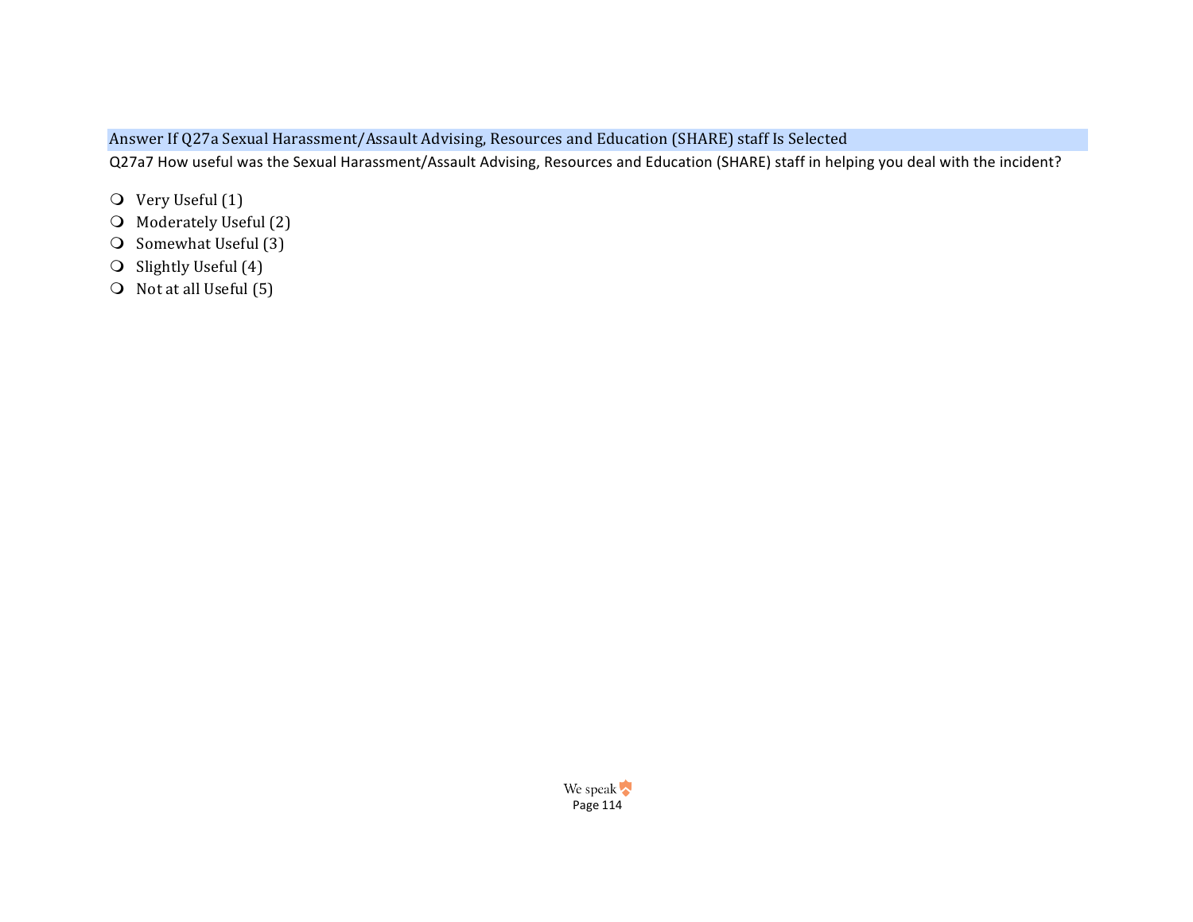Answer If Q27a Sexual Harassment/Assault Advising, Resources and Education (SHARE) staff Is Selected

Q27a7 How useful was the Sexual Harassment/Assault Advising, Resources and Education (SHARE) staff in helping you deal with the incident?

- Very Useful (1)
- Moderately Useful (2)
- Somewhat Useful (3)
- Slightly Useful (4)
- Not at all Useful (5)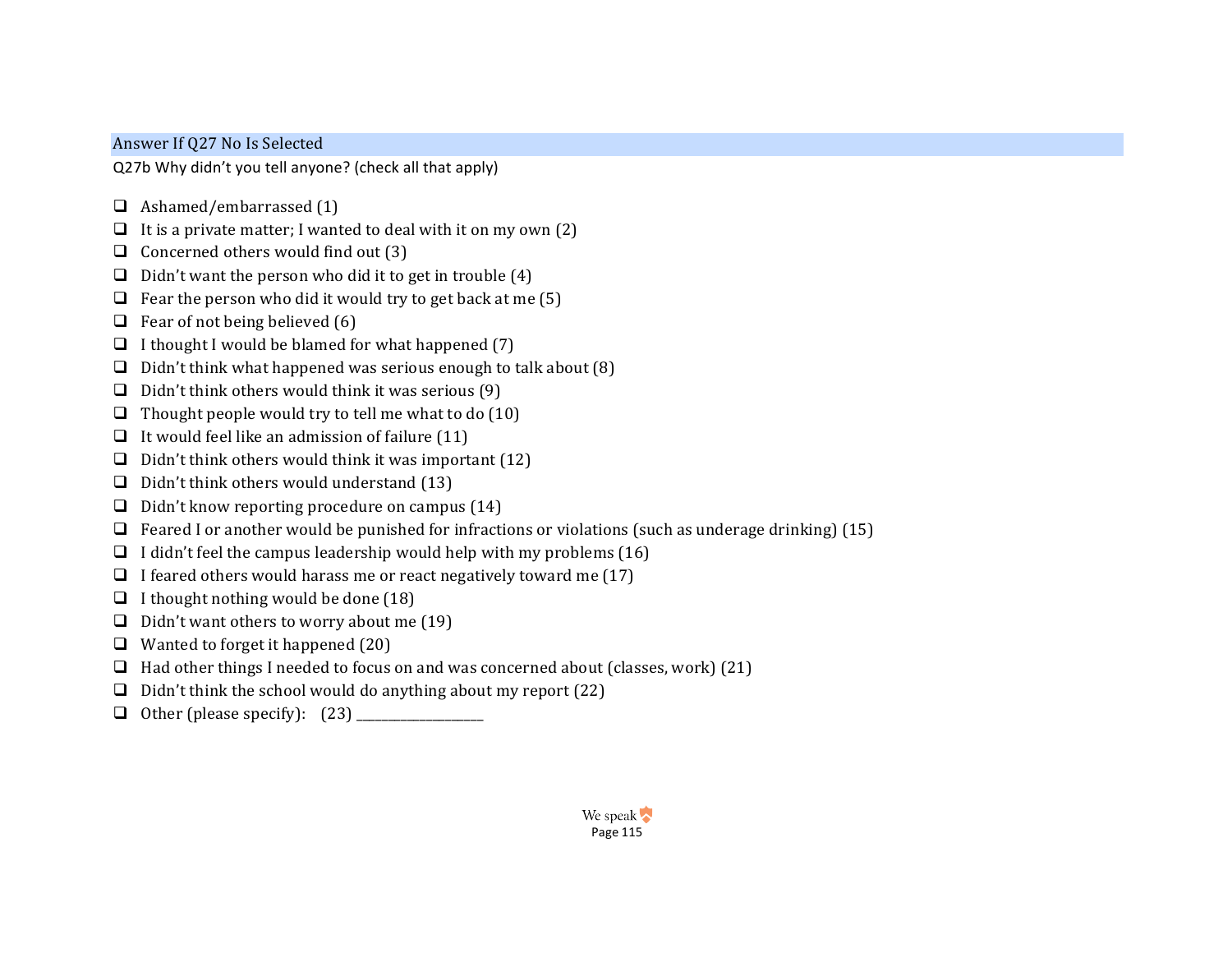Answer If Q27 No Is Selected

Q27b Why didn't you tell anyone? (check all that apply)

- ❑ Ashamed/embarrassed (1)
- ❑ It is a private matter; I wanted to deal with it on my own (2)
- ❑ Concerned others would find out (3)
- ❑ Didn't want the person who did it to get in trouble (4)
- ❑ Fear the person who did it would try to get back at me (5)
- ❑ Fear of not being believed (6)
- ❑ I thought I would be blamed for what happened (7)
- ❑ Didn't think what happened was serious enough to talk about (8)
- ❑ Didn't think others would think it was serious (9)
- ❑ Thought people would try to tell me what to do (10)
- ❑ It would feel like an admission of failure (11)
- ❑ Didn't think others would think it was important (12)
- ❑ Didn't think others would understand (13)
- ❑ Didn't know reporting procedure on campus (14)
- ❑ Feared I or another would be punished for infractions or violations (such as underage drinking) (15)
- ❑ I didn't feel the campus leadership would help with my problems (16)
- ❑ I feared others would harass me or react negatively toward me (17)
- ❑ I thought nothing would be done (18)
- ❑ Didn't want others to worry about me (19)
- ❑ Wanted to forget it happened (20)
- ❑ Had other things I needed to focus on and was concerned about (classes, work) (21)
- ❑ Didn't think the school would do anything about my report (22)
- ❑ Other (please specify): (23) ____________________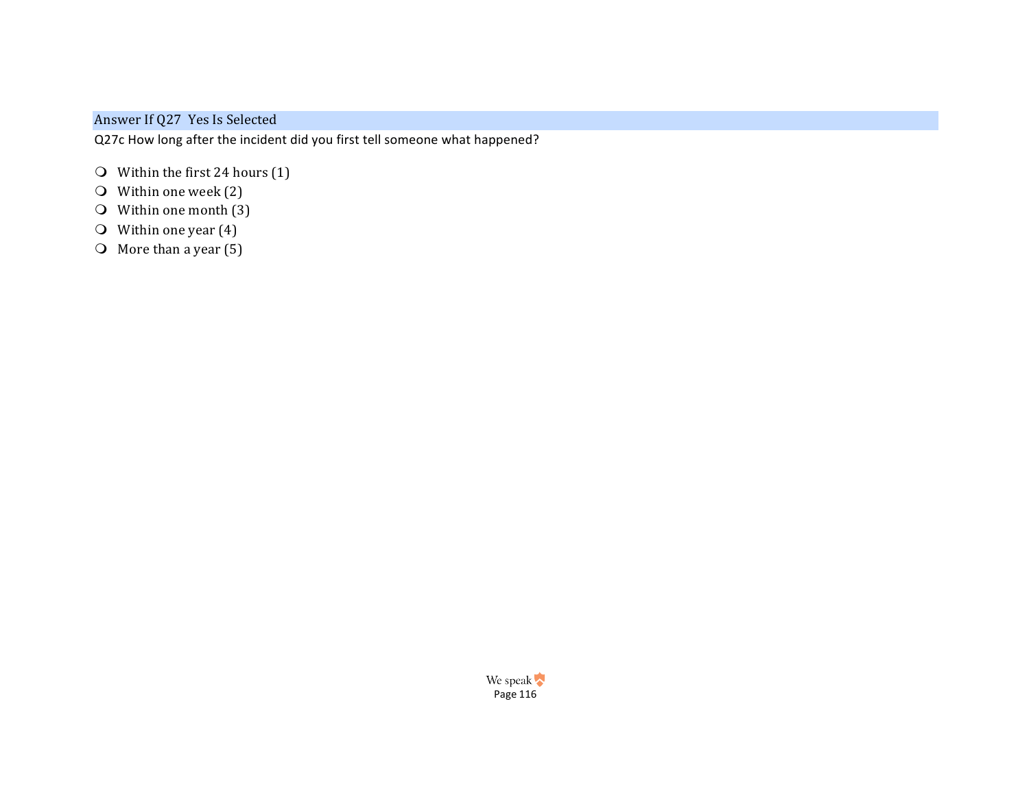Answer If Q27  Yes Is Selected

Q27c How long after the incident did you first tell someone what happened?

- Within the first 24 hours (1)
- Within one week (2)
- Within one month (3)
- Within one year (4)
- More than a year (5)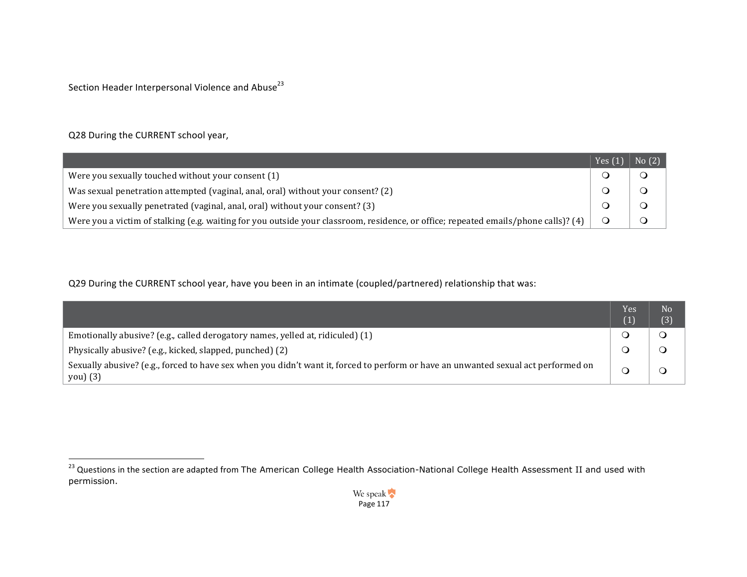Section Header Interpersonal Violence and Abuse[23]

Q28 During the CURRENT school year,

| | Yes (1) | No (2) |
|---|---|---|
| Were you sexually touched without your consent (1) | ❍ | ❍ |
| Was sexual penetration attempted (vaginal, anal, oral) without your consent? (2) | ❍ | ❍ |
| Were you sexually penetrated (vaginal, anal, oral) without your consent? (3) | ❍ | ❍ |
| Were you a victim of stalking (e.g. waiting for you outside your classroom, residence, or office; repeated emails/phone calls)? (4) | ❍ | ❍ |

Q29 During the CURRENT school year, have you been in an intimate (coupled/partnered) relationship that was:

| | Yes (1) | No (3) |
|---|---|---|
| Emotionally abusive? (e.g., called derogatory names, yelled at, ridiculed) (1) | ❍ | ❍ |
| Physically abusive? (e.g., kicked, slapped, punched) (2) | ❍ | ❍ |
| Sexually abusive? (e.g., forced to have sex when you didn't want it, forced to perform or have an unwanted sexual act performed on you) (3) | ❍ | ❍ |

[23] Questions in the section are adapted from The American College Health Association-National College Health Assessment II and used with permission.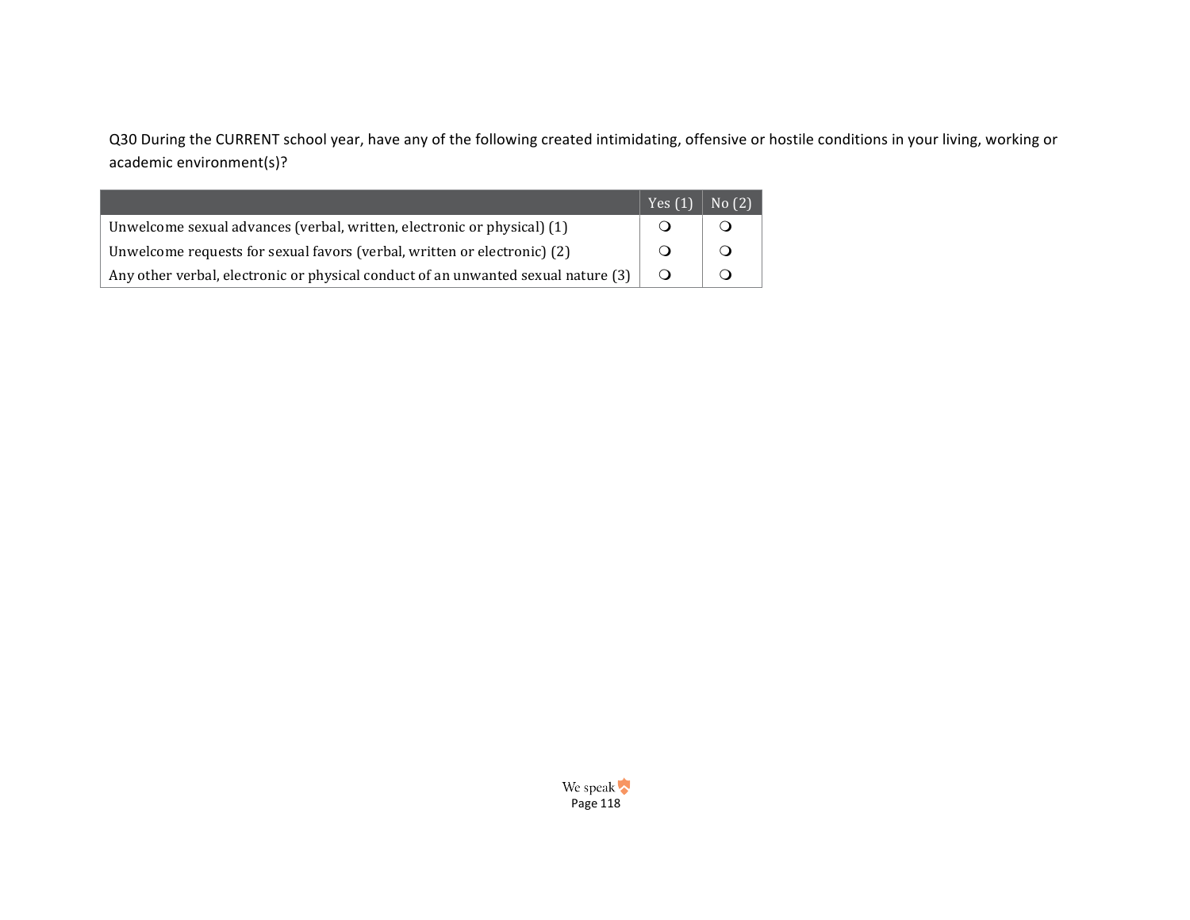Q30 During the CURRENT school year, have any of the following created intimidating, offensive or hostile conditions in your living, working or academic environment(s)?

| | Yes (1) | No (2) |
|---|---|---|
| Unwelcome sexual advances (verbal, written, electronic or physical) (1) | ❍ | ❍ |
| Unwelcome requests for sexual favors (verbal, written or electronic) (2) | ❍ | ❍ |
| Any other verbal, electronic or physical conduct of an unwanted sexual nature (3) | ❍ | ❍ |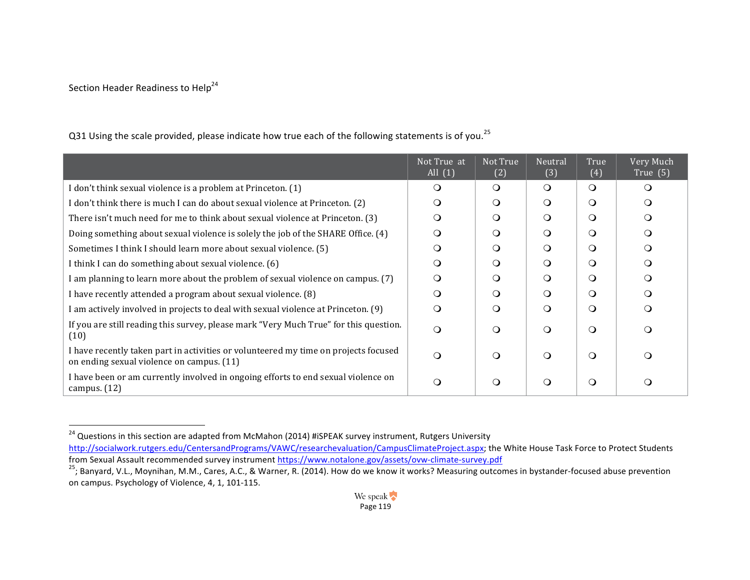Section Header Readiness to Help[24]

Q31 Using the scale provided, please indicate how true each of the following statements is of you.[25]

| | Not True at All (1) | Not True (2) | Neutral (3) | True (4) | Very Much True (5) |
|---|---|---|---|---|---|
| I don't think sexual violence is a problem at Princeton. (1) | ❍ | ❍ | ❍ | ❍ | ❍ |
| I don't think there is much I can do about sexual violence at Princeton. (2) | ❍ | ❍ | ❍ | ❍ | ❍ |
| There isn't much need for me to think about sexual violence at Princeton. (3) | ❍ | ❍ | ❍ | ❍ | ❍ |
| Doing something about sexual violence is solely the job of the SHARE Office. (4) | ❍ | ❍ | ❍ | ❍ | ❍ |
| Sometimes I think I should learn more about sexual violence. (5) | ❍ | ❍ | ❍ | ❍ | ❍ |
| I think I can do something about sexual violence. (6) | ❍ | ❍ | ❍ | ❍ | ❍ |
| I am planning to learn more about the problem of sexual violence on campus. (7) | ❍ | ❍ | ❍ | ❍ | ❍ |
| I have recently attended a program about sexual violence. (8) | ❍ | ❍ | ❍ | ❍ | ❍ |
| I am actively involved in projects to deal with sexual violence at Princeton. (9) | ❍ | ❍ | ❍ | ❍ | ❍ |
| If you are still reading this survey, please mark "Very Much True" for this question. (10) | ❍ | ❍ | ❍ | ❍ | ❍ |
| I have recently taken part in activities or volunteered my time on projects focused on ending sexual violence on campus. (11) | ❍ | ❍ | ❍ | ❍ | ❍ |
| I have been or am currently involved in ongoing efforts to end sexual violence on campus. (12) | ❍ | ❍ | ❍ | ❍ | ❍ |

[24] Questions in this section are adapted from McMahon (2014) #iSPEAK survey instrument, Rutgers University http://socialwork.rutgers.edu/CentersandPrograms/VAWC/researchevaluation/CampusClimateProject.aspx; the White House Task Force to Protect Students from Sexual Assault recommended survey instrument https://www.notalone.gov/assets/ovw-climate-survey.pdf

[25]; Banyard, V.L., Moynihan, M.M., Cares, A.C., & Warner, R. (2014). How do we know it works? Measuring outcomes in bystander-focused abuse prevention on campus. Psychology of Violence, 4, 1, 101-115.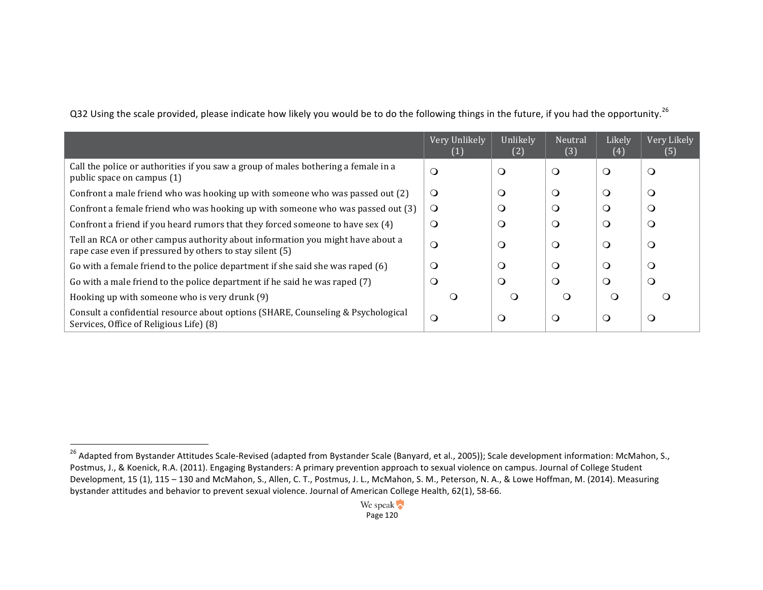Q32 Using the scale provided, please indicate how likely you would be to do the following things in the future, if you had the opportunity.[26]

| | Very Unlikely (1) | Unlikely (2) | Neutral (3) | Likely (4) | Very Likely (5) |
|---|---|---|---|---|---|
| Call the police or authorities if you saw a group of males bothering a female in a public space on campus (1) | ❍ | ❍ | ❍ | ❍ | ❍ |
| Confront a male friend who was hooking up with someone who was passed out (2) | ❍ | ❍ | ❍ | ❍ | ❍ |
| Confront a female friend who was hooking up with someone who was passed out (3) | ❍ | ❍ | ❍ | ❍ | ❍ |
| Confront a friend if you heard rumors that they forced someone to have sex (4) | ❍ | ❍ | ❍ | ❍ | ❍ |
| Tell an RCA or other campus authority about information you might have about a rape case even if pressured by others to stay silent (5) | ❍ | ❍ | ❍ | ❍ | ❍ |
| Go with a female friend to the police department if she said she was raped (6) | ❍ | ❍ | ❍ | ❍ | ❍ |
| Go with a male friend to the police department if he said he was raped (7) | ❍ | ❍ | ❍ | ❍ | ❍ |
| Hooking up with someone who is very drunk (9) | ❍ | ❍ | ❍ | ❍ | ❍ |
| Consult a confidential resource about options (SHARE, Counseling & Psychological Services, Office of Religious Life) (8) | ❍ | ❍ | ❍ | ❍ | ❍ |

[26] Adapted from Bystander Attitudes Scale-Revised (adapted from Bystander Scale (Banyard, et al., 2005)); Scale development information: McMahon, S., Postmus, J., & Koenick, R.A. (2011). Engaging Bystanders: A primary prevention approach to sexual violence on campus. Journal of College Student Development, 15 (1), 115 – 130 and McMahon, S., Allen, C. T., Postmus, J. L., McMahon, S. M., Peterson, N. A., & Lowe Hoffman, M. (2014). Measuring bystander attitudes and behavior to prevent sexual violence. Journal of American College Health, 62(1), 58-66.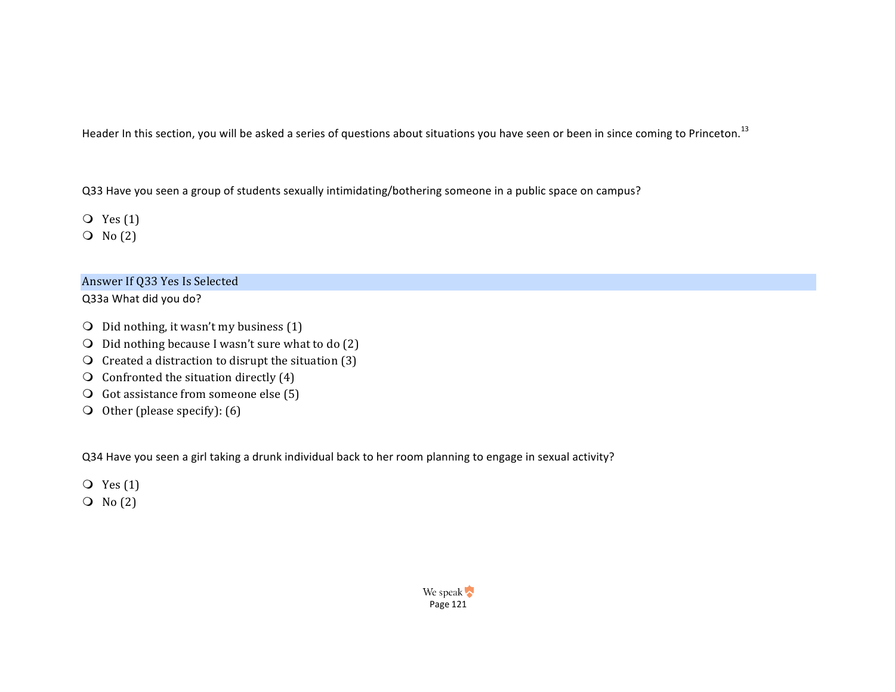Header In this section, you will be asked a series of questions about situations you have seen or been in since coming to Princeton.[13]

Q33 Have you seen a group of students sexually intimidating/bothering someone in a public space on campus?

- Yes (1)
- No (2)

Answer If Q33 Yes Is Selected

Q33a What did you do?

- Did nothing, it wasn't my business (1)
- Did nothing because I wasn't sure what to do (2)
- Created a distraction to disrupt the situation (3)
- Confronted the situation directly (4)
- Got assistance from someone else (5)
- Other (please specify): (6)

Q34 Have you seen a girl taking a drunk individual back to her room planning to engage in sexual activity?

- Yes (1)
- No (2)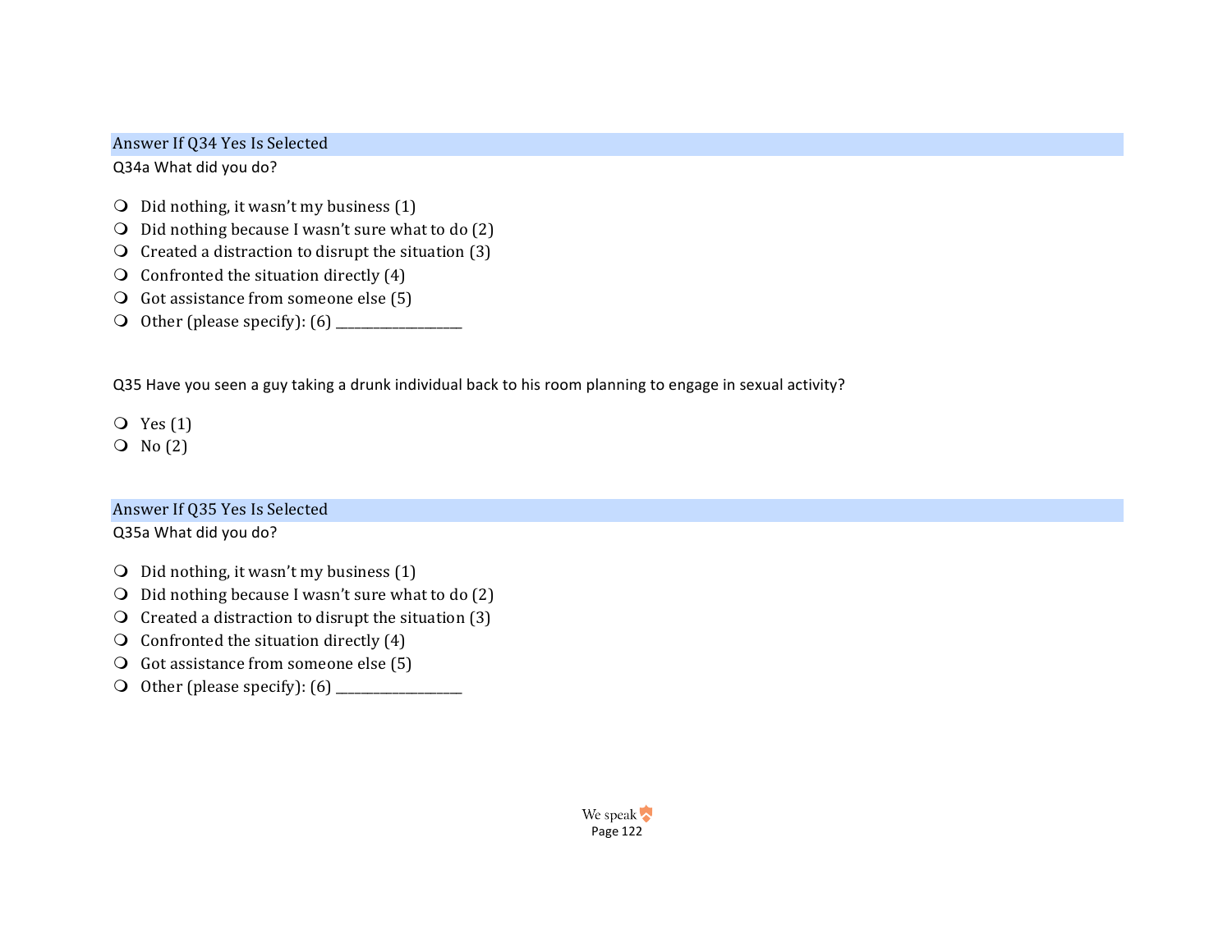Answer If Q34 Yes Is Selected

Q34a What did you do?

- Did nothing, it wasn't my business (1)
- Did nothing because I wasn't sure what to do (2)
- Created a distraction to disrupt the situation (3)
- Confronted the situation directly (4)
- Got assistance from someone else (5)
- Other (please specify): (6) ____________________

Q35 Have you seen a guy taking a drunk individual back to his room planning to engage in sexual activity?

- Yes (1)
- No (2)

Answer If Q35 Yes Is Selected

Q35a What did you do?

- Did nothing, it wasn't my business (1)
- Did nothing because I wasn't sure what to do (2)
- Created a distraction to disrupt the situation (3)
- Confronted the situation directly (4)
- Got assistance from someone else (5)
- Other (please specify): (6) ____________________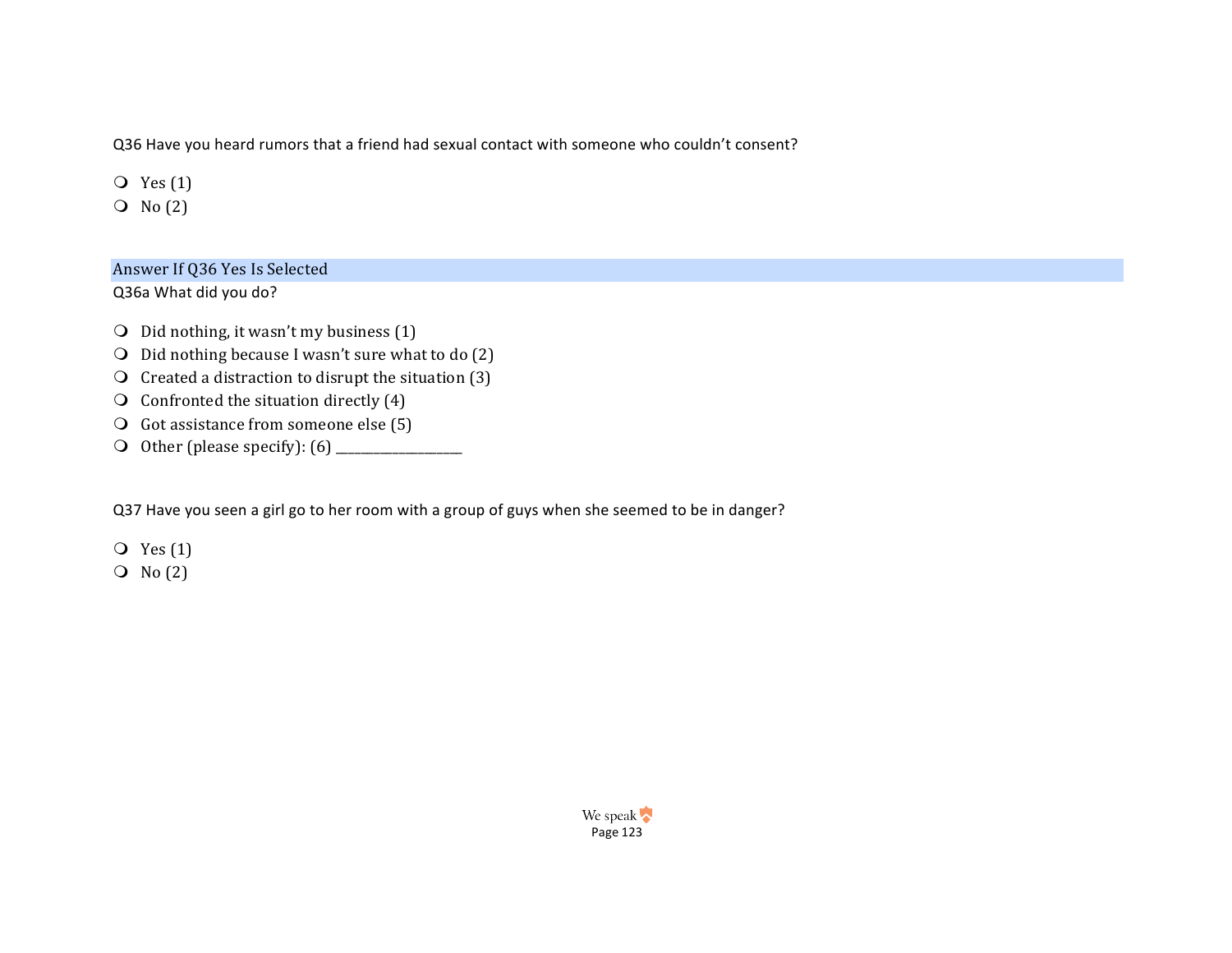Q36 Have you heard rumors that a friend had sexual contact with someone who couldn't consent?

- Yes (1)
- No (2)

Answer If Q36 Yes Is Selected

Q36a What did you do?

- Did nothing, it wasn't my business (1)
- Did nothing because I wasn't sure what to do (2)
- Created a distraction to disrupt the situation (3)
- Confronted the situation directly (4)
- Got assistance from someone else (5)
- Other (please specify): (6) ____________________

Q37 Have you seen a girl go to her room with a group of guys when she seemed to be in danger?

- Yes (1)
- No (2)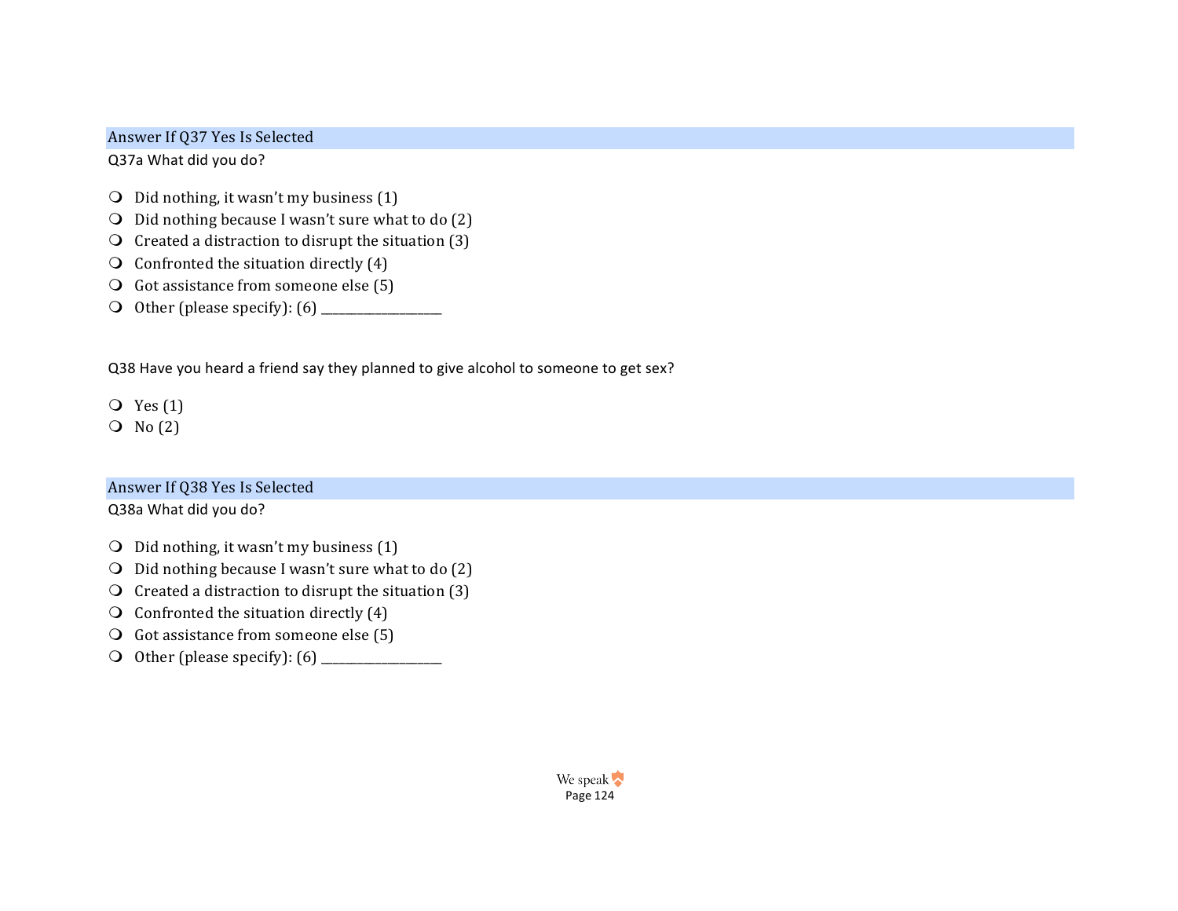Answer If Q37 Yes Is Selected

Q37a What did you do?

- Did nothing, it wasn't my business (1)
- Did nothing because I wasn't sure what to do (2)
- Created a distraction to disrupt the situation (3)
- Confronted the situation directly (4)
- Got assistance from someone else (5)
- Other (please specify): (6) ____________________

Q38 Have you heard a friend say they planned to give alcohol to someone to get sex?

- Yes (1)
- No (2)

Answer If Q38 Yes Is Selected

Q38a What did you do?

- Did nothing, it wasn't my business (1)
- Did nothing because I wasn't sure what to do (2)
- Created a distraction to disrupt the situation (3)
- Confronted the situation directly (4)
- Got assistance from someone else (5)
- Other (please specify): (6) ____________________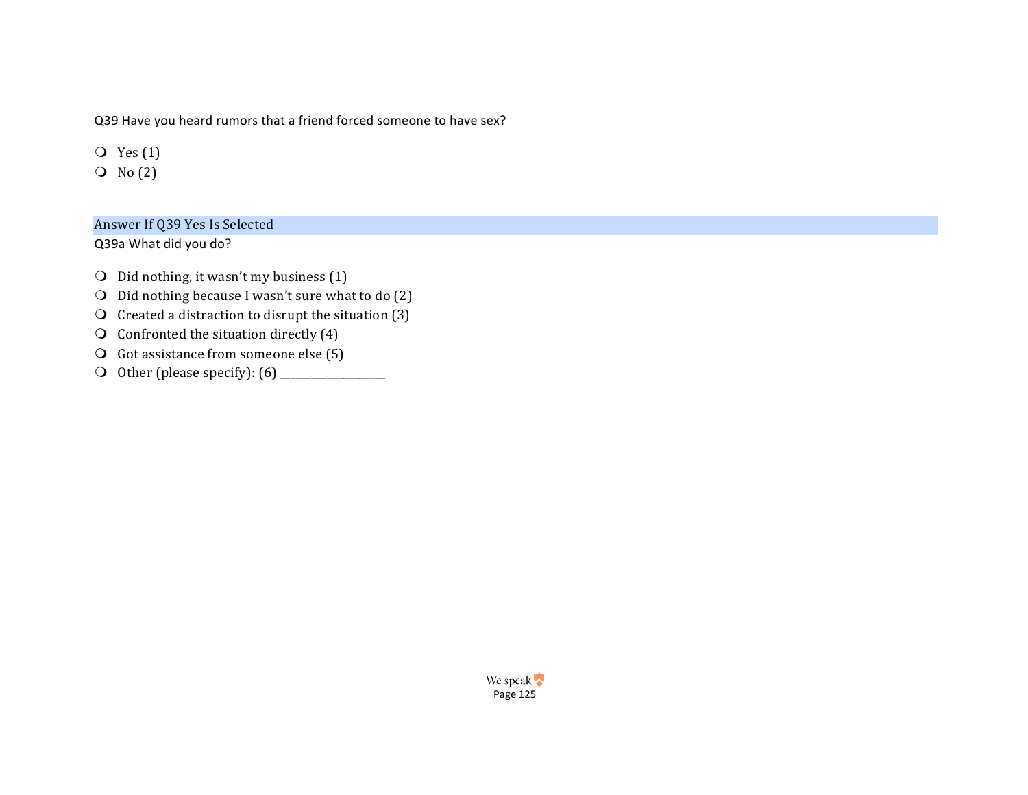Q39 Have you heard rumors that a friend forced someone to have sex?

- Yes (1)
- No (2)

Answer If Q39 Yes Is Selected

Q39a What did you do?

- Did nothing, it wasn't my business (1)
- Did nothing because I wasn't sure what to do (2)
- Created a distraction to disrupt the situation (3)
- Confronted the situation directly (4)
- Got assistance from someone else (5)
- Other (please specify): (6) ____________________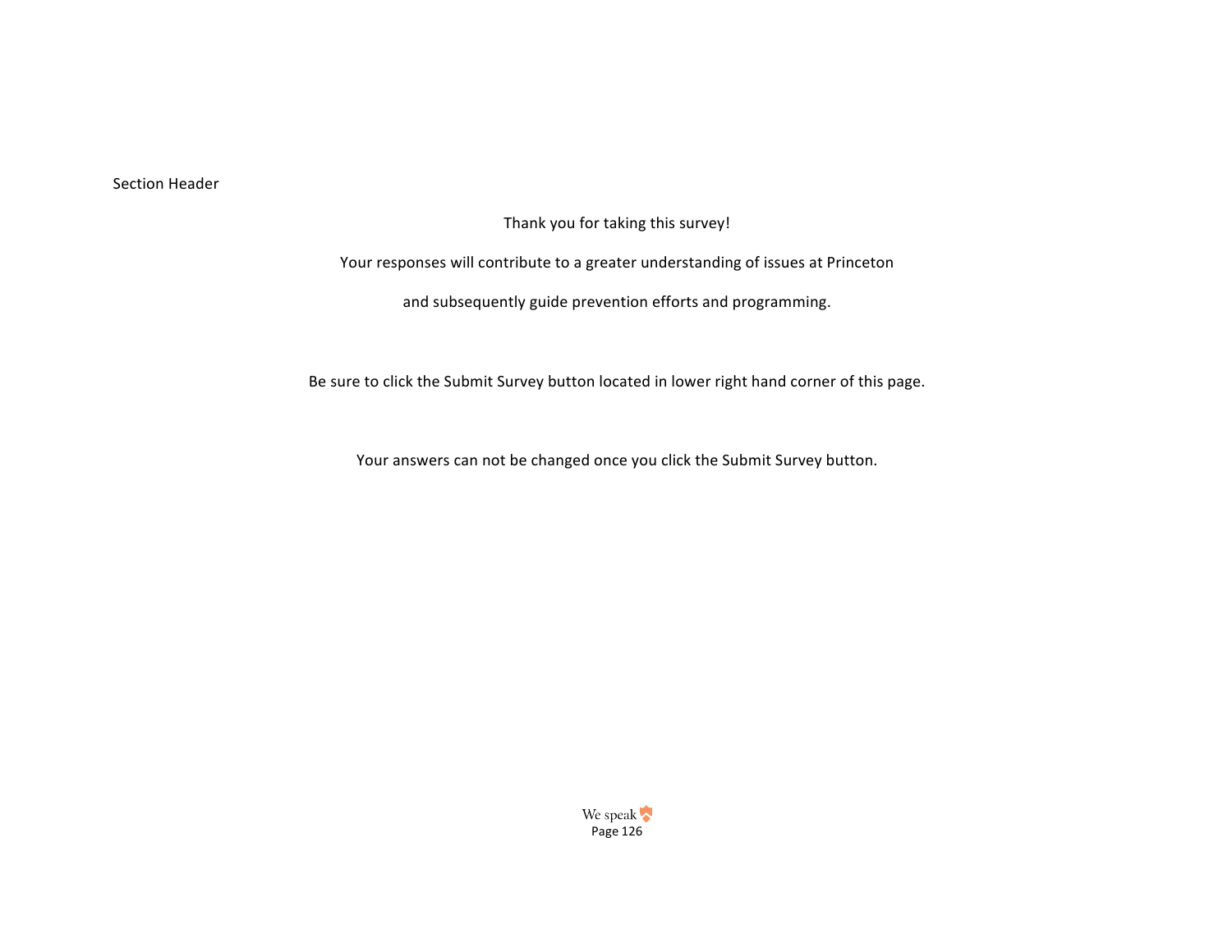Section Header

Thank you for taking this survey!

Your responses will contribute to a greater understanding of issues at Princeton

and subsequently guide prevention efforts and programming.

Be sure to click the Submit Survey button located in lower right hand corner of this page.

Your answers can not be changed once you click the Submit Survey button.